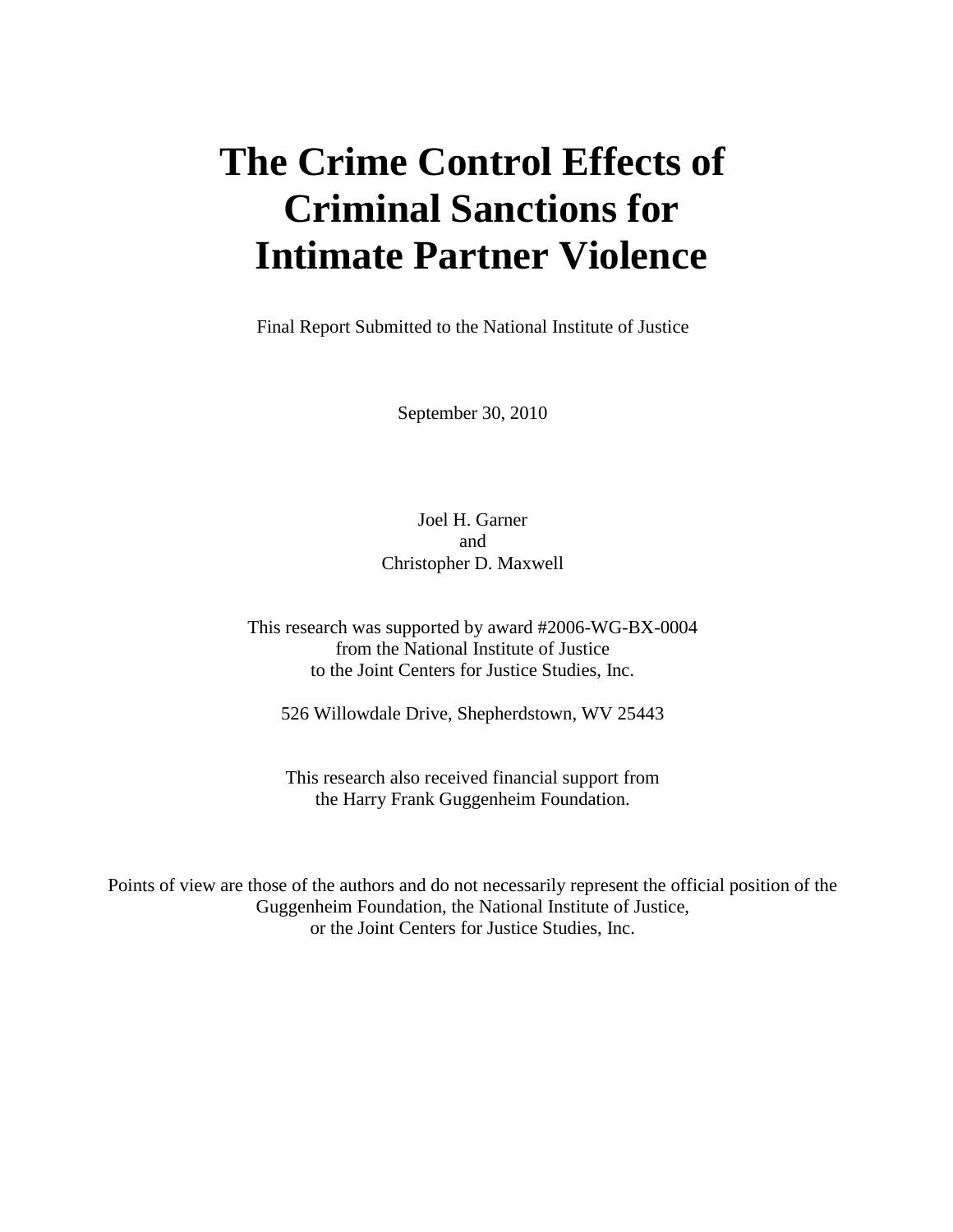# The Crime Control Effects of Criminal Sanctions for Intimate Partner Violence

Final Report Submitted to the National Institute of Justice

September 30, 2010

Joel H. Garner
and
Christopher D. Maxwell

This research was supported by award #2006-WG-BX-0004
from the National Institute of Justice
to the Joint Centers for Justice Studies, Inc.

526 Willowdale Drive, Shepherdstown, WV 25443

This research also received financial support from
the Harry Frank Guggenheim Foundation.

Points of view are those of the authors and do not necessarily represent the official position of the Guggenheim Foundation, the National Institute of Justice,
or the Joint Centers for Justice Studies, Inc.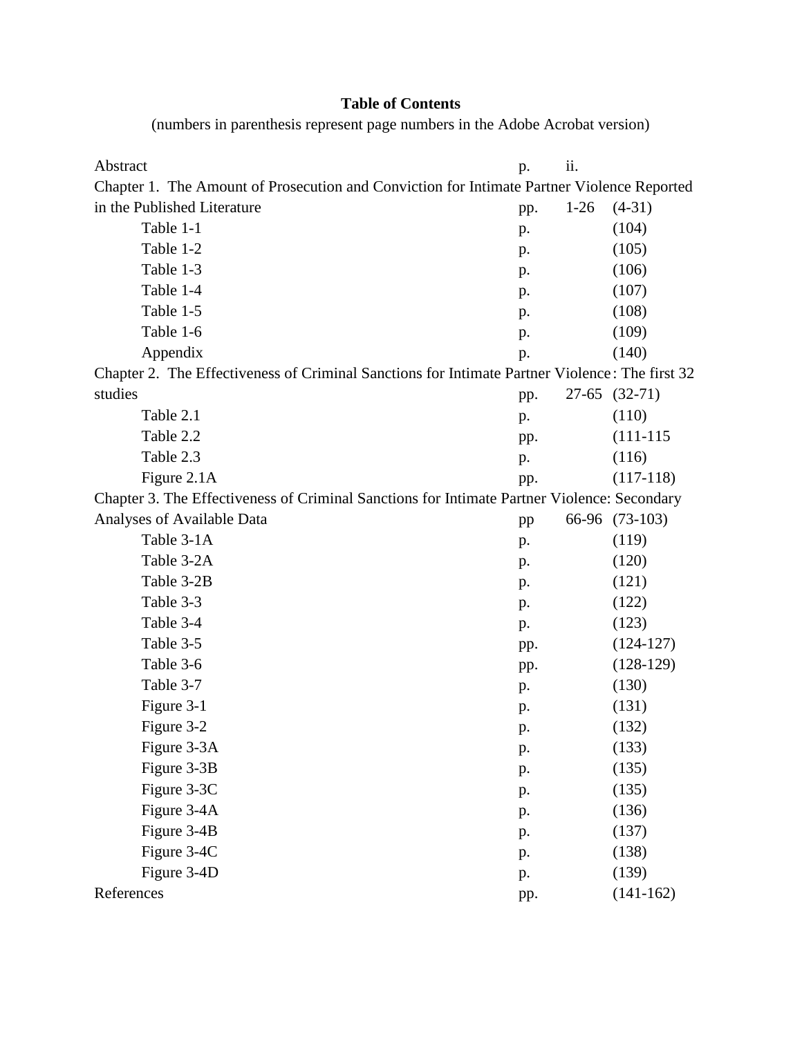**Table of Contents**

(numbers in parenthesis represent page numbers in the Adobe Acrobat version)

| | | | |
|---|---|---|---|
| Abstract | p. | ii. | |
| Chapter 1. The Amount of Prosecution and Conviction for Intimate Partner Violence Reported in the Published Literature | pp. | 1-26 | (4-31) |
| Table 1-1 | p. | | (104) |
| Table 1-2 | p. | | (105) |
| Table 1-3 | p. | | (106) |
| Table 1-4 | p. | | (107) |
| Table 1-5 | p. | | (108) |
| Table 1-6 | p. | | (109) |
| Appendix | p. | | (140) |
| Chapter 2. The Effectiveness of Criminal Sanctions for Intimate Partner Violence: The first 32 studies | pp. | 27-65 | (32-71) |
| Table 2.1 | p. | | (110) |
| Table 2.2 | pp. | | (111-115 |
| Table 2.3 | p. | | (116) |
| Figure 2.1A | pp. | | (117-118) |
| Chapter 3. The Effectiveness of Criminal Sanctions for Intimate Partner Violence: Secondary Analyses of Available Data | pp | 66-96 | (73-103) |
| Table 3-1A | p. | | (119) |
| Table 3-2A | p. | | (120) |
| Table 3-2B | p. | | (121) |
| Table 3-3 | p. | | (122) |
| Table 3-4 | p. | | (123) |
| Table 3-5 | pp. | | (124-127) |
| Table 3-6 | pp. | | (128-129) |
| Table 3-7 | p. | | (130) |
| Figure 3-1 | p. | | (131) |
| Figure 3-2 | p. | | (132) |
| Figure 3-3A | p. | | (133) |
| Figure 3-3B | p. | | (135) |
| Figure 3-3C | p. | | (135) |
| Figure 3-4A | p. | | (136) |
| Figure 3-4B | p. | | (137) |
| Figure 3-4C | p. | | (138) |
| Figure 3-4D | p. | | (139) |
| References | pp. | | (141-162) |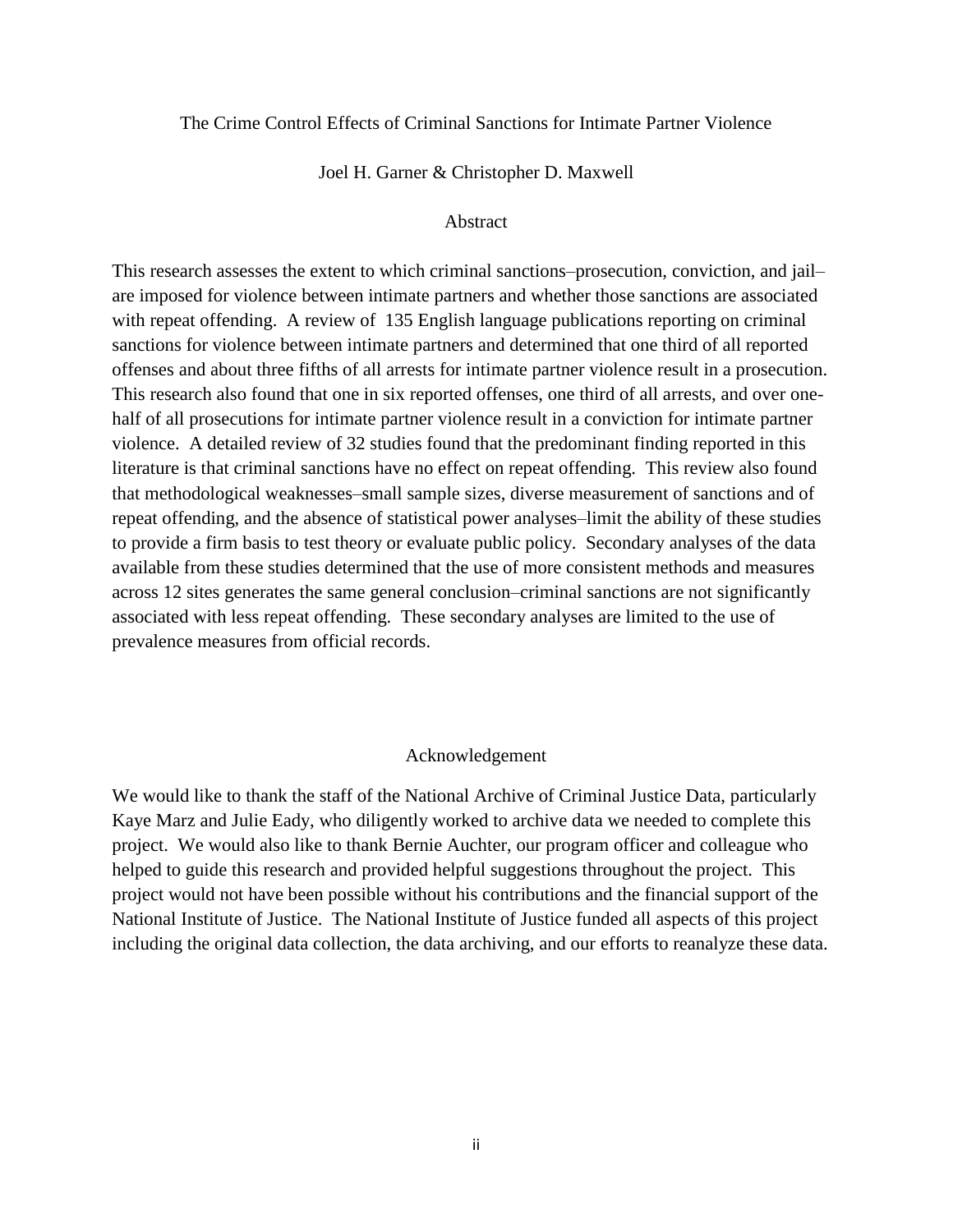The Crime Control Effects of Criminal Sanctions for Intimate Partner Violence

Joel H. Garner & Christopher D. Maxwell

## Abstract

This research assesses the extent to which criminal sanctions–prosecution, conviction, and jail–are imposed for violence between intimate partners and whether those sanctions are associated with repeat offending. A review of 135 English language publications reporting on criminal sanctions for violence between intimate partners and determined that one third of all reported offenses and about three fifths of all arrests for intimate partner violence result in a prosecution. This research also found that one in six reported offenses, one third of all arrests, and over one-half of all prosecutions for intimate partner violence result in a conviction for intimate partner violence. A detailed review of 32 studies found that the predominant finding reported in this literature is that criminal sanctions have no effect on repeat offending. This review also found that methodological weaknesses–small sample sizes, diverse measurement of sanctions and of repeat offending, and the absence of statistical power analyses–limit the ability of these studies to provide a firm basis to test theory or evaluate public policy. Secondary analyses of the data available from these studies determined that the use of more consistent methods and measures across 12 sites generates the same general conclusion–criminal sanctions are not significantly associated with less repeat offending. These secondary analyses are limited to the use of prevalence measures from official records.

## Acknowledgement

We would like to thank the staff of the National Archive of Criminal Justice Data, particularly Kaye Marz and Julie Eady, who diligently worked to archive data we needed to complete this project. We would also like to thank Bernie Auchter, our program officer and colleague who helped to guide this research and provided helpful suggestions throughout the project. This project would not have been possible without his contributions and the financial support of the National Institute of Justice. The National Institute of Justice funded all aspects of this project including the original data collection, the data archiving, and our efforts to reanalyze these data.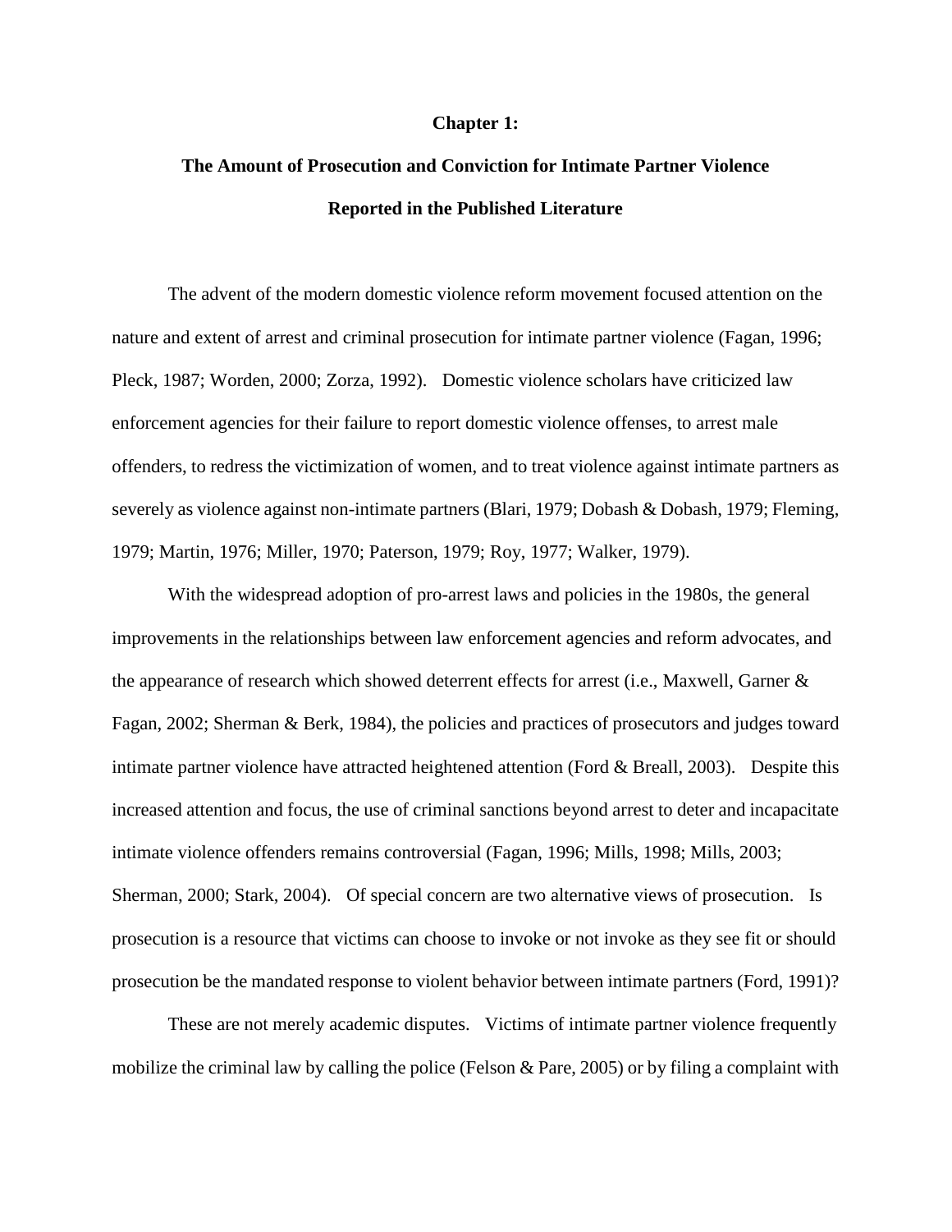# Chapter 1:

## The Amount of Prosecution and Conviction for Intimate Partner Violence Reported in the Published Literature

The advent of the modern domestic violence reform movement focused attention on the nature and extent of arrest and criminal prosecution for intimate partner violence (Fagan, 1996; Pleck, 1987; Worden, 2000; Zorza, 1992). Domestic violence scholars have criticized law enforcement agencies for their failure to report domestic violence offenses, to arrest male offenders, to redress the victimization of women, and to treat violence against intimate partners as severely as violence against non-intimate partners (Blari, 1979; Dobash & Dobash, 1979; Fleming, 1979; Martin, 1976; Miller, 1970; Paterson, 1979; Roy, 1977; Walker, 1979).

With the widespread adoption of pro-arrest laws and policies in the 1980s, the general improvements in the relationships between law enforcement agencies and reform advocates, and the appearance of research which showed deterrent effects for arrest (i.e., Maxwell, Garner & Fagan, 2002; Sherman & Berk, 1984), the policies and practices of prosecutors and judges toward intimate partner violence have attracted heightened attention (Ford & Breall, 2003). Despite this increased attention and focus, the use of criminal sanctions beyond arrest to deter and incapacitate intimate violence offenders remains controversial (Fagan, 1996; Mills, 1998; Mills, 2003; Sherman, 2000; Stark, 2004). Of special concern are two alternative views of prosecution. Is prosecution is a resource that victims can choose to invoke or not invoke as they see fit or should prosecution be the mandated response to violent behavior between intimate partners (Ford, 1991)?

These are not merely academic disputes. Victims of intimate partner violence frequently mobilize the criminal law by calling the police (Felson & Pare, 2005) or by filing a complaint with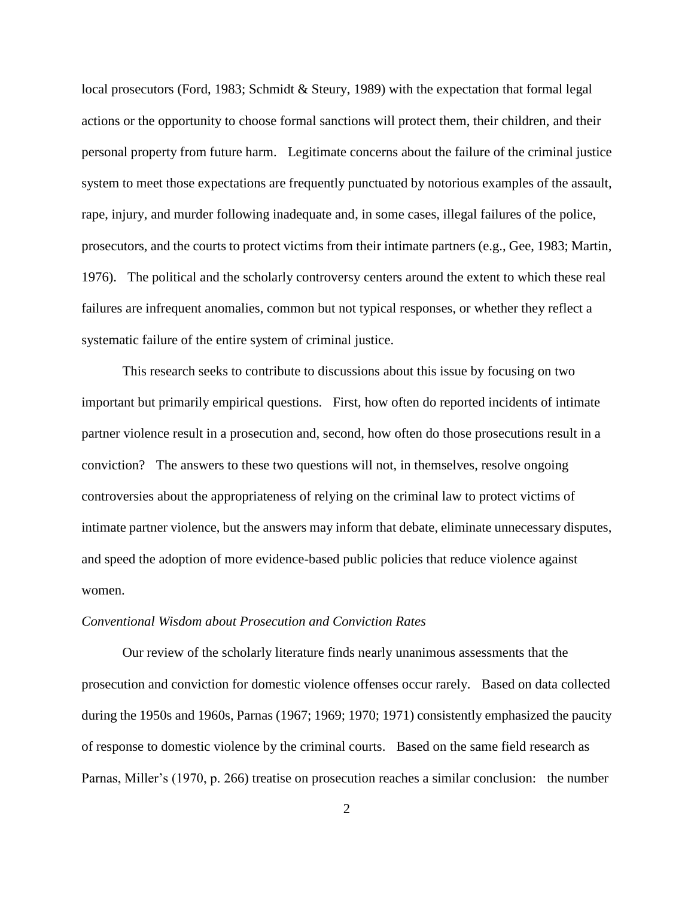local prosecutors (Ford, 1983; Schmidt & Steury, 1989) with the expectation that formal legal actions or the opportunity to choose formal sanctions will protect them, their children, and their personal property from future harm. Legitimate concerns about the failure of the criminal justice system to meet those expectations are frequently punctuated by notorious examples of the assault, rape, injury, and murder following inadequate and, in some cases, illegal failures of the police, prosecutors, and the courts to protect victims from their intimate partners (e.g., Gee, 1983; Martin, 1976). The political and the scholarly controversy centers around the extent to which these real failures are infrequent anomalies, common but not typical responses, or whether they reflect a systematic failure of the entire system of criminal justice.

This research seeks to contribute to discussions about this issue by focusing on two important but primarily empirical questions. First, how often do reported incidents of intimate partner violence result in a prosecution and, second, how often do those prosecutions result in a conviction? The answers to these two questions will not, in themselves, resolve ongoing controversies about the appropriateness of relying on the criminal law to protect victims of intimate partner violence, but the answers may inform that debate, eliminate unnecessary disputes, and speed the adoption of more evidence-based public policies that reduce violence against women.

*Conventional Wisdom about Prosecution and Conviction Rates*

Our review of the scholarly literature finds nearly unanimous assessments that the prosecution and conviction for domestic violence offenses occur rarely. Based on data collected during the 1950s and 1960s, Parnas (1967; 1969; 1970; 1971) consistently emphasized the paucity of response to domestic violence by the criminal courts. Based on the same field research as Parnas, Miller's (1970, p. 266) treatise on prosecution reaches a similar conclusion: the number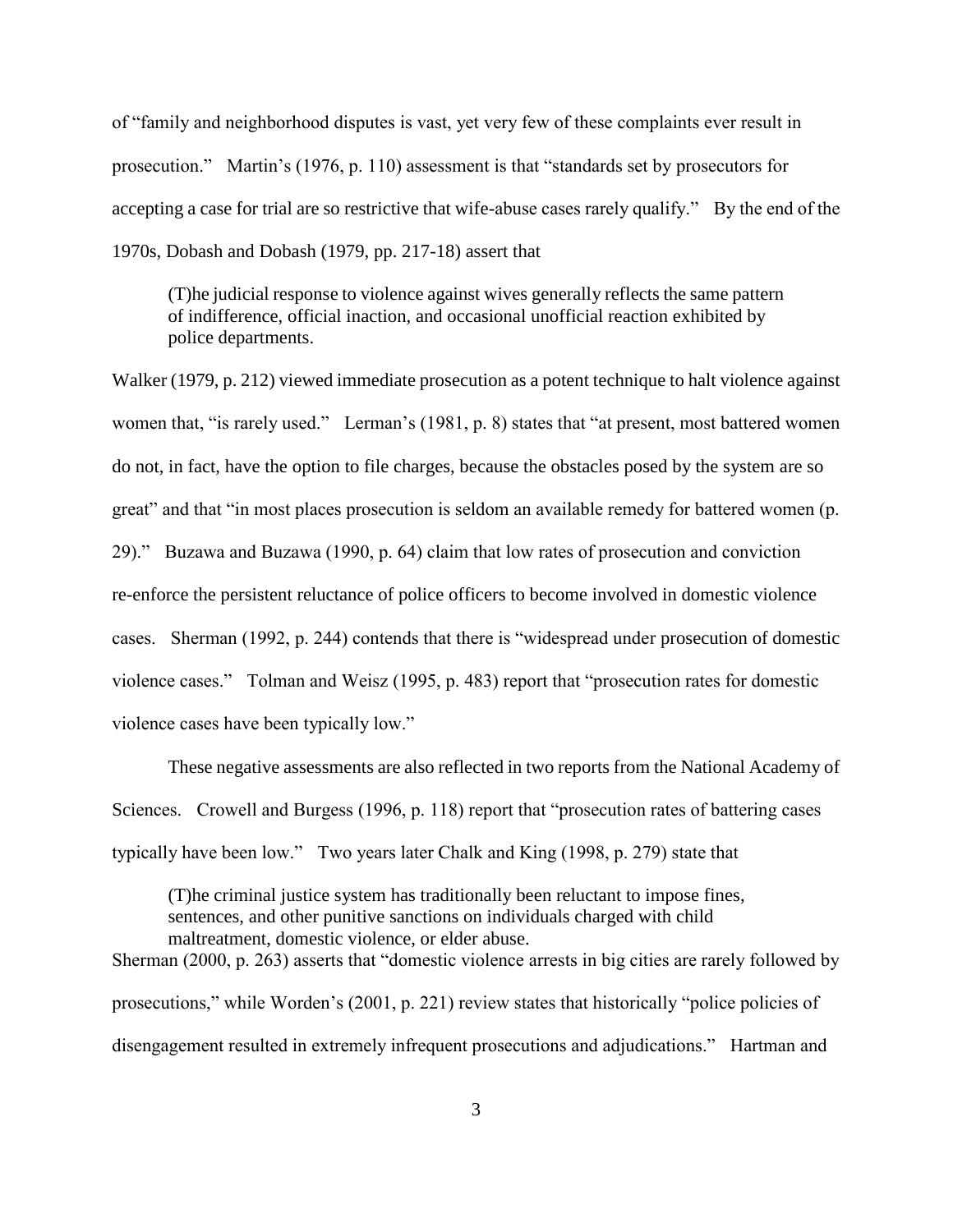of "family and neighborhood disputes is vast, yet very few of these complaints ever result in prosecution." Martin's (1976, p. 110) assessment is that "standards set by prosecutors for accepting a case for trial are so restrictive that wife-abuse cases rarely qualify." By the end of the 1970s, Dobash and Dobash (1979, pp. 217-18) assert that

> (T)he judicial response to violence against wives generally reflects the same pattern of indifference, official inaction, and occasional unofficial reaction exhibited by police departments.

Walker (1979, p. 212) viewed immediate prosecution as a potent technique to halt violence against women that, "is rarely used." Lerman's (1981, p. 8) states that "at present, most battered women do not, in fact, have the option to file charges, because the obstacles posed by the system are so great" and that "in most places prosecution is seldom an available remedy for battered women (p. 29)." Buzawa and Buzawa (1990, p. 64) claim that low rates of prosecution and conviction re-enforce the persistent reluctance of police officers to become involved in domestic violence cases. Sherman (1992, p. 244) contends that there is "widespread under prosecution of domestic violence cases." Tolman and Weisz (1995, p. 483) report that "prosecution rates for domestic violence cases have been typically low."

These negative assessments are also reflected in two reports from the National Academy of Sciences. Crowell and Burgess (1996, p. 118) report that "prosecution rates of battering cases typically have been low." Two years later Chalk and King (1998, p. 279) state that

> (T)he criminal justice system has traditionally been reluctant to impose fines, sentences, and other punitive sanctions on individuals charged with child maltreatment, domestic violence, or elder abuse.

Sherman (2000, p. 263) asserts that "domestic violence arrests in big cities are rarely followed by prosecutions," while Worden's (2001, p. 221) review states that historically "police policies of disengagement resulted in extremely infrequent prosecutions and adjudications." Hartman and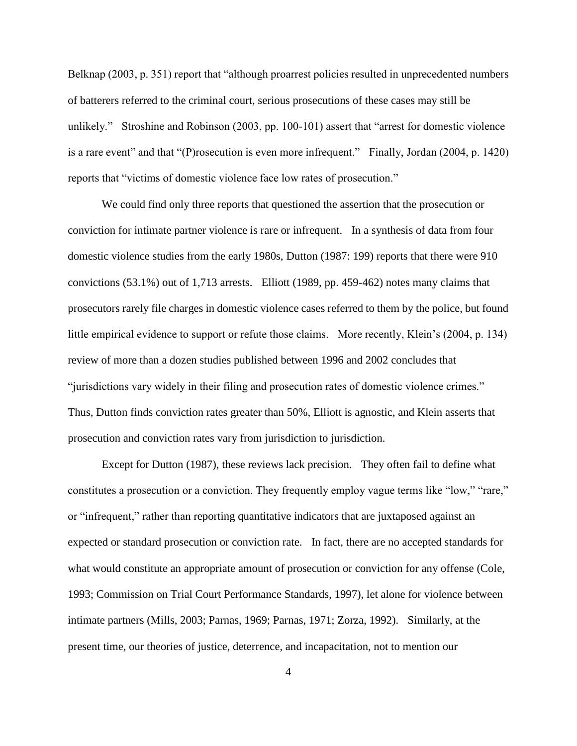Belknap (2003, p. 351) report that "although proarrest policies resulted in unprecedented numbers of batterers referred to the criminal court, serious prosecutions of these cases may still be unlikely." Stroshine and Robinson (2003, pp. 100-101) assert that "arrest for domestic violence is a rare event" and that "(P)rosecution is even more infrequent." Finally, Jordan (2004, p. 1420) reports that "victims of domestic violence face low rates of prosecution."

We could find only three reports that questioned the assertion that the prosecution or conviction for intimate partner violence is rare or infrequent. In a synthesis of data from four domestic violence studies from the early 1980s, Dutton (1987: 199) reports that there were 910 convictions (53.1%) out of 1,713 arrests. Elliott (1989, pp. 459-462) notes many claims that prosecutors rarely file charges in domestic violence cases referred to them by the police, but found little empirical evidence to support or refute those claims. More recently, Klein's (2004, p. 134) review of more than a dozen studies published between 1996 and 2002 concludes that "jurisdictions vary widely in their filing and prosecution rates of domestic violence crimes." Thus, Dutton finds conviction rates greater than 50%, Elliott is agnostic, and Klein asserts that prosecution and conviction rates vary from jurisdiction to jurisdiction.

Except for Dutton (1987), these reviews lack precision. They often fail to define what constitutes a prosecution or a conviction. They frequently employ vague terms like "low," "rare," or "infrequent," rather than reporting quantitative indicators that are juxtaposed against an expected or standard prosecution or conviction rate. In fact, there are no accepted standards for what would constitute an appropriate amount of prosecution or conviction for any offense (Cole, 1993; Commission on Trial Court Performance Standards, 1997), let alone for violence between intimate partners (Mills, 2003; Parnas, 1969; Parnas, 1971; Zorza, 1992). Similarly, at the present time, our theories of justice, deterrence, and incapacitation, not to mention our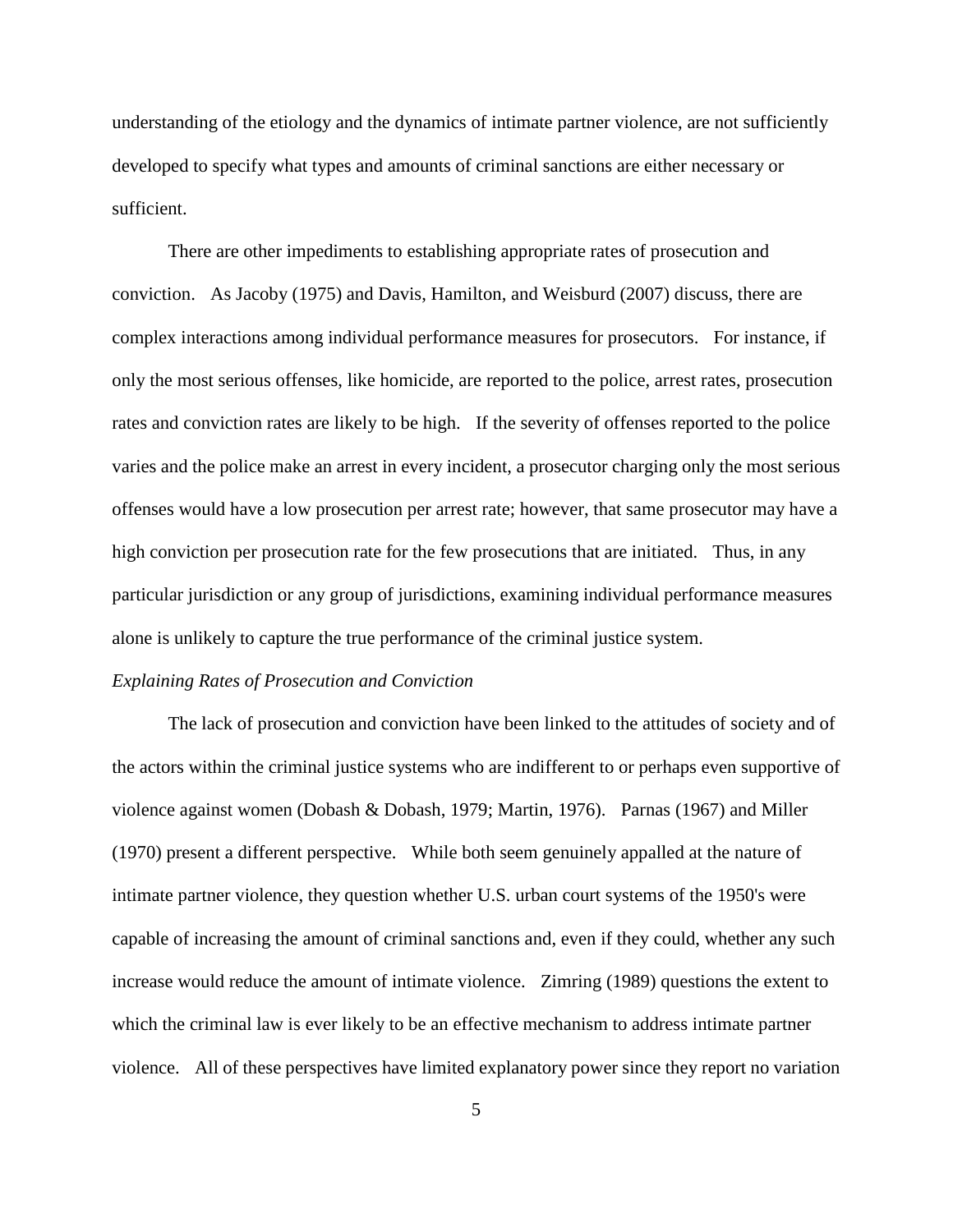understanding of the etiology and the dynamics of intimate partner violence, are not sufficiently developed to specify what types and amounts of criminal sanctions are either necessary or sufficient.

There are other impediments to establishing appropriate rates of prosecution and conviction. As Jacoby (1975) and Davis, Hamilton, and Weisburd (2007) discuss, there are complex interactions among individual performance measures for prosecutors. For instance, if only the most serious offenses, like homicide, are reported to the police, arrest rates, prosecution rates and conviction rates are likely to be high. If the severity of offenses reported to the police varies and the police make an arrest in every incident, a prosecutor charging only the most serious offenses would have a low prosecution per arrest rate; however, that same prosecutor may have a high conviction per prosecution rate for the few prosecutions that are initiated. Thus, in any particular jurisdiction or any group of jurisdictions, examining individual performance measures alone is unlikely to capture the true performance of the criminal justice system.

*Explaining Rates of Prosecution and Conviction*

The lack of prosecution and conviction have been linked to the attitudes of society and of the actors within the criminal justice systems who are indifferent to or perhaps even supportive of violence against women (Dobash & Dobash, 1979; Martin, 1976). Parnas (1967) and Miller (1970) present a different perspective. While both seem genuinely appalled at the nature of intimate partner violence, they question whether U.S. urban court systems of the 1950's were capable of increasing the amount of criminal sanctions and, even if they could, whether any such increase would reduce the amount of intimate violence. Zimring (1989) questions the extent to which the criminal law is ever likely to be an effective mechanism to address intimate partner violence. All of these perspectives have limited explanatory power since they report no variation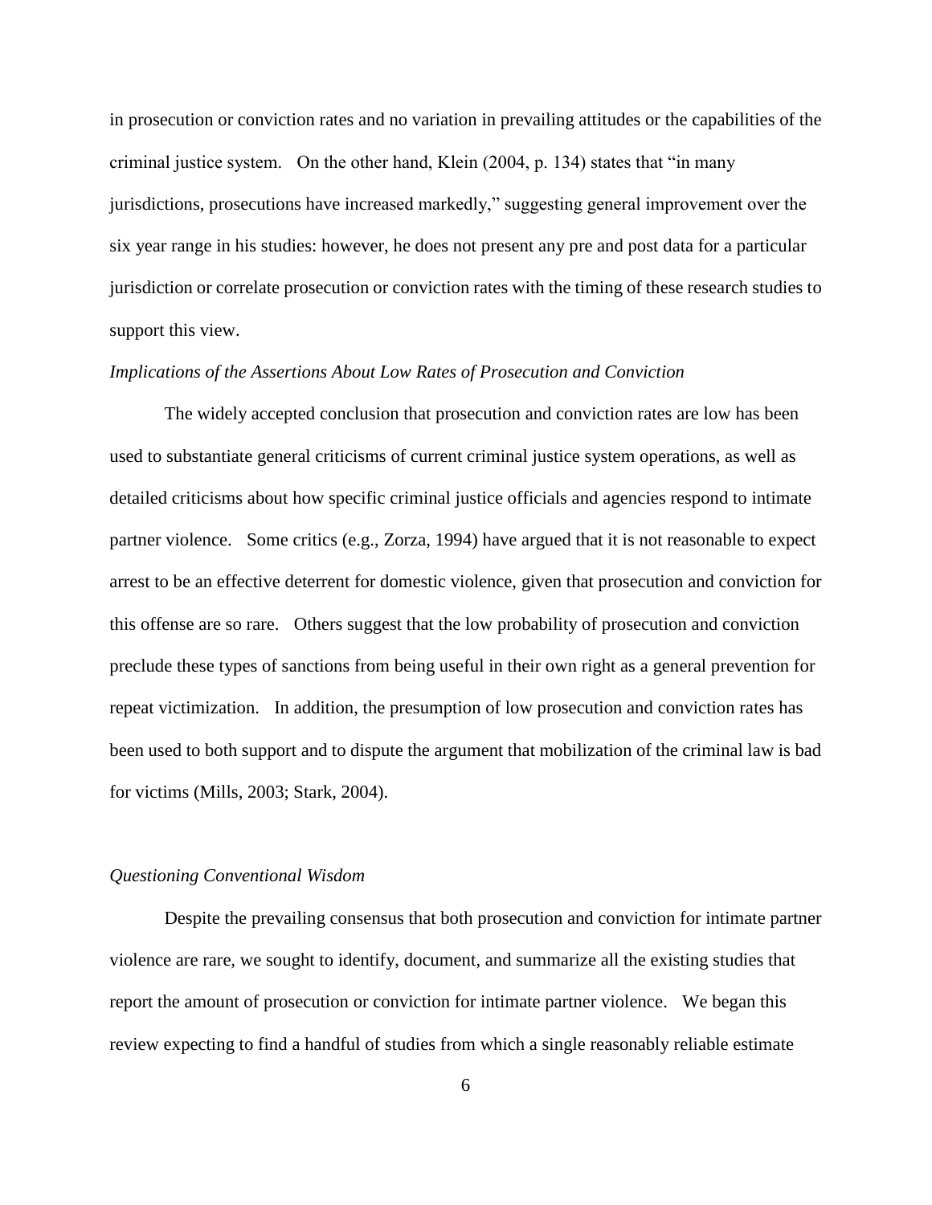in prosecution or conviction rates and no variation in prevailing attitudes or the capabilities of the criminal justice system. On the other hand, Klein (2004, p. 134) states that "in many jurisdictions, prosecutions have increased markedly," suggesting general improvement over the six year range in his studies: however, he does not present any pre and post data for a particular jurisdiction or correlate prosecution or conviction rates with the timing of these research studies to support this view.

*Implications of the Assertions About Low Rates of Prosecution and Conviction*

The widely accepted conclusion that prosecution and conviction rates are low has been used to substantiate general criticisms of current criminal justice system operations, as well as detailed criticisms about how specific criminal justice officials and agencies respond to intimate partner violence. Some critics (e.g., Zorza, 1994) have argued that it is not reasonable to expect arrest to be an effective deterrent for domestic violence, given that prosecution and conviction for this offense are so rare. Others suggest that the low probability of prosecution and conviction preclude these types of sanctions from being useful in their own right as a general prevention for repeat victimization. In addition, the presumption of low prosecution and conviction rates has been used to both support and to dispute the argument that mobilization of the criminal law is bad for victims (Mills, 2003; Stark, 2004).

*Questioning Conventional Wisdom*

Despite the prevailing consensus that both prosecution and conviction for intimate partner violence are rare, we sought to identify, document, and summarize all the existing studies that report the amount of prosecution or conviction for intimate partner violence. We began this review expecting to find a handful of studies from which a single reasonably reliable estimate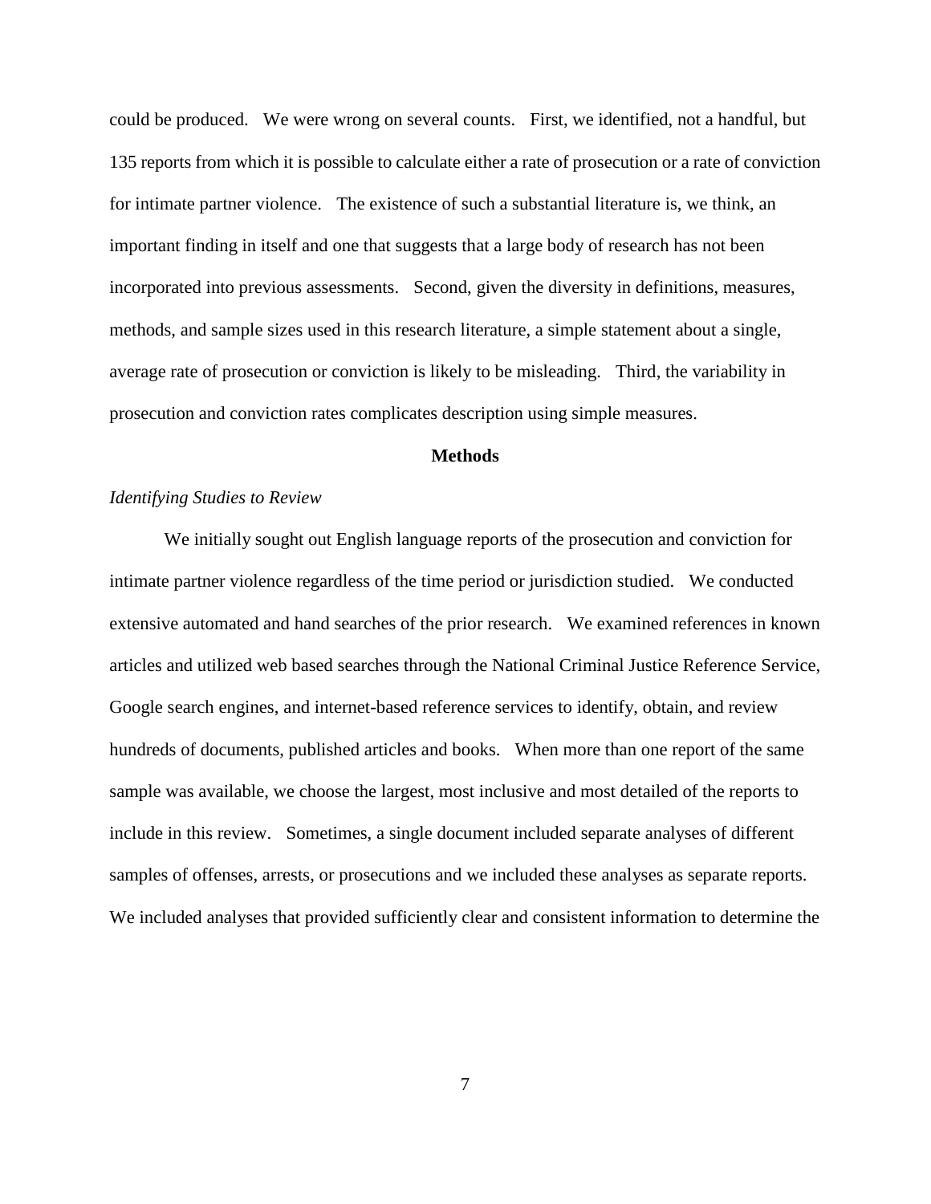could be produced. We were wrong on several counts. First, we identified, not a handful, but 135 reports from which it is possible to calculate either a rate of prosecution or a rate of conviction for intimate partner violence. The existence of such a substantial literature is, we think, an important finding in itself and one that suggests that a large body of research has not been incorporated into previous assessments. Second, given the diversity in definitions, measures, methods, and sample sizes used in this research literature, a simple statement about a single, average rate of prosecution or conviction is likely to be misleading. Third, the variability in prosecution and conviction rates complicates description using simple measures.

## Methods

### *Identifying Studies to Review*

We initially sought out English language reports of the prosecution and conviction for intimate partner violence regardless of the time period or jurisdiction studied. We conducted extensive automated and hand searches of the prior research. We examined references in known articles and utilized web based searches through the National Criminal Justice Reference Service, Google search engines, and internet-based reference services to identify, obtain, and review hundreds of documents, published articles and books. When more than one report of the same sample was available, we choose the largest, most inclusive and most detailed of the reports to include in this review. Sometimes, a single document included separate analyses of different samples of offenses, arrests, or prosecutions and we included these analyses as separate reports. We included analyses that provided sufficiently clear and consistent information to determine the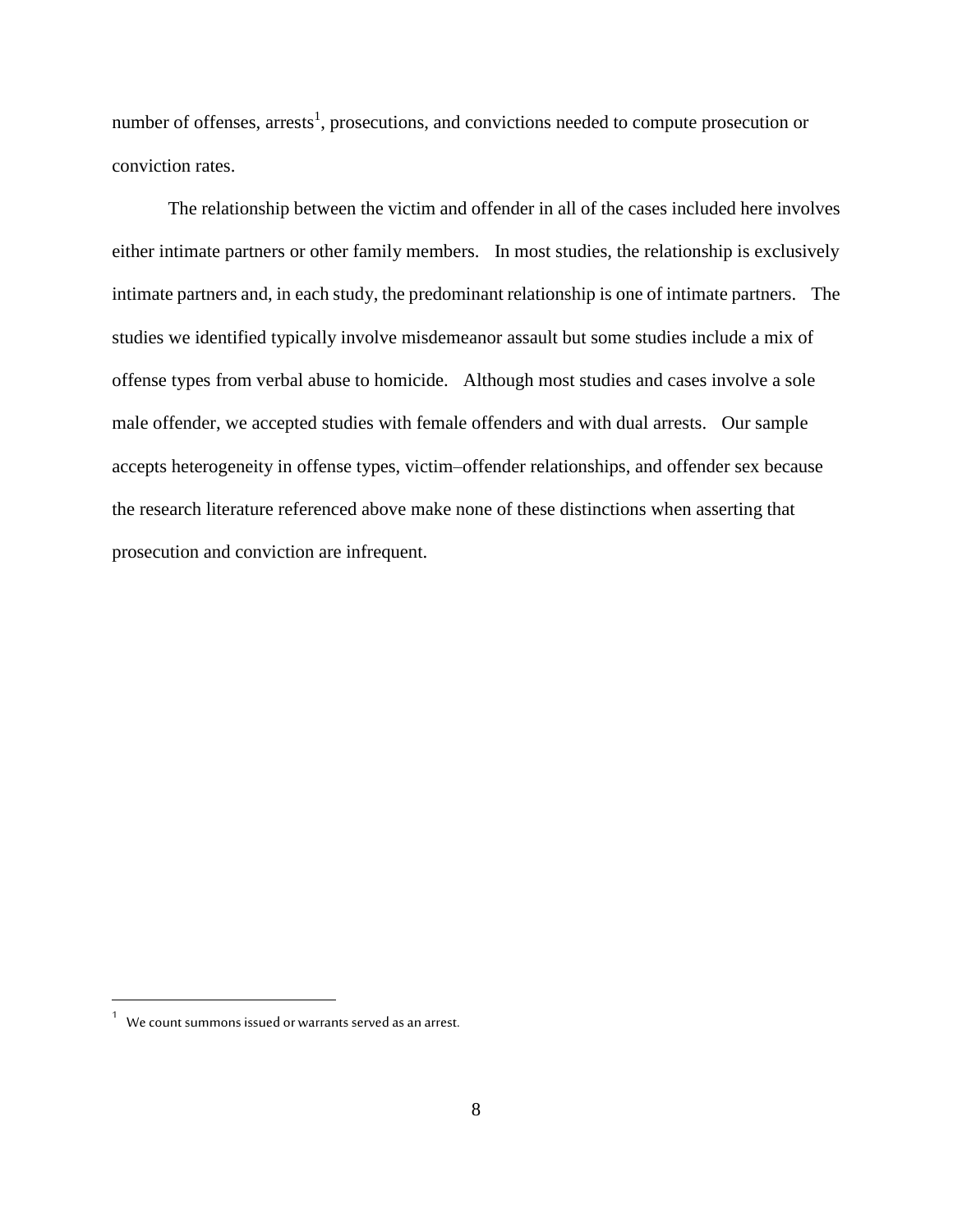number of offenses, arrests[1], prosecutions, and convictions needed to compute prosecution or conviction rates.

The relationship between the victim and offender in all of the cases included here involves either intimate partners or other family members. In most studies, the relationship is exclusively intimate partners and, in each study, the predominant relationship is one of intimate partners. The studies we identified typically involve misdemeanor assault but some studies include a mix of offense types from verbal abuse to homicide. Although most studies and cases involve a sole male offender, we accepted studies with female offenders and with dual arrests. Our sample accepts heterogeneity in offense types, victim–offender relationships, and offender sex because the research literature referenced above make none of these distinctions when asserting that prosecution and conviction are infrequent.

[1] We count summons issued or warrants served as an arrest.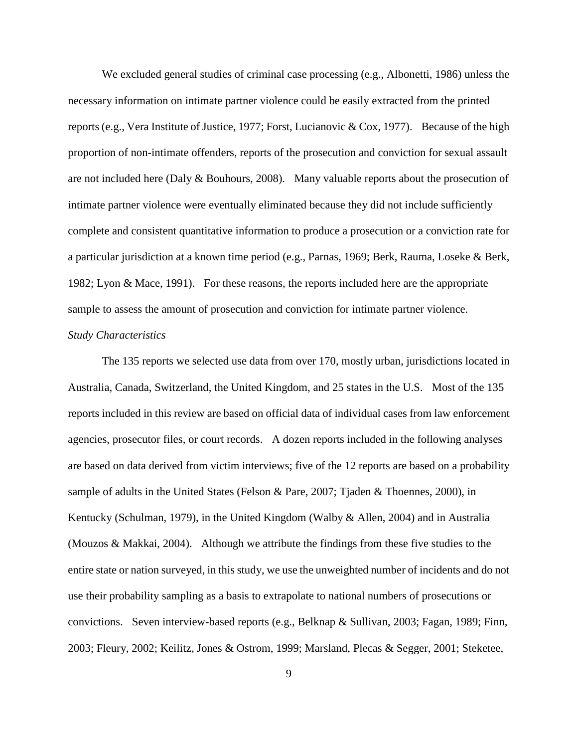We excluded general studies of criminal case processing (e.g., Albonetti, 1986) unless the necessary information on intimate partner violence could be easily extracted from the printed reports (e.g., Vera Institute of Justice, 1977; Forst, Lucianovic & Cox, 1977). Because of the high proportion of non-intimate offenders, reports of the prosecution and conviction for sexual assault are not included here (Daly & Bouhours, 2008). Many valuable reports about the prosecution of intimate partner violence were eventually eliminated because they did not include sufficiently complete and consistent quantitative information to produce a prosecution or a conviction rate for a particular jurisdiction at a known time period (e.g., Parnas, 1969; Berk, Rauma, Loseke & Berk, 1982; Lyon & Mace, 1991). For these reasons, the reports included here are the appropriate sample to assess the amount of prosecution and conviction for intimate partner violence.

*Study Characteristics*

The 135 reports we selected use data from over 170, mostly urban, jurisdictions located in Australia, Canada, Switzerland, the United Kingdom, and 25 states in the U.S. Most of the 135 reports included in this review are based on official data of individual cases from law enforcement agencies, prosecutor files, or court records. A dozen reports included in the following analyses are based on data derived from victim interviews; five of the 12 reports are based on a probability sample of adults in the United States (Felson & Pare, 2007; Tjaden & Thoennes, 2000), in Kentucky (Schulman, 1979), in the United Kingdom (Walby & Allen, 2004) and in Australia (Mouzos & Makkai, 2004). Although we attribute the findings from these five studies to the entire state or nation surveyed, in this study, we use the unweighted number of incidents and do not use their probability sampling as a basis to extrapolate to national numbers of prosecutions or convictions. Seven interview-based reports (e.g., Belknap & Sullivan, 2003; Fagan, 1989; Finn, 2003; Fleury, 2002; Keilitz, Jones & Ostrom, 1999; Marsland, Plecas & Segger, 2001; Steketee,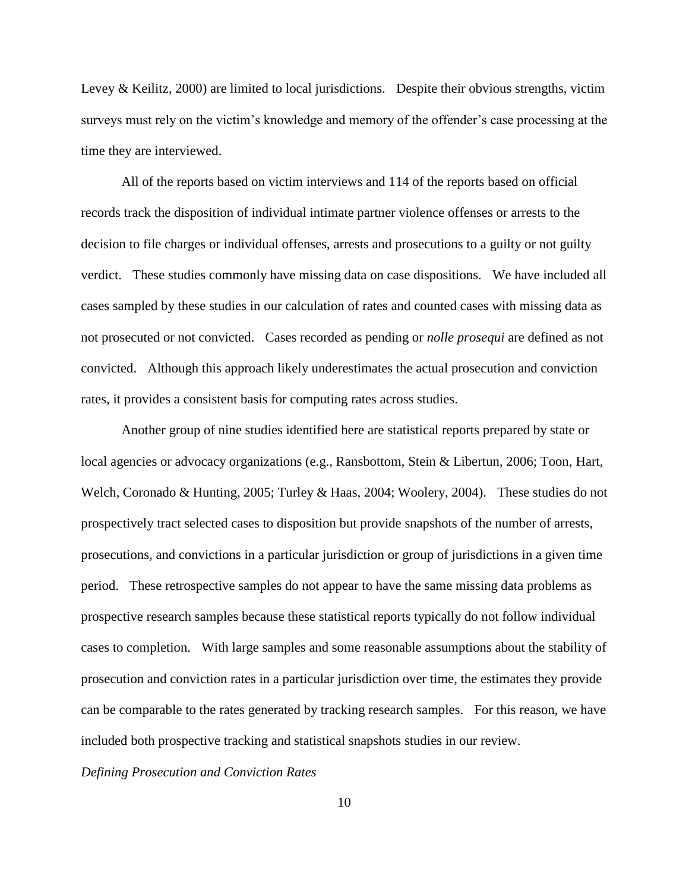Levey & Keilitz, 2000) are limited to local jurisdictions. Despite their obvious strengths, victim surveys must rely on the victim's knowledge and memory of the offender's case processing at the time they are interviewed.

All of the reports based on victim interviews and 114 of the reports based on official records track the disposition of individual intimate partner violence offenses or arrests to the decision to file charges or individual offenses, arrests and prosecutions to a guilty or not guilty verdict. These studies commonly have missing data on case dispositions. We have included all cases sampled by these studies in our calculation of rates and counted cases with missing data as not prosecuted or not convicted. Cases recorded as pending or *nolle prosequi* are defined as not convicted. Although this approach likely underestimates the actual prosecution and conviction rates, it provides a consistent basis for computing rates across studies.

Another group of nine studies identified here are statistical reports prepared by state or local agencies or advocacy organizations (e.g., Ransbottom, Stein & Libertun, 2006; Toon, Hart, Welch, Coronado & Hunting, 2005; Turley & Haas, 2004; Woolery, 2004). These studies do not prospectively tract selected cases to disposition but provide snapshots of the number of arrests, prosecutions, and convictions in a particular jurisdiction or group of jurisdictions in a given time period. These retrospective samples do not appear to have the same missing data problems as prospective research samples because these statistical reports typically do not follow individual cases to completion. With large samples and some reasonable assumptions about the stability of prosecution and conviction rates in a particular jurisdiction over time, the estimates they provide can be comparable to the rates generated by tracking research samples. For this reason, we have included both prospective tracking and statistical snapshots studies in our review.

*Defining Prosecution and Conviction Rates*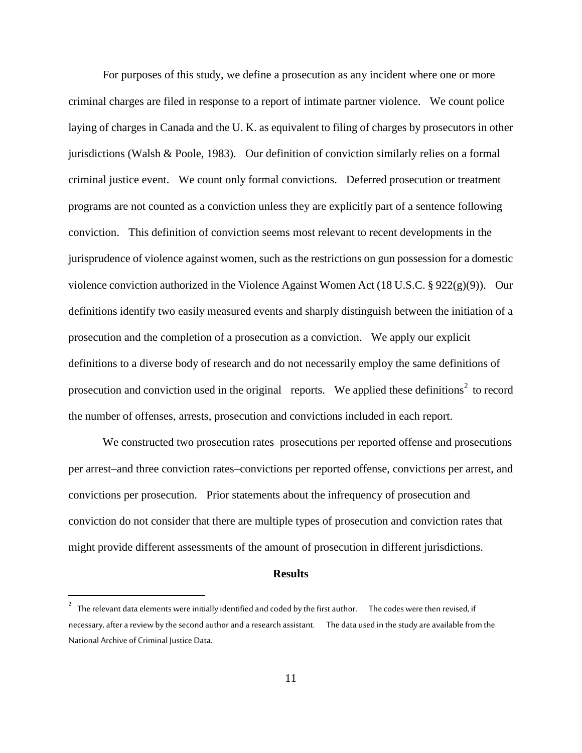For purposes of this study, we define a prosecution as any incident where one or more criminal charges are filed in response to a report of intimate partner violence. We count police laying of charges in Canada and the U. K. as equivalent to filing of charges by prosecutors in other jurisdictions (Walsh & Poole, 1983). Our definition of conviction similarly relies on a formal criminal justice event. We count only formal convictions. Deferred prosecution or treatment programs are not counted as a conviction unless they are explicitly part of a sentence following conviction. This definition of conviction seems most relevant to recent developments in the jurisprudence of violence against women, such as the restrictions on gun possession for a domestic violence conviction authorized in the Violence Against Women Act (18 U.S.C. § 922(g)(9)). Our definitions identify two easily measured events and sharply distinguish between the initiation of a prosecution and the completion of a prosecution as a conviction. We apply our explicit definitions to a diverse body of research and do not necessarily employ the same definitions of prosecution and conviction used in the original reports. We applied these definitions[2] to record the number of offenses, arrests, prosecution and convictions included in each report.

We constructed two prosecution rates–prosecutions per reported offense and prosecutions per arrest–and three conviction rates–convictions per reported offense, convictions per arrest, and convictions per prosecution. Prior statements about the infrequency of prosecution and conviction do not consider that there are multiple types of prosecution and conviction rates that might provide different assessments of the amount of prosecution in different jurisdictions.

## Results

[2] The relevant data elements were initially identified and coded by the first author. The codes were then revised, if necessary, after a review by the second author and a research assistant. The data used in the study are available from the National Archive of Criminal Justice Data.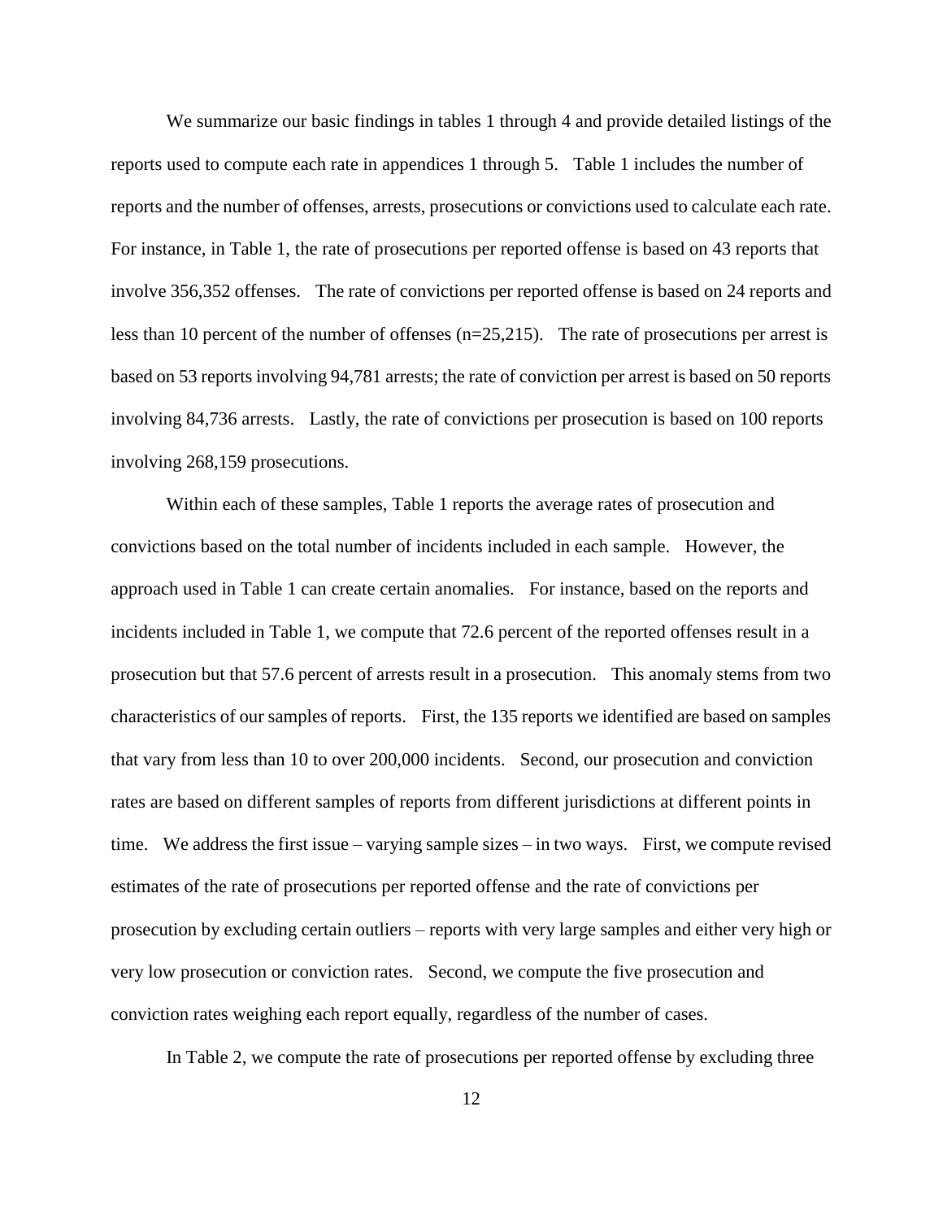We summarize our basic findings in tables 1 through 4 and provide detailed listings of the reports used to compute each rate in appendices 1 through 5. Table 1 includes the number of reports and the number of offenses, arrests, prosecutions or convictions used to calculate each rate. For instance, in Table 1, the rate of prosecutions per reported offense is based on 43 reports that involve 356,352 offenses. The rate of convictions per reported offense is based on 24 reports and less than 10 percent of the number of offenses (n=25,215). The rate of prosecutions per arrest is based on 53 reports involving 94,781 arrests; the rate of conviction per arrest is based on 50 reports involving 84,736 arrests. Lastly, the rate of convictions per prosecution is based on 100 reports involving 268,159 prosecutions.

Within each of these samples, Table 1 reports the average rates of prosecution and convictions based on the total number of incidents included in each sample. However, the approach used in Table 1 can create certain anomalies. For instance, based on the reports and incidents included in Table 1, we compute that 72.6 percent of the reported offenses result in a prosecution but that 57.6 percent of arrests result in a prosecution. This anomaly stems from two characteristics of our samples of reports. First, the 135 reports we identified are based on samples that vary from less than 10 to over 200,000 incidents. Second, our prosecution and conviction rates are based on different samples of reports from different jurisdictions at different points in time. We address the first issue – varying sample sizes – in two ways. First, we compute revised estimates of the rate of prosecutions per reported offense and the rate of convictions per prosecution by excluding certain outliers – reports with very large samples and either very high or very low prosecution or conviction rates. Second, we compute the five prosecution and conviction rates weighing each report equally, regardless of the number of cases.

In Table 2, we compute the rate of prosecutions per reported offense by excluding three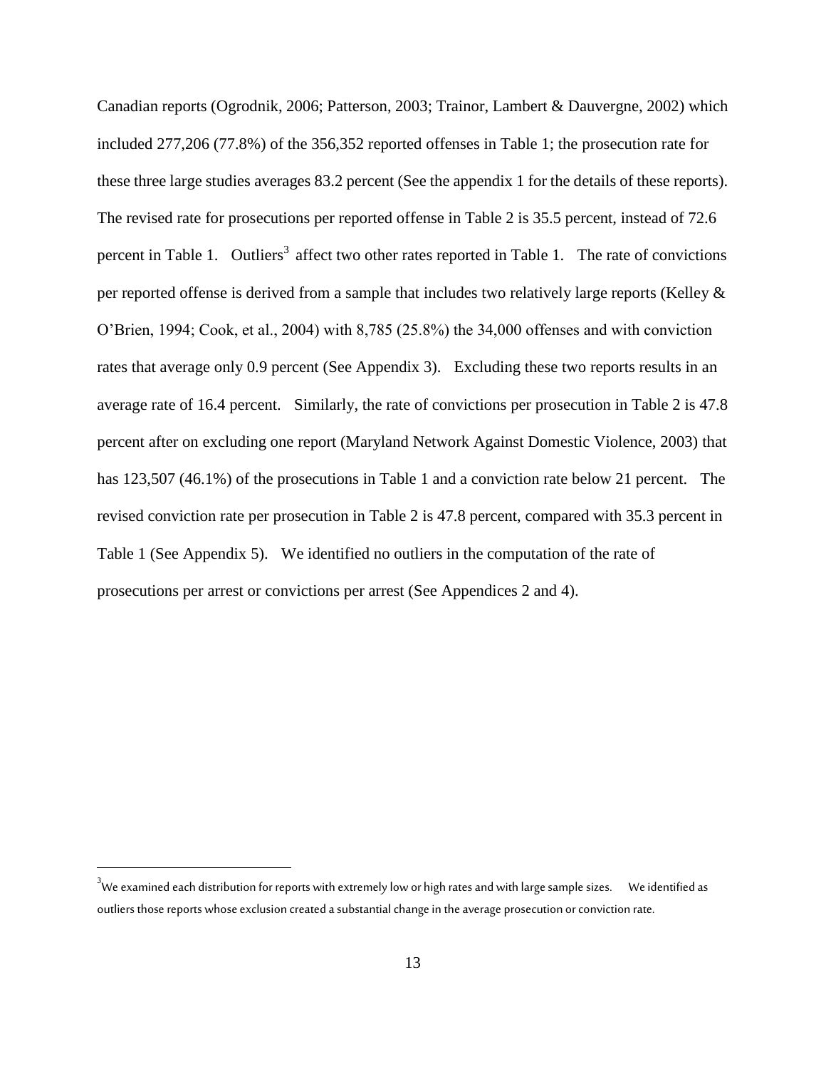Canadian reports (Ogrodnik, 2006; Patterson, 2003; Trainor, Lambert & Dauvergne, 2002) which included 277,206 (77.8%) of the 356,352 reported offenses in Table 1; the prosecution rate for these three large studies averages 83.2 percent (See the appendix 1 for the details of these reports). The revised rate for prosecutions per reported offense in Table 2 is 35.5 percent, instead of 72.6 percent in Table 1. Outliers[3] affect two other rates reported in Table 1. The rate of convictions per reported offense is derived from a sample that includes two relatively large reports (Kelley & O'Brien, 1994; Cook, et al., 2004) with 8,785 (25.8%) the 34,000 offenses and with conviction rates that average only 0.9 percent (See Appendix 3). Excluding these two reports results in an average rate of 16.4 percent. Similarly, the rate of convictions per prosecution in Table 2 is 47.8 percent after on excluding one report (Maryland Network Against Domestic Violence, 2003) that has 123,507 (46.1%) of the prosecutions in Table 1 and a conviction rate below 21 percent. The revised conviction rate per prosecution in Table 2 is 47.8 percent, compared with 35.3 percent in Table 1 (See Appendix 5). We identified no outliers in the computation of the rate of prosecutions per arrest or convictions per arrest (See Appendices 2 and 4).

[3] We examined each distribution for reports with extremely low or high rates and with large sample sizes. We identified as outliers those reports whose exclusion created a substantial change in the average prosecution or conviction rate.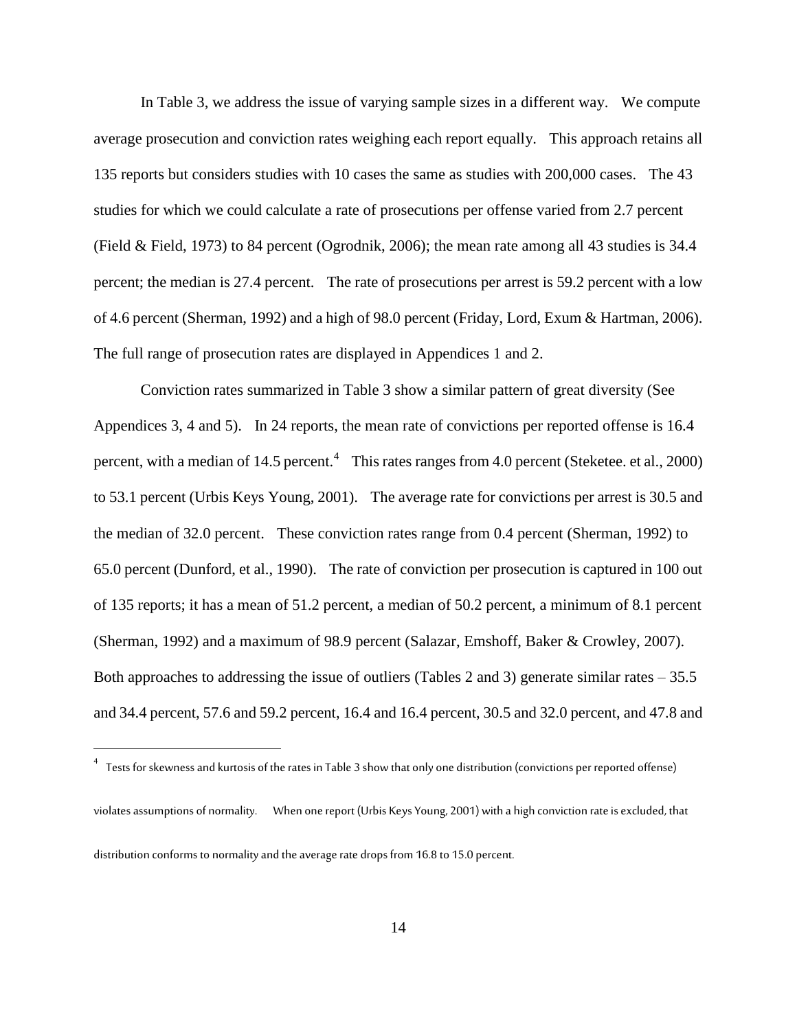In Table 3, we address the issue of varying sample sizes in a different way. We compute average prosecution and conviction rates weighing each report equally. This approach retains all 135 reports but considers studies with 10 cases the same as studies with 200,000 cases. The 43 studies for which we could calculate a rate of prosecutions per offense varied from 2.7 percent (Field & Field, 1973) to 84 percent (Ogrodnik, 2006); the mean rate among all 43 studies is 34.4 percent; the median is 27.4 percent. The rate of prosecutions per arrest is 59.2 percent with a low of 4.6 percent (Sherman, 1992) and a high of 98.0 percent (Friday, Lord, Exum & Hartman, 2006). The full range of prosecution rates are displayed in Appendices 1 and 2.

Conviction rates summarized in Table 3 show a similar pattern of great diversity (See Appendices 3, 4 and 5). In 24 reports, the mean rate of convictions per reported offense is 16.4 percent, with a median of 14.5 percent.[4] This rates ranges from 4.0 percent (Steketee. et al., 2000) to 53.1 percent (Urbis Keys Young, 2001). The average rate for convictions per arrest is 30.5 and the median of 32.0 percent. These conviction rates range from 0.4 percent (Sherman, 1992) to 65.0 percent (Dunford, et al., 1990). The rate of conviction per prosecution is captured in 100 out of 135 reports; it has a mean of 51.2 percent, a median of 50.2 percent, a minimum of 8.1 percent (Sherman, 1992) and a maximum of 98.9 percent (Salazar, Emshoff, Baker & Crowley, 2007). Both approaches to addressing the issue of outliers (Tables 2 and 3) generate similar rates – 35.5 and 34.4 percent, 57.6 and 59.2 percent, 16.4 and 16.4 percent, 30.5 and 32.0 percent, and 47.8 and

---

[4] Tests for skewness and kurtosis of the rates in Table 3 show that only one distribution (convictions per reported offense) violates assumptions of normality. When one report (Urbis Keys Young, 2001) with a high conviction rate is excluded, that distribution conforms to normality and the average rate drops from 16.8 to 15.0 percent.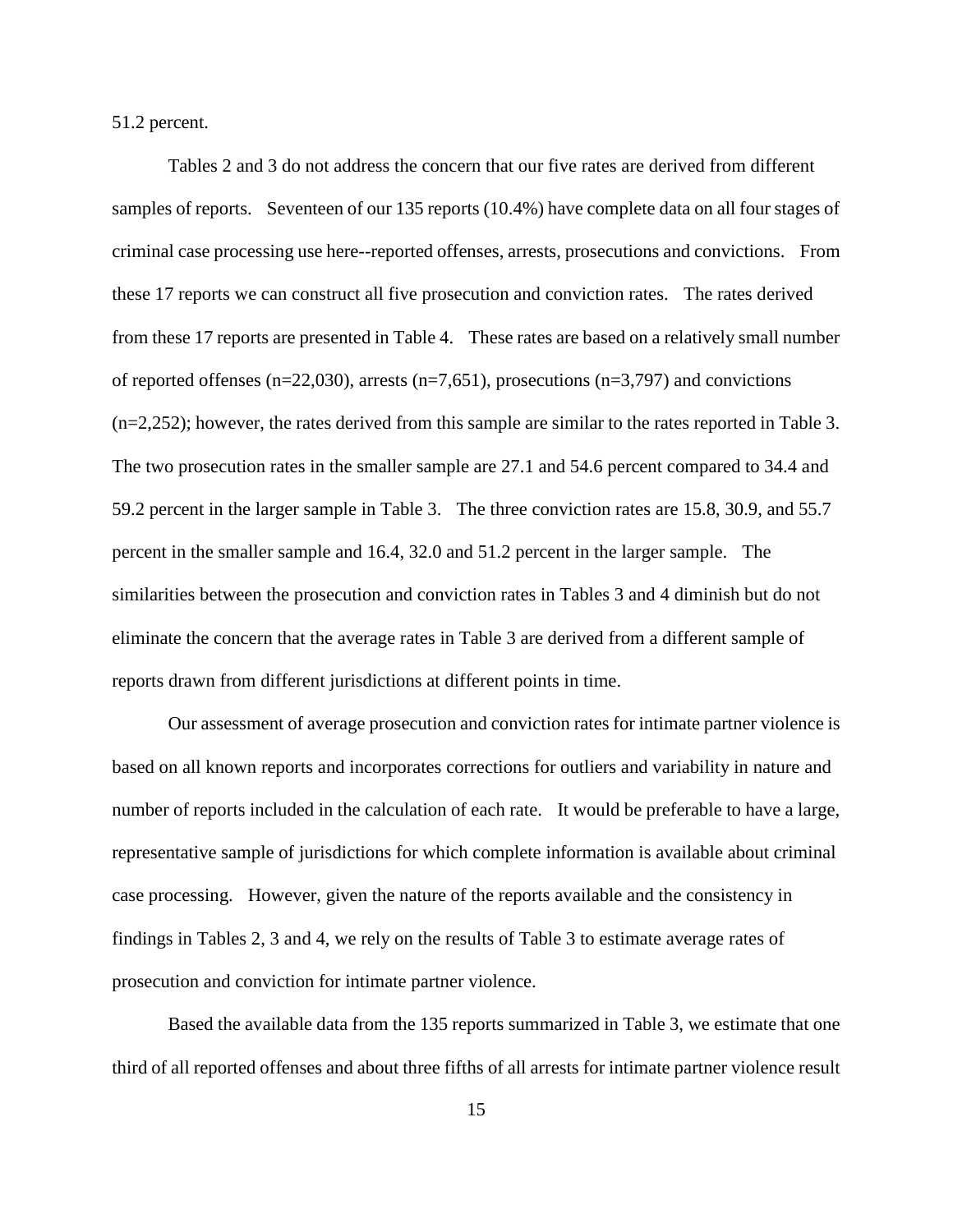51.2 percent.

Tables 2 and 3 do not address the concern that our five rates are derived from different samples of reports. Seventeen of our 135 reports (10.4%) have complete data on all four stages of criminal case processing use here--reported offenses, arrests, prosecutions and convictions. From these 17 reports we can construct all five prosecution and conviction rates. The rates derived from these 17 reports are presented in Table 4. These rates are based on a relatively small number of reported offenses (n=22,030), arrests (n=7,651), prosecutions (n=3,797) and convictions (n=2,252); however, the rates derived from this sample are similar to the rates reported in Table 3. The two prosecution rates in the smaller sample are 27.1 and 54.6 percent compared to 34.4 and 59.2 percent in the larger sample in Table 3. The three conviction rates are 15.8, 30.9, and 55.7 percent in the smaller sample and 16.4, 32.0 and 51.2 percent in the larger sample. The similarities between the prosecution and conviction rates in Tables 3 and 4 diminish but do not eliminate the concern that the average rates in Table 3 are derived from a different sample of reports drawn from different jurisdictions at different points in time.

Our assessment of average prosecution and conviction rates for intimate partner violence is based on all known reports and incorporates corrections for outliers and variability in nature and number of reports included in the calculation of each rate. It would be preferable to have a large, representative sample of jurisdictions for which complete information is available about criminal case processing. However, given the nature of the reports available and the consistency in findings in Tables 2, 3 and 4, we rely on the results of Table 3 to estimate average rates of prosecution and conviction for intimate partner violence.

Based the available data from the 135 reports summarized in Table 3, we estimate that one third of all reported offenses and about three fifths of all arrests for intimate partner violence result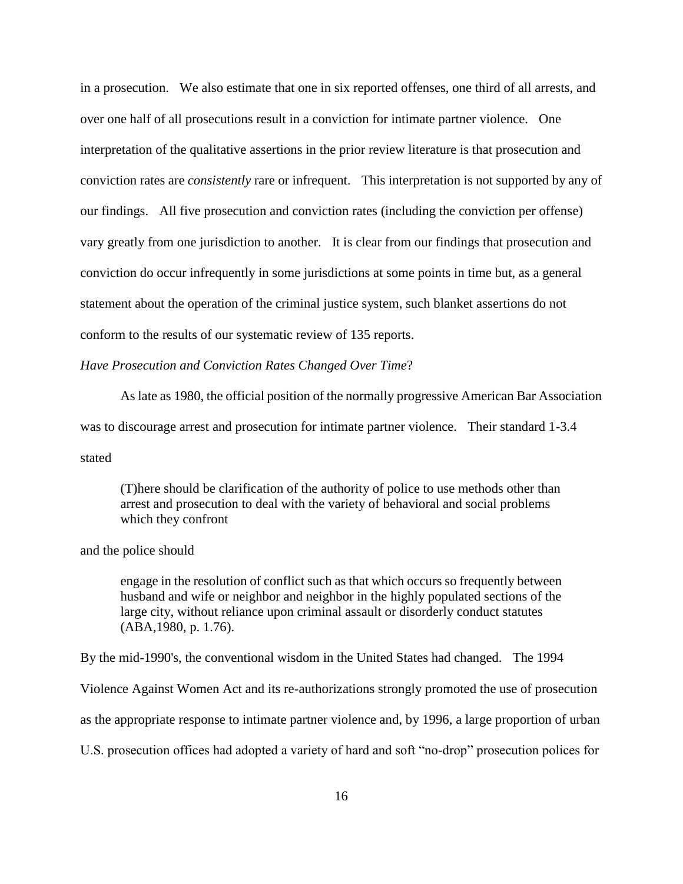in a prosecution. We also estimate that one in six reported offenses, one third of all arrests, and over one half of all prosecutions result in a conviction for intimate partner violence. One interpretation of the qualitative assertions in the prior review literature is that prosecution and conviction rates are *consistently* rare or infrequent. This interpretation is not supported by any of our findings. All five prosecution and conviction rates (including the conviction per offense) vary greatly from one jurisdiction to another. It is clear from our findings that prosecution and conviction do occur infrequently in some jurisdictions at some points in time but, as a general statement about the operation of the criminal justice system, such blanket assertions do not conform to the results of our systematic review of 135 reports.

*Have Prosecution and Conviction Rates Changed Over Time*?

As late as 1980, the official position of the normally progressive American Bar Association was to discourage arrest and prosecution for intimate partner violence. Their standard 1-3.4 stated

> (T)here should be clarification of the authority of police to use methods other than arrest and prosecution to deal with the variety of behavioral and social problems which they confront

and the police should

> engage in the resolution of conflict such as that which occurs so frequently between husband and wife or neighbor and neighbor in the highly populated sections of the large city, without reliance upon criminal assault or disorderly conduct statutes (ABA,1980, p. 1.76).

By the mid-1990's, the conventional wisdom in the United States had changed. The 1994 Violence Against Women Act and its re-authorizations strongly promoted the use of prosecution as the appropriate response to intimate partner violence and, by 1996, a large proportion of urban U.S. prosecution offices had adopted a variety of hard and soft "no-drop" prosecution polices for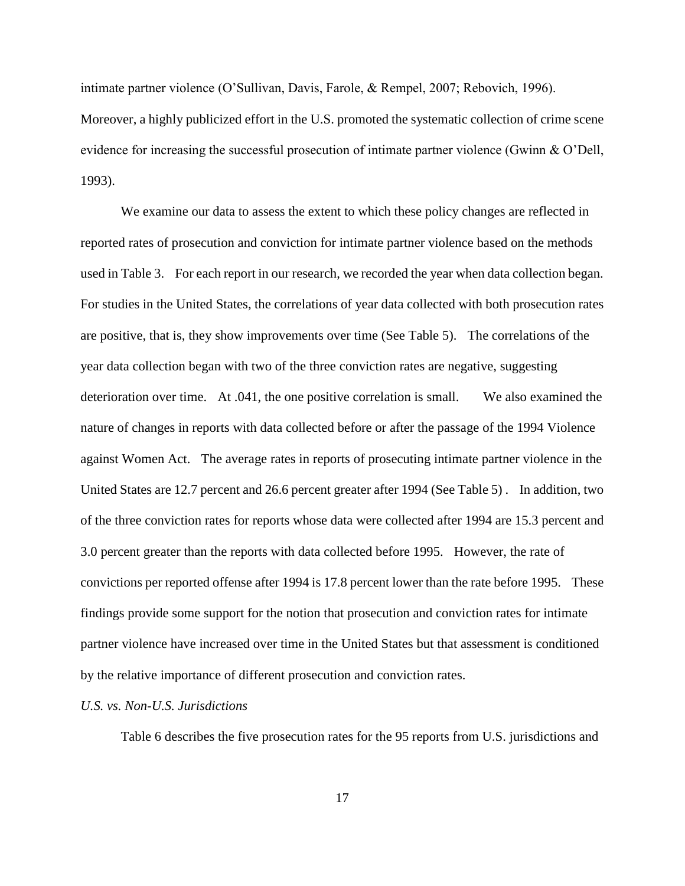intimate partner violence (O'Sullivan, Davis, Farole, & Rempel, 2007; Rebovich, 1996). Moreover, a highly publicized effort in the U.S. promoted the systematic collection of crime scene evidence for increasing the successful prosecution of intimate partner violence (Gwinn & O'Dell, 1993).

We examine our data to assess the extent to which these policy changes are reflected in reported rates of prosecution and conviction for intimate partner violence based on the methods used in Table 3. For each report in our research, we recorded the year when data collection began. For studies in the United States, the correlations of year data collected with both prosecution rates are positive, that is, they show improvements over time (See Table 5). The correlations of the year data collection began with two of the three conviction rates are negative, suggesting deterioration over time. At .041, the one positive correlation is small. We also examined the nature of changes in reports with data collected before or after the passage of the 1994 Violence against Women Act. The average rates in reports of prosecuting intimate partner violence in the United States are 12.7 percent and 26.6 percent greater after 1994 (See Table 5) . In addition, two of the three conviction rates for reports whose data were collected after 1994 are 15.3 percent and 3.0 percent greater than the reports with data collected before 1995. However, the rate of convictions per reported offense after 1994 is 17.8 percent lower than the rate before 1995. These findings provide some support for the notion that prosecution and conviction rates for intimate partner violence have increased over time in the United States but that assessment is conditioned by the relative importance of different prosecution and conviction rates.

*U.S. vs. Non-U.S. Jurisdictions*

Table 6 describes the five prosecution rates for the 95 reports from U.S. jurisdictions and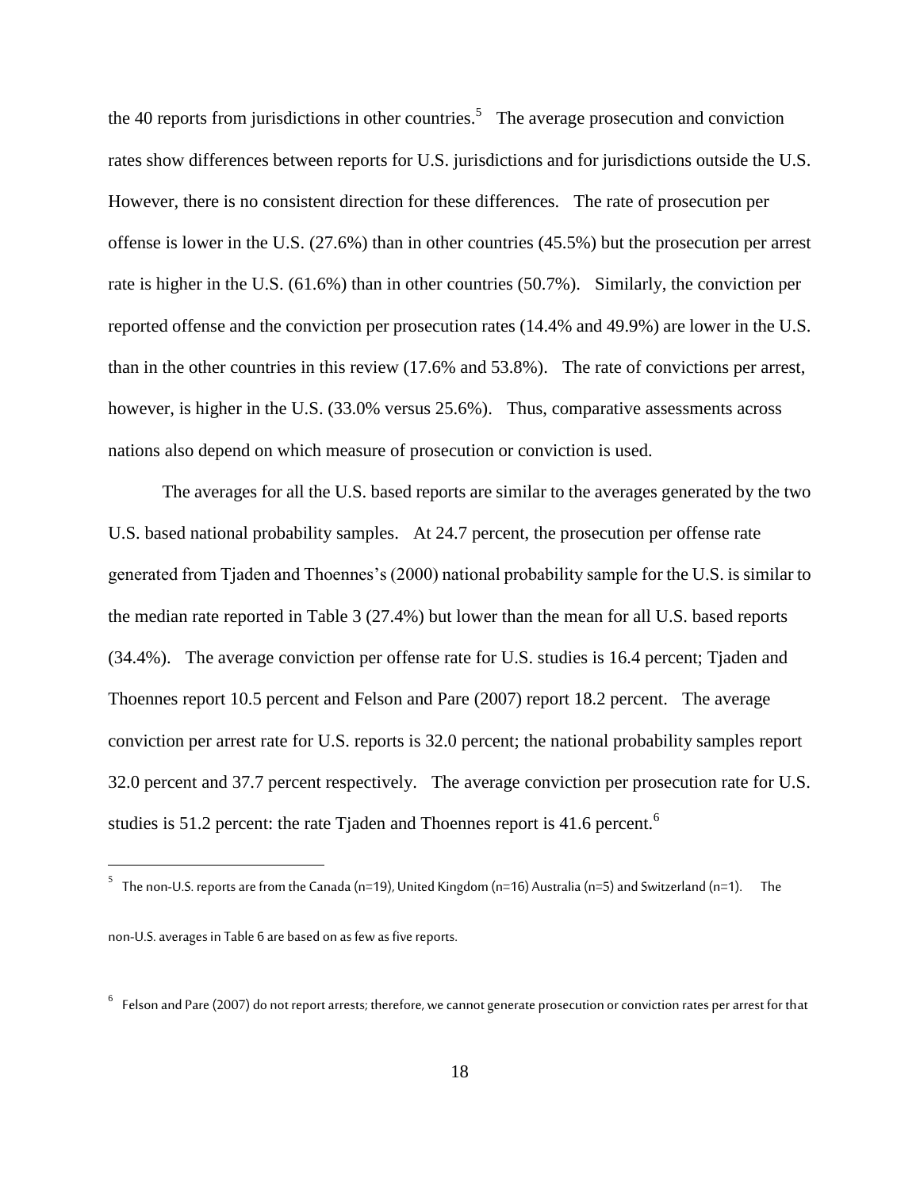the 40 reports from jurisdictions in other countries.[5] The average prosecution and conviction rates show differences between reports for U.S. jurisdictions and for jurisdictions outside the U.S. However, there is no consistent direction for these differences. The rate of prosecution per offense is lower in the U.S. (27.6%) than in other countries (45.5%) but the prosecution per arrest rate is higher in the U.S. (61.6%) than in other countries (50.7%). Similarly, the conviction per reported offense and the conviction per prosecution rates (14.4% and 49.9%) are lower in the U.S. than in the other countries in this review (17.6% and 53.8%). The rate of convictions per arrest, however, is higher in the U.S. (33.0% versus 25.6%). Thus, comparative assessments across nations also depend on which measure of prosecution or conviction is used.

The averages for all the U.S. based reports are similar to the averages generated by the two U.S. based national probability samples. At 24.7 percent, the prosecution per offense rate generated from Tjaden and Thoennes's (2000) national probability sample for the U.S. is similar to the median rate reported in Table 3 (27.4%) but lower than the mean for all U.S. based reports (34.4%). The average conviction per offense rate for U.S. studies is 16.4 percent; Tjaden and Thoennes report 10.5 percent and Felson and Pare (2007) report 18.2 percent. The average conviction per arrest rate for U.S. reports is 32.0 percent; the national probability samples report 32.0 percent and 37.7 percent respectively. The average conviction per prosecution rate for U.S. studies is 51.2 percent: the rate Tjaden and Thoennes report is 41.6 percent.[6]

---

[5] The non-U.S. reports are from the Canada (n=19), United Kingdom (n=16) Australia (n=5) and Switzerland (n=1). The non-U.S. averages in Table 6 are based on as few as five reports.

[6] Felson and Pare (2007) do not report arrests; therefore, we cannot generate prosecution or conviction rates per arrest for that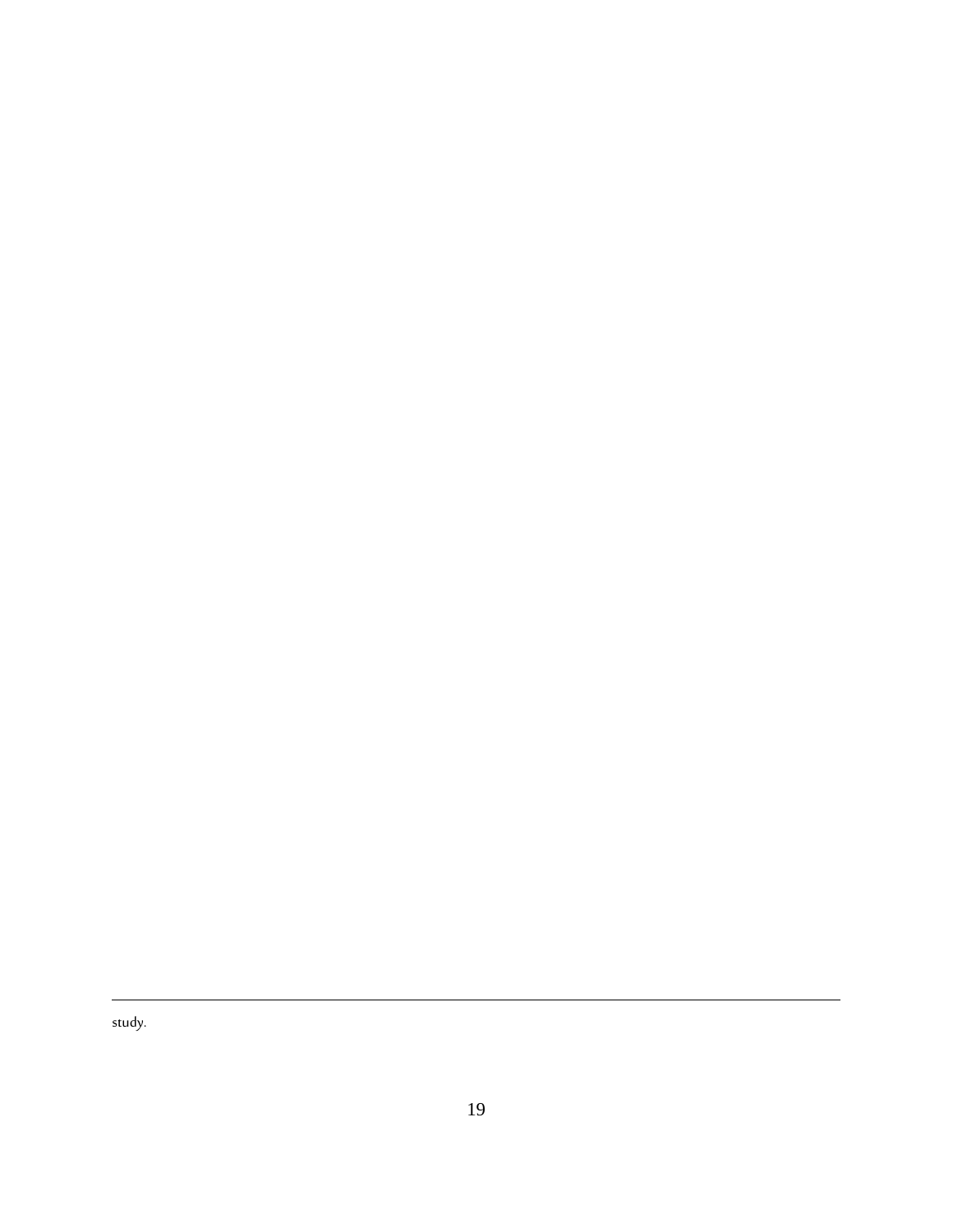study.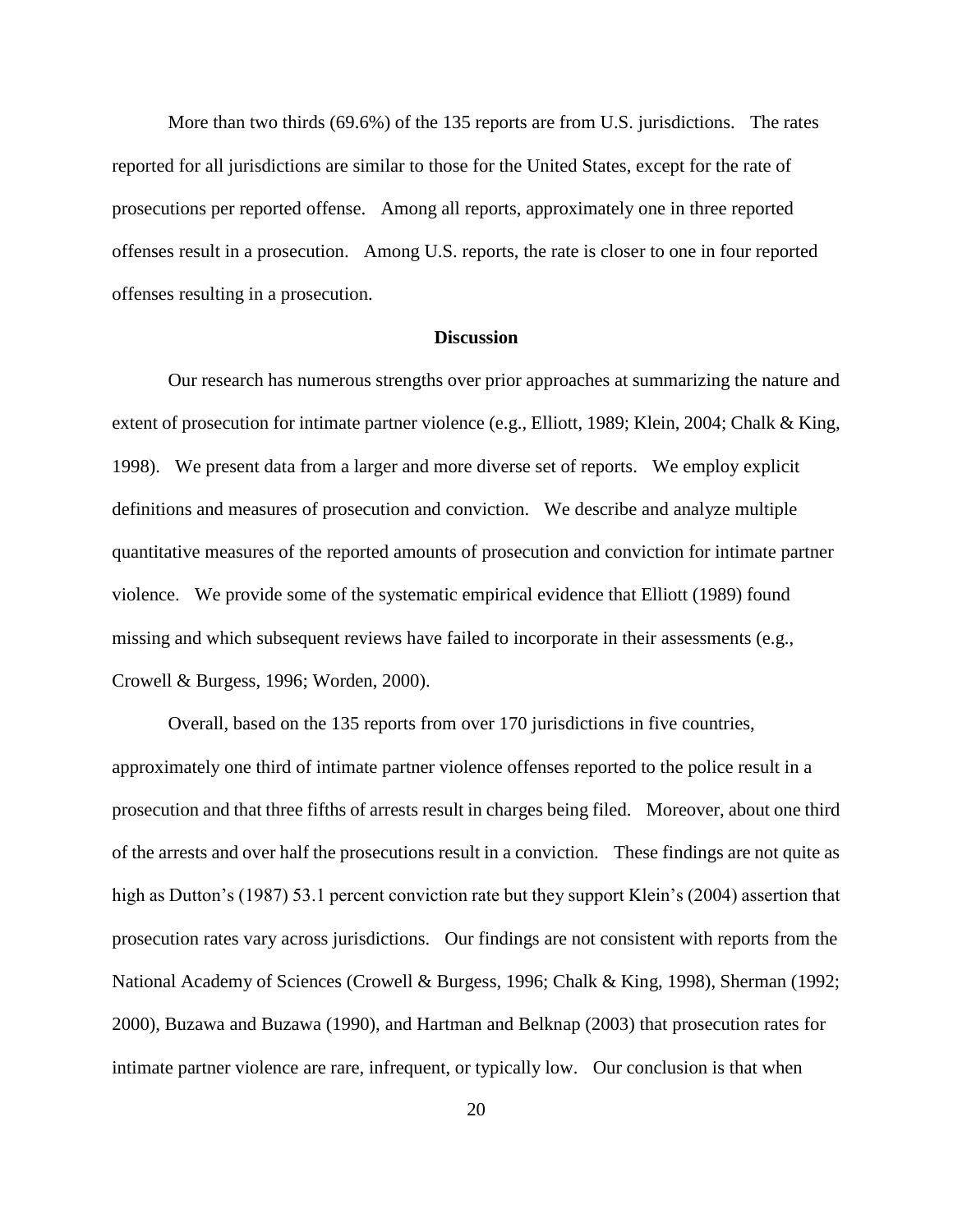More than two thirds (69.6%) of the 135 reports are from U.S. jurisdictions. The rates reported for all jurisdictions are similar to those for the United States, except for the rate of prosecutions per reported offense. Among all reports, approximately one in three reported offenses result in a prosecution. Among U.S. reports, the rate is closer to one in four reported offenses resulting in a prosecution.

## Discussion

Our research has numerous strengths over prior approaches at summarizing the nature and extent of prosecution for intimate partner violence (e.g., Elliott, 1989; Klein, 2004; Chalk & King, 1998). We present data from a larger and more diverse set of reports. We employ explicit definitions and measures of prosecution and conviction. We describe and analyze multiple quantitative measures of the reported amounts of prosecution and conviction for intimate partner violence. We provide some of the systematic empirical evidence that Elliott (1989) found missing and which subsequent reviews have failed to incorporate in their assessments (e.g., Crowell & Burgess, 1996; Worden, 2000).

Overall, based on the 135 reports from over 170 jurisdictions in five countries, approximately one third of intimate partner violence offenses reported to the police result in a prosecution and that three fifths of arrests result in charges being filed. Moreover, about one third of the arrests and over half the prosecutions result in a conviction. These findings are not quite as high as Dutton's (1987) 53.1 percent conviction rate but they support Klein's (2004) assertion that prosecution rates vary across jurisdictions. Our findings are not consistent with reports from the National Academy of Sciences (Crowell & Burgess, 1996; Chalk & King, 1998), Sherman (1992; 2000), Buzawa and Buzawa (1990), and Hartman and Belknap (2003) that prosecution rates for intimate partner violence are rare, infrequent, or typically low. Our conclusion is that when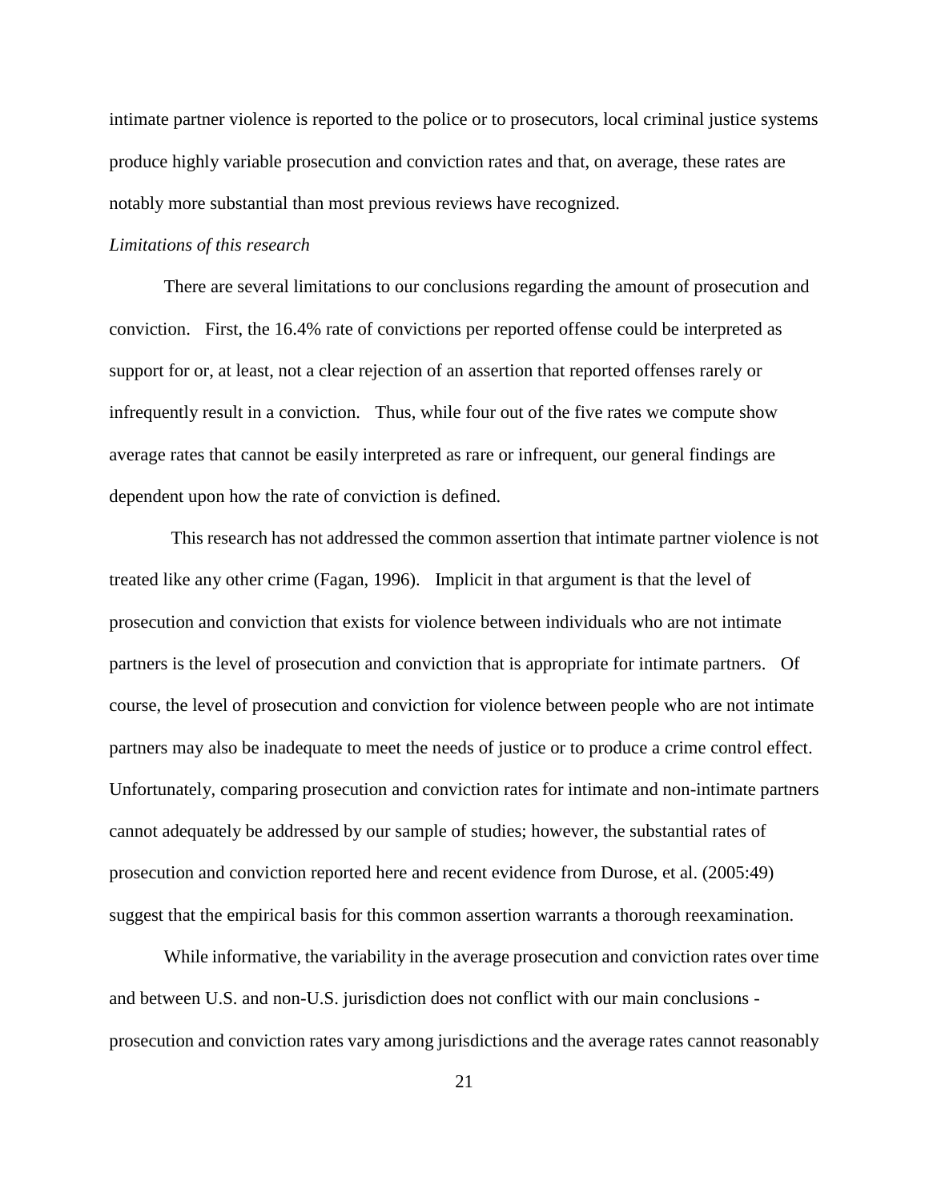intimate partner violence is reported to the police or to prosecutors, local criminal justice systems produce highly variable prosecution and conviction rates and that, on average, these rates are notably more substantial than most previous reviews have recognized.

*Limitations of this research*

There are several limitations to our conclusions regarding the amount of prosecution and conviction. First, the 16.4% rate of convictions per reported offense could be interpreted as support for or, at least, not a clear rejection of an assertion that reported offenses rarely or infrequently result in a conviction. Thus, while four out of the five rates we compute show average rates that cannot be easily interpreted as rare or infrequent, our general findings are dependent upon how the rate of conviction is defined.

This research has not addressed the common assertion that intimate partner violence is not treated like any other crime (Fagan, 1996). Implicit in that argument is that the level of prosecution and conviction that exists for violence between individuals who are not intimate partners is the level of prosecution and conviction that is appropriate for intimate partners. Of course, the level of prosecution and conviction for violence between people who are not intimate partners may also be inadequate to meet the needs of justice or to produce a crime control effect. Unfortunately, comparing prosecution and conviction rates for intimate and non-intimate partners cannot adequately be addressed by our sample of studies; however, the substantial rates of prosecution and conviction reported here and recent evidence from Durose, et al. (2005:49) suggest that the empirical basis for this common assertion warrants a thorough reexamination.

While informative, the variability in the average prosecution and conviction rates over time and between U.S. and non-U.S. jurisdiction does not conflict with our main conclusions - prosecution and conviction rates vary among jurisdictions and the average rates cannot reasonably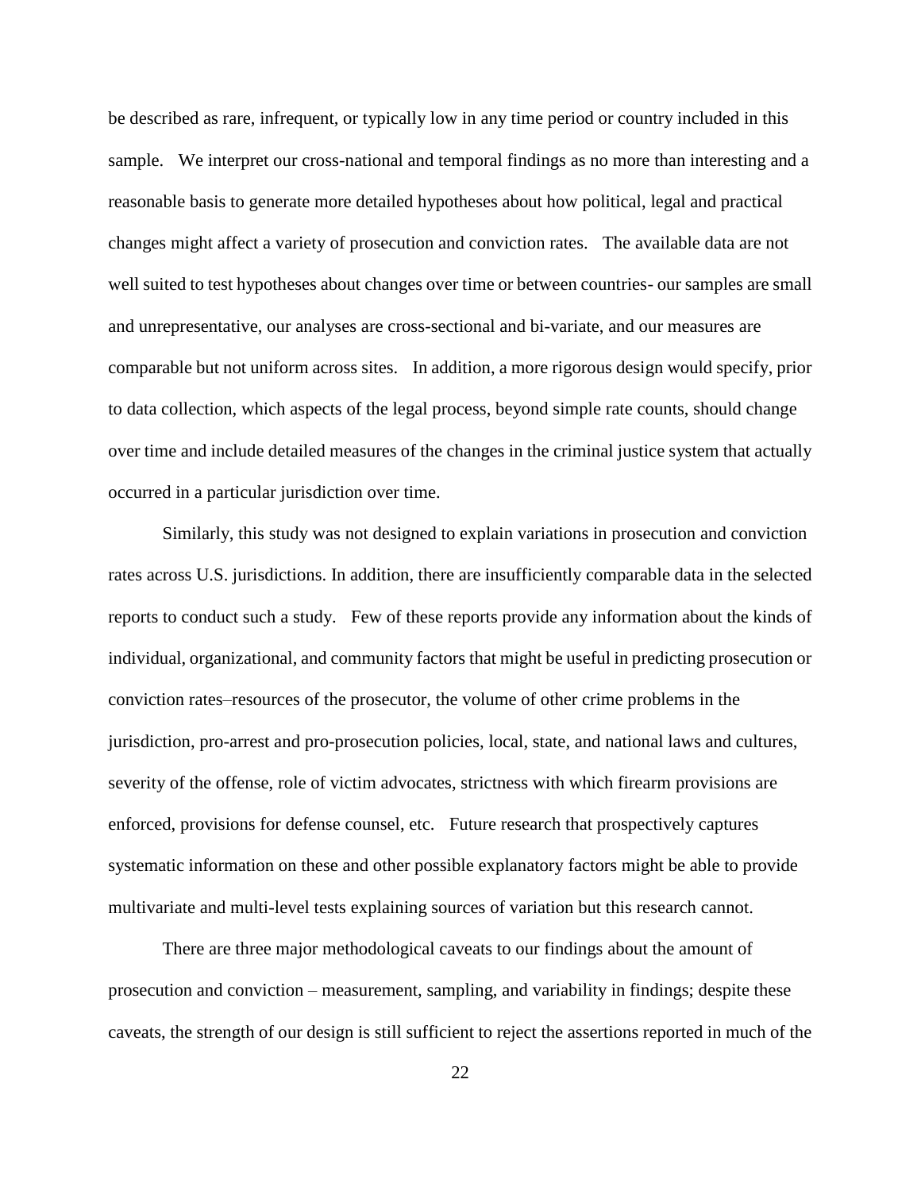be described as rare, infrequent, or typically low in any time period or country included in this sample. We interpret our cross-national and temporal findings as no more than interesting and a reasonable basis to generate more detailed hypotheses about how political, legal and practical changes might affect a variety of prosecution and conviction rates. The available data are not well suited to test hypotheses about changes over time or between countries- our samples are small and unrepresentative, our analyses are cross-sectional and bi-variate, and our measures are comparable but not uniform across sites. In addition, a more rigorous design would specify, prior to data collection, which aspects of the legal process, beyond simple rate counts, should change over time and include detailed measures of the changes in the criminal justice system that actually occurred in a particular jurisdiction over time.

Similarly, this study was not designed to explain variations in prosecution and conviction rates across U.S. jurisdictions. In addition, there are insufficiently comparable data in the selected reports to conduct such a study. Few of these reports provide any information about the kinds of individual, organizational, and community factors that might be useful in predicting prosecution or conviction rates–resources of the prosecutor, the volume of other crime problems in the jurisdiction, pro-arrest and pro-prosecution policies, local, state, and national laws and cultures, severity of the offense, role of victim advocates, strictness with which firearm provisions are enforced, provisions for defense counsel, etc. Future research that prospectively captures systematic information on these and other possible explanatory factors might be able to provide multivariate and multi-level tests explaining sources of variation but this research cannot.

There are three major methodological caveats to our findings about the amount of prosecution and conviction – measurement, sampling, and variability in findings; despite these caveats, the strength of our design is still sufficient to reject the assertions reported in much of the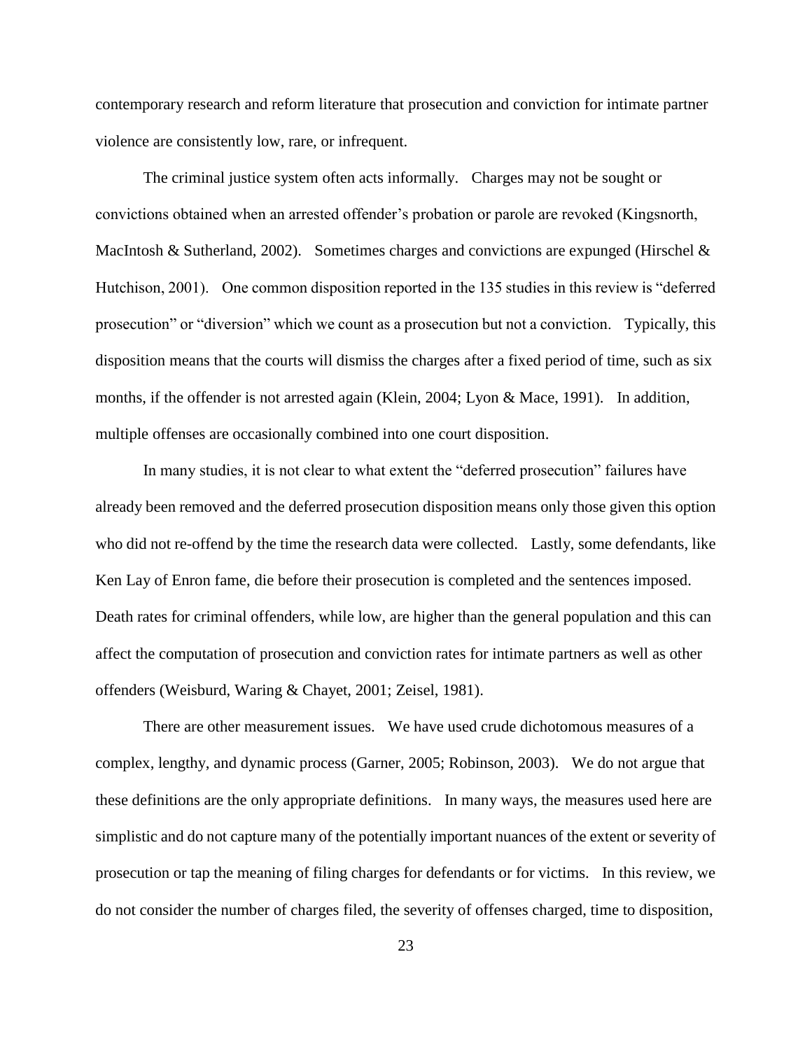contemporary research and reform literature that prosecution and conviction for intimate partner violence are consistently low, rare, or infrequent.

The criminal justice system often acts informally. Charges may not be sought or convictions obtained when an arrested offender's probation or parole are revoked (Kingsnorth, MacIntosh & Sutherland, 2002). Sometimes charges and convictions are expunged (Hirschel & Hutchison, 2001). One common disposition reported in the 135 studies in this review is "deferred prosecution" or "diversion" which we count as a prosecution but not a conviction. Typically, this disposition means that the courts will dismiss the charges after a fixed period of time, such as six months, if the offender is not arrested again (Klein, 2004; Lyon & Mace, 1991). In addition, multiple offenses are occasionally combined into one court disposition.

In many studies, it is not clear to what extent the "deferred prosecution" failures have already been removed and the deferred prosecution disposition means only those given this option who did not re-offend by the time the research data were collected. Lastly, some defendants, like Ken Lay of Enron fame, die before their prosecution is completed and the sentences imposed. Death rates for criminal offenders, while low, are higher than the general population and this can affect the computation of prosecution and conviction rates for intimate partners as well as other offenders (Weisburd, Waring & Chayet, 2001; Zeisel, 1981).

There are other measurement issues. We have used crude dichotomous measures of a complex, lengthy, and dynamic process (Garner, 2005; Robinson, 2003). We do not argue that these definitions are the only appropriate definitions. In many ways, the measures used here are simplistic and do not capture many of the potentially important nuances of the extent or severity of prosecution or tap the meaning of filing charges for defendants or for victims. In this review, we do not consider the number of charges filed, the severity of offenses charged, time to disposition,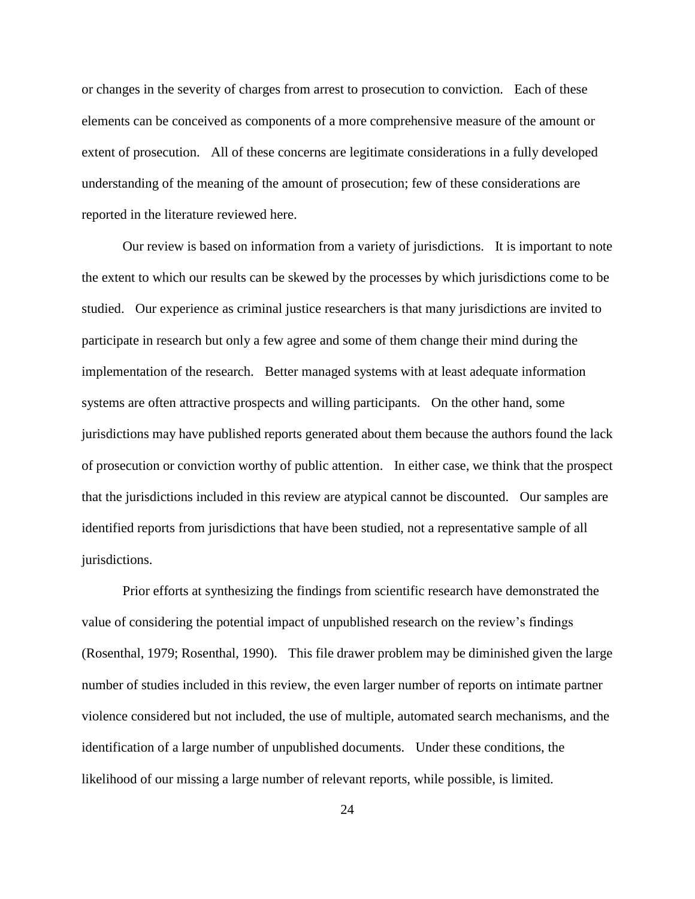or changes in the severity of charges from arrest to prosecution to conviction. Each of these elements can be conceived as components of a more comprehensive measure of the amount or extent of prosecution. All of these concerns are legitimate considerations in a fully developed understanding of the meaning of the amount of prosecution; few of these considerations are reported in the literature reviewed here.

Our review is based on information from a variety of jurisdictions. It is important to note the extent to which our results can be skewed by the processes by which jurisdictions come to be studied. Our experience as criminal justice researchers is that many jurisdictions are invited to participate in research but only a few agree and some of them change their mind during the implementation of the research. Better managed systems with at least adequate information systems are often attractive prospects and willing participants. On the other hand, some jurisdictions may have published reports generated about them because the authors found the lack of prosecution or conviction worthy of public attention. In either case, we think that the prospect that the jurisdictions included in this review are atypical cannot be discounted. Our samples are identified reports from jurisdictions that have been studied, not a representative sample of all jurisdictions.

Prior efforts at synthesizing the findings from scientific research have demonstrated the value of considering the potential impact of unpublished research on the review's findings (Rosenthal, 1979; Rosenthal, 1990). This file drawer problem may be diminished given the large number of studies included in this review, the even larger number of reports on intimate partner violence considered but not included, the use of multiple, automated search mechanisms, and the identification of a large number of unpublished documents. Under these conditions, the likelihood of our missing a large number of relevant reports, while possible, is limited.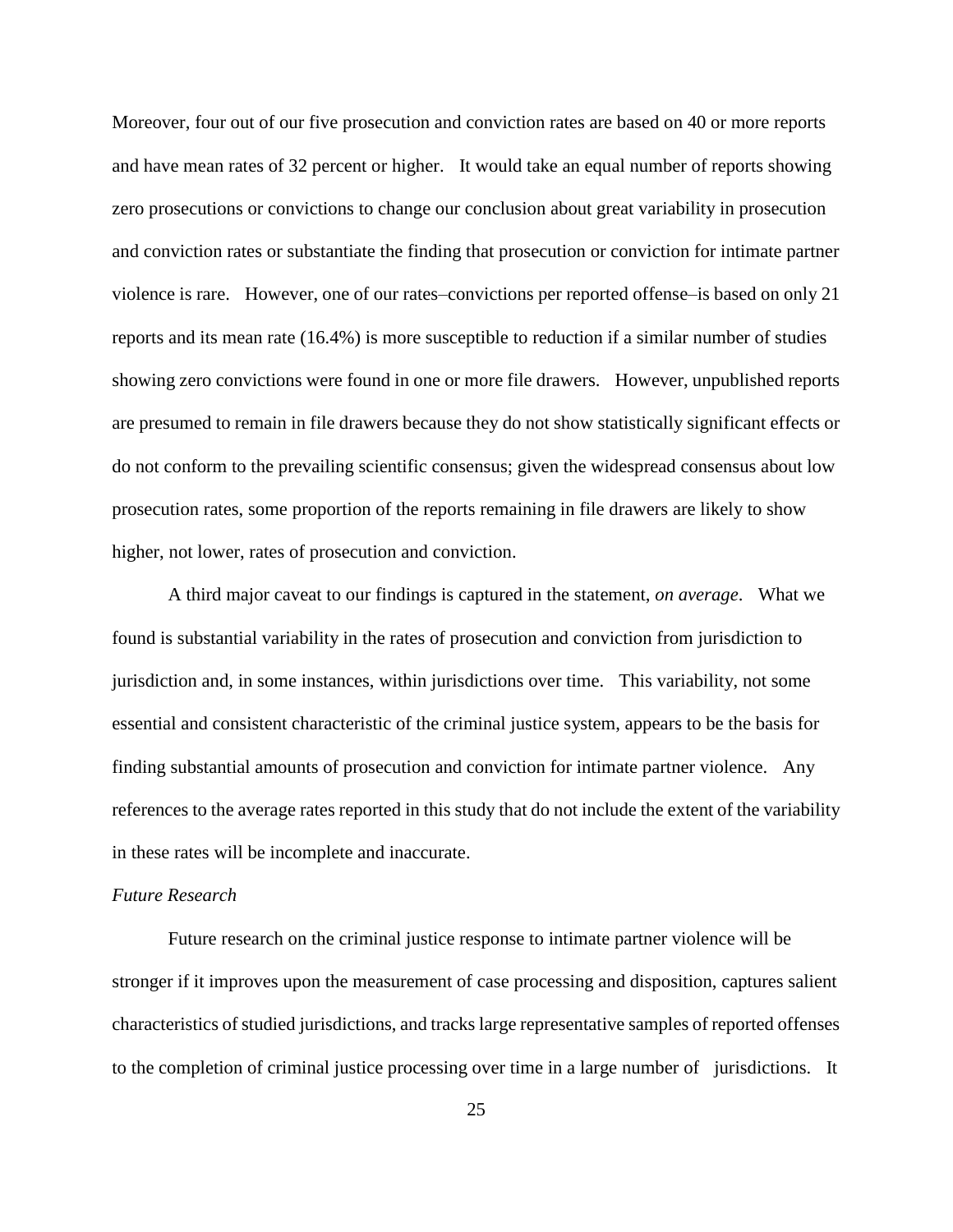Moreover, four out of our five prosecution and conviction rates are based on 40 or more reports and have mean rates of 32 percent or higher. It would take an equal number of reports showing zero prosecutions or convictions to change our conclusion about great variability in prosecution and conviction rates or substantiate the finding that prosecution or conviction for intimate partner violence is rare. However, one of our rates–convictions per reported offense–is based on only 21 reports and its mean rate (16.4%) is more susceptible to reduction if a similar number of studies showing zero convictions were found in one or more file drawers. However, unpublished reports are presumed to remain in file drawers because they do not show statistically significant effects or do not conform to the prevailing scientific consensus; given the widespread consensus about low prosecution rates, some proportion of the reports remaining in file drawers are likely to show higher, not lower, rates of prosecution and conviction.

A third major caveat to our findings is captured in the statement, *on average*. What we found is substantial variability in the rates of prosecution and conviction from jurisdiction to jurisdiction and, in some instances, within jurisdictions over time. This variability, not some essential and consistent characteristic of the criminal justice system, appears to be the basis for finding substantial amounts of prosecution and conviction for intimate partner violence. Any references to the average rates reported in this study that do not include the extent of the variability in these rates will be incomplete and inaccurate.

*Future Research*

Future research on the criminal justice response to intimate partner violence will be stronger if it improves upon the measurement of case processing and disposition, captures salient characteristics of studied jurisdictions, and tracks large representative samples of reported offenses to the completion of criminal justice processing over time in a large number of jurisdictions. It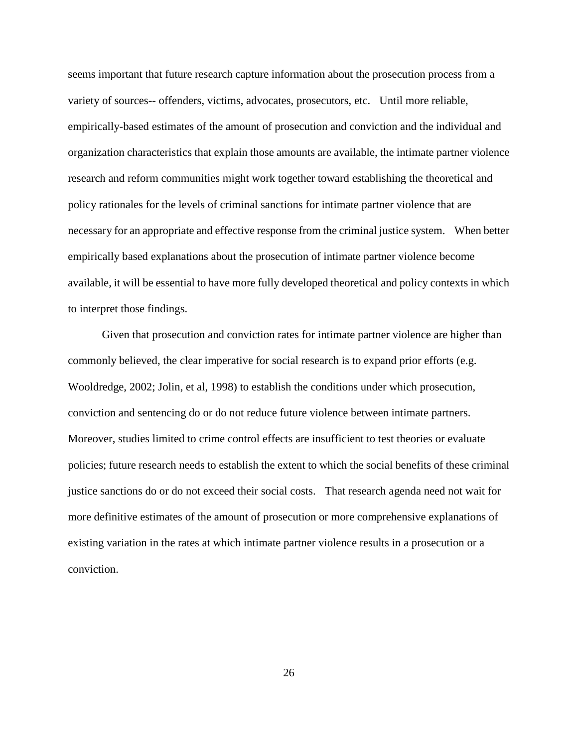seems important that future research capture information about the prosecution process from a variety of sources-- offenders, victims, advocates, prosecutors, etc. Until more reliable, empirically-based estimates of the amount of prosecution and conviction and the individual and organization characteristics that explain those amounts are available, the intimate partner violence research and reform communities might work together toward establishing the theoretical and policy rationales for the levels of criminal sanctions for intimate partner violence that are necessary for an appropriate and effective response from the criminal justice system. When better empirically based explanations about the prosecution of intimate partner violence become available, it will be essential to have more fully developed theoretical and policy contexts in which to interpret those findings.

Given that prosecution and conviction rates for intimate partner violence are higher than commonly believed, the clear imperative for social research is to expand prior efforts (e.g. Wooldredge, 2002; Jolin, et al, 1998) to establish the conditions under which prosecution, conviction and sentencing do or do not reduce future violence between intimate partners. Moreover, studies limited to crime control effects are insufficient to test theories or evaluate policies; future research needs to establish the extent to which the social benefits of these criminal justice sanctions do or do not exceed their social costs. That research agenda need not wait for more definitive estimates of the amount of prosecution or more comprehensive explanations of existing variation in the rates at which intimate partner violence results in a prosecution or a conviction.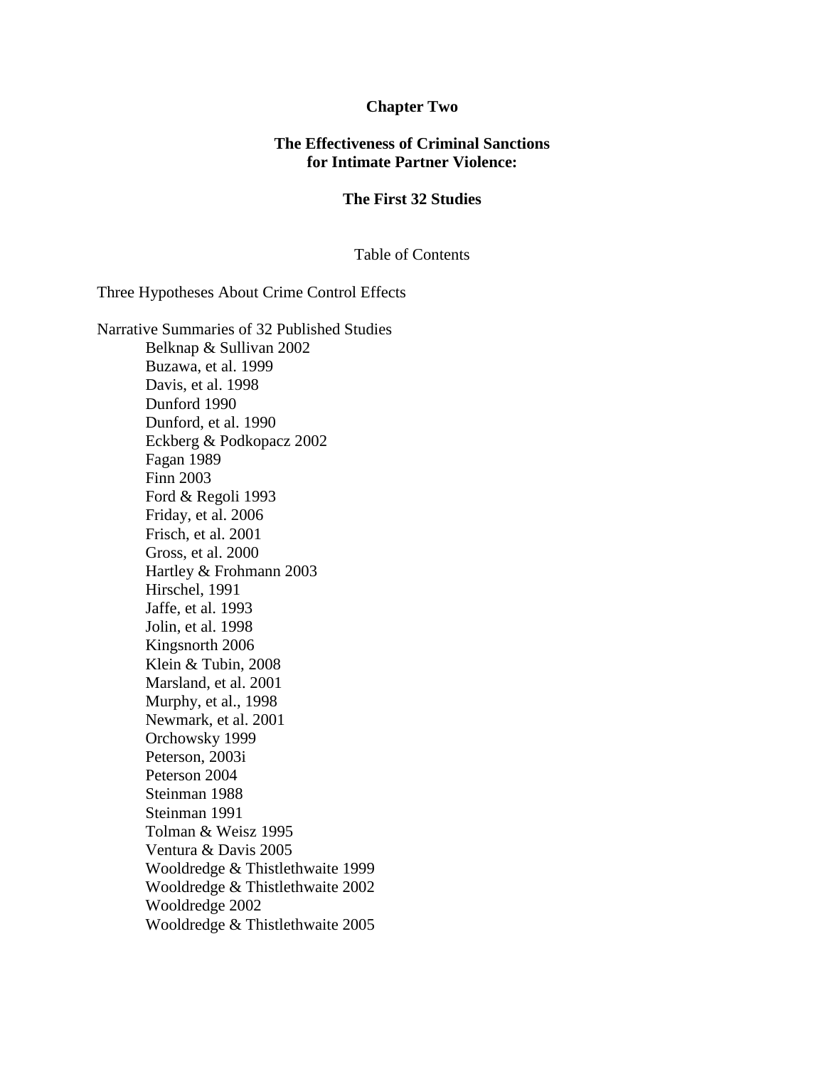**Chapter Two**

**The Effectiveness of Criminal Sanctions for Intimate Partner Violence:**

**The First 32 Studies**

Table of Contents

Three Hypotheses About Crime Control Effects

Narrative Summaries of 32 Published Studies

- Belknap & Sullivan 2002
- Buzawa, et al. 1999
- Davis, et al. 1998
- Dunford 1990
- Dunford, et al. 1990
- Eckberg & Podkopacz 2002
- Fagan 1989
- Finn 2003
- Ford & Regoli 1993
- Friday, et al. 2006
- Frisch, et al. 2001
- Gross, et al. 2000
- Hartley & Frohmann 2003
- Hirschel, 1991
- Jaffe, et al. 1993
- Jolin, et al. 1998
- Kingsnorth 2006
- Klein & Tubin, 2008
- Marsland, et al. 2001
- Murphy, et al., 1998
- Newmark, et al. 2001
- Orchowsky 1999
- Peterson, 2003i
- Peterson 2004
- Steinman 1988
- Steinman 1991
- Tolman & Weisz 1995
- Ventura & Davis 2005
- Wooldredge & Thistlethwaite 1999
- Wooldredge & Thistlethwaite 2002
- Wooldredge 2002
- Wooldredge & Thistlethwaite 2005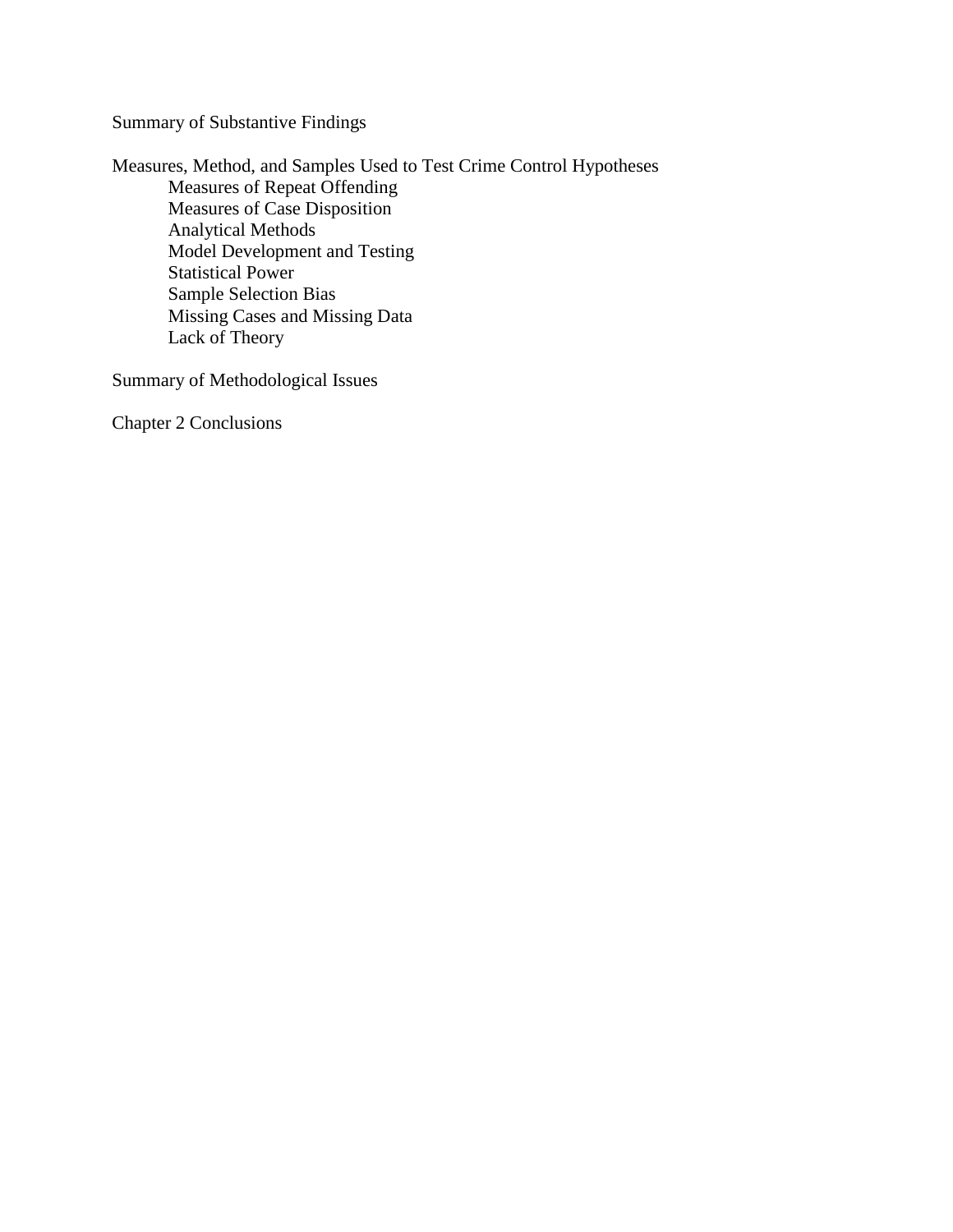Summary of Substantive Findings

Measures, Method, and Samples Used to Test Crime Control Hypotheses
- Measures of Repeat Offending
- Measures of Case Disposition
- Analytical Methods
- Model Development and Testing
- Statistical Power
- Sample Selection Bias
- Missing Cases and Missing Data
- Lack of Theory

Summary of Methodological Issues

Chapter 2 Conclusions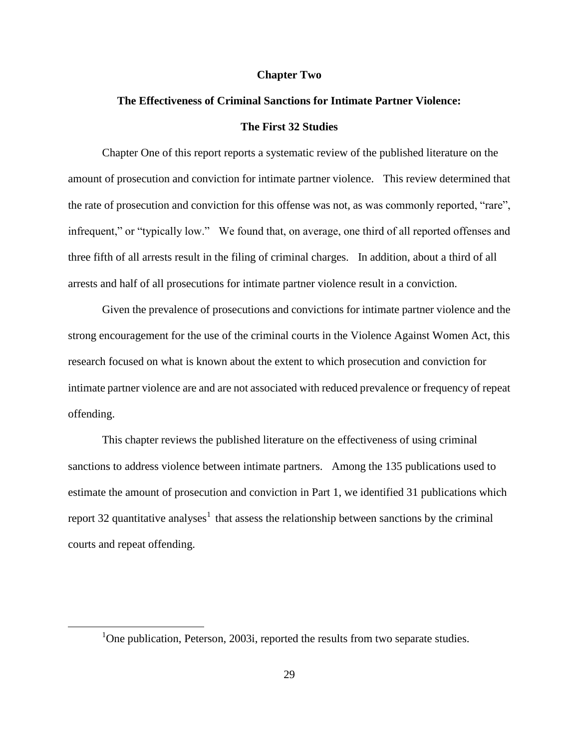# Chapter Two

## The Effectiveness of Criminal Sanctions for Intimate Partner Violence:

## The First 32 Studies

Chapter One of this report reports a systematic review of the published literature on the amount of prosecution and conviction for intimate partner violence. This review determined that the rate of prosecution and conviction for this offense was not, as was commonly reported, "rare", infrequent," or "typically low." We found that, on average, one third of all reported offenses and three fifth of all arrests result in the filing of criminal charges. In addition, about a third of all arrests and half of all prosecutions for intimate partner violence result in a conviction.

Given the prevalence of prosecutions and convictions for intimate partner violence and the strong encouragement for the use of the criminal courts in the Violence Against Women Act, this research focused on what is known about the extent to which prosecution and conviction for intimate partner violence are and are not associated with reduced prevalence or frequency of repeat offending.

This chapter reviews the published literature on the effectiveness of using criminal sanctions to address violence between intimate partners. Among the 135 publications used to estimate the amount of prosecution and conviction in Part 1, we identified 31 publications which report 32 quantitative analyses[1] that assess the relationship between sanctions by the criminal courts and repeat offending.

[1] One publication, Peterson, 2003i, reported the results from two separate studies.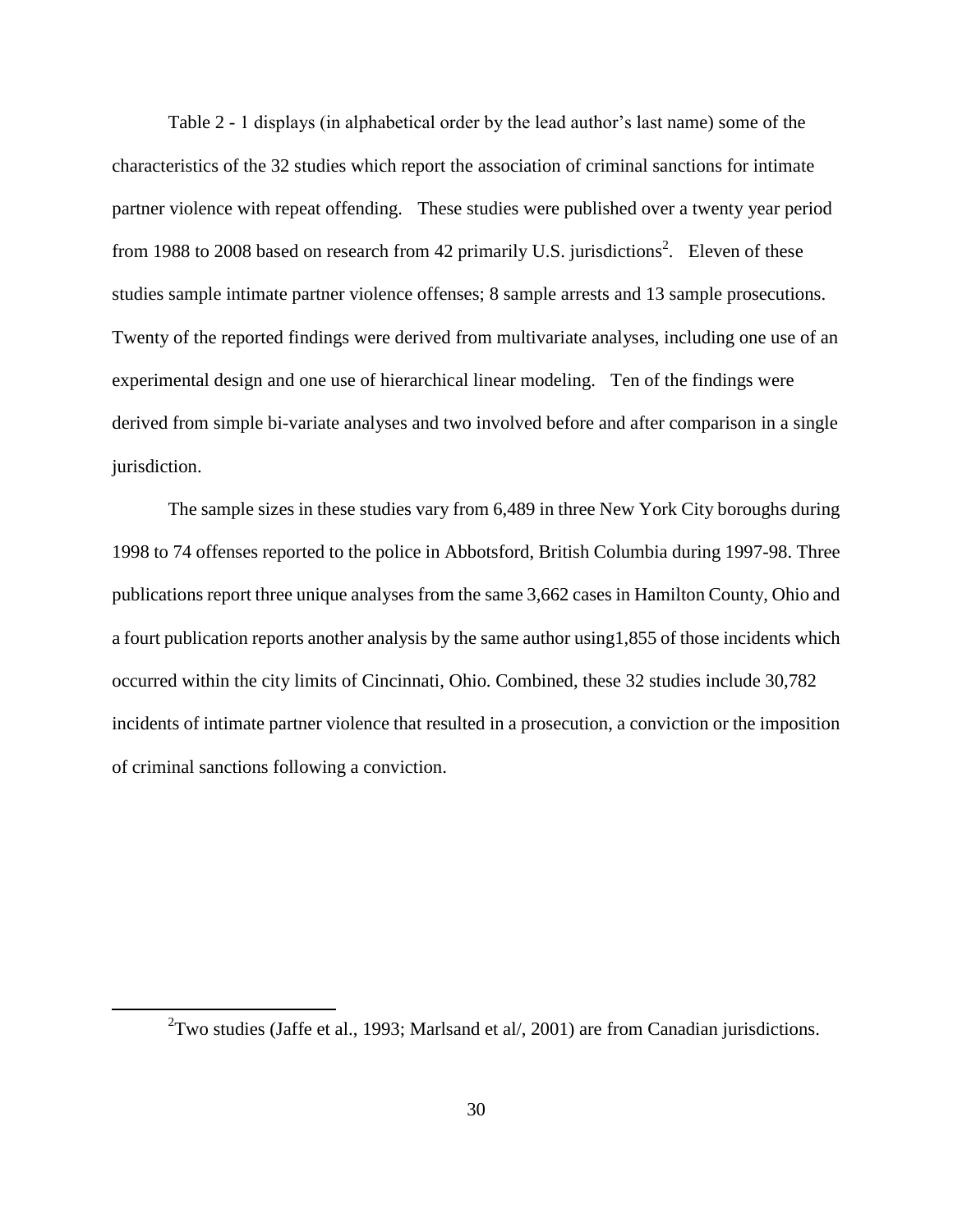Table 2 - 1 displays (in alphabetical order by the lead author's last name) some of the characteristics of the 32 studies which report the association of criminal sanctions for intimate partner violence with repeat offending. These studies were published over a twenty year period from 1988 to 2008 based on research from 42 primarily U.S. jurisdictions[2]. Eleven of these studies sample intimate partner violence offenses; 8 sample arrests and 13 sample prosecutions. Twenty of the reported findings were derived from multivariate analyses, including one use of an experimental design and one use of hierarchical linear modeling. Ten of the findings were derived from simple bi-variate analyses and two involved before and after comparison in a single jurisdiction.

The sample sizes in these studies vary from 6,489 in three New York City boroughs during 1998 to 74 offenses reported to the police in Abbotsford, British Columbia during 1997-98. Three publications report three unique analyses from the same 3,662 cases in Hamilton County, Ohio and a fourt publication reports another analysis by the same author using1,855 of those incidents which occurred within the city limits of Cincinnati, Ohio. Combined, these 32 studies include 30,782 incidents of intimate partner violence that resulted in a prosecution, a conviction or the imposition of criminal sanctions following a conviction.

[2]Two studies (Jaffe et al., 1993; Marlsand et al/, 2001) are from Canadian jurisdictions.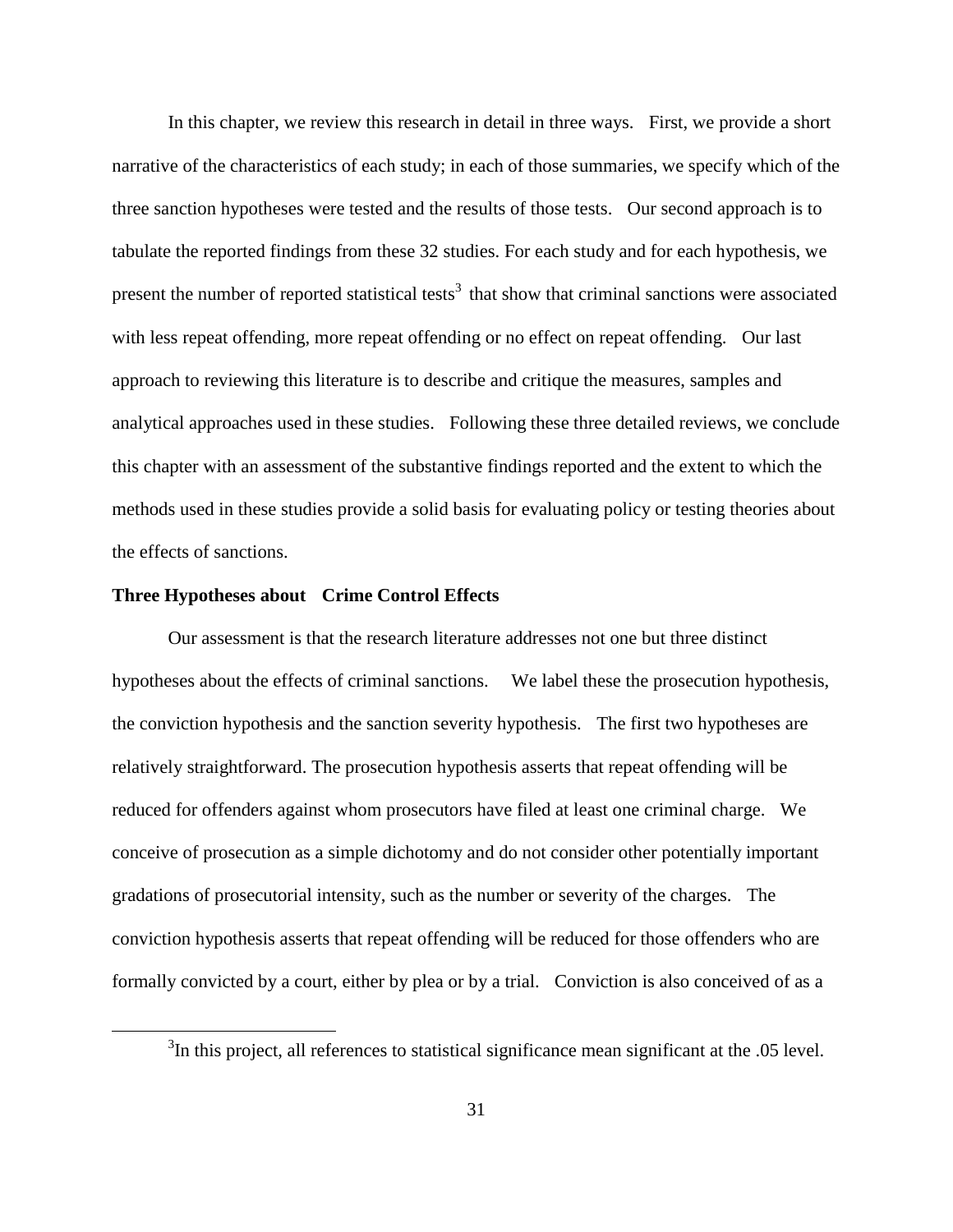In this chapter, we review this research in detail in three ways. First, we provide a short narrative of the characteristics of each study; in each of those summaries, we specify which of the three sanction hypotheses were tested and the results of those tests. Our second approach is to tabulate the reported findings from these 32 studies. For each study and for each hypothesis, we present the number of reported statistical tests[3] that show that criminal sanctions were associated with less repeat offending, more repeat offending or no effect on repeat offending. Our last approach to reviewing this literature is to describe and critique the measures, samples and analytical approaches used in these studies. Following these three detailed reviews, we conclude this chapter with an assessment of the substantive findings reported and the extent to which the methods used in these studies provide a solid basis for evaluating policy or testing theories about the effects of sanctions.

**Three Hypotheses about Crime Control Effects**

Our assessment is that the research literature addresses not one but three distinct hypotheses about the effects of criminal sanctions. We label these the prosecution hypothesis, the conviction hypothesis and the sanction severity hypothesis. The first two hypotheses are relatively straightforward. The prosecution hypothesis asserts that repeat offending will be reduced for offenders against whom prosecutors have filed at least one criminal charge. We conceive of prosecution as a simple dichotomy and do not consider other potentially important gradations of prosecutorial intensity, such as the number or severity of the charges. The conviction hypothesis asserts that repeat offending will be reduced for those offenders who are formally convicted by a court, either by plea or by a trial. Conviction is also conceived of as a

[3] In this project, all references to statistical significance mean significant at the .05 level.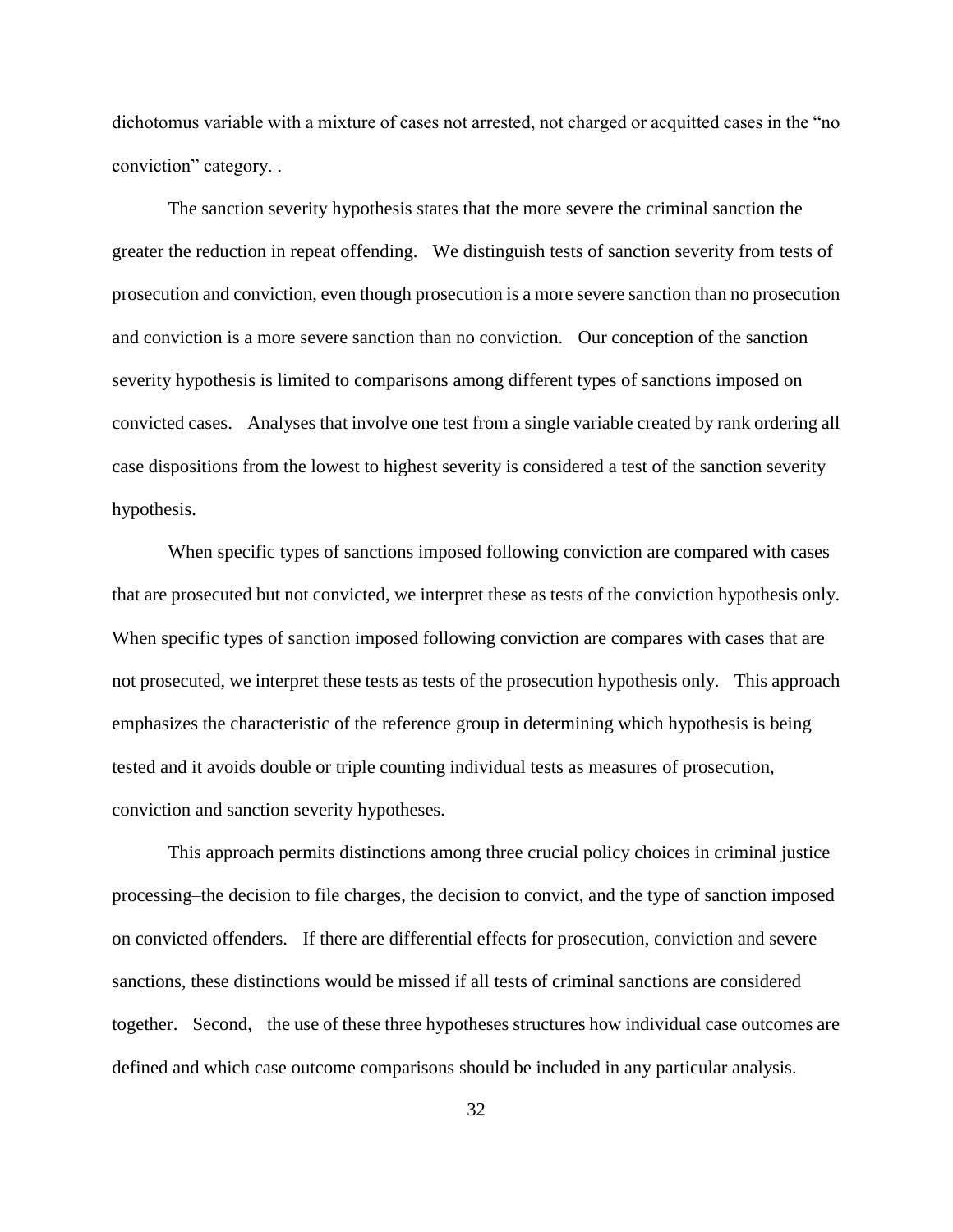dichotomus variable with a mixture of cases not arrested, not charged or acquitted cases in the "no conviction" category. .

The sanction severity hypothesis states that the more severe the criminal sanction the greater the reduction in repeat offending. We distinguish tests of sanction severity from tests of prosecution and conviction, even though prosecution is a more severe sanction than no prosecution and conviction is a more severe sanction than no conviction. Our conception of the sanction severity hypothesis is limited to comparisons among different types of sanctions imposed on convicted cases. Analyses that involve one test from a single variable created by rank ordering all case dispositions from the lowest to highest severity is considered a test of the sanction severity hypothesis.

When specific types of sanctions imposed following conviction are compared with cases that are prosecuted but not convicted, we interpret these as tests of the conviction hypothesis only. When specific types of sanction imposed following conviction are compares with cases that are not prosecuted, we interpret these tests as tests of the prosecution hypothesis only. This approach emphasizes the characteristic of the reference group in determining which hypothesis is being tested and it avoids double or triple counting individual tests as measures of prosecution, conviction and sanction severity hypotheses.

This approach permits distinctions among three crucial policy choices in criminal justice processing–the decision to file charges, the decision to convict, and the type of sanction imposed on convicted offenders. If there are differential effects for prosecution, conviction and severe sanctions, these distinctions would be missed if all tests of criminal sanctions are considered together. Second, the use of these three hypotheses structures how individual case outcomes are defined and which case outcome comparisons should be included in any particular analysis.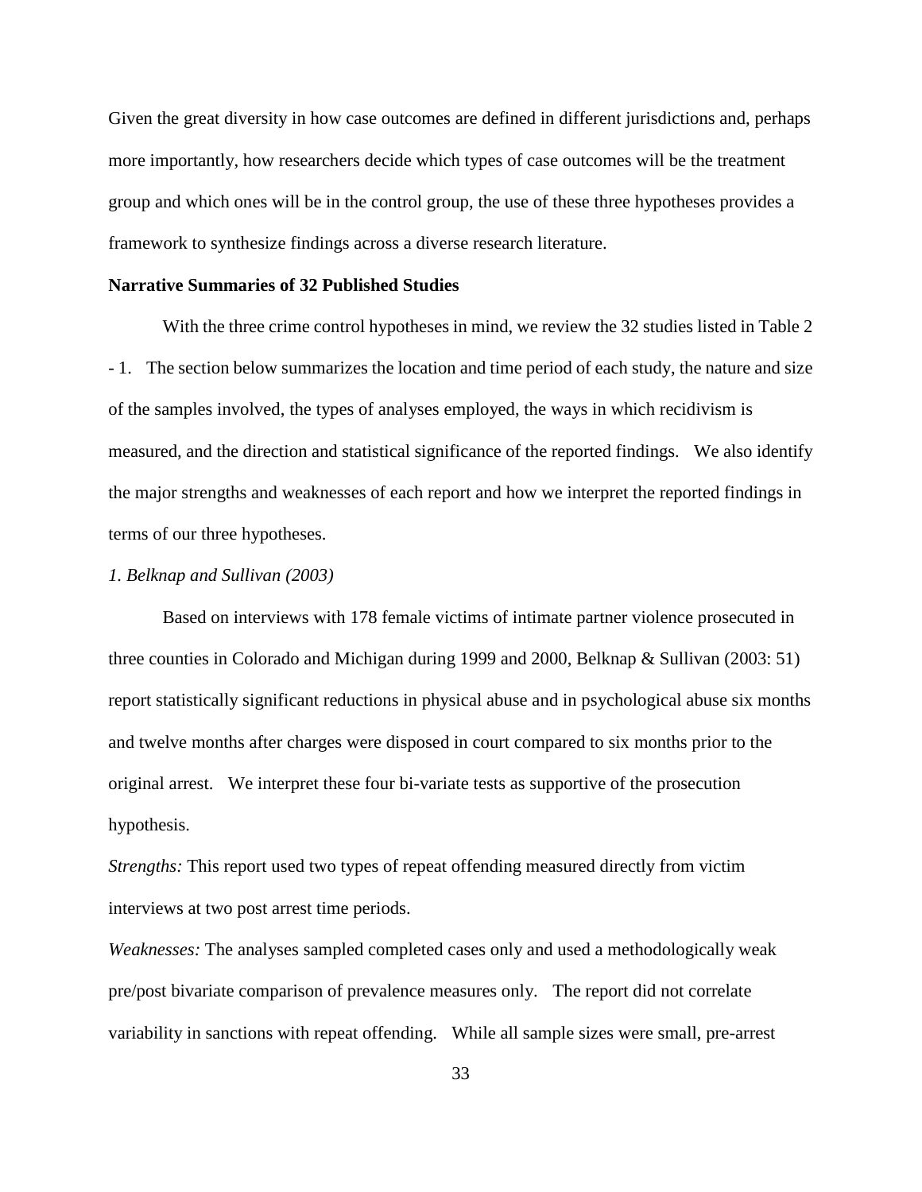Given the great diversity in how case outcomes are defined in different jurisdictions and, perhaps more importantly, how researchers decide which types of case outcomes will be the treatment group and which ones will be in the control group, the use of these three hypotheses provides a framework to synthesize findings across a diverse research literature.

**Narrative Summaries of 32 Published Studies**

With the three crime control hypotheses in mind, we review the 32 studies listed in Table 2 - 1. The section below summarizes the location and time period of each study, the nature and size of the samples involved, the types of analyses employed, the ways in which recidivism is measured, and the direction and statistical significance of the reported findings. We also identify the major strengths and weaknesses of each report and how we interpret the reported findings in terms of our three hypotheses.

*1. Belknap and Sullivan (2003)*

Based on interviews with 178 female victims of intimate partner violence prosecuted in three counties in Colorado and Michigan during 1999 and 2000, Belknap & Sullivan (2003: 51) report statistically significant reductions in physical abuse and in psychological abuse six months and twelve months after charges were disposed in court compared to six months prior to the original arrest. We interpret these four bi-variate tests as supportive of the prosecution hypothesis.

*Strengths:* This report used two types of repeat offending measured directly from victim interviews at two post arrest time periods.

*Weaknesses:* The analyses sampled completed cases only and used a methodologically weak pre/post bivariate comparison of prevalence measures only. The report did not correlate variability in sanctions with repeat offending. While all sample sizes were small, pre-arrest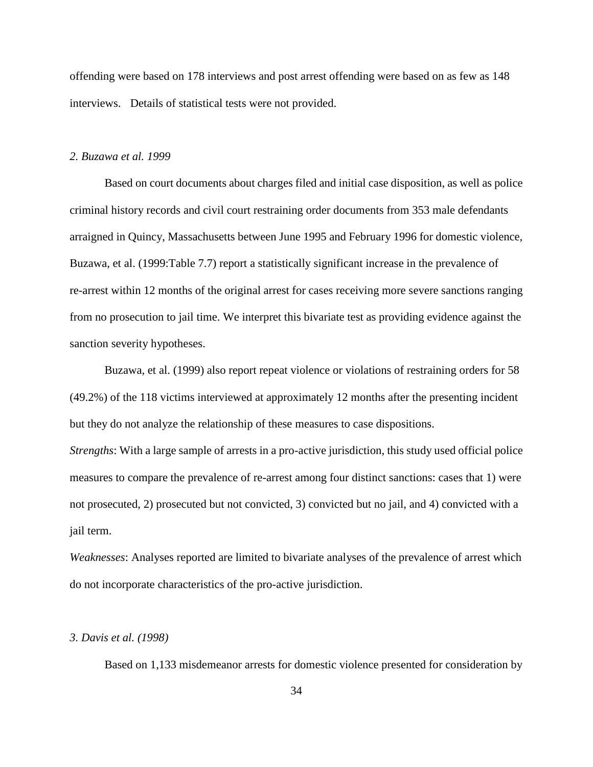offending were based on 178 interviews and post arrest offending were based on as few as 148 interviews. Details of statistical tests were not provided.

*2. Buzawa et al. 1999*

Based on court documents about charges filed and initial case disposition, as well as police criminal history records and civil court restraining order documents from 353 male defendants arraigned in Quincy, Massachusetts between June 1995 and February 1996 for domestic violence, Buzawa, et al. (1999:Table 7.7) report a statistically significant increase in the prevalence of re-arrest within 12 months of the original arrest for cases receiving more severe sanctions ranging from no prosecution to jail time. We interpret this bivariate test as providing evidence against the sanction severity hypotheses.

Buzawa, et al. (1999) also report repeat violence or violations of restraining orders for 58 (49.2%) of the 118 victims interviewed at approximately 12 months after the presenting incident but they do not analyze the relationship of these measures to case dispositions.

*Strengths*: With a large sample of arrests in a pro-active jurisdiction, this study used official police measures to compare the prevalence of re-arrest among four distinct sanctions: cases that 1) were not prosecuted, 2) prosecuted but not convicted, 3) convicted but no jail, and 4) convicted with a jail term.

*Weaknesses*: Analyses reported are limited to bivariate analyses of the prevalence of arrest which do not incorporate characteristics of the pro-active jurisdiction.

*3. Davis et al. (1998)*

Based on 1,133 misdemeanor arrests for domestic violence presented for consideration by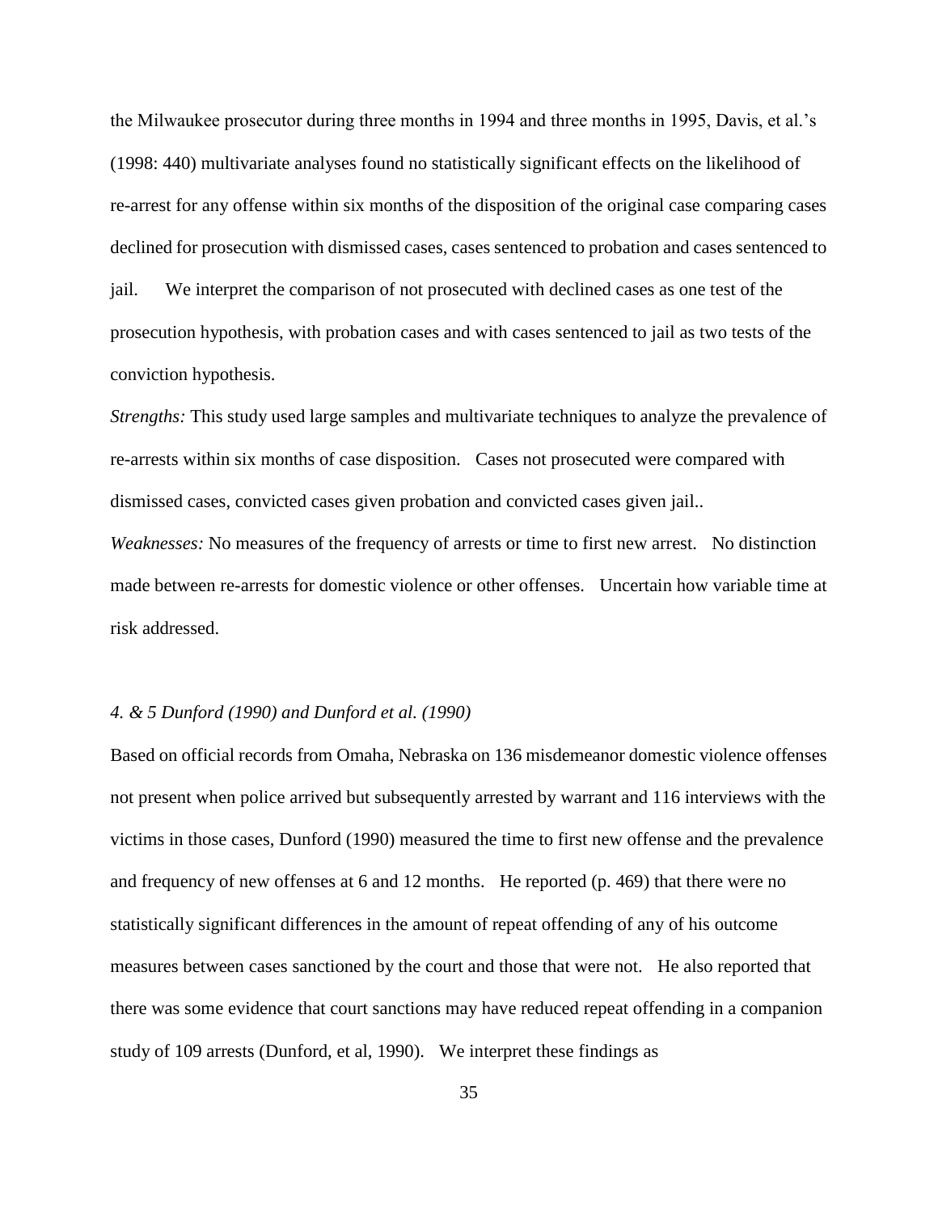the Milwaukee prosecutor during three months in 1994 and three months in 1995, Davis, et al.'s (1998: 440) multivariate analyses found no statistically significant effects on the likelihood of re-arrest for any offense within six months of the disposition of the original case comparing cases declined for prosecution with dismissed cases, cases sentenced to probation and cases sentenced to jail. We interpret the comparison of not prosecuted with declined cases as one test of the prosecution hypothesis, with probation cases and with cases sentenced to jail as two tests of the conviction hypothesis.

*Strengths:* This study used large samples and multivariate techniques to analyze the prevalence of re-arrests within six months of case disposition. Cases not prosecuted were compared with dismissed cases, convicted cases given probation and convicted cases given jail..

*Weaknesses:* No measures of the frequency of arrests or time to first new arrest. No distinction made between re-arrests for domestic violence or other offenses. Uncertain how variable time at risk addressed.

*4. & 5 Dunford (1990) and Dunford et al. (1990)*

Based on official records from Omaha, Nebraska on 136 misdemeanor domestic violence offenses not present when police arrived but subsequently arrested by warrant and 116 interviews with the victims in those cases, Dunford (1990) measured the time to first new offense and the prevalence and frequency of new offenses at 6 and 12 months. He reported (p. 469) that there were no statistically significant differences in the amount of repeat offending of any of his outcome measures between cases sanctioned by the court and those that were not. He also reported that there was some evidence that court sanctions may have reduced repeat offending in a companion study of 109 arrests (Dunford, et al, 1990). We interpret these findings as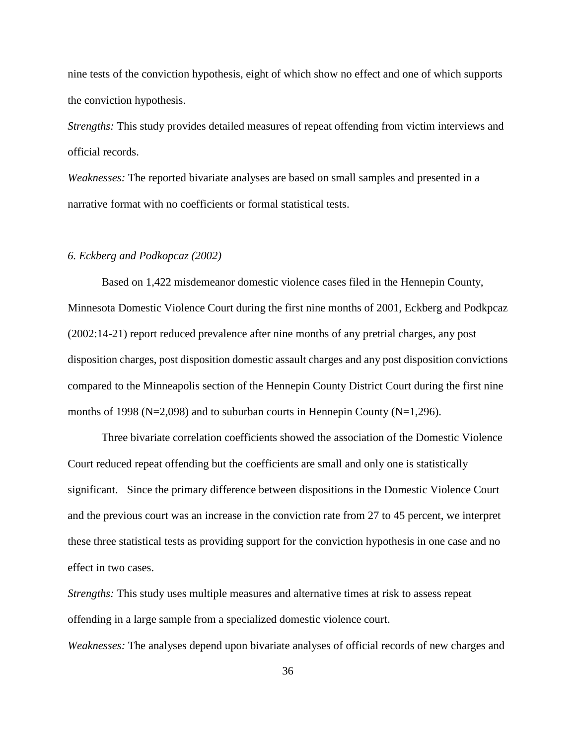nine tests of the conviction hypothesis, eight of which show no effect and one of which supports the conviction hypothesis.

*Strengths:* This study provides detailed measures of repeat offending from victim interviews and official records.

*Weaknesses:* The reported bivariate analyses are based on small samples and presented in a narrative format with no coefficients or formal statistical tests.

*6. Eckberg and Podkopcaz (2002)*

Based on 1,422 misdemeanor domestic violence cases filed in the Hennepin County, Minnesota Domestic Violence Court during the first nine months of 2001, Eckberg and Podkpcaz (2002:14-21) report reduced prevalence after nine months of any pretrial charges, any post disposition charges, post disposition domestic assault charges and any post disposition convictions compared to the Minneapolis section of the Hennepin County District Court during the first nine months of 1998 (N=2,098) and to suburban courts in Hennepin County (N=1,296).

Three bivariate correlation coefficients showed the association of the Domestic Violence Court reduced repeat offending but the coefficients are small and only one is statistically significant. Since the primary difference between dispositions in the Domestic Violence Court and the previous court was an increase in the conviction rate from 27 to 45 percent, we interpret these three statistical tests as providing support for the conviction hypothesis in one case and no effect in two cases.

*Strengths:* This study uses multiple measures and alternative times at risk to assess repeat offending in a large sample from a specialized domestic violence court.

*Weaknesses:* The analyses depend upon bivariate analyses of official records of new charges and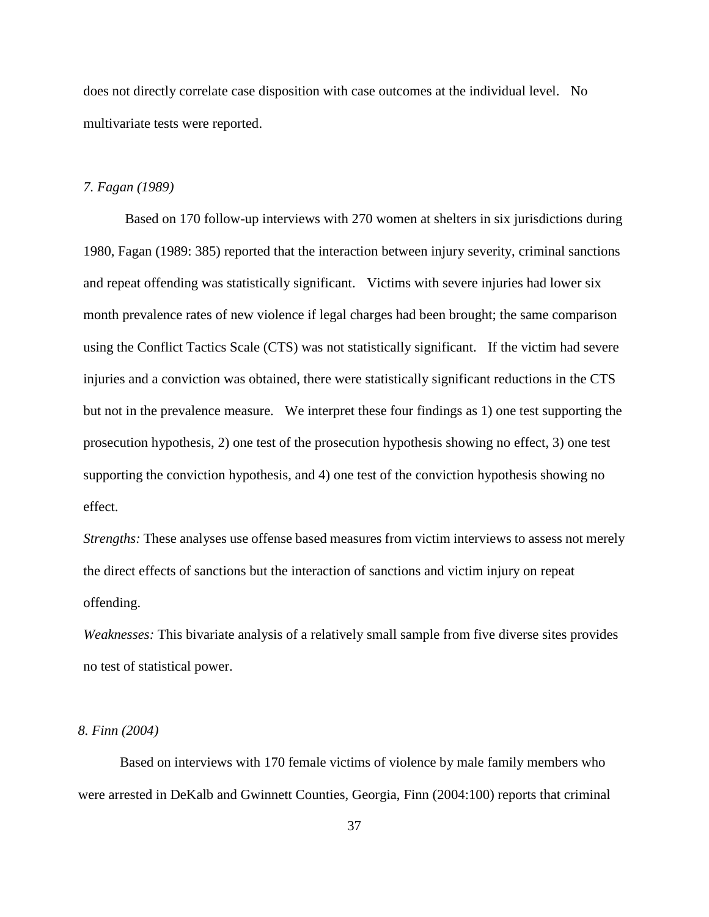does not directly correlate case disposition with case outcomes at the individual level. No multivariate tests were reported.

*7. Fagan (1989)*

Based on 170 follow-up interviews with 270 women at shelters in six jurisdictions during 1980, Fagan (1989: 385) reported that the interaction between injury severity, criminal sanctions and repeat offending was statistically significant. Victims with severe injuries had lower six month prevalence rates of new violence if legal charges had been brought; the same comparison using the Conflict Tactics Scale (CTS) was not statistically significant. If the victim had severe injuries and a conviction was obtained, there were statistically significant reductions in the CTS but not in the prevalence measure. We interpret these four findings as 1) one test supporting the prosecution hypothesis, 2) one test of the prosecution hypothesis showing no effect, 3) one test supporting the conviction hypothesis, and 4) one test of the conviction hypothesis showing no effect.

*Strengths:* These analyses use offense based measures from victim interviews to assess not merely the direct effects of sanctions but the interaction of sanctions and victim injury on repeat offending.

*Weaknesses:* This bivariate analysis of a relatively small sample from five diverse sites provides no test of statistical power.

*8. Finn (2004)*

Based on interviews with 170 female victims of violence by male family members who were arrested in DeKalb and Gwinnett Counties, Georgia, Finn (2004:100) reports that criminal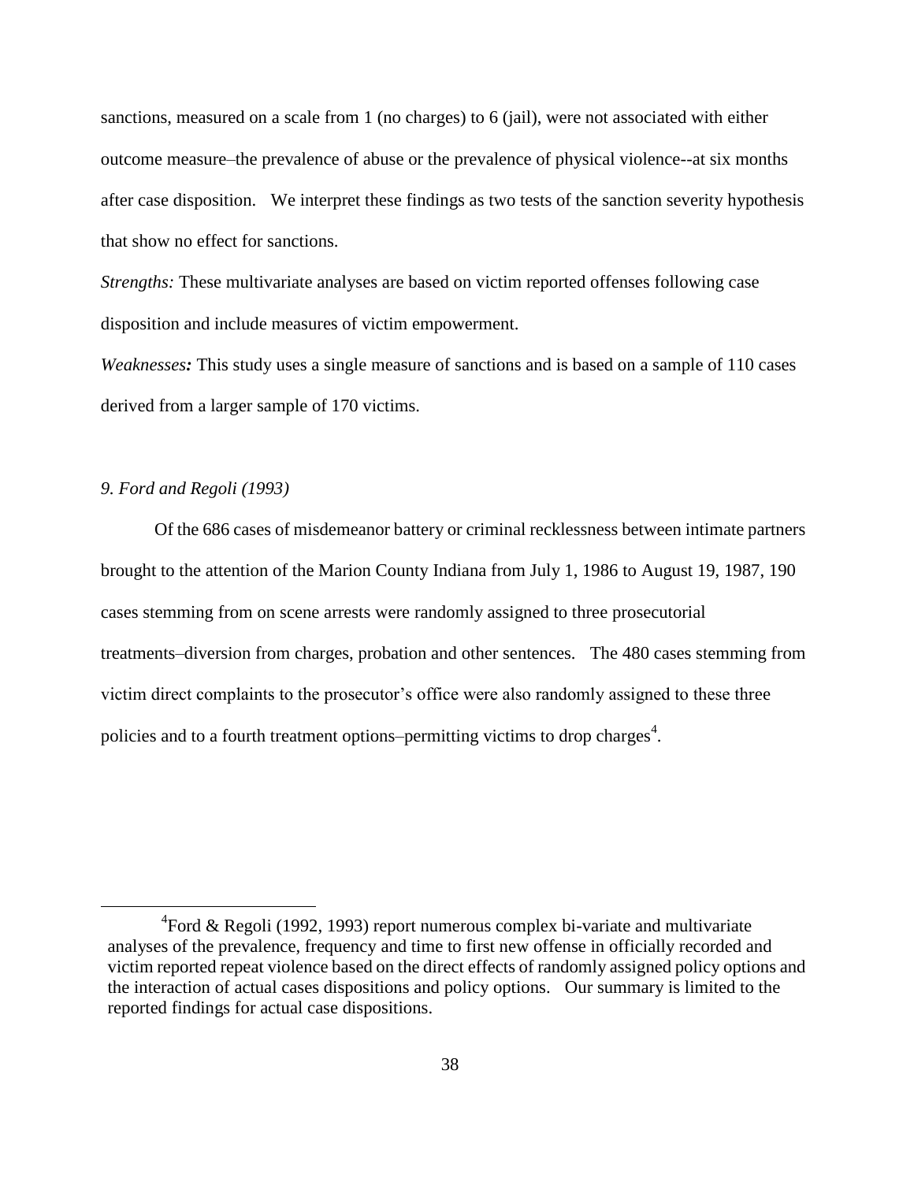sanctions, measured on a scale from 1 (no charges) to 6 (jail), were not associated with either outcome measure–the prevalence of abuse or the prevalence of physical violence--at six months after case disposition. We interpret these findings as two tests of the sanction severity hypothesis that show no effect for sanctions.

*Strengths:* These multivariate analyses are based on victim reported offenses following case disposition and include measures of victim empowerment.

*Weaknesses:* This study uses a single measure of sanctions and is based on a sample of 110 cases derived from a larger sample of 170 victims.

*9. Ford and Regoli (1993)*

Of the 686 cases of misdemeanor battery or criminal recklessness between intimate partners brought to the attention of the Marion County Indiana from July 1, 1986 to August 19, 1987, 190 cases stemming from on scene arrests were randomly assigned to three prosecutorial treatments–diversion from charges, probation and other sentences. The 480 cases stemming from victim direct complaints to the prosecutor's office were also randomly assigned to these three policies and to a fourth treatment options–permitting victims to drop charges[4].

[4] Ford & Regoli (1992, 1993) report numerous complex bi-variate and multivariate analyses of the prevalence, frequency and time to first new offense in officially recorded and victim reported repeat violence based on the direct effects of randomly assigned policy options and the interaction of actual cases dispositions and policy options. Our summary is limited to the reported findings for actual case dispositions.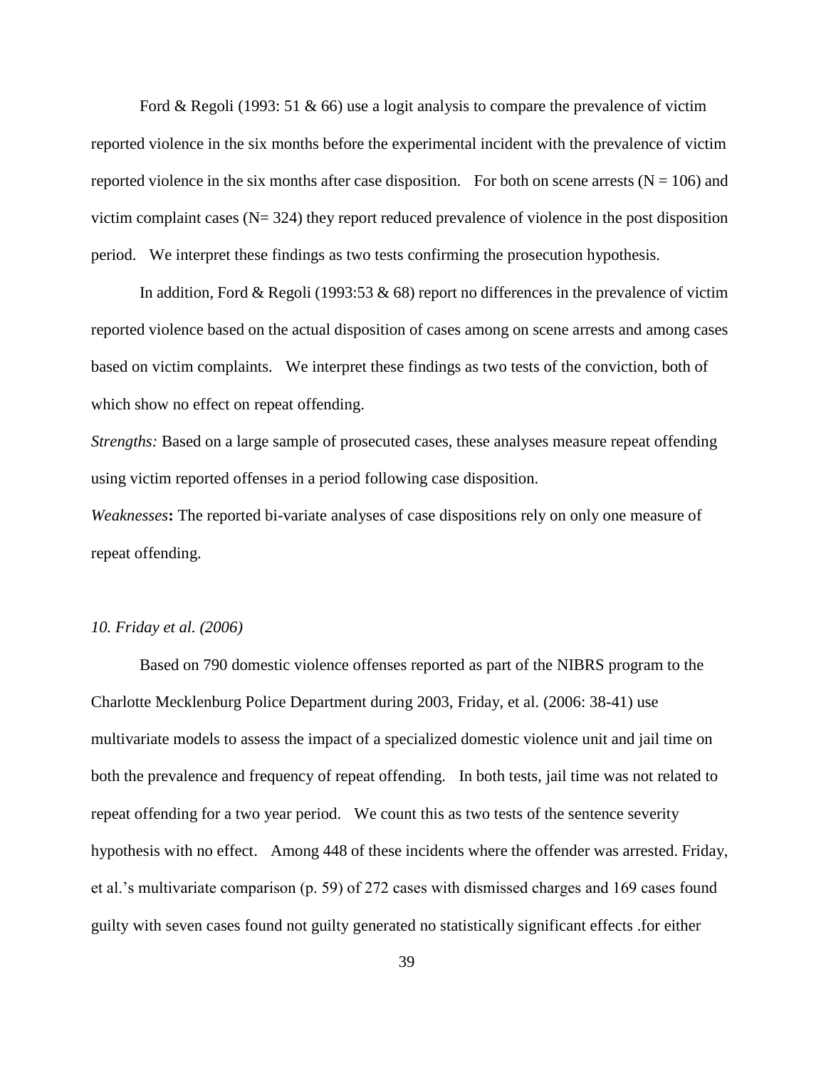Ford & Regoli (1993: 51 & 66) use a logit analysis to compare the prevalence of victim reported violence in the six months before the experimental incident with the prevalence of victim reported violence in the six months after case disposition. For both on scene arrests (N = 106) and victim complaint cases (N= 324) they report reduced prevalence of violence in the post disposition period. We interpret these findings as two tests confirming the prosecution hypothesis.

In addition, Ford & Regoli (1993:53 & 68) report no differences in the prevalence of victim reported violence based on the actual disposition of cases among on scene arrests and among cases based on victim complaints. We interpret these findings as two tests of the conviction, both of which show no effect on repeat offending.

*Strengths:* Based on a large sample of prosecuted cases, these analyses measure repeat offending using victim reported offenses in a period following case disposition.

*Weaknesses***:** The reported bi-variate analyses of case dispositions rely on only one measure of repeat offending.

*10. Friday et al. (2006)*

Based on 790 domestic violence offenses reported as part of the NIBRS program to the Charlotte Mecklenburg Police Department during 2003, Friday, et al. (2006: 38-41) use multivariate models to assess the impact of a specialized domestic violence unit and jail time on both the prevalence and frequency of repeat offending. In both tests, jail time was not related to repeat offending for a two year period. We count this as two tests of the sentence severity hypothesis with no effect. Among 448 of these incidents where the offender was arrested. Friday, et al.'s multivariate comparison (p. 59) of 272 cases with dismissed charges and 169 cases found guilty with seven cases found not guilty generated no statistically significant effects .for either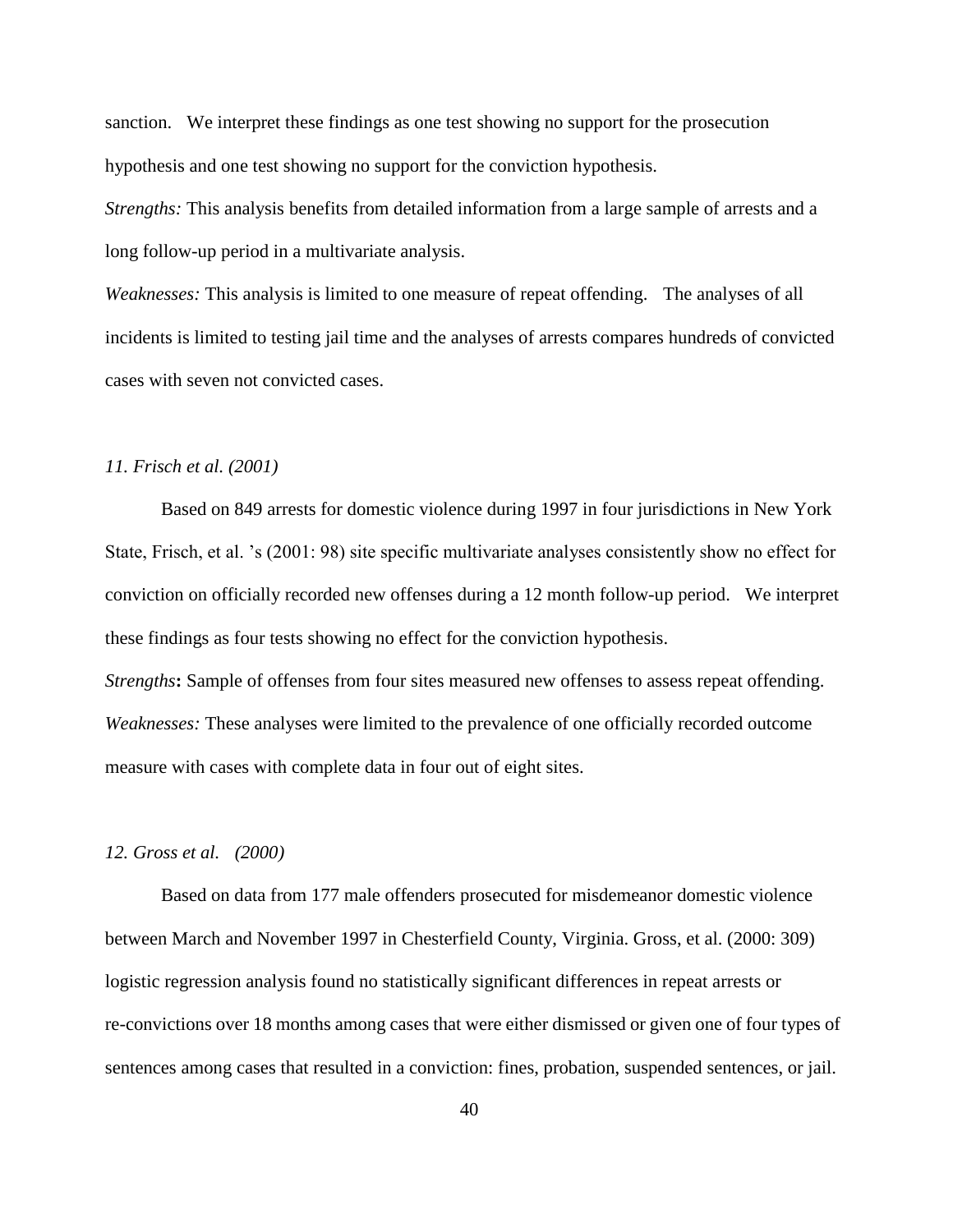sanction. We interpret these findings as one test showing no support for the prosecution hypothesis and one test showing no support for the conviction hypothesis.

*Strengths:* This analysis benefits from detailed information from a large sample of arrests and a long follow-up period in a multivariate analysis.

*Weaknesses:* This analysis is limited to one measure of repeat offending. The analyses of all incidents is limited to testing jail time and the analyses of arrests compares hundreds of convicted cases with seven not convicted cases.

### *11. Frisch et al. (2001)*

Based on 849 arrests for domestic violence during 1997 in four jurisdictions in New York State, Frisch, et al. 's (2001: 98) site specific multivariate analyses consistently show no effect for conviction on officially recorded new offenses during a 12 month follow-up period. We interpret these findings as four tests showing no effect for the conviction hypothesis.

*Strengths***:** Sample of offenses from four sites measured new offenses to assess repeat offending.

*Weaknesses:* These analyses were limited to the prevalence of one officially recorded outcome measure with cases with complete data in four out of eight sites.

### *12. Gross et al. (2000)*

Based on data from 177 male offenders prosecuted for misdemeanor domestic violence between March and November 1997 in Chesterfield County, Virginia. Gross, et al. (2000: 309) logistic regression analysis found no statistically significant differences in repeat arrests or re-convictions over 18 months among cases that were either dismissed or given one of four types of sentences among cases that resulted in a conviction: fines, probation, suspended sentences, or jail.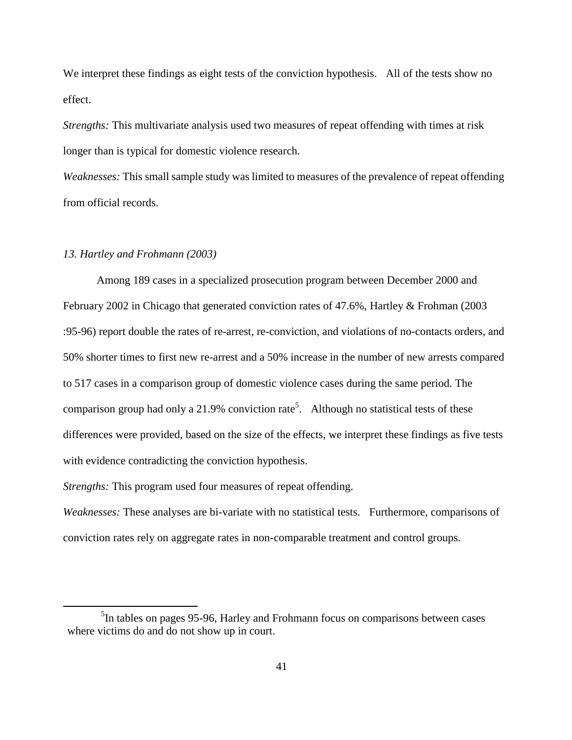We interpret these findings as eight tests of the conviction hypothesis. All of the tests show no effect.

*Strengths:* This multivariate analysis used two measures of repeat offending with times at risk longer than is typical for domestic violence research.

*Weaknesses:* This small sample study was limited to measures of the prevalence of repeat offending from official records.

*13. Hartley and Frohmann (2003)*

Among 189 cases in a specialized prosecution program between December 2000 and February 2002 in Chicago that generated conviction rates of 47.6%, Hartley & Frohman (2003 :95-96) report double the rates of re-arrest, re-conviction, and violations of no-contacts orders, and 50% shorter times to first new re-arrest and a 50% increase in the number of new arrests compared to 517 cases in a comparison group of domestic violence cases during the same period. The comparison group had only a 21.9% conviction rate[5]. Although no statistical tests of these differences were provided, based on the size of the effects, we interpret these findings as five tests with evidence contradicting the conviction hypothesis.

*Strengths:* This program used four measures of repeat offending.

*Weaknesses:* These analyses are bi-variate with no statistical tests. Furthermore, comparisons of conviction rates rely on aggregate rates in non-comparable treatment and control groups.

[5] In tables on pages 95-96, Harley and Frohmann focus on comparisons between cases where victims do and do not show up in court.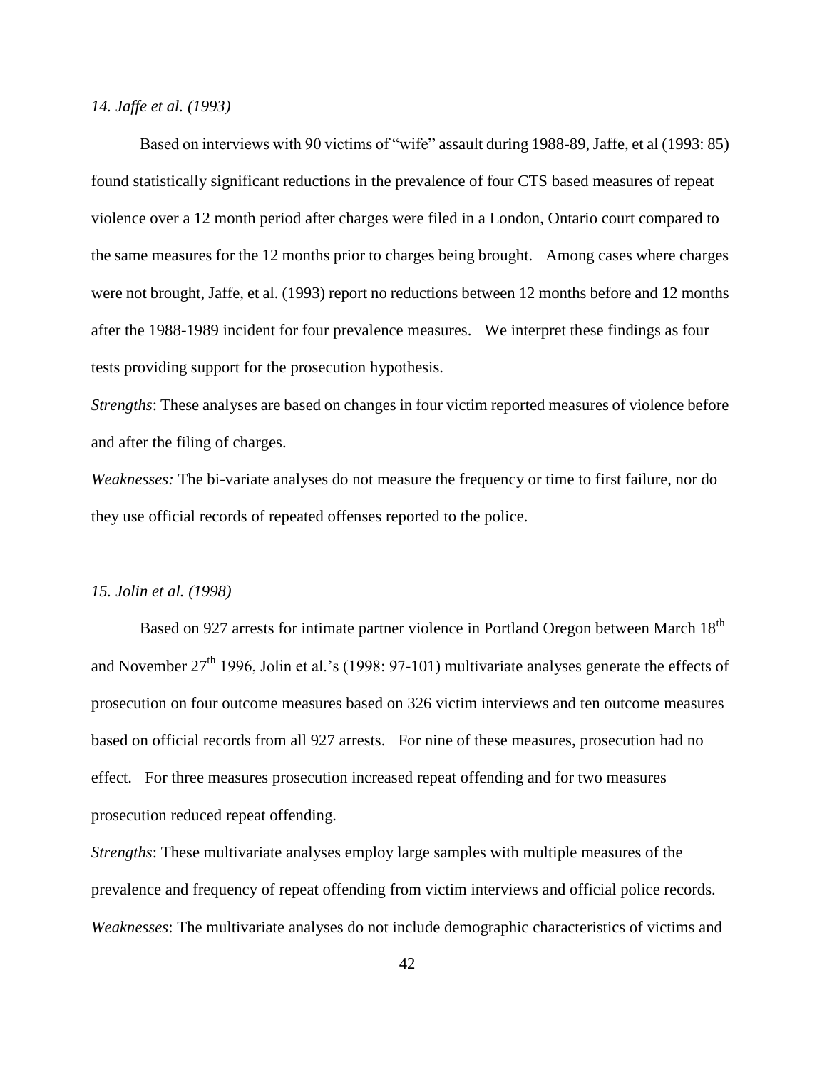*14. Jaffe et al. (1993)*

Based on interviews with 90 victims of "wife" assault during 1988-89, Jaffe, et al (1993: 85) found statistically significant reductions in the prevalence of four CTS based measures of repeat violence over a 12 month period after charges were filed in a London, Ontario court compared to the same measures for the 12 months prior to charges being brought. Among cases where charges were not brought, Jaffe, et al. (1993) report no reductions between 12 months before and 12 months after the 1988-1989 incident for four prevalence measures. We interpret these findings as four tests providing support for the prosecution hypothesis.

*Strengths*: These analyses are based on changes in four victim reported measures of violence before and after the filing of charges.

*Weaknesses:* The bi-variate analyses do not measure the frequency or time to first failure, nor do they use official records of repeated offenses reported to the police.

*15. Jolin et al. (1998)*

Based on 927 arrests for intimate partner violence in Portland Oregon between March 18th and November 27th 1996, Jolin et al.'s (1998: 97-101) multivariate analyses generate the effects of prosecution on four outcome measures based on 326 victim interviews and ten outcome measures based on official records from all 927 arrests. For nine of these measures, prosecution had no effect. For three measures prosecution increased repeat offending and for two measures prosecution reduced repeat offending.

*Strengths*: These multivariate analyses employ large samples with multiple measures of the prevalence and frequency of repeat offending from victim interviews and official police records.

*Weaknesses*: The multivariate analyses do not include demographic characteristics of victims and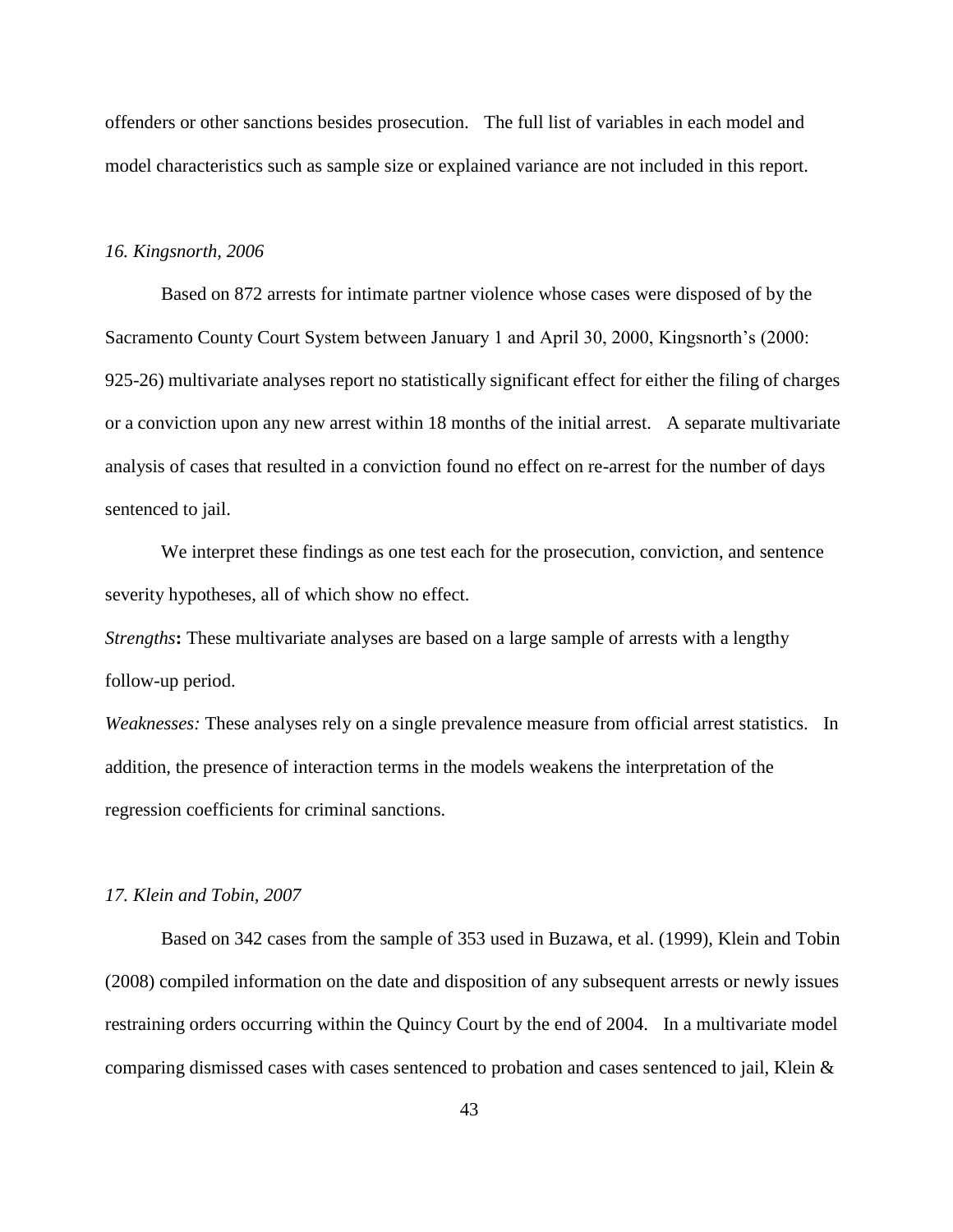offenders or other sanctions besides prosecution. The full list of variables in each model and model characteristics such as sample size or explained variance are not included in this report.

*16. Kingsnorth, 2006*

Based on 872 arrests for intimate partner violence whose cases were disposed of by the Sacramento County Court System between January 1 and April 30, 2000, Kingsnorth's (2000: 925-26) multivariate analyses report no statistically significant effect for either the filing of charges or a conviction upon any new arrest within 18 months of the initial arrest. A separate multivariate analysis of cases that resulted in a conviction found no effect on re-arrest for the number of days sentenced to jail.

We interpret these findings as one test each for the prosecution, conviction, and sentence severity hypotheses, all of which show no effect.

*Strengths***:** These multivariate analyses are based on a large sample of arrests with a lengthy follow-up period.

*Weaknesses:* These analyses rely on a single prevalence measure from official arrest statistics. In addition, the presence of interaction terms in the models weakens the interpretation of the regression coefficients for criminal sanctions.

*17. Klein and Tobin, 2007*

Based on 342 cases from the sample of 353 used in Buzawa, et al. (1999), Klein and Tobin (2008) compiled information on the date and disposition of any subsequent arrests or newly issues restraining orders occurring within the Quincy Court by the end of 2004. In a multivariate model comparing dismissed cases with cases sentenced to probation and cases sentenced to jail, Klein &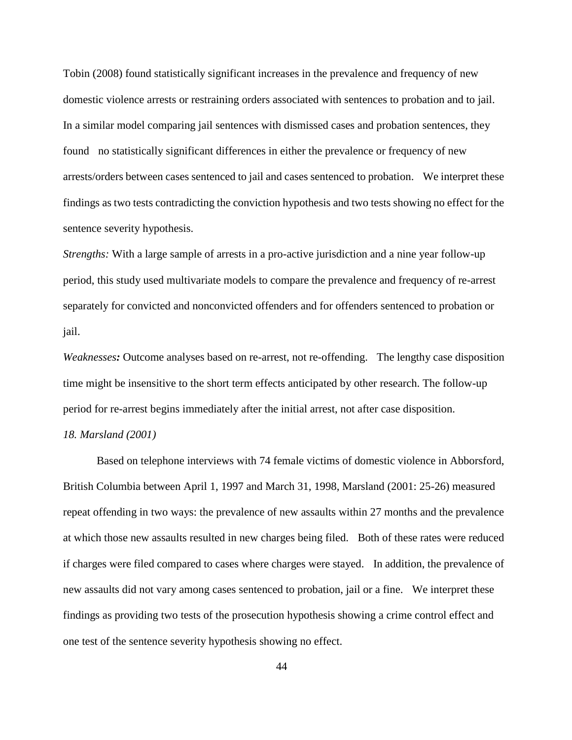Tobin (2008) found statistically significant increases in the prevalence and frequency of new domestic violence arrests or restraining orders associated with sentences to probation and to jail. In a similar model comparing jail sentences with dismissed cases and probation sentences, they found no statistically significant differences in either the prevalence or frequency of new arrests/orders between cases sentenced to jail and cases sentenced to probation. We interpret these findings as two tests contradicting the conviction hypothesis and two tests showing no effect for the sentence severity hypothesis.

*Strengths:* With a large sample of arrests in a pro-active jurisdiction and a nine year follow-up period, this study used multivariate models to compare the prevalence and frequency of re-arrest separately for convicted and nonconvicted offenders and for offenders sentenced to probation or jail.

*Weaknesses:* Outcome analyses based on re-arrest, not re-offending. The lengthy case disposition time might be insensitive to the short term effects anticipated by other research. The follow-up period for re-arrest begins immediately after the initial arrest, not after case disposition.

*18. Marsland (2001)*

Based on telephone interviews with 74 female victims of domestic violence in Abborsford, British Columbia between April 1, 1997 and March 31, 1998, Marsland (2001: 25-26) measured repeat offending in two ways: the prevalence of new assaults within 27 months and the prevalence at which those new assaults resulted in new charges being filed. Both of these rates were reduced if charges were filed compared to cases where charges were stayed. In addition, the prevalence of new assaults did not vary among cases sentenced to probation, jail or a fine. We interpret these findings as providing two tests of the prosecution hypothesis showing a crime control effect and one test of the sentence severity hypothesis showing no effect.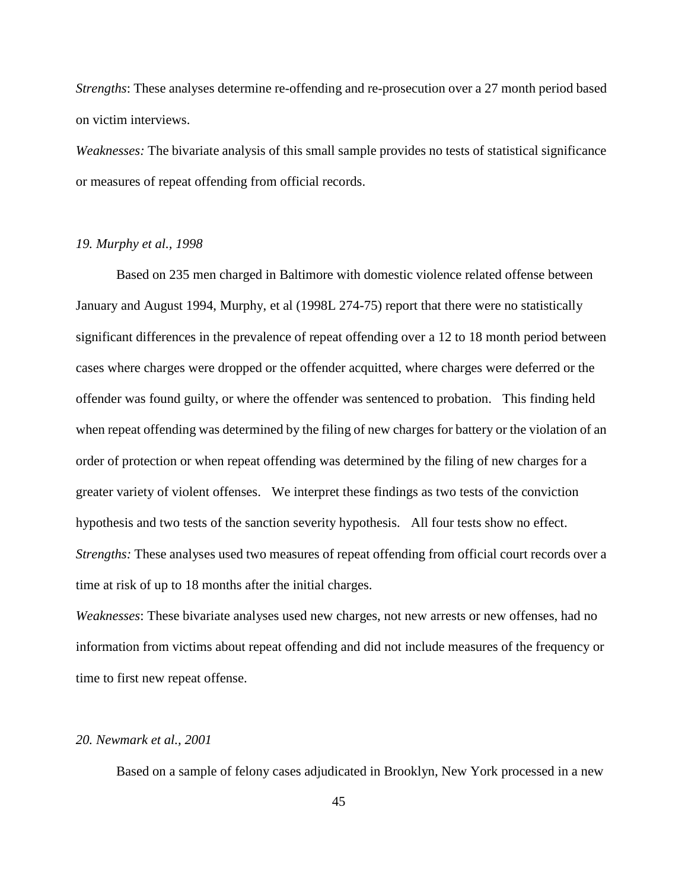*Strengths*: These analyses determine re-offending and re-prosecution over a 27 month period based on victim interviews.

*Weaknesses:* The bivariate analysis of this small sample provides no tests of statistical significance or measures of repeat offending from official records.

*19. Murphy et al., 1998*

Based on 235 men charged in Baltimore with domestic violence related offense between January and August 1994, Murphy, et al (1998L 274-75) report that there were no statistically significant differences in the prevalence of repeat offending over a 12 to 18 month period between cases where charges were dropped or the offender acquitted, where charges were deferred or the offender was found guilty, or where the offender was sentenced to probation. This finding held when repeat offending was determined by the filing of new charges for battery or the violation of an order of protection or when repeat offending was determined by the filing of new charges for a greater variety of violent offenses. We interpret these findings as two tests of the conviction hypothesis and two tests of the sanction severity hypothesis. All four tests show no effect.

*Strengths:* These analyses used two measures of repeat offending from official court records over a time at risk of up to 18 months after the initial charges.

*Weaknesses*: These bivariate analyses used new charges, not new arrests or new offenses, had no information from victims about repeat offending and did not include measures of the frequency or time to first new repeat offense.

*20. Newmark et al., 2001*

Based on a sample of felony cases adjudicated in Brooklyn, New York processed in a new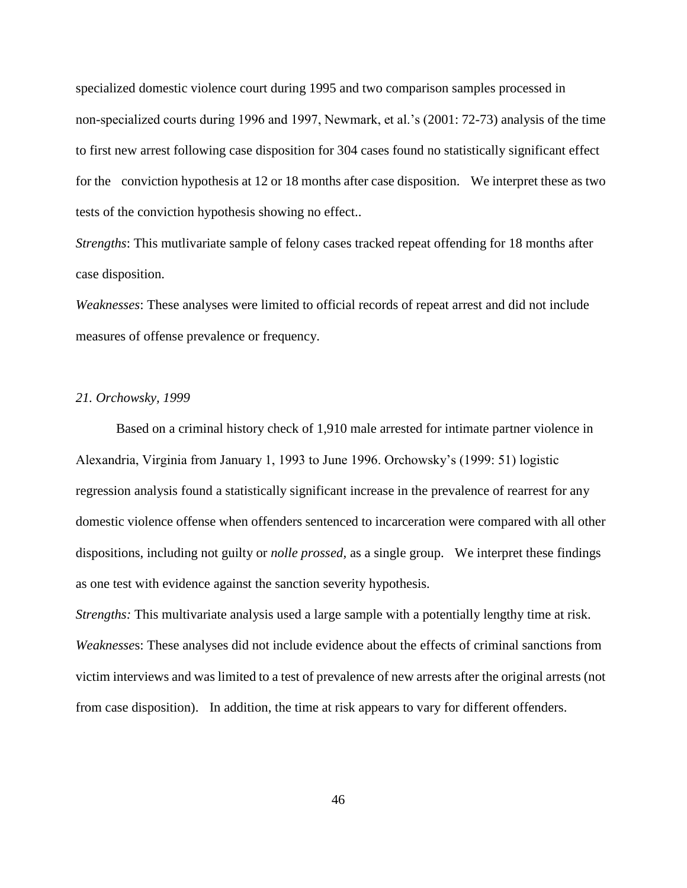specialized domestic violence court during 1995 and two comparison samples processed in non-specialized courts during 1996 and 1997, Newmark, et al.'s (2001: 72-73) analysis of the time to first new arrest following case disposition for 304 cases found no statistically significant effect for the conviction hypothesis at 12 or 18 months after case disposition. We interpret these as two tests of the conviction hypothesis showing no effect..

*Strengths*: This mutlivariate sample of felony cases tracked repeat offending for 18 months after case disposition.

*Weaknesses*: These analyses were limited to official records of repeat arrest and did not include measures of offense prevalence or frequency.

*21. Orchowsky, 1999*

Based on a criminal history check of 1,910 male arrested for intimate partner violence in Alexandria, Virginia from January 1, 1993 to June 1996. Orchowsky's (1999: 51) logistic regression analysis found a statistically significant increase in the prevalence of rearrest for any domestic violence offense when offenders sentenced to incarceration were compared with all other dispositions, including not guilty or *nolle prossed,* as a single group. We interpret these findings as one test with evidence against the sanction severity hypothesis.

*Strengths:* This multivariate analysis used a large sample with a potentially lengthy time at risk.

*Weaknesses*: These analyses did not include evidence about the effects of criminal sanctions from victim interviews and was limited to a test of prevalence of new arrests after the original arrests (not from case disposition). In addition, the time at risk appears to vary for different offenders.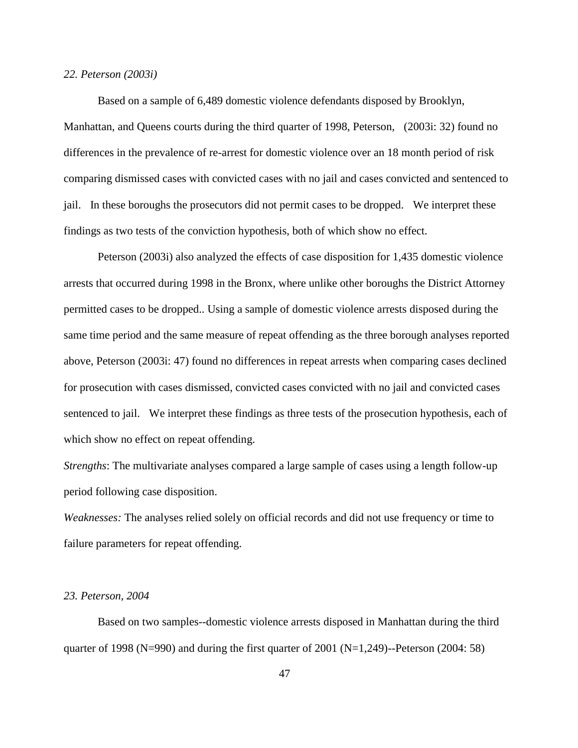*22. Peterson (2003i)*

Based on a sample of 6,489 domestic violence defendants disposed by Brooklyn, Manhattan, and Queens courts during the third quarter of 1998, Peterson, (2003i: 32) found no differences in the prevalence of re-arrest for domestic violence over an 18 month period of risk comparing dismissed cases with convicted cases with no jail and cases convicted and sentenced to jail. In these boroughs the prosecutors did not permit cases to be dropped. We interpret these findings as two tests of the conviction hypothesis, both of which show no effect.

Peterson (2003i) also analyzed the effects of case disposition for 1,435 domestic violence arrests that occurred during 1998 in the Bronx, where unlike other boroughs the District Attorney permitted cases to be dropped.. Using a sample of domestic violence arrests disposed during the same time period and the same measure of repeat offending as the three borough analyses reported above, Peterson (2003i: 47) found no differences in repeat arrests when comparing cases declined for prosecution with cases dismissed, convicted cases convicted with no jail and convicted cases sentenced to jail. We interpret these findings as three tests of the prosecution hypothesis, each of which show no effect on repeat offending.

*Strengths*: The multivariate analyses compared a large sample of cases using a length follow-up period following case disposition.

*Weaknesses:* The analyses relied solely on official records and did not use frequency or time to failure parameters for repeat offending.

*23. Peterson, 2004*

Based on two samples--domestic violence arrests disposed in Manhattan during the third quarter of 1998 (N=990) and during the first quarter of 2001 (N=1,249)--Peterson (2004: 58)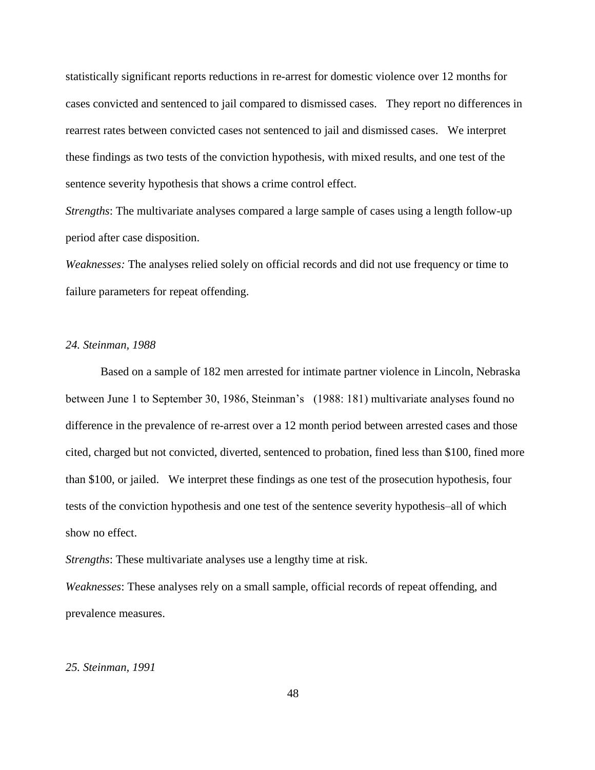statistically significant reports reductions in re-arrest for domestic violence over 12 months for cases convicted and sentenced to jail compared to dismissed cases. They report no differences in rearrest rates between convicted cases not sentenced to jail and dismissed cases. We interpret these findings as two tests of the conviction hypothesis, with mixed results, and one test of the sentence severity hypothesis that shows a crime control effect.

*Strengths*: The multivariate analyses compared a large sample of cases using a length follow-up period after case disposition.

*Weaknesses:* The analyses relied solely on official records and did not use frequency or time to failure parameters for repeat offending.

*24. Steinman, 1988*

Based on a sample of 182 men arrested for intimate partner violence in Lincoln, Nebraska between June 1 to September 30, 1986, Steinman's (1988: 181) multivariate analyses found no difference in the prevalence of re-arrest over a 12 month period between arrested cases and those cited, charged but not convicted, diverted, sentenced to probation, fined less than $100, fined more than $100, or jailed. We interpret these findings as one test of the prosecution hypothesis, four tests of the conviction hypothesis and one test of the sentence severity hypothesis–all of which show no effect.

*Strengths*: These multivariate analyses use a lengthy time at risk.

*Weaknesses*: These analyses rely on a small sample, official records of repeat offending, and prevalence measures.

*25. Steinman, 1991*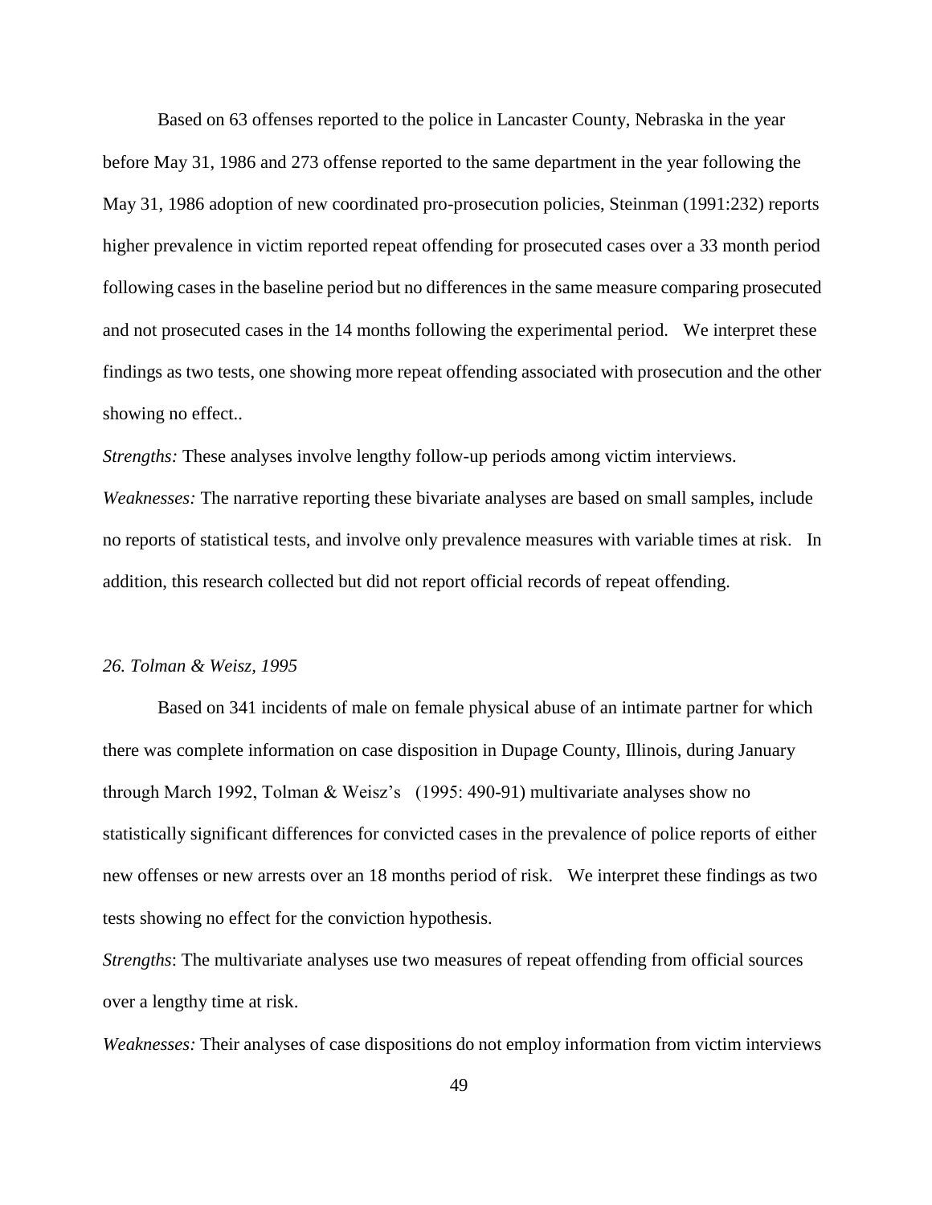Based on 63 offenses reported to the police in Lancaster County, Nebraska in the year before May 31, 1986 and 273 offense reported to the same department in the year following the May 31, 1986 adoption of new coordinated pro-prosecution policies, Steinman (1991:232) reports higher prevalence in victim reported repeat offending for prosecuted cases over a 33 month period following cases in the baseline period but no differences in the same measure comparing prosecuted and not prosecuted cases in the 14 months following the experimental period. We interpret these findings as two tests, one showing more repeat offending associated with prosecution and the other showing no effect..

*Strengths:* These analyses involve lengthy follow-up periods among victim interviews.

*Weaknesses:* The narrative reporting these bivariate analyses are based on small samples, include no reports of statistical tests, and involve only prevalence measures with variable times at risk. In addition, this research collected but did not report official records of repeat offending.

### *26. Tolman & Weisz, 1995*

Based on 341 incidents of male on female physical abuse of an intimate partner for which there was complete information on case disposition in Dupage County, Illinois, during January through March 1992, Tolman & Weisz's (1995: 490-91) multivariate analyses show no statistically significant differences for convicted cases in the prevalence of police reports of either new offenses or new arrests over an 18 months period of risk. We interpret these findings as two tests showing no effect for the conviction hypothesis.

*Strengths*: The multivariate analyses use two measures of repeat offending from official sources over a lengthy time at risk.

*Weaknesses:* Their analyses of case dispositions do not employ information from victim interviews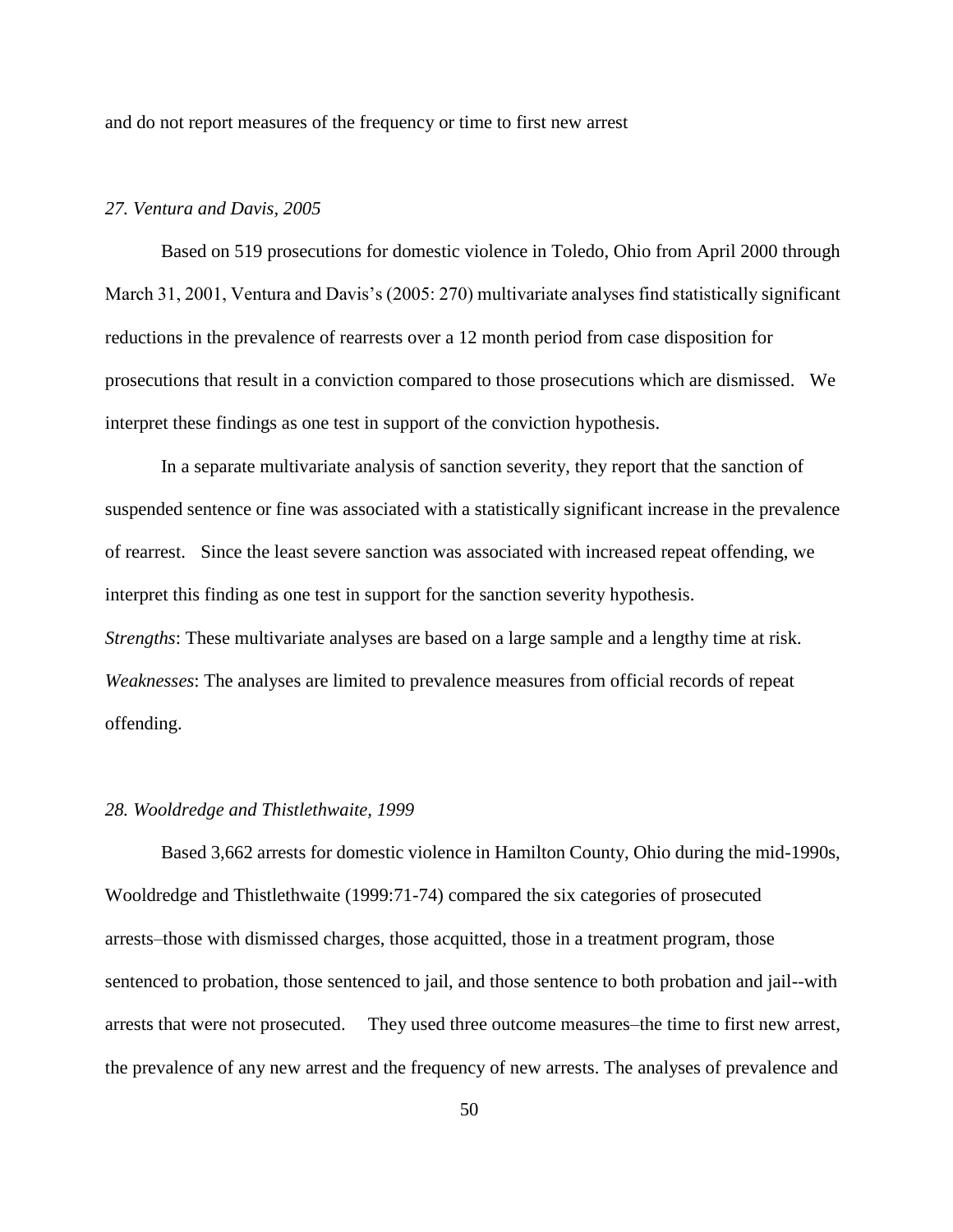and do not report measures of the frequency or time to first new arrest

*27. Ventura and Davis, 2005*

Based on 519 prosecutions for domestic violence in Toledo, Ohio from April 2000 through March 31, 2001, Ventura and Davis's (2005: 270) multivariate analyses find statistically significant reductions in the prevalence of rearrests over a 12 month period from case disposition for prosecutions that result in a conviction compared to those prosecutions which are dismissed. We interpret these findings as one test in support of the conviction hypothesis.

In a separate multivariate analysis of sanction severity, they report that the sanction of suspended sentence or fine was associated with a statistically significant increase in the prevalence of rearrest. Since the least severe sanction was associated with increased repeat offending, we interpret this finding as one test in support for the sanction severity hypothesis.

*Strengths*: These multivariate analyses are based on a large sample and a lengthy time at risk.

*Weaknesses*: The analyses are limited to prevalence measures from official records of repeat offending.

*28. Wooldredge and Thistlethwaite, 1999*

Based 3,662 arrests for domestic violence in Hamilton County, Ohio during the mid-1990s, Wooldredge and Thistlethwaite (1999:71-74) compared the six categories of prosecuted arrests–those with dismissed charges, those acquitted, those in a treatment program, those sentenced to probation, those sentenced to jail, and those sentence to both probation and jail--with arrests that were not prosecuted. They used three outcome measures–the time to first new arrest, the prevalence of any new arrest and the frequency of new arrests. The analyses of prevalence and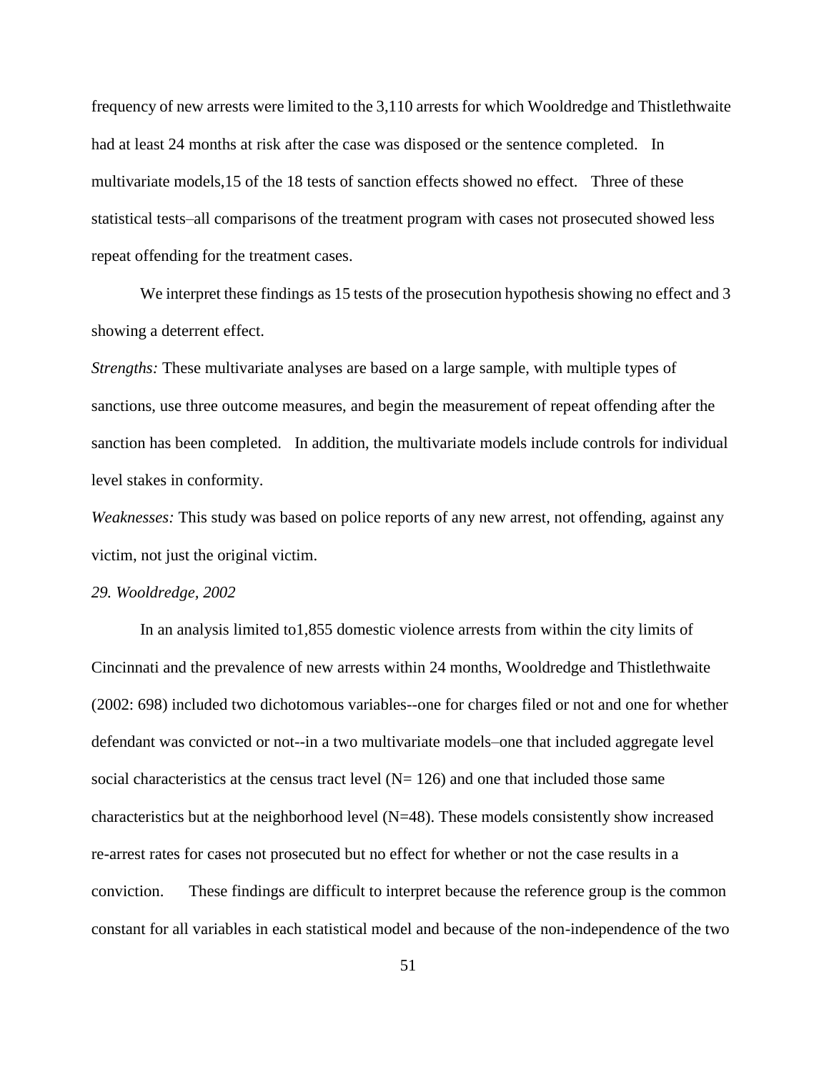frequency of new arrests were limited to the 3,110 arrests for which Wooldredge and Thistlethwaite had at least 24 months at risk after the case was disposed or the sentence completed. In multivariate models,15 of the 18 tests of sanction effects showed no effect. Three of these statistical tests–all comparisons of the treatment program with cases not prosecuted showed less repeat offending for the treatment cases.

We interpret these findings as 15 tests of the prosecution hypothesis showing no effect and 3 showing a deterrent effect.

*Strengths:* These multivariate analyses are based on a large sample, with multiple types of sanctions, use three outcome measures, and begin the measurement of repeat offending after the sanction has been completed. In addition, the multivariate models include controls for individual level stakes in conformity.

*Weaknesses:* This study was based on police reports of any new arrest, not offending, against any victim, not just the original victim.

*29. Wooldredge, 2002*

In an analysis limited to1,855 domestic violence arrests from within the city limits of Cincinnati and the prevalence of new arrests within 24 months, Wooldredge and Thistlethwaite (2002: 698) included two dichotomous variables--one for charges filed or not and one for whether defendant was convicted or not--in a two multivariate models–one that included aggregate level social characteristics at the census tract level (N= 126) and one that included those same characteristics but at the neighborhood level (N=48). These models consistently show increased re-arrest rates for cases not prosecuted but no effect for whether or not the case results in a conviction. These findings are difficult to interpret because the reference group is the common constant for all variables in each statistical model and because of the non-independence of the two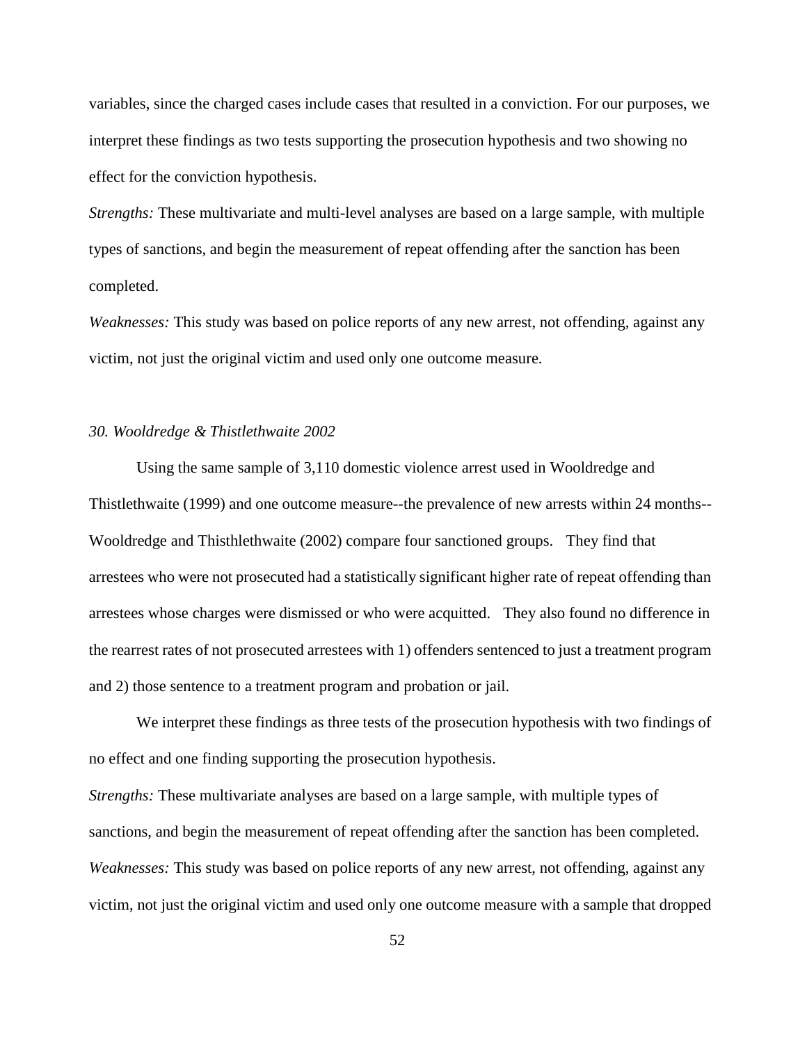variables, since the charged cases include cases that resulted in a conviction. For our purposes, we interpret these findings as two tests supporting the prosecution hypothesis and two showing no effect for the conviction hypothesis.

*Strengths:* These multivariate and multi-level analyses are based on a large sample, with multiple types of sanctions, and begin the measurement of repeat offending after the sanction has been completed.

*Weaknesses:* This study was based on police reports of any new arrest, not offending, against any victim, not just the original victim and used only one outcome measure.

*30. Wooldredge & Thistlethwaite 2002*

Using the same sample of 3,110 domestic violence arrest used in Wooldredge and Thistlethwaite (1999) and one outcome measure--the prevalence of new arrests within 24 months--Wooldredge and Thisthlethwaite (2002) compare four sanctioned groups. They find that arrestees who were not prosecuted had a statistically significant higher rate of repeat offending than arrestees whose charges were dismissed or who were acquitted. They also found no difference in the rearrest rates of not prosecuted arrestees with 1) offenders sentenced to just a treatment program and 2) those sentence to a treatment program and probation or jail.

We interpret these findings as three tests of the prosecution hypothesis with two findings of no effect and one finding supporting the prosecution hypothesis.

*Strengths:* These multivariate analyses are based on a large sample, with multiple types of sanctions, and begin the measurement of repeat offending after the sanction has been completed.

*Weaknesses:* This study was based on police reports of any new arrest, not offending, against any victim, not just the original victim and used only one outcome measure with a sample that dropped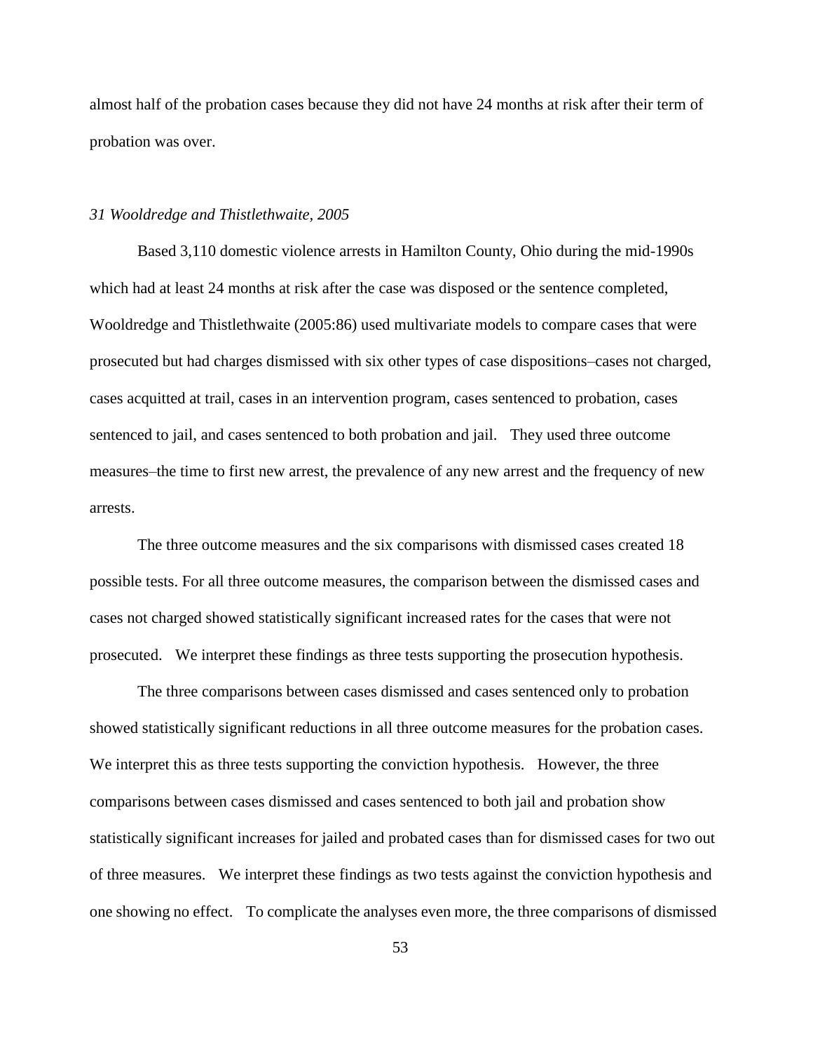almost half of the probation cases because they did not have 24 months at risk after their term of probation was over.

*31 Wooldredge and Thistlethwaite, 2005*

Based 3,110 domestic violence arrests in Hamilton County, Ohio during the mid-1990s which had at least 24 months at risk after the case was disposed or the sentence completed, Wooldredge and Thistlethwaite (2005:86) used multivariate models to compare cases that were prosecuted but had charges dismissed with six other types of case dispositions–cases not charged, cases acquitted at trail, cases in an intervention program, cases sentenced to probation, cases sentenced to jail, and cases sentenced to both probation and jail. They used three outcome measures–the time to first new arrest, the prevalence of any new arrest and the frequency of new arrests.

The three outcome measures and the six comparisons with dismissed cases created 18 possible tests. For all three outcome measures, the comparison between the dismissed cases and cases not charged showed statistically significant increased rates for the cases that were not prosecuted. We interpret these findings as three tests supporting the prosecution hypothesis.

The three comparisons between cases dismissed and cases sentenced only to probation showed statistically significant reductions in all three outcome measures for the probation cases. We interpret this as three tests supporting the conviction hypothesis. However, the three comparisons between cases dismissed and cases sentenced to both jail and probation show statistically significant increases for jailed and probated cases than for dismissed cases for two out of three measures. We interpret these findings as two tests against the conviction hypothesis and one showing no effect. To complicate the analyses even more, the three comparisons of dismissed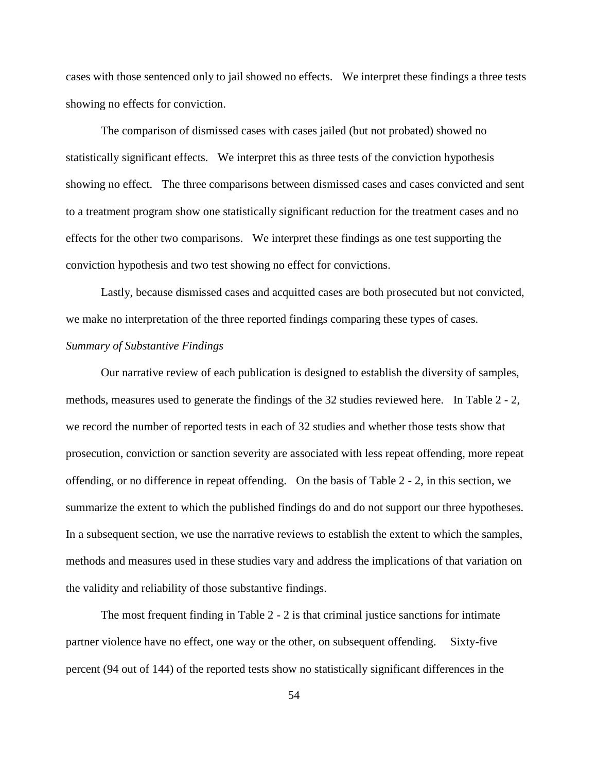cases with those sentenced only to jail showed no effects. We interpret these findings a three tests showing no effects for conviction.

The comparison of dismissed cases with cases jailed (but not probated) showed no statistically significant effects. We interpret this as three tests of the conviction hypothesis showing no effect. The three comparisons between dismissed cases and cases convicted and sent to a treatment program show one statistically significant reduction for the treatment cases and no effects for the other two comparisons. We interpret these findings as one test supporting the conviction hypothesis and two test showing no effect for convictions.

Lastly, because dismissed cases and acquitted cases are both prosecuted but not convicted, we make no interpretation of the three reported findings comparing these types of cases.

*Summary of Substantive Findings*

Our narrative review of each publication is designed to establish the diversity of samples, methods, measures used to generate the findings of the 32 studies reviewed here. In Table 2 - 2, we record the number of reported tests in each of 32 studies and whether those tests show that prosecution, conviction or sanction severity are associated with less repeat offending, more repeat offending, or no difference in repeat offending. On the basis of Table 2 - 2, in this section, we summarize the extent to which the published findings do and do not support our three hypotheses. In a subsequent section, we use the narrative reviews to establish the extent to which the samples, methods and measures used in these studies vary and address the implications of that variation on the validity and reliability of those substantive findings.

The most frequent finding in Table 2 - 2 is that criminal justice sanctions for intimate partner violence have no effect, one way or the other, on subsequent offending. Sixty-five percent (94 out of 144) of the reported tests show no statistically significant differences in the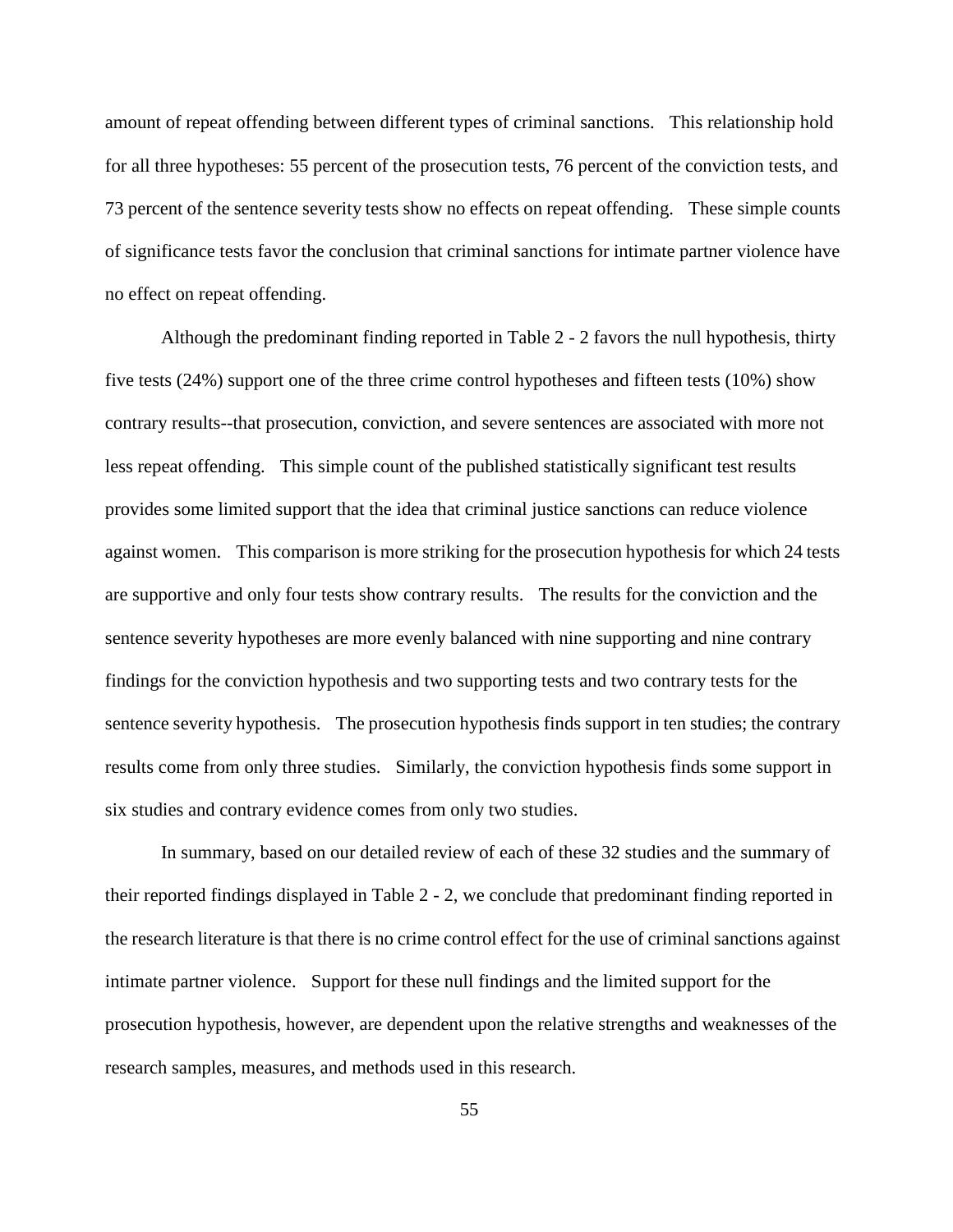amount of repeat offending between different types of criminal sanctions. This relationship hold for all three hypotheses: 55 percent of the prosecution tests, 76 percent of the conviction tests, and 73 percent of the sentence severity tests show no effects on repeat offending. These simple counts of significance tests favor the conclusion that criminal sanctions for intimate partner violence have no effect on repeat offending.

Although the predominant finding reported in Table 2 - 2 favors the null hypothesis, thirty five tests (24%) support one of the three crime control hypotheses and fifteen tests (10%) show contrary results--that prosecution, conviction, and severe sentences are associated with more not less repeat offending. This simple count of the published statistically significant test results provides some limited support that the idea that criminal justice sanctions can reduce violence against women. This comparison is more striking for the prosecution hypothesis for which 24 tests are supportive and only four tests show contrary results. The results for the conviction and the sentence severity hypotheses are more evenly balanced with nine supporting and nine contrary findings for the conviction hypothesis and two supporting tests and two contrary tests for the sentence severity hypothesis. The prosecution hypothesis finds support in ten studies; the contrary results come from only three studies. Similarly, the conviction hypothesis finds some support in six studies and contrary evidence comes from only two studies.

In summary, based on our detailed review of each of these 32 studies and the summary of their reported findings displayed in Table 2 - 2, we conclude that predominant finding reported in the research literature is that there is no crime control effect for the use of criminal sanctions against intimate partner violence. Support for these null findings and the limited support for the prosecution hypothesis, however, are dependent upon the relative strengths and weaknesses of the research samples, measures, and methods used in this research.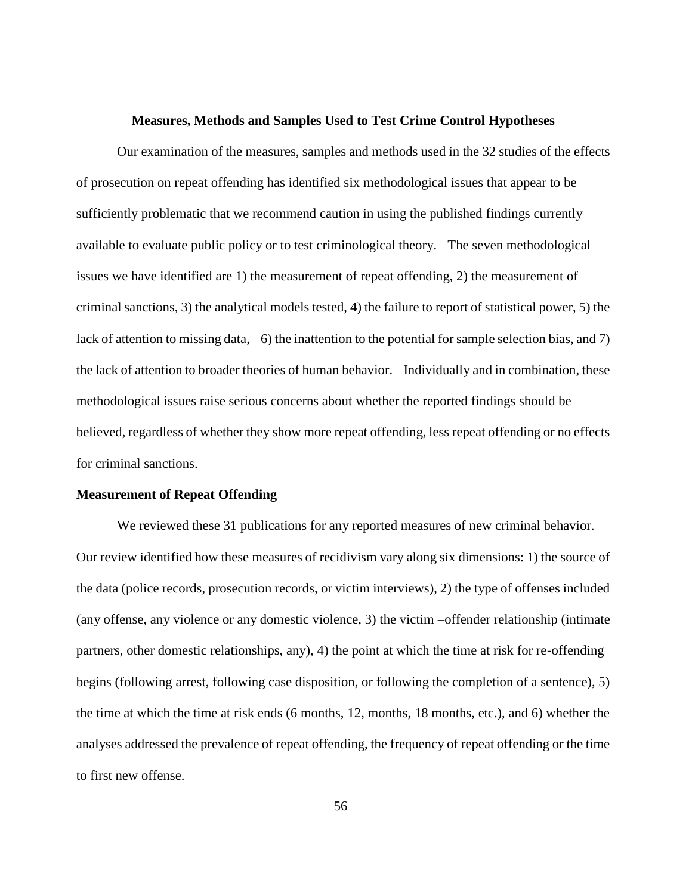## Measures, Methods and Samples Used to Test Crime Control Hypotheses

Our examination of the measures, samples and methods used in the 32 studies of the effects of prosecution on repeat offending has identified six methodological issues that appear to be sufficiently problematic that we recommend caution in using the published findings currently available to evaluate public policy or to test criminological theory. The seven methodological issues we have identified are 1) the measurement of repeat offending, 2) the measurement of criminal sanctions, 3) the analytical models tested, 4) the failure to report of statistical power, 5) the lack of attention to missing data, 6) the inattention to the potential for sample selection bias, and 7) the lack of attention to broader theories of human behavior. Individually and in combination, these methodological issues raise serious concerns about whether the reported findings should be believed, regardless of whether they show more repeat offending, less repeat offending or no effects for criminal sanctions.

### Measurement of Repeat Offending

We reviewed these 31 publications for any reported measures of new criminal behavior. Our review identified how these measures of recidivism vary along six dimensions: 1) the source of the data (police records, prosecution records, or victim interviews), 2) the type of offenses included (any offense, any violence or any domestic violence, 3) the victim –offender relationship (intimate partners, other domestic relationships, any), 4) the point at which the time at risk for re-offending begins (following arrest, following case disposition, or following the completion of a sentence), 5) the time at which the time at risk ends (6 months, 12, months, 18 months, etc.), and 6) whether the analyses addressed the prevalence of repeat offending, the frequency of repeat offending or the time to first new offense.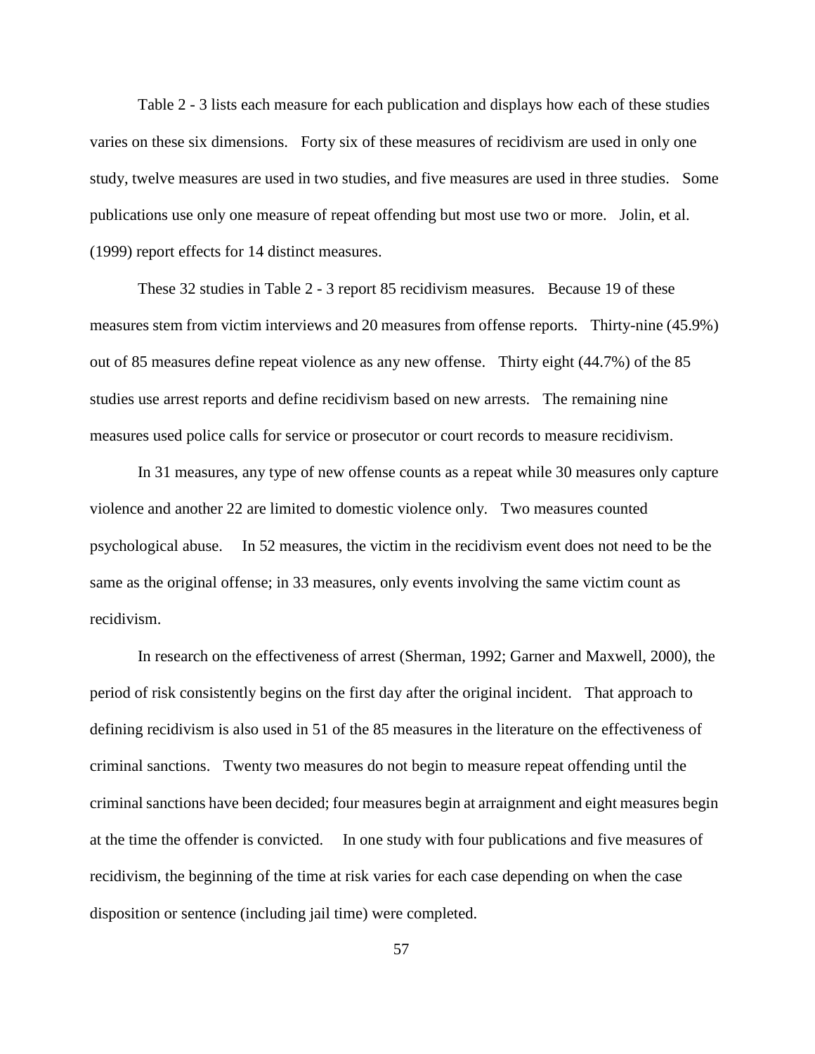Table 2 - 3 lists each measure for each publication and displays how each of these studies varies on these six dimensions. Forty six of these measures of recidivism are used in only one study, twelve measures are used in two studies, and five measures are used in three studies. Some publications use only one measure of repeat offending but most use two or more. Jolin, et al. (1999) report effects for 14 distinct measures.

These 32 studies in Table 2 - 3 report 85 recidivism measures. Because 19 of these measures stem from victim interviews and 20 measures from offense reports. Thirty-nine (45.9%) out of 85 measures define repeat violence as any new offense. Thirty eight (44.7%) of the 85 studies use arrest reports and define recidivism based on new arrests. The remaining nine measures used police calls for service or prosecutor or court records to measure recidivism.

In 31 measures, any type of new offense counts as a repeat while 30 measures only capture violence and another 22 are limited to domestic violence only. Two measures counted psychological abuse. In 52 measures, the victim in the recidivism event does not need to be the same as the original offense; in 33 measures, only events involving the same victim count as recidivism.

In research on the effectiveness of arrest (Sherman, 1992; Garner and Maxwell, 2000), the period of risk consistently begins on the first day after the original incident. That approach to defining recidivism is also used in 51 of the 85 measures in the literature on the effectiveness of criminal sanctions. Twenty two measures do not begin to measure repeat offending until the criminal sanctions have been decided; four measures begin at arraignment and eight measures begin at the time the offender is convicted. In one study with four publications and five measures of recidivism, the beginning of the time at risk varies for each case depending on when the case disposition or sentence (including jail time) were completed.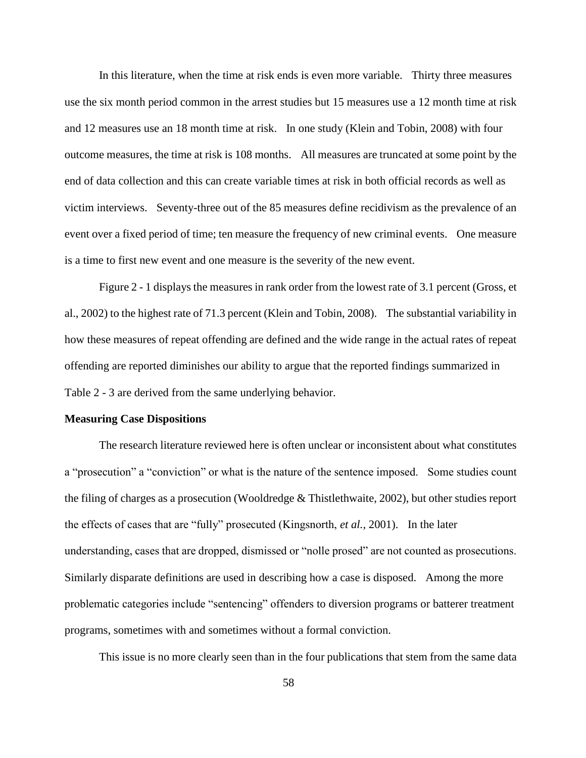In this literature, when the time at risk ends is even more variable. Thirty three measures use the six month period common in the arrest studies but 15 measures use a 12 month time at risk and 12 measures use an 18 month time at risk. In one study (Klein and Tobin, 2008) with four outcome measures, the time at risk is 108 months. All measures are truncated at some point by the end of data collection and this can create variable times at risk in both official records as well as victim interviews. Seventy-three out of the 85 measures define recidivism as the prevalence of an event over a fixed period of time; ten measure the frequency of new criminal events. One measure is a time to first new event and one measure is the severity of the new event.

Figure 2 - 1 displays the measures in rank order from the lowest rate of 3.1 percent (Gross, et al., 2002) to the highest rate of 71.3 percent (Klein and Tobin, 2008). The substantial variability in how these measures of repeat offending are defined and the wide range in the actual rates of repeat offending are reported diminishes our ability to argue that the reported findings summarized in Table 2 - 3 are derived from the same underlying behavior.

**Measuring Case Dispositions**

The research literature reviewed here is often unclear or inconsistent about what constitutes a "prosecution" a "conviction" or what is the nature of the sentence imposed. Some studies count the filing of charges as a prosecution (Wooldredge & Thistlethwaite, 2002), but other studies report the effects of cases that are "fully" prosecuted (Kingsnorth, *et al.,* 2001). In the later understanding, cases that are dropped, dismissed or "nolle prosed" are not counted as prosecutions. Similarly disparate definitions are used in describing how a case is disposed. Among the more problematic categories include "sentencing" offenders to diversion programs or batterer treatment programs, sometimes with and sometimes without a formal conviction.

This issue is no more clearly seen than in the four publications that stem from the same data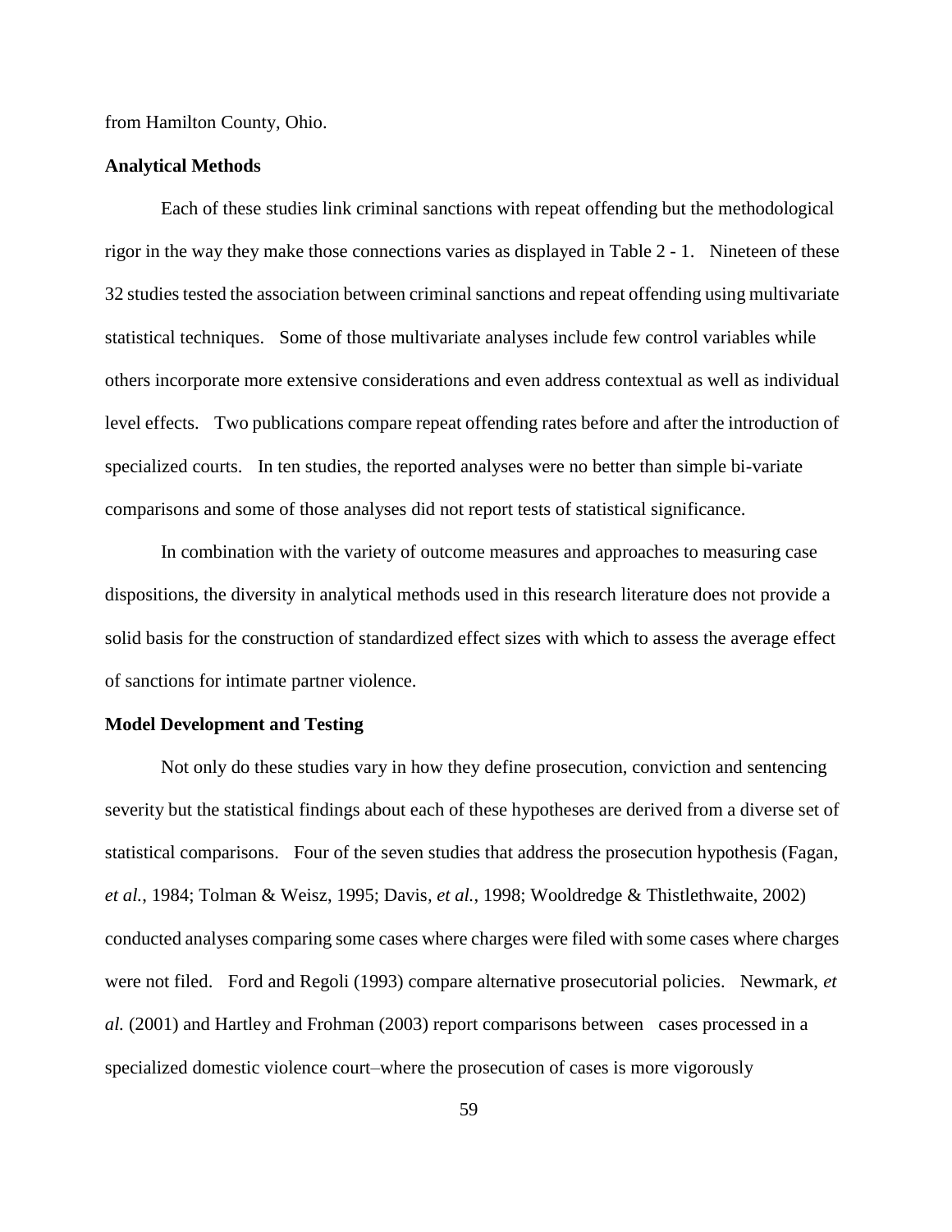from Hamilton County, Ohio.

**Analytical Methods**

Each of these studies link criminal sanctions with repeat offending but the methodological rigor in the way they make those connections varies as displayed in Table 2 - 1. Nineteen of these 32 studies tested the association between criminal sanctions and repeat offending using multivariate statistical techniques. Some of those multivariate analyses include few control variables while others incorporate more extensive considerations and even address contextual as well as individual level effects. Two publications compare repeat offending rates before and after the introduction of specialized courts. In ten studies, the reported analyses were no better than simple bi-variate comparisons and some of those analyses did not report tests of statistical significance.

In combination with the variety of outcome measures and approaches to measuring case dispositions, the diversity in analytical methods used in this research literature does not provide a solid basis for the construction of standardized effect sizes with which to assess the average effect of sanctions for intimate partner violence.

**Model Development and Testing**

Not only do these studies vary in how they define prosecution, conviction and sentencing severity but the statistical findings about each of these hypotheses are derived from a diverse set of statistical comparisons. Four of the seven studies that address the prosecution hypothesis (Fagan, *et al.*, 1984; Tolman & Weisz, 1995; Davis, *et al.*, 1998; Wooldredge & Thistlethwaite, 2002) conducted analyses comparing some cases where charges were filed with some cases where charges were not filed. Ford and Regoli (1993) compare alternative prosecutorial policies. Newmark, *et al.* (2001) and Hartley and Frohman (2003) report comparisons between cases processed in a specialized domestic violence court–where the prosecution of cases is more vigorously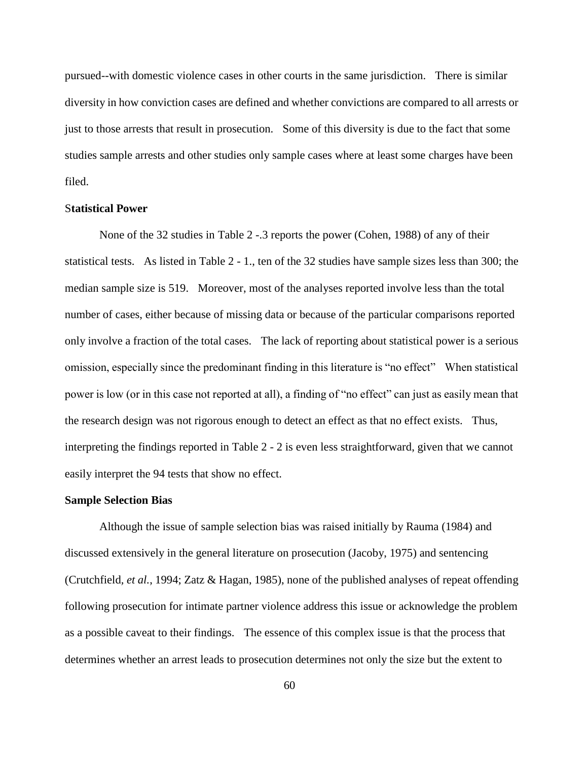pursued--with domestic violence cases in other courts in the same jurisdiction. There is similar diversity in how conviction cases are defined and whether convictions are compared to all arrests or just to those arrests that result in prosecution. Some of this diversity is due to the fact that some studies sample arrests and other studies only sample cases where at least some charges have been filed.

**Statistical Power**

None of the 32 studies in Table 2 -.3 reports the power (Cohen, 1988) of any of their statistical tests. As listed in Table 2 - 1., ten of the 32 studies have sample sizes less than 300; the median sample size is 519. Moreover, most of the analyses reported involve less than the total number of cases, either because of missing data or because of the particular comparisons reported only involve a fraction of the total cases. The lack of reporting about statistical power is a serious omission, especially since the predominant finding in this literature is "no effect" When statistical power is low (or in this case not reported at all), a finding of "no effect" can just as easily mean that the research design was not rigorous enough to detect an effect as that no effect exists. Thus, interpreting the findings reported in Table 2 - 2 is even less straightforward, given that we cannot easily interpret the 94 tests that show no effect.

**Sample Selection Bias**

Although the issue of sample selection bias was raised initially by Rauma (1984) and discussed extensively in the general literature on prosecution (Jacoby, 1975) and sentencing (Crutchfield, *et al.*, 1994; Zatz & Hagan, 1985), none of the published analyses of repeat offending following prosecution for intimate partner violence address this issue or acknowledge the problem as a possible caveat to their findings. The essence of this complex issue is that the process that determines whether an arrest leads to prosecution determines not only the size but the extent to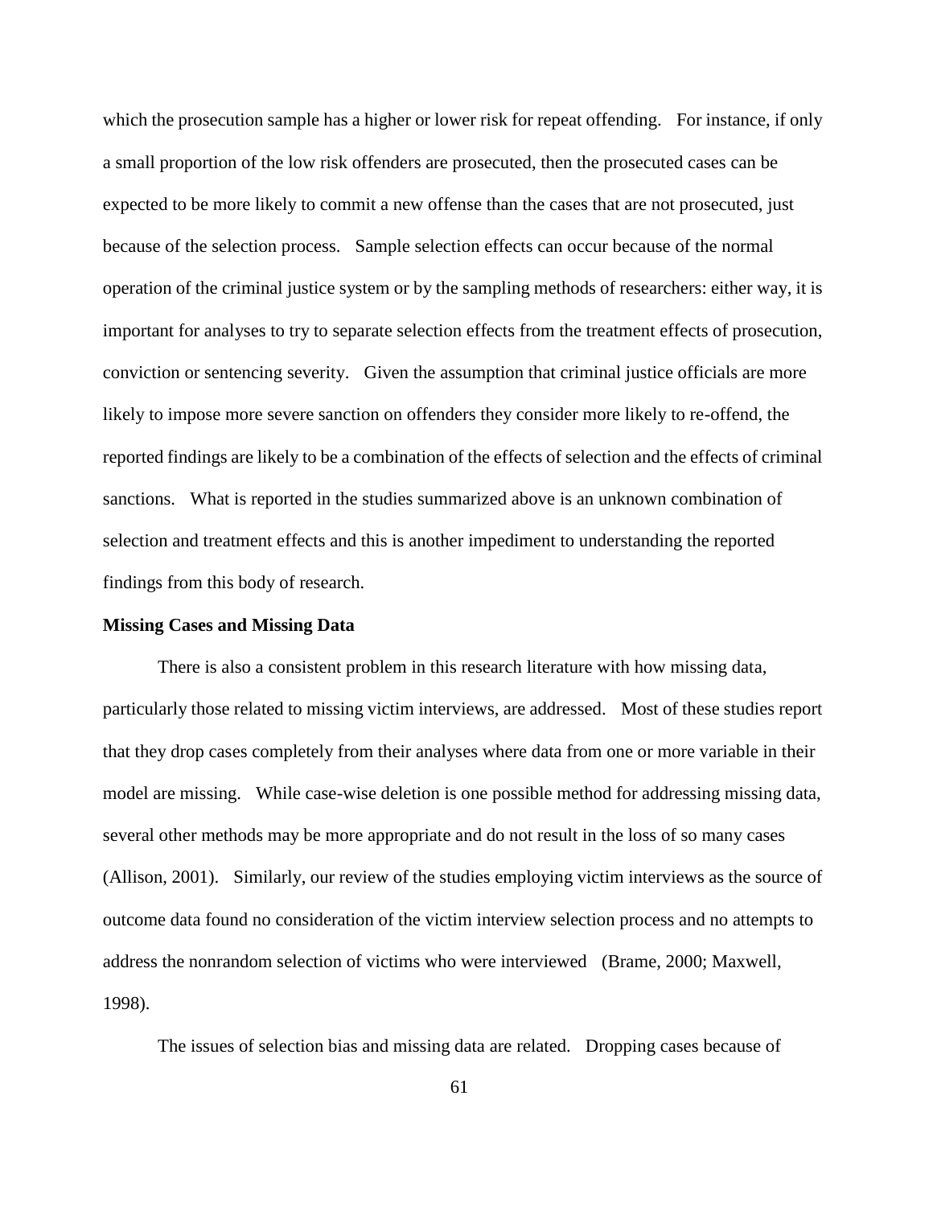which the prosecution sample has a higher or lower risk for repeat offending. For instance, if only a small proportion of the low risk offenders are prosecuted, then the prosecuted cases can be expected to be more likely to commit a new offense than the cases that are not prosecuted, just because of the selection process. Sample selection effects can occur because of the normal operation of the criminal justice system or by the sampling methods of researchers: either way, it is important for analyses to try to separate selection effects from the treatment effects of prosecution, conviction or sentencing severity. Given the assumption that criminal justice officials are more likely to impose more severe sanction on offenders they consider more likely to re-offend, the reported findings are likely to be a combination of the effects of selection and the effects of criminal sanctions. What is reported in the studies summarized above is an unknown combination of selection and treatment effects and this is another impediment to understanding the reported findings from this body of research.

**Missing Cases and Missing Data**

There is also a consistent problem in this research literature with how missing data, particularly those related to missing victim interviews, are addressed. Most of these studies report that they drop cases completely from their analyses where data from one or more variable in their model are missing. While case-wise deletion is one possible method for addressing missing data, several other methods may be more appropriate and do not result in the loss of so many cases (Allison, 2001). Similarly, our review of the studies employing victim interviews as the source of outcome data found no consideration of the victim interview selection process and no attempts to address the nonrandom selection of victims who were interviewed (Brame, 2000; Maxwell, 1998).

The issues of selection bias and missing data are related. Dropping cases because of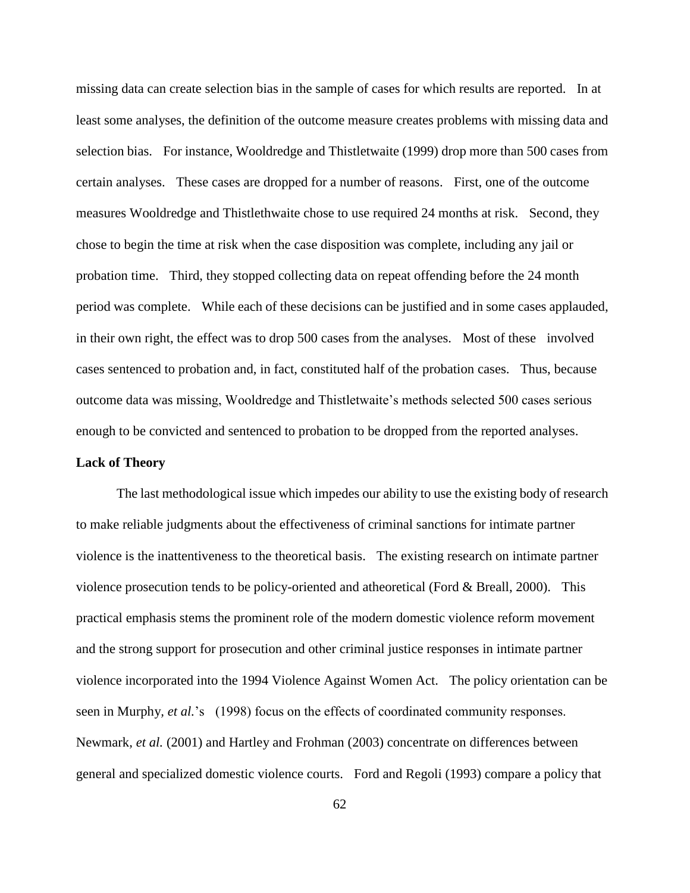missing data can create selection bias in the sample of cases for which results are reported. In at least some analyses, the definition of the outcome measure creates problems with missing data and selection bias. For instance, Wooldredge and Thistletwaite (1999) drop more than 500 cases from certain analyses. These cases are dropped for a number of reasons. First, one of the outcome measures Wooldredge and Thistlethwaite chose to use required 24 months at risk. Second, they chose to begin the time at risk when the case disposition was complete, including any jail or probation time. Third, they stopped collecting data on repeat offending before the 24 month period was complete. While each of these decisions can be justified and in some cases applauded, in their own right, the effect was to drop 500 cases from the analyses. Most of these involved cases sentenced to probation and, in fact, constituted half of the probation cases. Thus, because outcome data was missing, Wooldredge and Thistletwaite's methods selected 500 cases serious enough to be convicted and sentenced to probation to be dropped from the reported analyses.

**Lack of Theory**

The last methodological issue which impedes our ability to use the existing body of research to make reliable judgments about the effectiveness of criminal sanctions for intimate partner violence is the inattentiveness to the theoretical basis. The existing research on intimate partner violence prosecution tends to be policy-oriented and atheoretical (Ford & Breall, 2000). This practical emphasis stems the prominent role of the modern domestic violence reform movement and the strong support for prosecution and other criminal justice responses in intimate partner violence incorporated into the 1994 Violence Against Women Act. The policy orientation can be seen in Murphy, *et al.*'s (1998) focus on the effects of coordinated community responses. Newmark, *et al.* (2001) and Hartley and Frohman (2003) concentrate on differences between general and specialized domestic violence courts. Ford and Regoli (1993) compare a policy that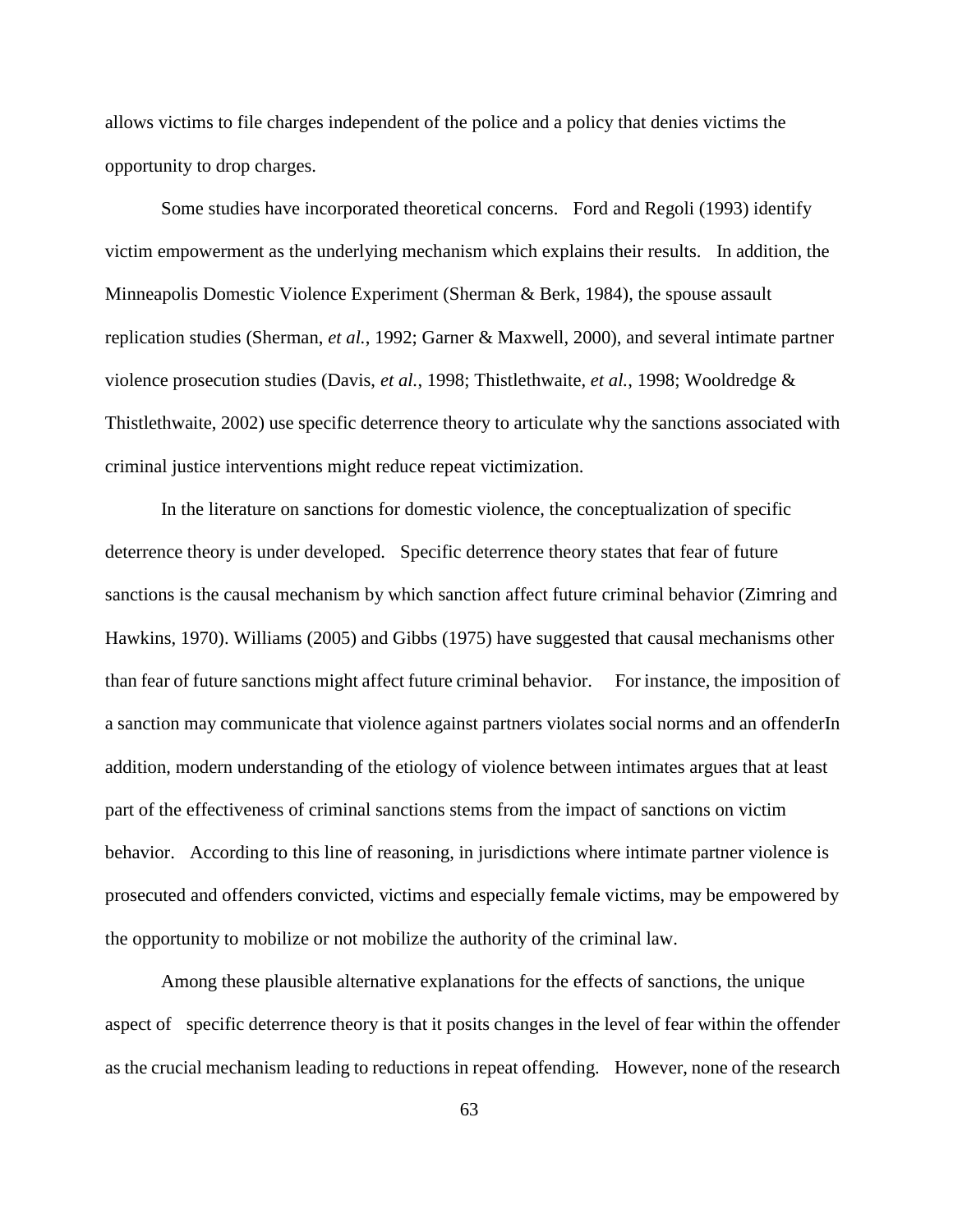allows victims to file charges independent of the police and a policy that denies victims the opportunity to drop charges.

Some studies have incorporated theoretical concerns. Ford and Regoli (1993) identify victim empowerment as the underlying mechanism which explains their results. In addition, the Minneapolis Domestic Violence Experiment (Sherman & Berk, 1984), the spouse assault replication studies (Sherman, *et al.*, 1992; Garner & Maxwell, 2000), and several intimate partner violence prosecution studies (Davis, *et al.*, 1998; Thistlethwaite, *et al.*, 1998; Wooldredge & Thistlethwaite, 2002) use specific deterrence theory to articulate why the sanctions associated with criminal justice interventions might reduce repeat victimization.

In the literature on sanctions for domestic violence, the conceptualization of specific deterrence theory is under developed. Specific deterrence theory states that fear of future sanctions is the causal mechanism by which sanction affect future criminal behavior (Zimring and Hawkins, 1970). Williams (2005) and Gibbs (1975) have suggested that causal mechanisms other than fear of future sanctions might affect future criminal behavior. For instance, the imposition of a sanction may communicate that violence against partners violates social norms and an offenderIn addition, modern understanding of the etiology of violence between intimates argues that at least part of the effectiveness of criminal sanctions stems from the impact of sanctions on victim behavior. According to this line of reasoning, in jurisdictions where intimate partner violence is prosecuted and offenders convicted, victims and especially female victims, may be empowered by the opportunity to mobilize or not mobilize the authority of the criminal law.

Among these plausible alternative explanations for the effects of sanctions, the unique aspect of specific deterrence theory is that it posits changes in the level of fear within the offender as the crucial mechanism leading to reductions in repeat offending. However, none of the research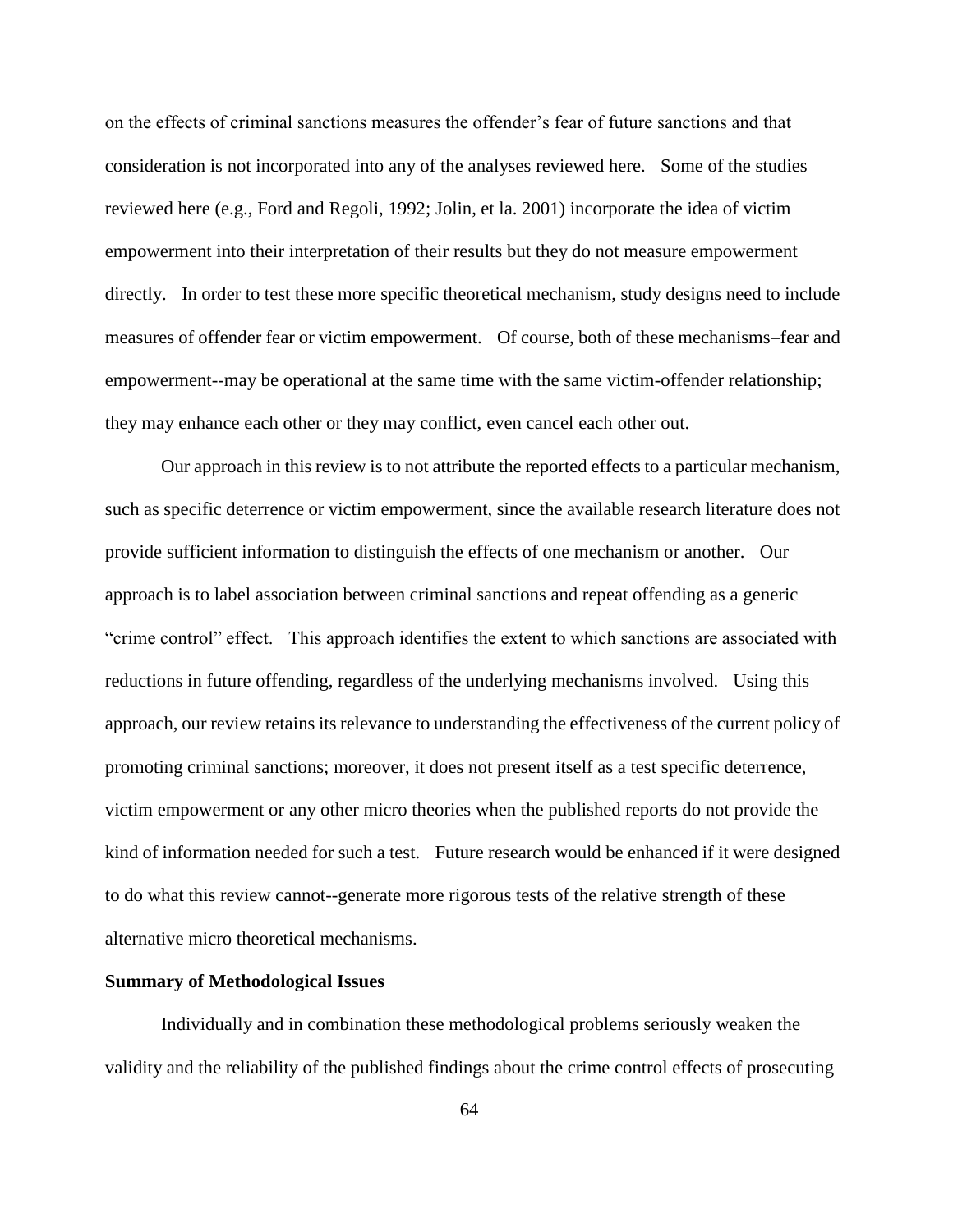on the effects of criminal sanctions measures the offender's fear of future sanctions and that consideration is not incorporated into any of the analyses reviewed here. Some of the studies reviewed here (e.g., Ford and Regoli, 1992; Jolin, et la. 2001) incorporate the idea of victim empowerment into their interpretation of their results but they do not measure empowerment directly. In order to test these more specific theoretical mechanism, study designs need to include measures of offender fear or victim empowerment. Of course, both of these mechanisms–fear and empowerment--may be operational at the same time with the same victim-offender relationship; they may enhance each other or they may conflict, even cancel each other out.

Our approach in this review is to not attribute the reported effects to a particular mechanism, such as specific deterrence or victim empowerment, since the available research literature does not provide sufficient information to distinguish the effects of one mechanism or another. Our approach is to label association between criminal sanctions and repeat offending as a generic "crime control" effect. This approach identifies the extent to which sanctions are associated with reductions in future offending, regardless of the underlying mechanisms involved. Using this approach, our review retains its relevance to understanding the effectiveness of the current policy of promoting criminal sanctions; moreover, it does not present itself as a test specific deterrence, victim empowerment or any other micro theories when the published reports do not provide the kind of information needed for such a test. Future research would be enhanced if it were designed to do what this review cannot--generate more rigorous tests of the relative strength of these alternative micro theoretical mechanisms.

**Summary of Methodological Issues**

Individually and in combination these methodological problems seriously weaken the validity and the reliability of the published findings about the crime control effects of prosecuting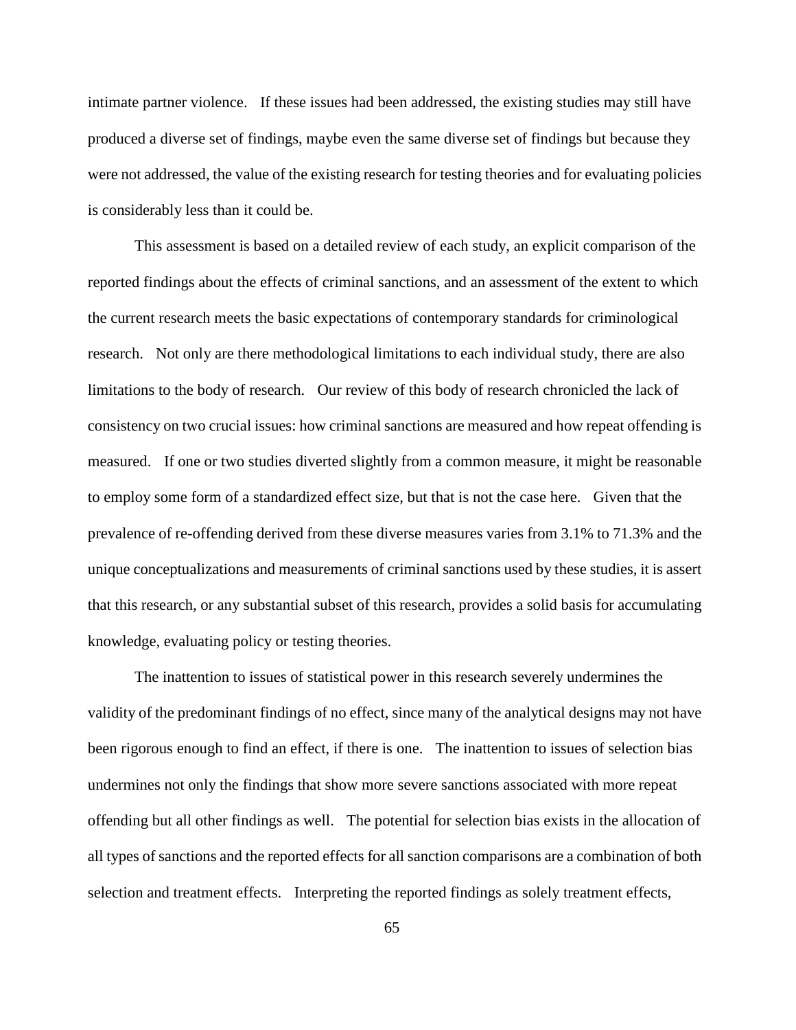intimate partner violence. If these issues had been addressed, the existing studies may still have produced a diverse set of findings, maybe even the same diverse set of findings but because they were not addressed, the value of the existing research for testing theories and for evaluating policies is considerably less than it could be.

This assessment is based on a detailed review of each study, an explicit comparison of the reported findings about the effects of criminal sanctions, and an assessment of the extent to which the current research meets the basic expectations of contemporary standards for criminological research. Not only are there methodological limitations to each individual study, there are also limitations to the body of research. Our review of this body of research chronicled the lack of consistency on two crucial issues: how criminal sanctions are measured and how repeat offending is measured. If one or two studies diverted slightly from a common measure, it might be reasonable to employ some form of a standardized effect size, but that is not the case here. Given that the prevalence of re-offending derived from these diverse measures varies from 3.1% to 71.3% and the unique conceptualizations and measurements of criminal sanctions used by these studies, it is assert that this research, or any substantial subset of this research, provides a solid basis for accumulating knowledge, evaluating policy or testing theories.

The inattention to issues of statistical power in this research severely undermines the validity of the predominant findings of no effect, since many of the analytical designs may not have been rigorous enough to find an effect, if there is one. The inattention to issues of selection bias undermines not only the findings that show more severe sanctions associated with more repeat offending but all other findings as well. The potential for selection bias exists in the allocation of all types of sanctions and the reported effects for all sanction comparisons are a combination of both selection and treatment effects. Interpreting the reported findings as solely treatment effects,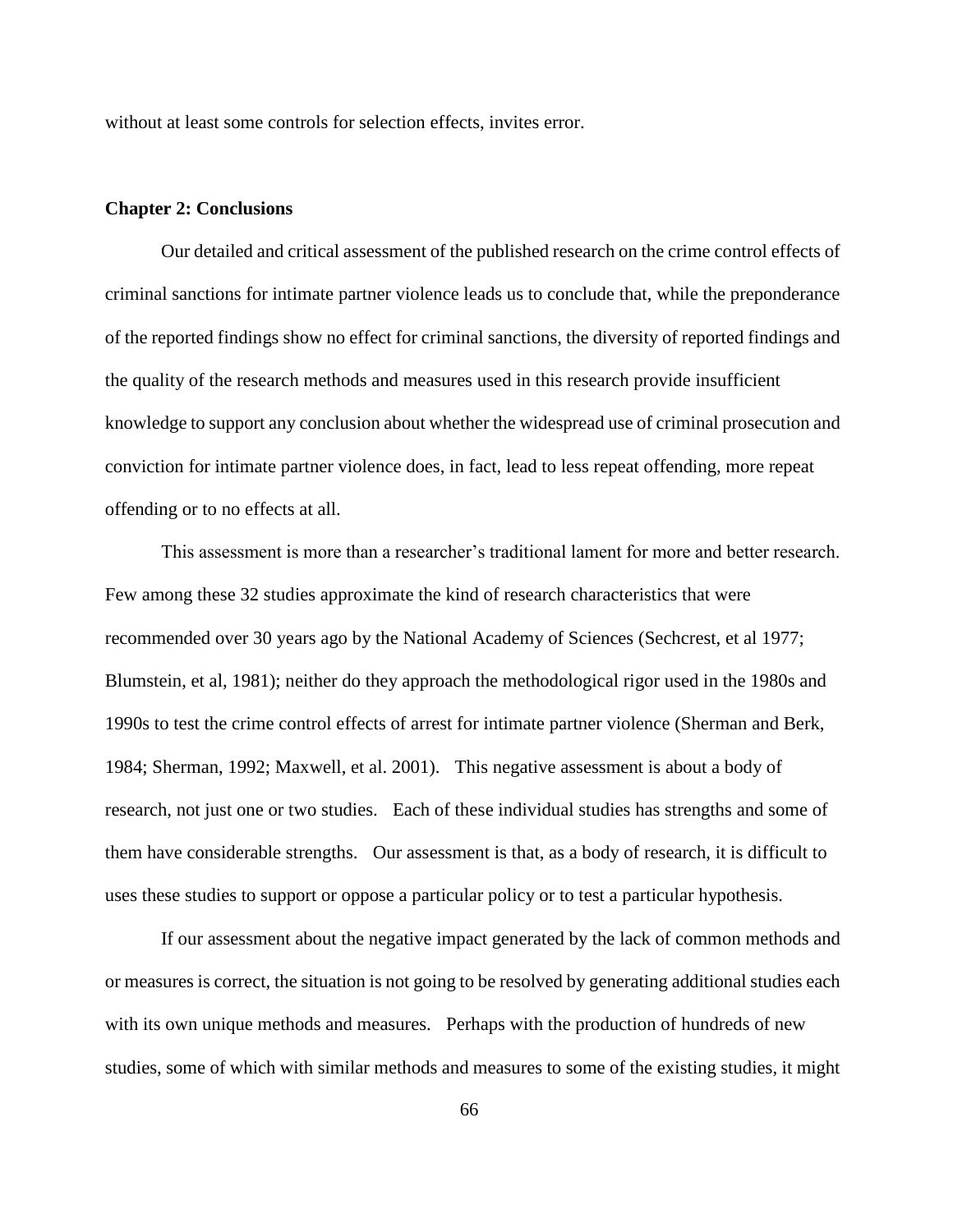without at least some controls for selection effects, invites error.

## Chapter 2: Conclusions

Our detailed and critical assessment of the published research on the crime control effects of criminal sanctions for intimate partner violence leads us to conclude that, while the preponderance of the reported findings show no effect for criminal sanctions, the diversity of reported findings and the quality of the research methods and measures used in this research provide insufficient knowledge to support any conclusion about whether the widespread use of criminal prosecution and conviction for intimate partner violence does, in fact, lead to less repeat offending, more repeat offending or to no effects at all.

This assessment is more than a researcher's traditional lament for more and better research. Few among these 32 studies approximate the kind of research characteristics that were recommended over 30 years ago by the National Academy of Sciences (Sechcrest, et al 1977; Blumstein, et al, 1981); neither do they approach the methodological rigor used in the 1980s and 1990s to test the crime control effects of arrest for intimate partner violence (Sherman and Berk, 1984; Sherman, 1992; Maxwell, et al. 2001). This negative assessment is about a body of research, not just one or two studies. Each of these individual studies has strengths and some of them have considerable strengths. Our assessment is that, as a body of research, it is difficult to uses these studies to support or oppose a particular policy or to test a particular hypothesis.

If our assessment about the negative impact generated by the lack of common methods and or measures is correct, the situation is not going to be resolved by generating additional studies each with its own unique methods and measures. Perhaps with the production of hundreds of new studies, some of which with similar methods and measures to some of the existing studies, it might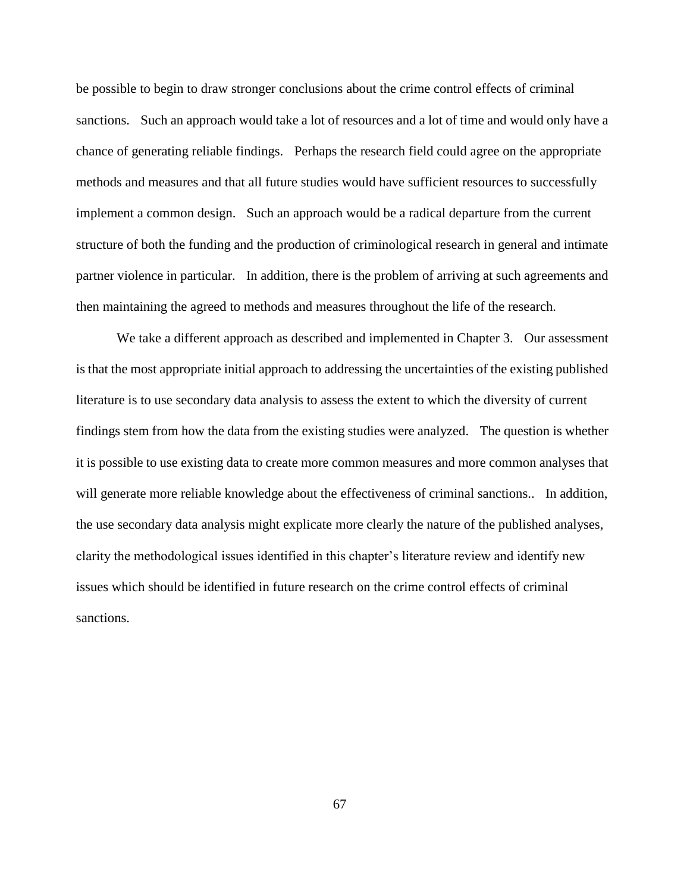be possible to begin to draw stronger conclusions about the crime control effects of criminal sanctions. Such an approach would take a lot of resources and a lot of time and would only have a chance of generating reliable findings. Perhaps the research field could agree on the appropriate methods and measures and that all future studies would have sufficient resources to successfully implement a common design. Such an approach would be a radical departure from the current structure of both the funding and the production of criminological research in general and intimate partner violence in particular. In addition, there is the problem of arriving at such agreements and then maintaining the agreed to methods and measures throughout the life of the research.

We take a different approach as described and implemented in Chapter 3. Our assessment is that the most appropriate initial approach to addressing the uncertainties of the existing published literature is to use secondary data analysis to assess the extent to which the diversity of current findings stem from how the data from the existing studies were analyzed. The question is whether it is possible to use existing data to create more common measures and more common analyses that will generate more reliable knowledge about the effectiveness of criminal sanctions.. In addition, the use secondary data analysis might explicate more clearly the nature of the published analyses, clarity the methodological issues identified in this chapter's literature review and identify new issues which should be identified in future research on the crime control effects of criminal sanctions.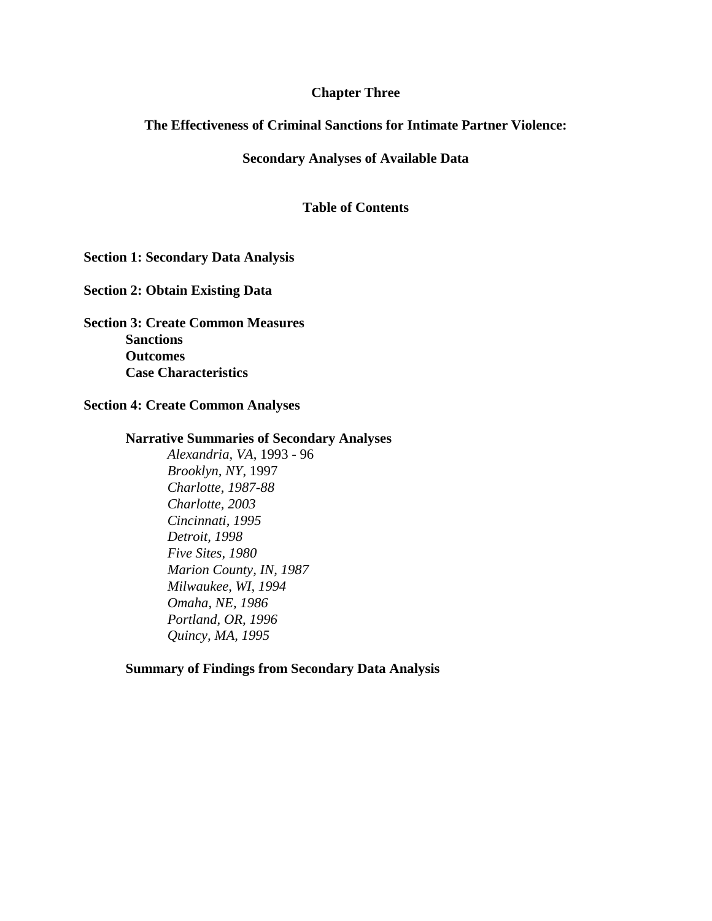**Chapter Three**

# The Effectiveness of Criminal Sanctions for Intimate Partner Violence:

## Secondary Analyses of Available Data

**Table of Contents**

**Section 1: Secondary Data Analysis**

**Section 2: Obtain Existing Data**

**Section 3: Create Common Measures**
- **Sanctions**
- **Outcomes**
- **Case Characteristics**

**Section 4: Create Common Analyses**

- **Narrative Summaries of Secondary Analyses**
  - *Alexandria, VA*, 1993 - 96
  - *Brooklyn, NY*, 1997
  - *Charlotte, 1987-88*
  - *Charlotte, 2003*
  - *Cincinnati, 1995*
  - *Detroit, 1998*
  - *Five Sites, 1980*
  - *Marion County, IN, 1987*
  - *Milwaukee, WI, 1994*
  - *Omaha, NE, 1986*
  - *Portland, OR, 1996*
  - *Quincy, MA, 1995*

- **Summary of Findings from Secondary Data Analysis**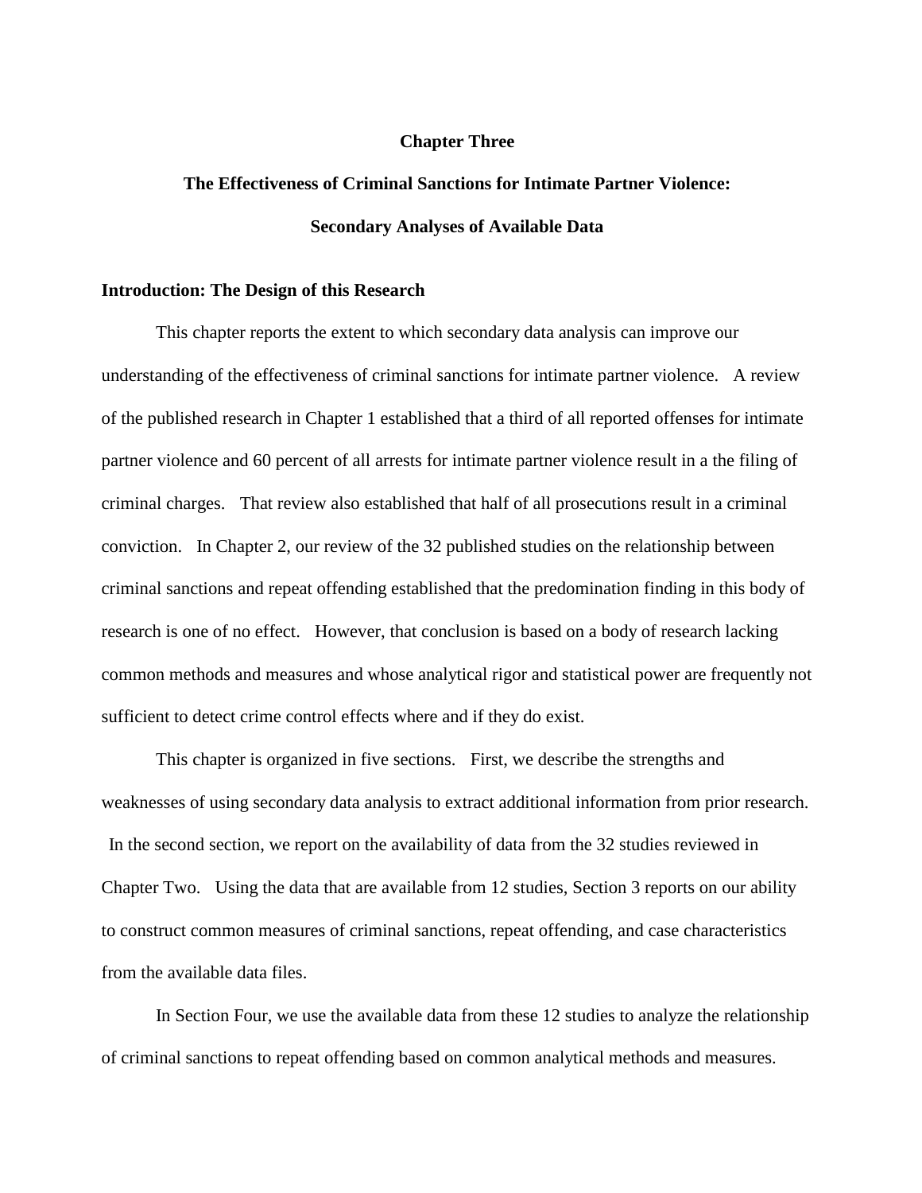# Chapter Three

## The Effectiveness of Criminal Sanctions for Intimate Partner Violence: Secondary Analyses of Available Data

### Introduction: The Design of this Research

This chapter reports the extent to which secondary data analysis can improve our understanding of the effectiveness of criminal sanctions for intimate partner violence. A review of the published research in Chapter 1 established that a third of all reported offenses for intimate partner violence and 60 percent of all arrests for intimate partner violence result in a the filing of criminal charges. That review also established that half of all prosecutions result in a criminal conviction. In Chapter 2, our review of the 32 published studies on the relationship between criminal sanctions and repeat offending established that the predomination finding in this body of research is one of no effect. However, that conclusion is based on a body of research lacking common methods and measures and whose analytical rigor and statistical power are frequently not sufficient to detect crime control effects where and if they do exist.

This chapter is organized in five sections. First, we describe the strengths and weaknesses of using secondary data analysis to extract additional information from prior research. In the second section, we report on the availability of data from the 32 studies reviewed in Chapter Two. Using the data that are available from 12 studies, Section 3 reports on our ability to construct common measures of criminal sanctions, repeat offending, and case characteristics from the available data files.

In Section Four, we use the available data from these 12 studies to analyze the relationship of criminal sanctions to repeat offending based on common analytical methods and measures.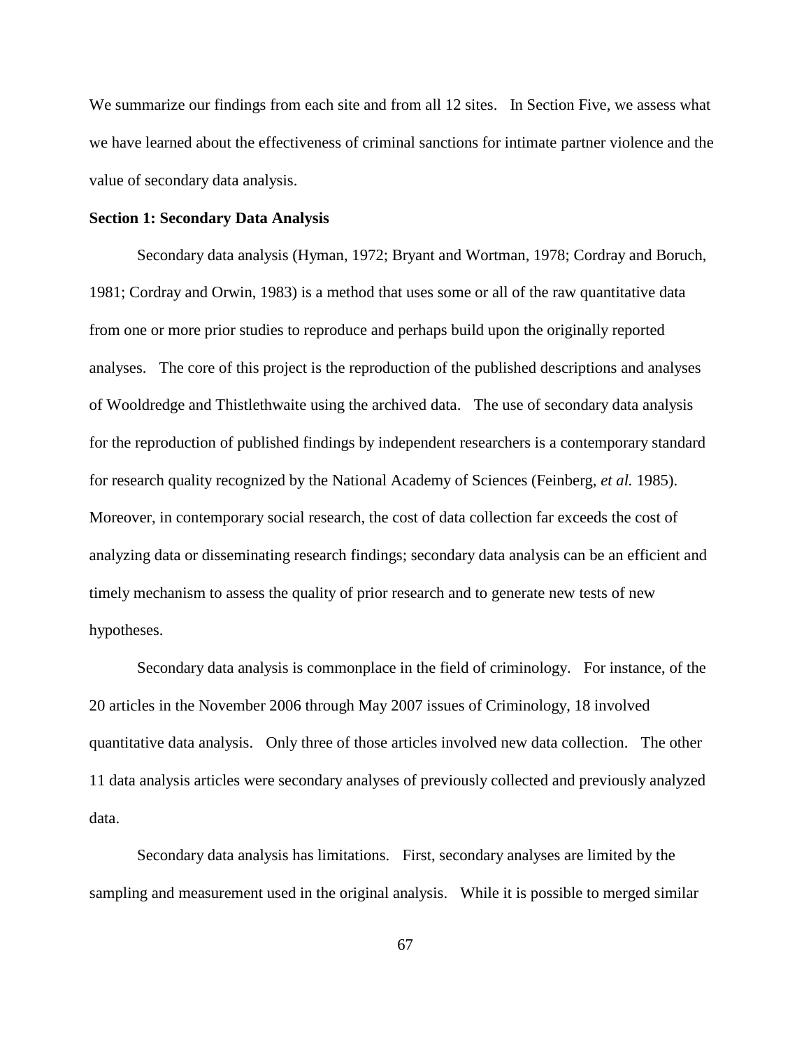We summarize our findings from each site and from all 12 sites. In Section Five, we assess what we have learned about the effectiveness of criminal sanctions for intimate partner violence and the value of secondary data analysis.

**Section 1: Secondary Data Analysis**

Secondary data analysis (Hyman, 1972; Bryant and Wortman, 1978; Cordray and Boruch, 1981; Cordray and Orwin, 1983) is a method that uses some or all of the raw quantitative data from one or more prior studies to reproduce and perhaps build upon the originally reported analyses. The core of this project is the reproduction of the published descriptions and analyses of Wooldredge and Thistlethwaite using the archived data. The use of secondary data analysis for the reproduction of published findings by independent researchers is a contemporary standard for research quality recognized by the National Academy of Sciences (Feinberg, *et al.* 1985). Moreover, in contemporary social research, the cost of data collection far exceeds the cost of analyzing data or disseminating research findings; secondary data analysis can be an efficient and timely mechanism to assess the quality of prior research and to generate new tests of new hypotheses.

Secondary data analysis is commonplace in the field of criminology. For instance, of the 20 articles in the November 2006 through May 2007 issues of Criminology, 18 involved quantitative data analysis. Only three of those articles involved new data collection. The other 11 data analysis articles were secondary analyses of previously collected and previously analyzed data.

Secondary data analysis has limitations. First, secondary analyses are limited by the sampling and measurement used in the original analysis. While it is possible to merged similar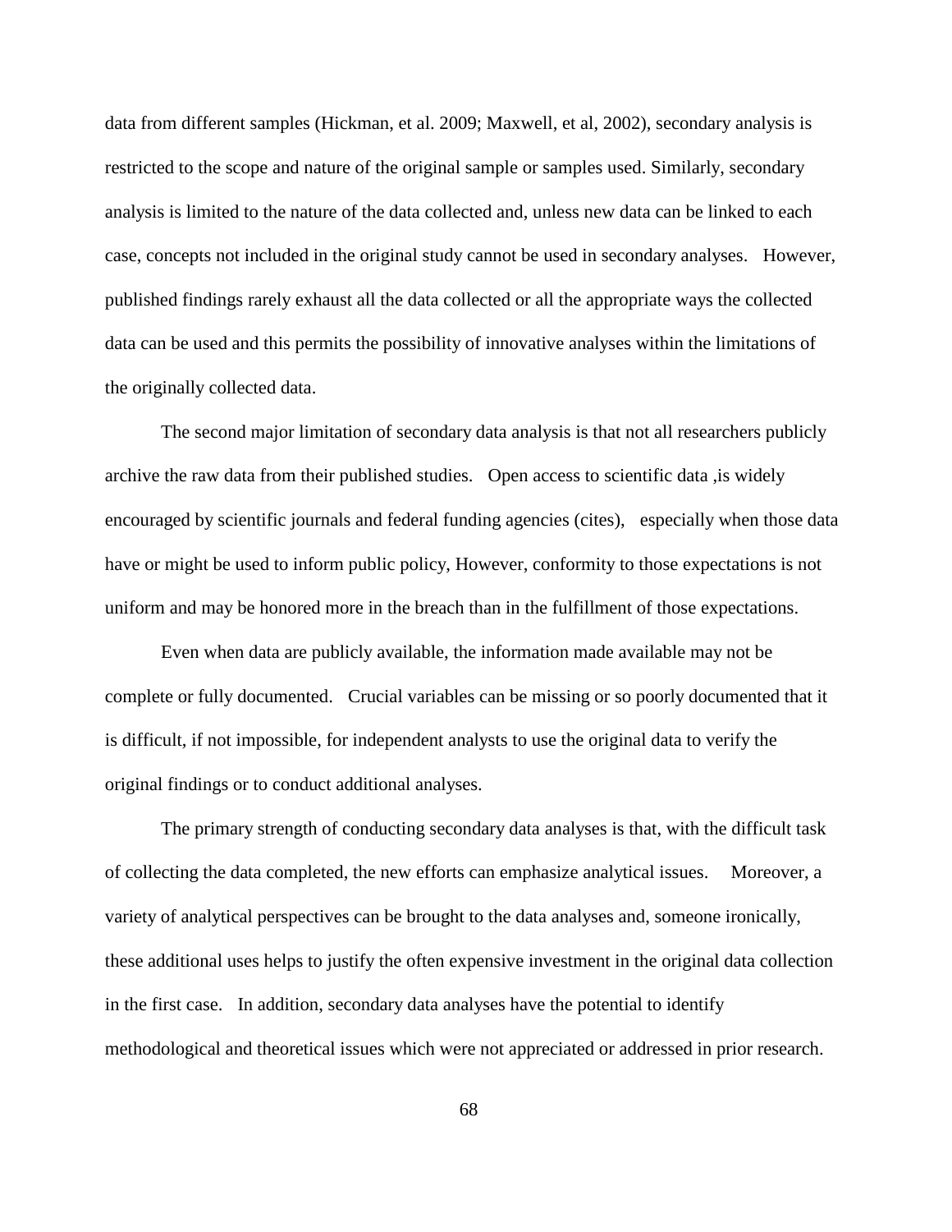data from different samples (Hickman, et al. 2009; Maxwell, et al, 2002), secondary analysis is restricted to the scope and nature of the original sample or samples used. Similarly, secondary analysis is limited to the nature of the data collected and, unless new data can be linked to each case, concepts not included in the original study cannot be used in secondary analyses. However, published findings rarely exhaust all the data collected or all the appropriate ways the collected data can be used and this permits the possibility of innovative analyses within the limitations of the originally collected data.

The second major limitation of secondary data analysis is that not all researchers publicly archive the raw data from their published studies. Open access to scientific data ,is widely encouraged by scientific journals and federal funding agencies (cites), especially when those data have or might be used to inform public policy, However, conformity to those expectations is not uniform and may be honored more in the breach than in the fulfillment of those expectations.

Even when data are publicly available, the information made available may not be complete or fully documented. Crucial variables can be missing or so poorly documented that it is difficult, if not impossible, for independent analysts to use the original data to verify the original findings or to conduct additional analyses.

The primary strength of conducting secondary data analyses is that, with the difficult task of collecting the data completed, the new efforts can emphasize analytical issues. Moreover, a variety of analytical perspectives can be brought to the data analyses and, someone ironically, these additional uses helps to justify the often expensive investment in the original data collection in the first case. In addition, secondary data analyses have the potential to identify methodological and theoretical issues which were not appreciated or addressed in prior research.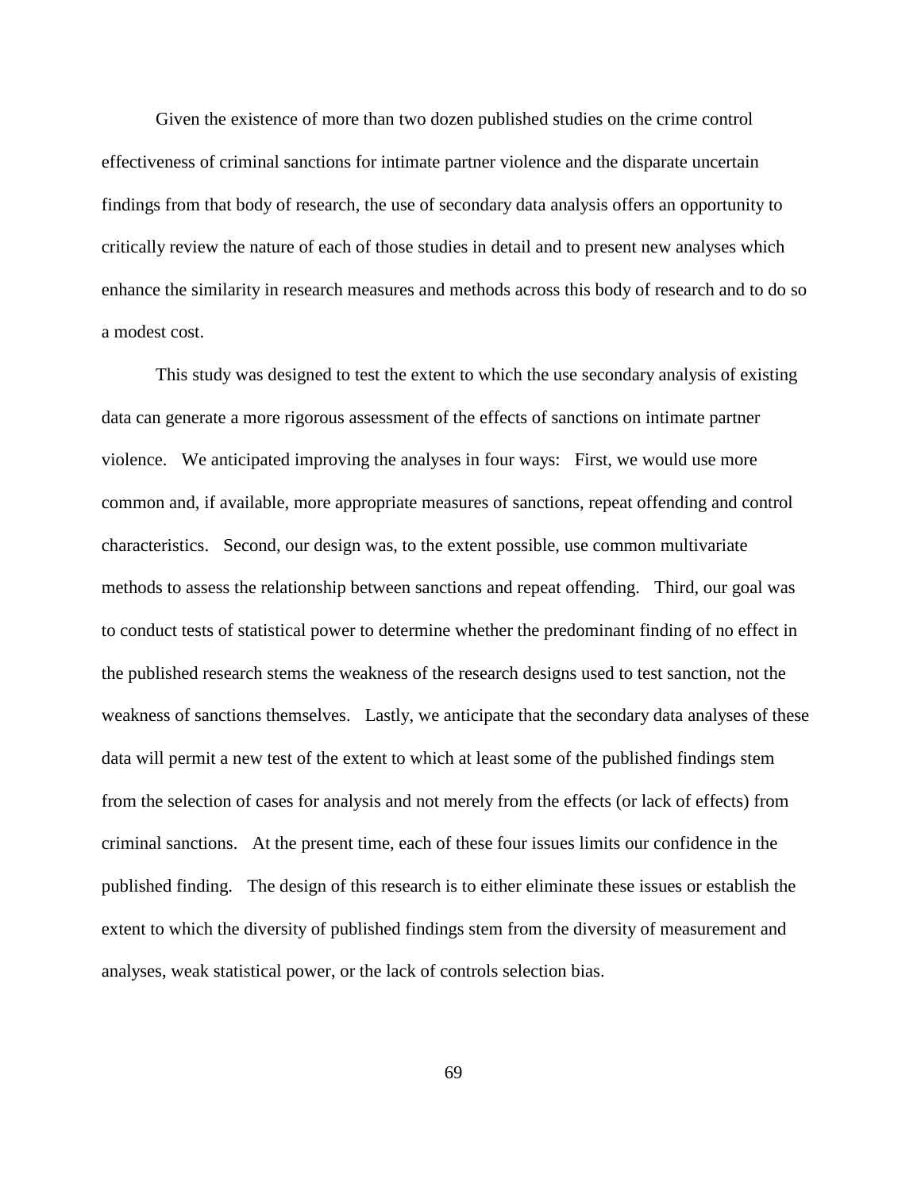Given the existence of more than two dozen published studies on the crime control effectiveness of criminal sanctions for intimate partner violence and the disparate uncertain findings from that body of research, the use of secondary data analysis offers an opportunity to critically review the nature of each of those studies in detail and to present new analyses which enhance the similarity in research measures and methods across this body of research and to do so a modest cost.

This study was designed to test the extent to which the use secondary analysis of existing data can generate a more rigorous assessment of the effects of sanctions on intimate partner violence. We anticipated improving the analyses in four ways: First, we would use more common and, if available, more appropriate measures of sanctions, repeat offending and control characteristics. Second, our design was, to the extent possible, use common multivariate methods to assess the relationship between sanctions and repeat offending. Third, our goal was to conduct tests of statistical power to determine whether the predominant finding of no effect in the published research stems the weakness of the research designs used to test sanction, not the weakness of sanctions themselves. Lastly, we anticipate that the secondary data analyses of these data will permit a new test of the extent to which at least some of the published findings stem from the selection of cases for analysis and not merely from the effects (or lack of effects) from criminal sanctions. At the present time, each of these four issues limits our confidence in the published finding. The design of this research is to either eliminate these issues or establish the extent to which the diversity of published findings stem from the diversity of measurement and analyses, weak statistical power, or the lack of controls selection bias.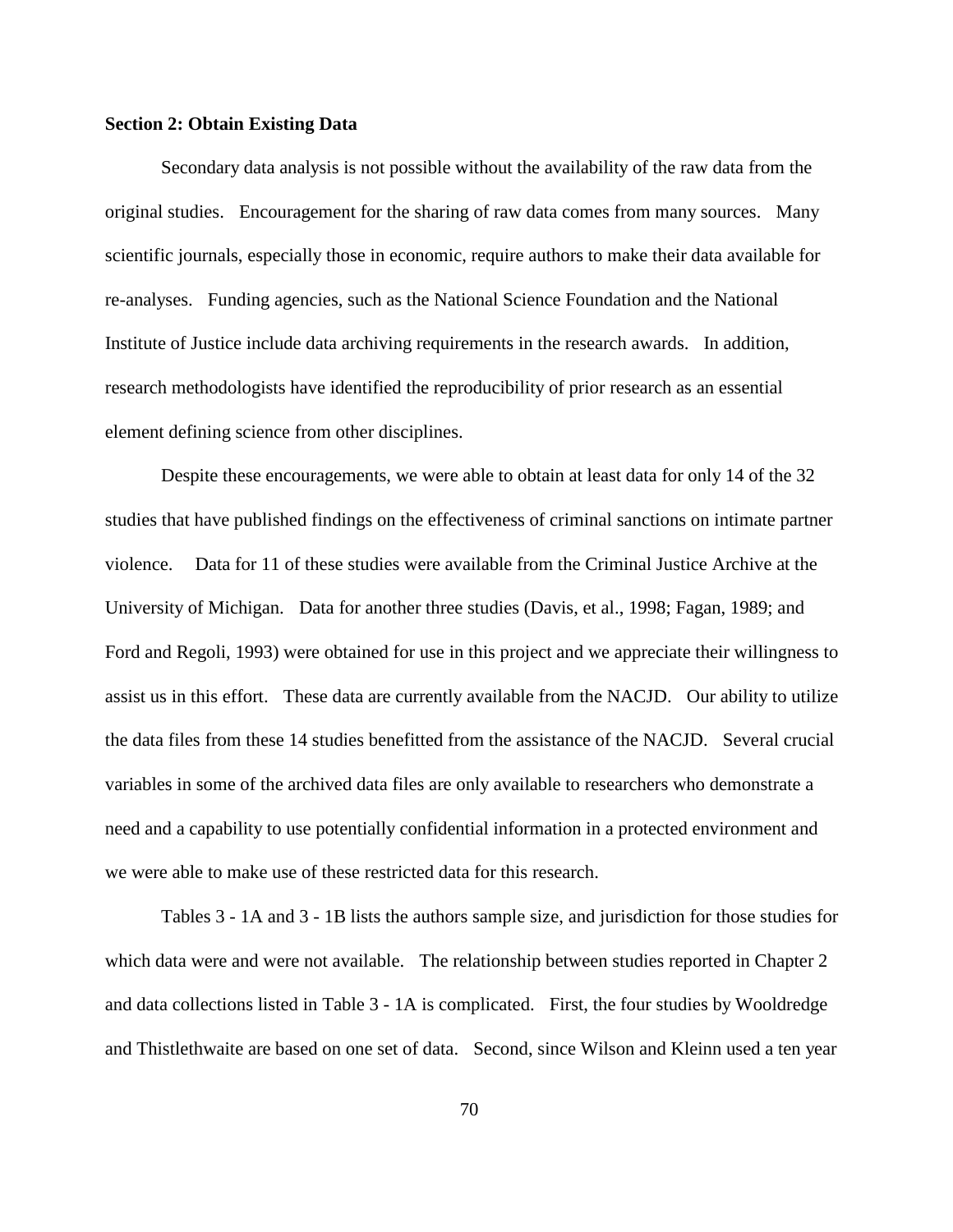**Section 2: Obtain Existing Data**

Secondary data analysis is not possible without the availability of the raw data from the original studies. Encouragement for the sharing of raw data comes from many sources. Many scientific journals, especially those in economic, require authors to make their data available for re-analyses. Funding agencies, such as the National Science Foundation and the National Institute of Justice include data archiving requirements in the research awards. In addition, research methodologists have identified the reproducibility of prior research as an essential element defining science from other disciplines.

Despite these encouragements, we were able to obtain at least data for only 14 of the 32 studies that have published findings on the effectiveness of criminal sanctions on intimate partner violence. Data for 11 of these studies were available from the Criminal Justice Archive at the University of Michigan. Data for another three studies (Davis, et al., 1998; Fagan, 1989; and Ford and Regoli, 1993) were obtained for use in this project and we appreciate their willingness to assist us in this effort. These data are currently available from the NACJD. Our ability to utilize the data files from these 14 studies benefitted from the assistance of the NACJD. Several crucial variables in some of the archived data files are only available to researchers who demonstrate a need and a capability to use potentially confidential information in a protected environment and we were able to make use of these restricted data for this research.

Tables 3 - 1A and 3 - 1B lists the authors sample size, and jurisdiction for those studies for which data were and were not available. The relationship between studies reported in Chapter 2 and data collections listed in Table 3 - 1A is complicated. First, the four studies by Wooldredge and Thistlethwaite are based on one set of data. Second, since Wilson and Kleinn used a ten year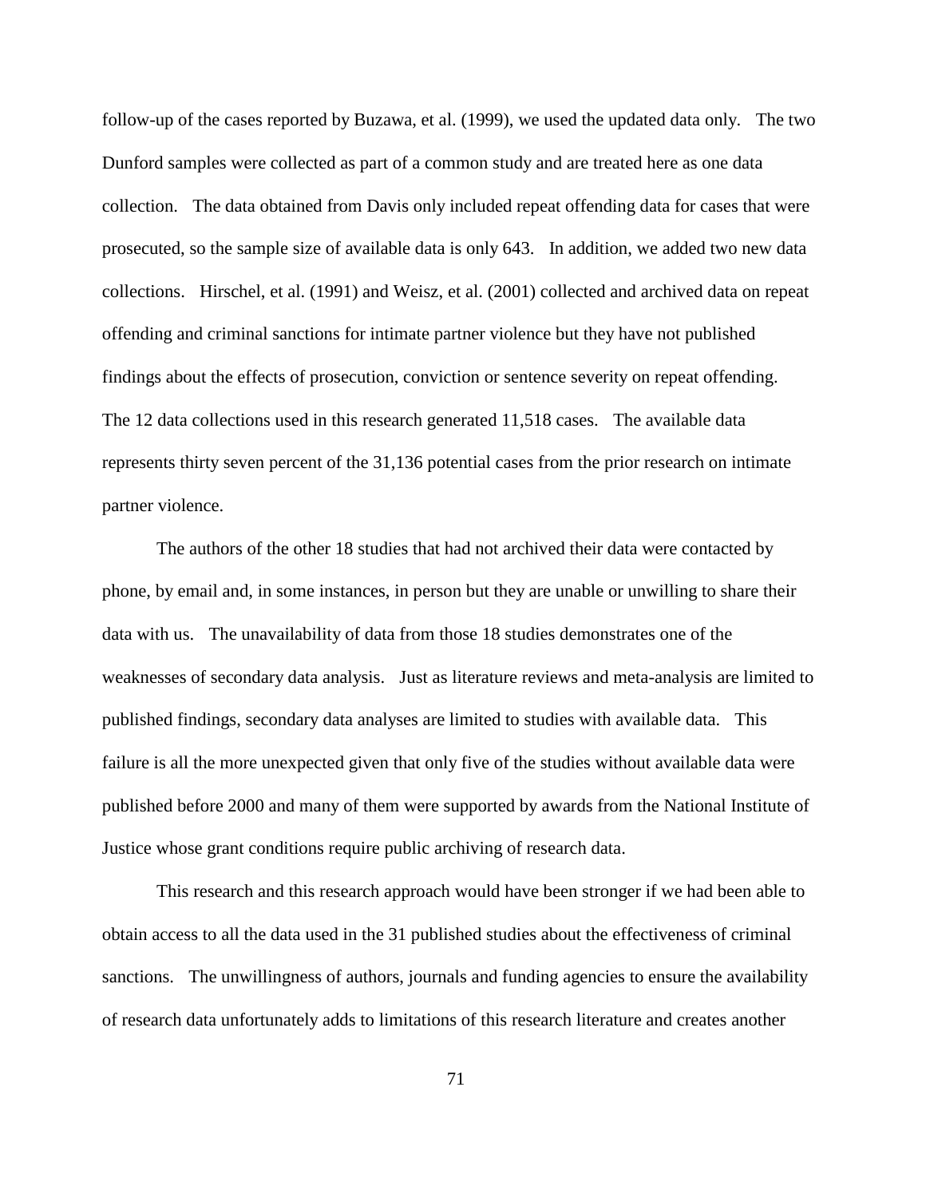follow-up of the cases reported by Buzawa, et al. (1999), we used the updated data only. The two Dunford samples were collected as part of a common study and are treated here as one data collection. The data obtained from Davis only included repeat offending data for cases that were prosecuted, so the sample size of available data is only 643. In addition, we added two new data collections. Hirschel, et al. (1991) and Weisz, et al. (2001) collected and archived data on repeat offending and criminal sanctions for intimate partner violence but they have not published findings about the effects of prosecution, conviction or sentence severity on repeat offending. The 12 data collections used in this research generated 11,518 cases. The available data represents thirty seven percent of the 31,136 potential cases from the prior research on intimate partner violence.

The authors of the other 18 studies that had not archived their data were contacted by phone, by email and, in some instances, in person but they are unable or unwilling to share their data with us. The unavailability of data from those 18 studies demonstrates one of the weaknesses of secondary data analysis. Just as literature reviews and meta-analysis are limited to published findings, secondary data analyses are limited to studies with available data. This failure is all the more unexpected given that only five of the studies without available data were published before 2000 and many of them were supported by awards from the National Institute of Justice whose grant conditions require public archiving of research data.

This research and this research approach would have been stronger if we had been able to obtain access to all the data used in the 31 published studies about the effectiveness of criminal sanctions. The unwillingness of authors, journals and funding agencies to ensure the availability of research data unfortunately adds to limitations of this research literature and creates another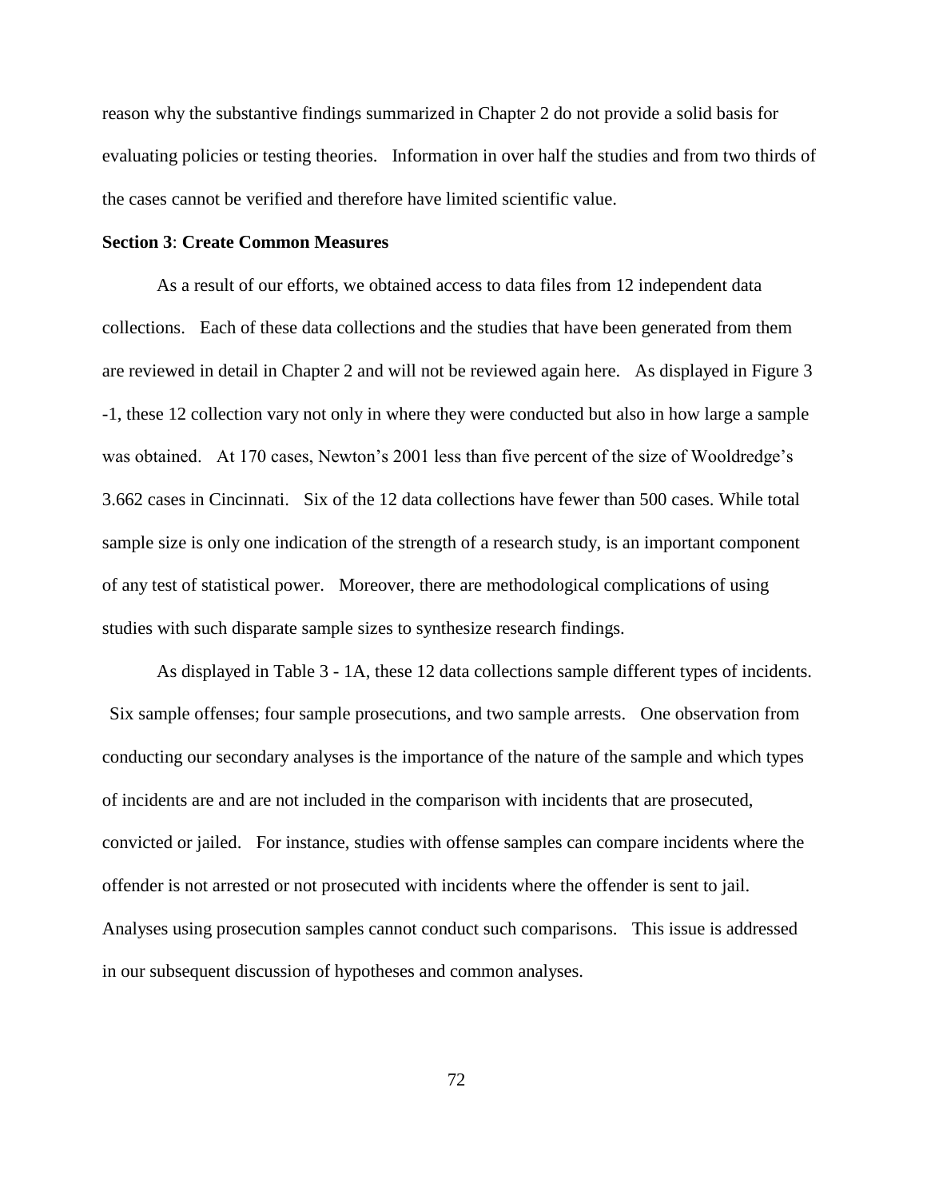reason why the substantive findings summarized in Chapter 2 do not provide a solid basis for evaluating policies or testing theories. Information in over half the studies and from two thirds of the cases cannot be verified and therefore have limited scientific value.

**Section 3**: **Create Common Measures**

As a result of our efforts, we obtained access to data files from 12 independent data collections. Each of these data collections and the studies that have been generated from them are reviewed in detail in Chapter 2 and will not be reviewed again here. As displayed in Figure 3 -1, these 12 collection vary not only in where they were conducted but also in how large a sample was obtained. At 170 cases, Newton's 2001 less than five percent of the size of Wooldredge's 3.662 cases in Cincinnati. Six of the 12 data collections have fewer than 500 cases. While total sample size is only one indication of the strength of a research study, is an important component of any test of statistical power. Moreover, there are methodological complications of using studies with such disparate sample sizes to synthesize research findings.

As displayed in Table 3 - 1A, these 12 data collections sample different types of incidents. Six sample offenses; four sample prosecutions, and two sample arrests. One observation from conducting our secondary analyses is the importance of the nature of the sample and which types of incidents are and are not included in the comparison with incidents that are prosecuted, convicted or jailed. For instance, studies with offense samples can compare incidents where the offender is not arrested or not prosecuted with incidents where the offender is sent to jail. Analyses using prosecution samples cannot conduct such comparisons. This issue is addressed in our subsequent discussion of hypotheses and common analyses.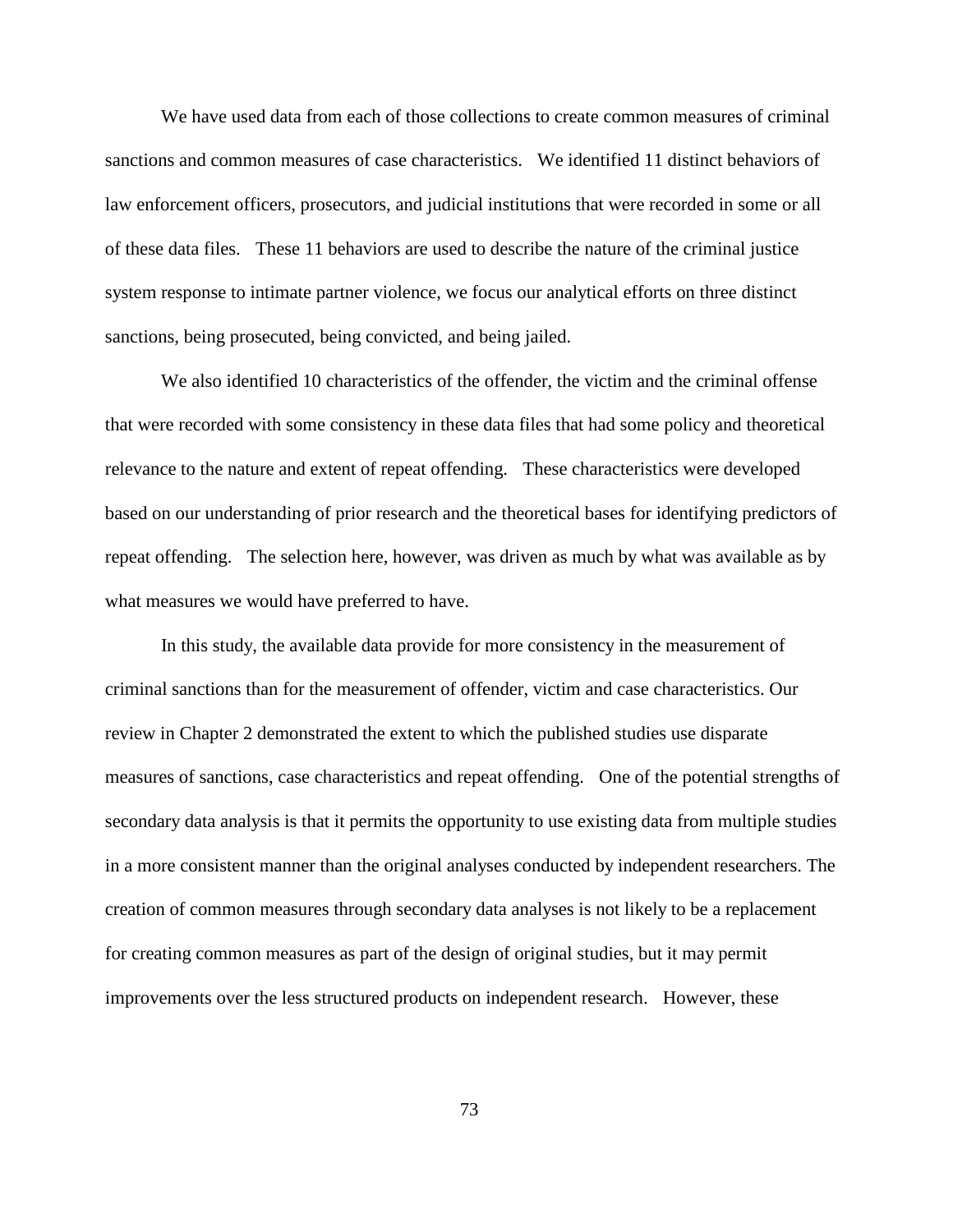We have used data from each of those collections to create common measures of criminal sanctions and common measures of case characteristics. We identified 11 distinct behaviors of law enforcement officers, prosecutors, and judicial institutions that were recorded in some or all of these data files. These 11 behaviors are used to describe the nature of the criminal justice system response to intimate partner violence, we focus our analytical efforts on three distinct sanctions, being prosecuted, being convicted, and being jailed.

We also identified 10 characteristics of the offender, the victim and the criminal offense that were recorded with some consistency in these data files that had some policy and theoretical relevance to the nature and extent of repeat offending. These characteristics were developed based on our understanding of prior research and the theoretical bases for identifying predictors of repeat offending. The selection here, however, was driven as much by what was available as by what measures we would have preferred to have.

In this study, the available data provide for more consistency in the measurement of criminal sanctions than for the measurement of offender, victim and case characteristics. Our review in Chapter 2 demonstrated the extent to which the published studies use disparate measures of sanctions, case characteristics and repeat offending. One of the potential strengths of secondary data analysis is that it permits the opportunity to use existing data from multiple studies in a more consistent manner than the original analyses conducted by independent researchers. The creation of common measures through secondary data analyses is not likely to be a replacement for creating common measures as part of the design of original studies, but it may permit improvements over the less structured products on independent research. However, these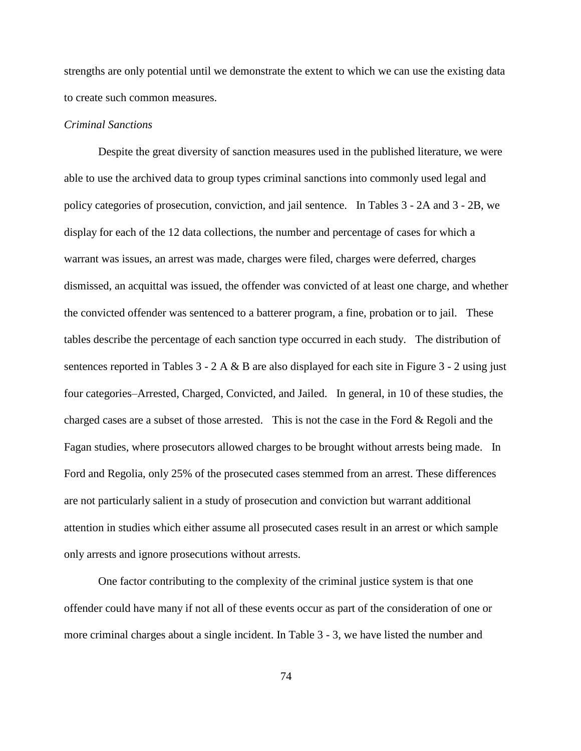strengths are only potential until we demonstrate the extent to which we can use the existing data to create such common measures.

*Criminal Sanctions*

Despite the great diversity of sanction measures used in the published literature, we were able to use the archived data to group types criminal sanctions into commonly used legal and policy categories of prosecution, conviction, and jail sentence. In Tables 3 - 2A and 3 - 2B, we display for each of the 12 data collections, the number and percentage of cases for which a warrant was issues, an arrest was made, charges were filed, charges were deferred, charges dismissed, an acquittal was issued, the offender was convicted of at least one charge, and whether the convicted offender was sentenced to a batterer program, a fine, probation or to jail. These tables describe the percentage of each sanction type occurred in each study. The distribution of sentences reported in Tables 3 - 2 A & B are also displayed for each site in Figure 3 - 2 using just four categories–Arrested, Charged, Convicted, and Jailed. In general, in 10 of these studies, the charged cases are a subset of those arrested. This is not the case in the Ford & Regoli and the Fagan studies, where prosecutors allowed charges to be brought without arrests being made. In Ford and Regolia, only 25% of the prosecuted cases stemmed from an arrest. These differences are not particularly salient in a study of prosecution and conviction but warrant additional attention in studies which either assume all prosecuted cases result in an arrest or which sample only arrests and ignore prosecutions without arrests.

One factor contributing to the complexity of the criminal justice system is that one offender could have many if not all of these events occur as part of the consideration of one or more criminal charges about a single incident. In Table 3 - 3, we have listed the number and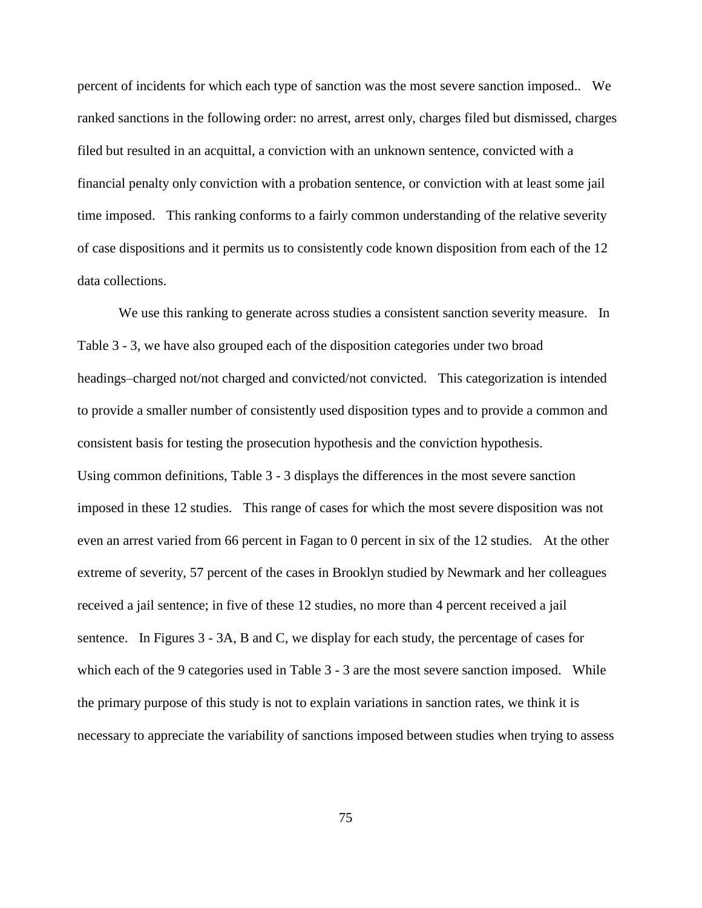percent of incidents for which each type of sanction was the most severe sanction imposed.. We ranked sanctions in the following order: no arrest, arrest only, charges filed but dismissed, charges filed but resulted in an acquittal, a conviction with an unknown sentence, convicted with a financial penalty only conviction with a probation sentence, or conviction with at least some jail time imposed. This ranking conforms to a fairly common understanding of the relative severity of case dispositions and it permits us to consistently code known disposition from each of the 12 data collections.

We use this ranking to generate across studies a consistent sanction severity measure. In Table 3 - 3, we have also grouped each of the disposition categories under two broad headings–charged not/not charged and convicted/not convicted. This categorization is intended to provide a smaller number of consistently used disposition types and to provide a common and consistent basis for testing the prosecution hypothesis and the conviction hypothesis.

Using common definitions, Table 3 - 3 displays the differences in the most severe sanction imposed in these 12 studies. This range of cases for which the most severe disposition was not even an arrest varied from 66 percent in Fagan to 0 percent in six of the 12 studies. At the other extreme of severity, 57 percent of the cases in Brooklyn studied by Newmark and her colleagues received a jail sentence; in five of these 12 studies, no more than 4 percent received a jail sentence. In Figures 3 - 3A, B and C, we display for each study, the percentage of cases for which each of the 9 categories used in Table 3 - 3 are the most severe sanction imposed. While the primary purpose of this study is not to explain variations in sanction rates, we think it is necessary to appreciate the variability of sanctions imposed between studies when trying to assess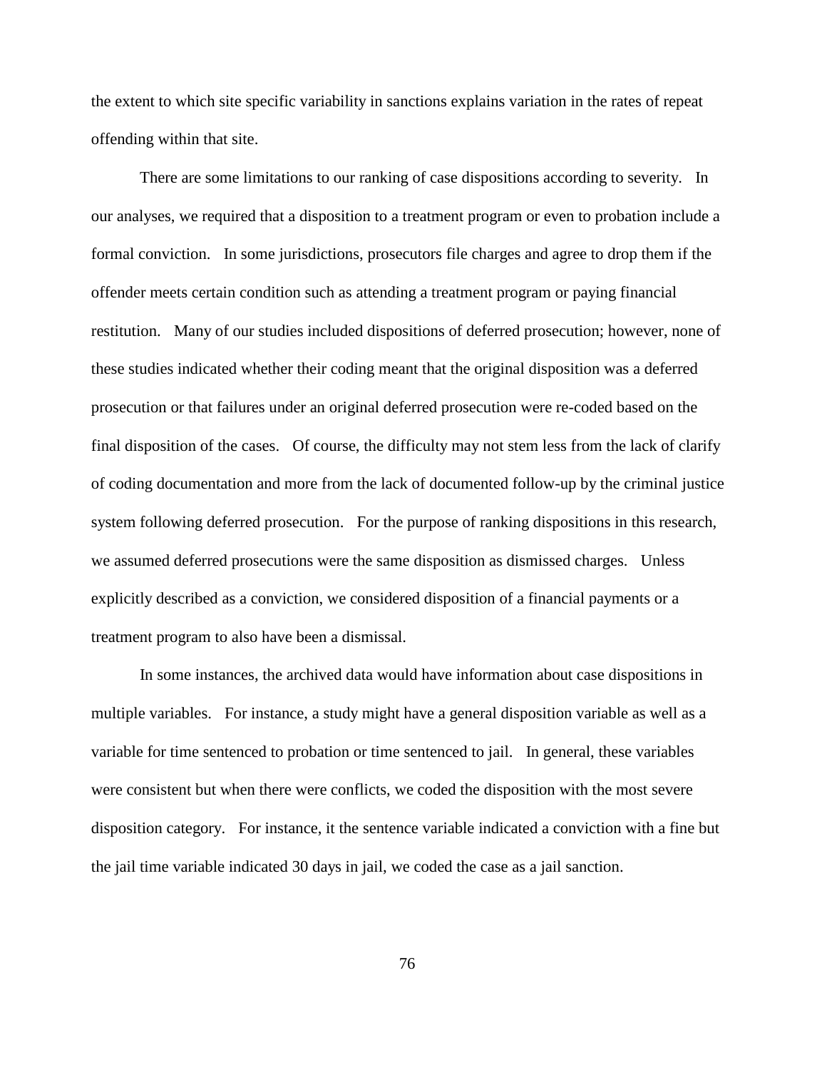the extent to which site specific variability in sanctions explains variation in the rates of repeat offending within that site.

There are some limitations to our ranking of case dispositions according to severity. In our analyses, we required that a disposition to a treatment program or even to probation include a formal conviction. In some jurisdictions, prosecutors file charges and agree to drop them if the offender meets certain condition such as attending a treatment program or paying financial restitution. Many of our studies included dispositions of deferred prosecution; however, none of these studies indicated whether their coding meant that the original disposition was a deferred prosecution or that failures under an original deferred prosecution were re-coded based on the final disposition of the cases. Of course, the difficulty may not stem less from the lack of clarify of coding documentation and more from the lack of documented follow-up by the criminal justice system following deferred prosecution. For the purpose of ranking dispositions in this research, we assumed deferred prosecutions were the same disposition as dismissed charges. Unless explicitly described as a conviction, we considered disposition of a financial payments or a treatment program to also have been a dismissal.

In some instances, the archived data would have information about case dispositions in multiple variables. For instance, a study might have a general disposition variable as well as a variable for time sentenced to probation or time sentenced to jail. In general, these variables were consistent but when there were conflicts, we coded the disposition with the most severe disposition category. For instance, it the sentence variable indicated a conviction with a fine but the jail time variable indicated 30 days in jail, we coded the case as a jail sanction.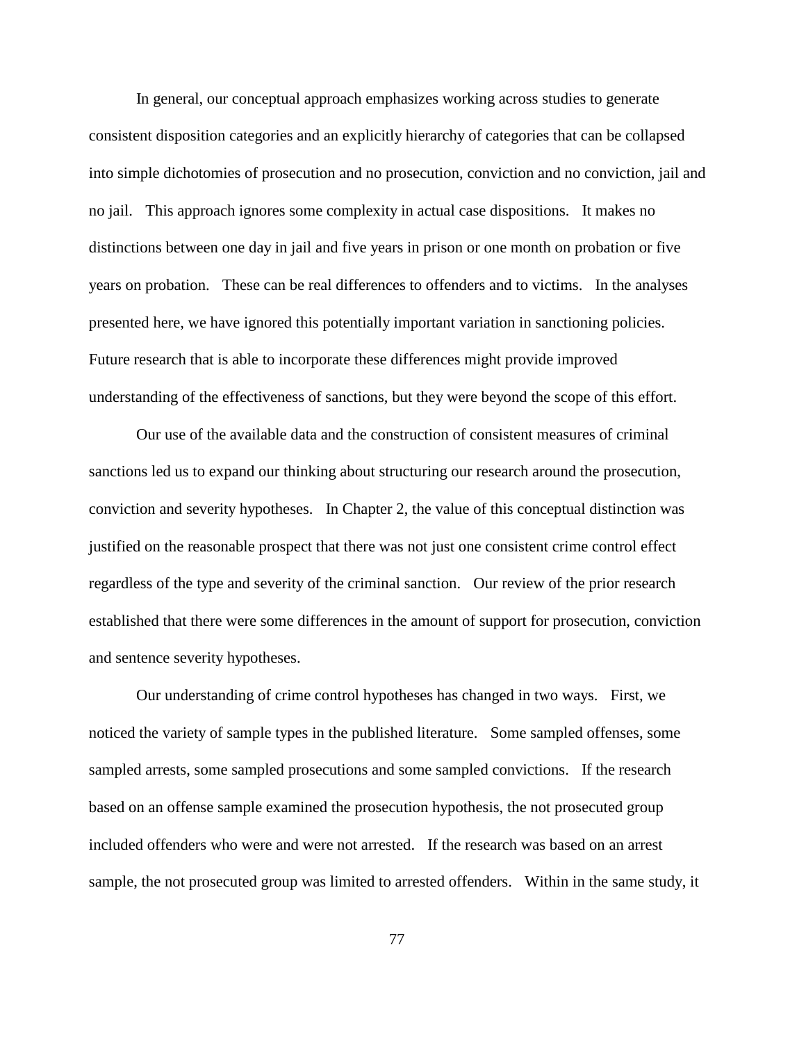In general, our conceptual approach emphasizes working across studies to generate consistent disposition categories and an explicitly hierarchy of categories that can be collapsed into simple dichotomies of prosecution and no prosecution, conviction and no conviction, jail and no jail. This approach ignores some complexity in actual case dispositions. It makes no distinctions between one day in jail and five years in prison or one month on probation or five years on probation. These can be real differences to offenders and to victims. In the analyses presented here, we have ignored this potentially important variation in sanctioning policies. Future research that is able to incorporate these differences might provide improved understanding of the effectiveness of sanctions, but they were beyond the scope of this effort.

Our use of the available data and the construction of consistent measures of criminal sanctions led us to expand our thinking about structuring our research around the prosecution, conviction and severity hypotheses. In Chapter 2, the value of this conceptual distinction was justified on the reasonable prospect that there was not just one consistent crime control effect regardless of the type and severity of the criminal sanction. Our review of the prior research established that there were some differences in the amount of support for prosecution, conviction and sentence severity hypotheses.

Our understanding of crime control hypotheses has changed in two ways. First, we noticed the variety of sample types in the published literature. Some sampled offenses, some sampled arrests, some sampled prosecutions and some sampled convictions. If the research based on an offense sample examined the prosecution hypothesis, the not prosecuted group included offenders who were and were not arrested. If the research was based on an arrest sample, the not prosecuted group was limited to arrested offenders. Within in the same study, it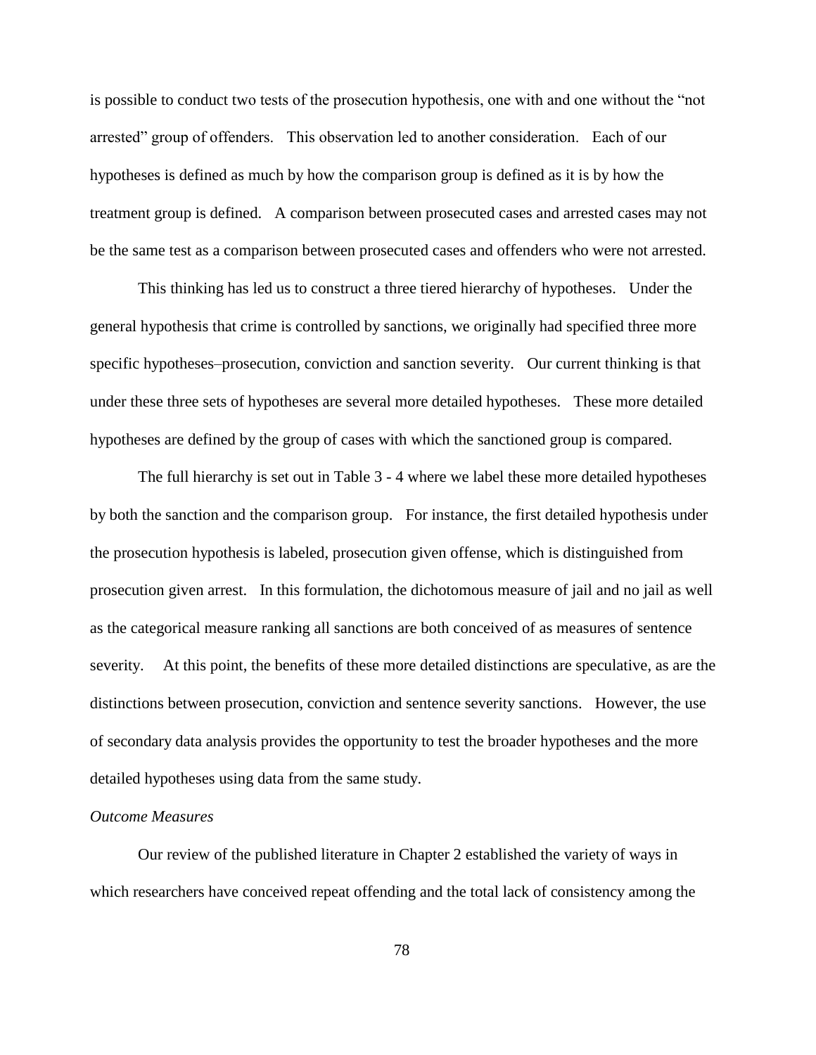is possible to conduct two tests of the prosecution hypothesis, one with and one without the "not arrested" group of offenders. This observation led to another consideration. Each of our hypotheses is defined as much by how the comparison group is defined as it is by how the treatment group is defined. A comparison between prosecuted cases and arrested cases may not be the same test as a comparison between prosecuted cases and offenders who were not arrested.

This thinking has led us to construct a three tiered hierarchy of hypotheses. Under the general hypothesis that crime is controlled by sanctions, we originally had specified three more specific hypotheses–prosecution, conviction and sanction severity. Our current thinking is that under these three sets of hypotheses are several more detailed hypotheses. These more detailed hypotheses are defined by the group of cases with which the sanctioned group is compared.

The full hierarchy is set out in Table 3 - 4 where we label these more detailed hypotheses by both the sanction and the comparison group. For instance, the first detailed hypothesis under the prosecution hypothesis is labeled, prosecution given offense, which is distinguished from prosecution given arrest. In this formulation, the dichotomous measure of jail and no jail as well as the categorical measure ranking all sanctions are both conceived of as measures of sentence severity. At this point, the benefits of these more detailed distinctions are speculative, as are the distinctions between prosecution, conviction and sentence severity sanctions. However, the use of secondary data analysis provides the opportunity to test the broader hypotheses and the more detailed hypotheses using data from the same study.

*Outcome Measures*

Our review of the published literature in Chapter 2 established the variety of ways in which researchers have conceived repeat offending and the total lack of consistency among the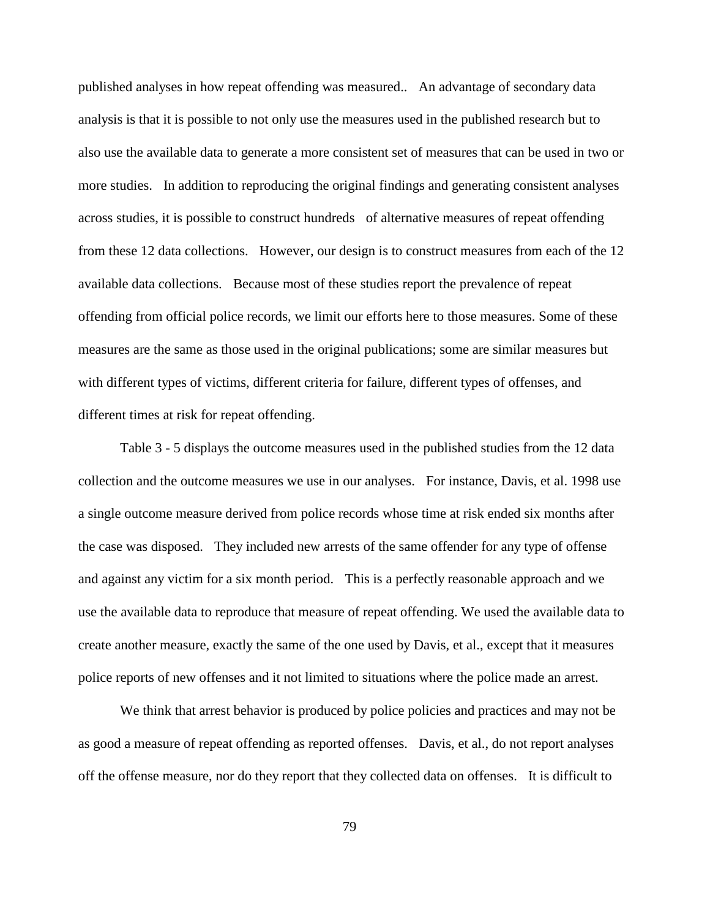published analyses in how repeat offending was measured.. An advantage of secondary data analysis is that it is possible to not only use the measures used in the published research but to also use the available data to generate a more consistent set of measures that can be used in two or more studies. In addition to reproducing the original findings and generating consistent analyses across studies, it is possible to construct hundreds of alternative measures of repeat offending from these 12 data collections. However, our design is to construct measures from each of the 12 available data collections. Because most of these studies report the prevalence of repeat offending from official police records, we limit our efforts here to those measures. Some of these measures are the same as those used in the original publications; some are similar measures but with different types of victims, different criteria for failure, different types of offenses, and different times at risk for repeat offending.

Table 3 - 5 displays the outcome measures used in the published studies from the 12 data collection and the outcome measures we use in our analyses. For instance, Davis, et al. 1998 use a single outcome measure derived from police records whose time at risk ended six months after the case was disposed. They included new arrests of the same offender for any type of offense and against any victim for a six month period. This is a perfectly reasonable approach and we use the available data to reproduce that measure of repeat offending. We used the available data to create another measure, exactly the same of the one used by Davis, et al., except that it measures police reports of new offenses and it not limited to situations where the police made an arrest.

We think that arrest behavior is produced by police policies and practices and may not be as good a measure of repeat offending as reported offenses. Davis, et al., do not report analyses off the offense measure, nor do they report that they collected data on offenses. It is difficult to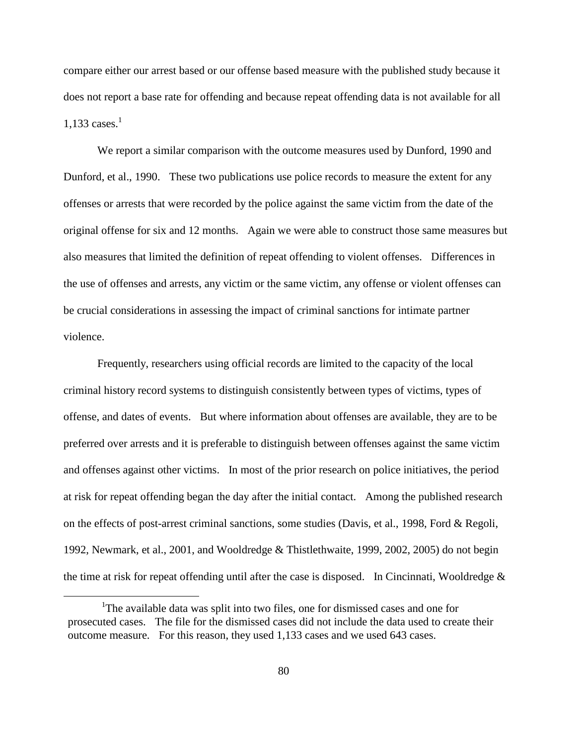compare either our arrest based or our offense based measure with the published study because it does not report a base rate for offending and because repeat offending data is not available for all 1,133 cases.[1]

We report a similar comparison with the outcome measures used by Dunford, 1990 and Dunford, et al., 1990. These two publications use police records to measure the extent for any offenses or arrests that were recorded by the police against the same victim from the date of the original offense for six and 12 months. Again we were able to construct those same measures but also measures that limited the definition of repeat offending to violent offenses. Differences in the use of offenses and arrests, any victim or the same victim, any offense or violent offenses can be crucial considerations in assessing the impact of criminal sanctions for intimate partner violence.

Frequently, researchers using official records are limited to the capacity of the local criminal history record systems to distinguish consistently between types of victims, types of offense, and dates of events. But where information about offenses are available, they are to be preferred over arrests and it is preferable to distinguish between offenses against the same victim and offenses against other victims. In most of the prior research on police initiatives, the period at risk for repeat offending began the day after the initial contact. Among the published research on the effects of post-arrest criminal sanctions, some studies (Davis, et al., 1998, Ford & Regoli, 1992, Newmark, et al., 2001, and Wooldredge & Thistlethwaite, 1999, 2002, 2005) do not begin the time at risk for repeat offending until after the case is disposed. In Cincinnati, Wooldredge &

[1]The available data was split into two files, one for dismissed cases and one for prosecuted cases. The file for the dismissed cases did not include the data used to create their outcome measure. For this reason, they used 1,133 cases and we used 643 cases.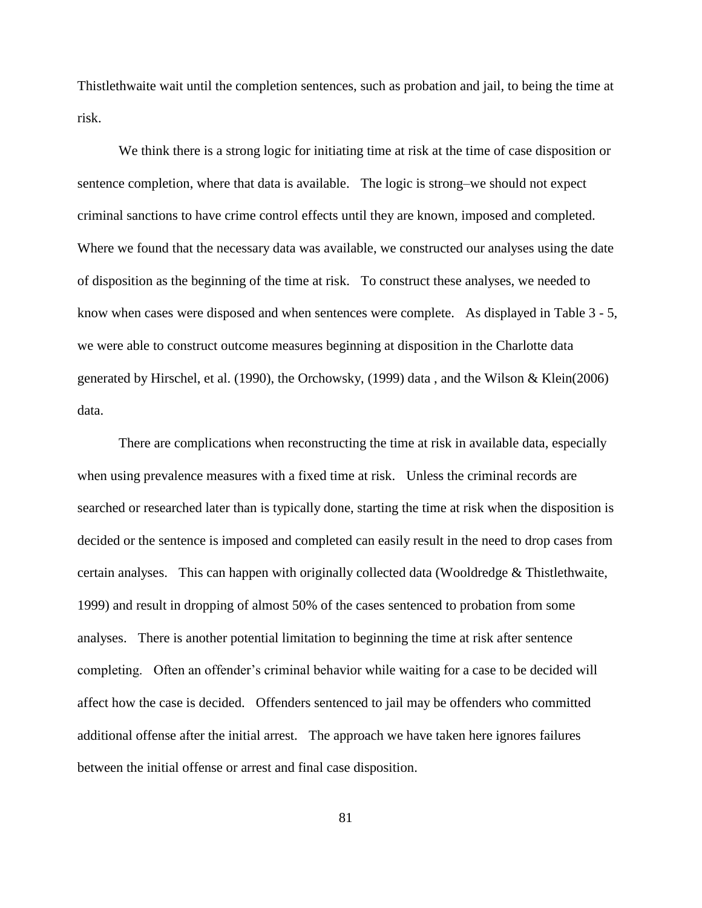Thistlethwaite wait until the completion sentences, such as probation and jail, to being the time at risk.

We think there is a strong logic for initiating time at risk at the time of case disposition or sentence completion, where that data is available. The logic is strong–we should not expect criminal sanctions to have crime control effects until they are known, imposed and completed. Where we found that the necessary data was available, we constructed our analyses using the date of disposition as the beginning of the time at risk. To construct these analyses, we needed to know when cases were disposed and when sentences were complete. As displayed in Table 3 - 5, we were able to construct outcome measures beginning at disposition in the Charlotte data generated by Hirschel, et al. (1990), the Orchowsky, (1999) data , and the Wilson & Klein(2006) data.

There are complications when reconstructing the time at risk in available data, especially when using prevalence measures with a fixed time at risk. Unless the criminal records are searched or researched later than is typically done, starting the time at risk when the disposition is decided or the sentence is imposed and completed can easily result in the need to drop cases from certain analyses. This can happen with originally collected data (Wooldredge & Thistlethwaite, 1999) and result in dropping of almost 50% of the cases sentenced to probation from some analyses. There is another potential limitation to beginning the time at risk after sentence completing. Often an offender's criminal behavior while waiting for a case to be decided will affect how the case is decided. Offenders sentenced to jail may be offenders who committed additional offense after the initial arrest. The approach we have taken here ignores failures between the initial offense or arrest and final case disposition.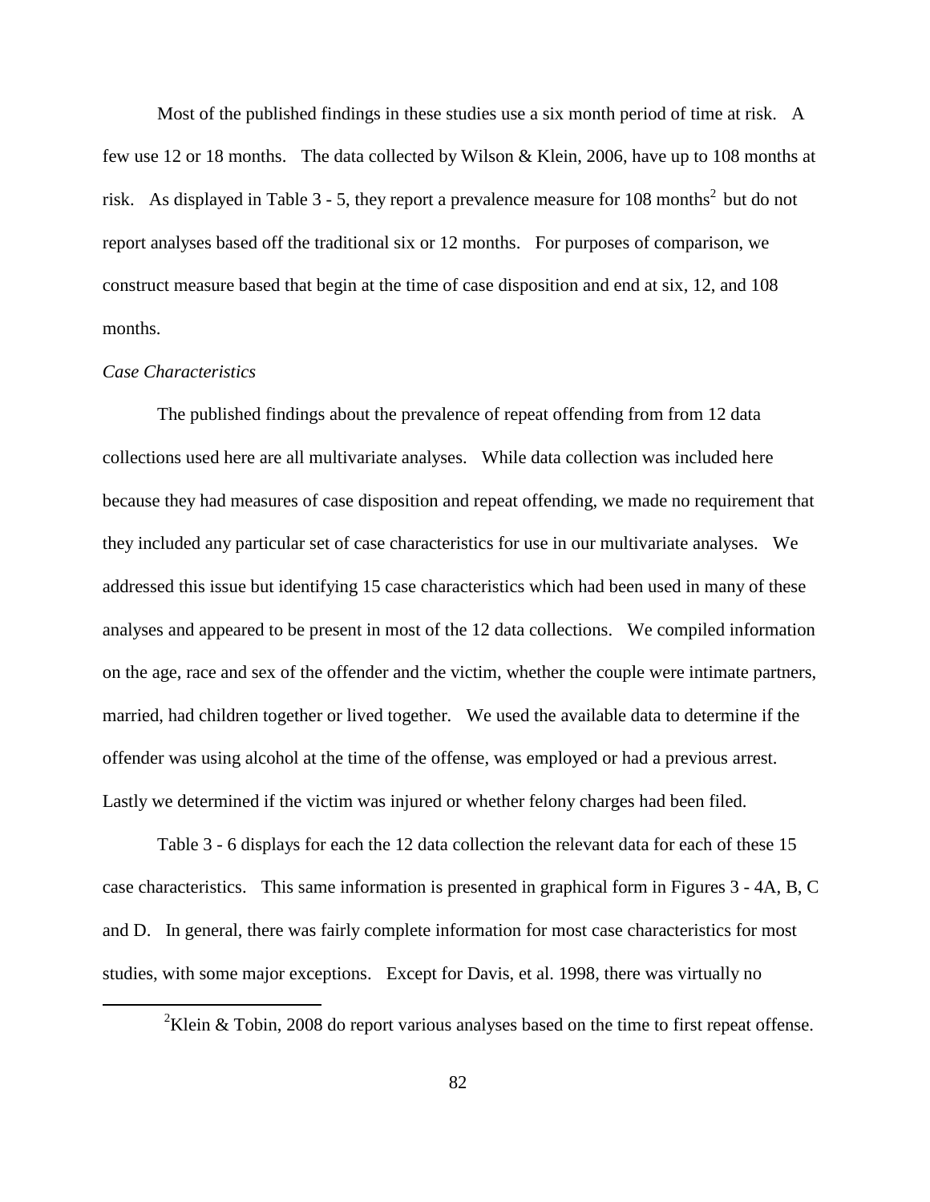Most of the published findings in these studies use a six month period of time at risk. A few use 12 or 18 months. The data collected by Wilson & Klein, 2006, have up to 108 months at risk. As displayed in Table 3 - 5, they report a prevalence measure for 108 months[2] but do not report analyses based off the traditional six or 12 months. For purposes of comparison, we construct measure based that begin at the time of case disposition and end at six, 12, and 108 months.

*Case Characteristics*

The published findings about the prevalence of repeat offending from from 12 data collections used here are all multivariate analyses. While data collection was included here because they had measures of case disposition and repeat offending, we made no requirement that they included any particular set of case characteristics for use in our multivariate analyses. We addressed this issue but identifying 15 case characteristics which had been used in many of these analyses and appeared to be present in most of the 12 data collections. We compiled information on the age, race and sex of the offender and the victim, whether the couple were intimate partners, married, had children together or lived together. We used the available data to determine if the offender was using alcohol at the time of the offense, was employed or had a previous arrest. Lastly we determined if the victim was injured or whether felony charges had been filed.

Table 3 - 6 displays for each the 12 data collection the relevant data for each of these 15 case characteristics. This same information is presented in graphical form in Figures 3 - 4A, B, C and D. In general, there was fairly complete information for most case characteristics for most studies, with some major exceptions. Except for Davis, et al. 1998, there was virtually no

[2] Klein & Tobin, 2008 do report various analyses based on the time to first repeat offense.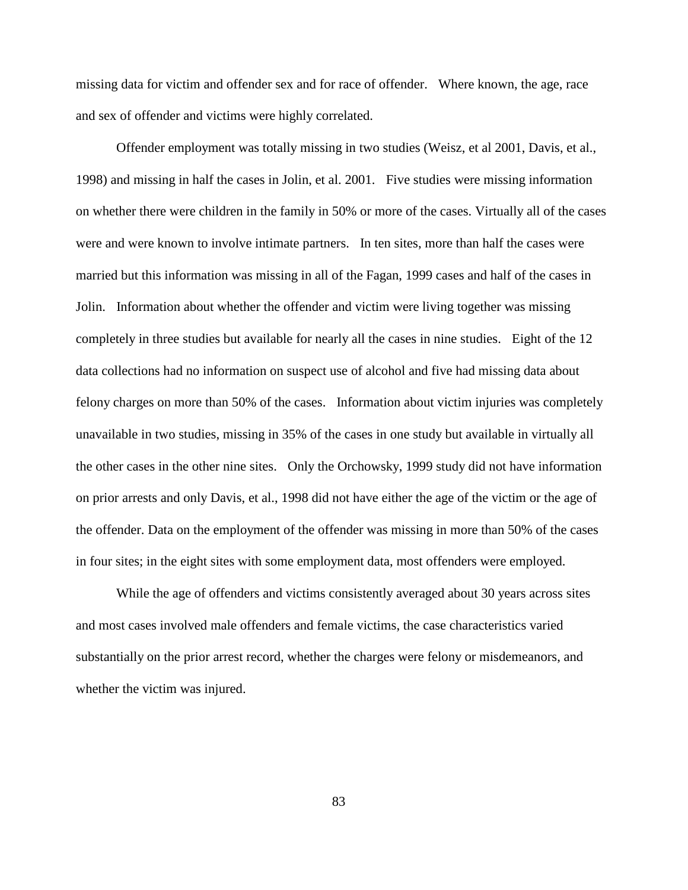missing data for victim and offender sex and for race of offender. Where known, the age, race and sex of offender and victims were highly correlated.

Offender employment was totally missing in two studies (Weisz, et al 2001, Davis, et al., 1998) and missing in half the cases in Jolin, et al. 2001. Five studies were missing information on whether there were children in the family in 50% or more of the cases. Virtually all of the cases were and were known to involve intimate partners. In ten sites, more than half the cases were married but this information was missing in all of the Fagan, 1999 cases and half of the cases in Jolin. Information about whether the offender and victim were living together was missing completely in three studies but available for nearly all the cases in nine studies. Eight of the 12 data collections had no information on suspect use of alcohol and five had missing data about felony charges on more than 50% of the cases. Information about victim injuries was completely unavailable in two studies, missing in 35% of the cases in one study but available in virtually all the other cases in the other nine sites. Only the Orchowsky, 1999 study did not have information on prior arrests and only Davis, et al., 1998 did not have either the age of the victim or the age of the offender. Data on the employment of the offender was missing in more than 50% of the cases in four sites; in the eight sites with some employment data, most offenders were employed.

While the age of offenders and victims consistently averaged about 30 years across sites and most cases involved male offenders and female victims, the case characteristics varied substantially on the prior arrest record, whether the charges were felony or misdemeanors, and whether the victim was injured.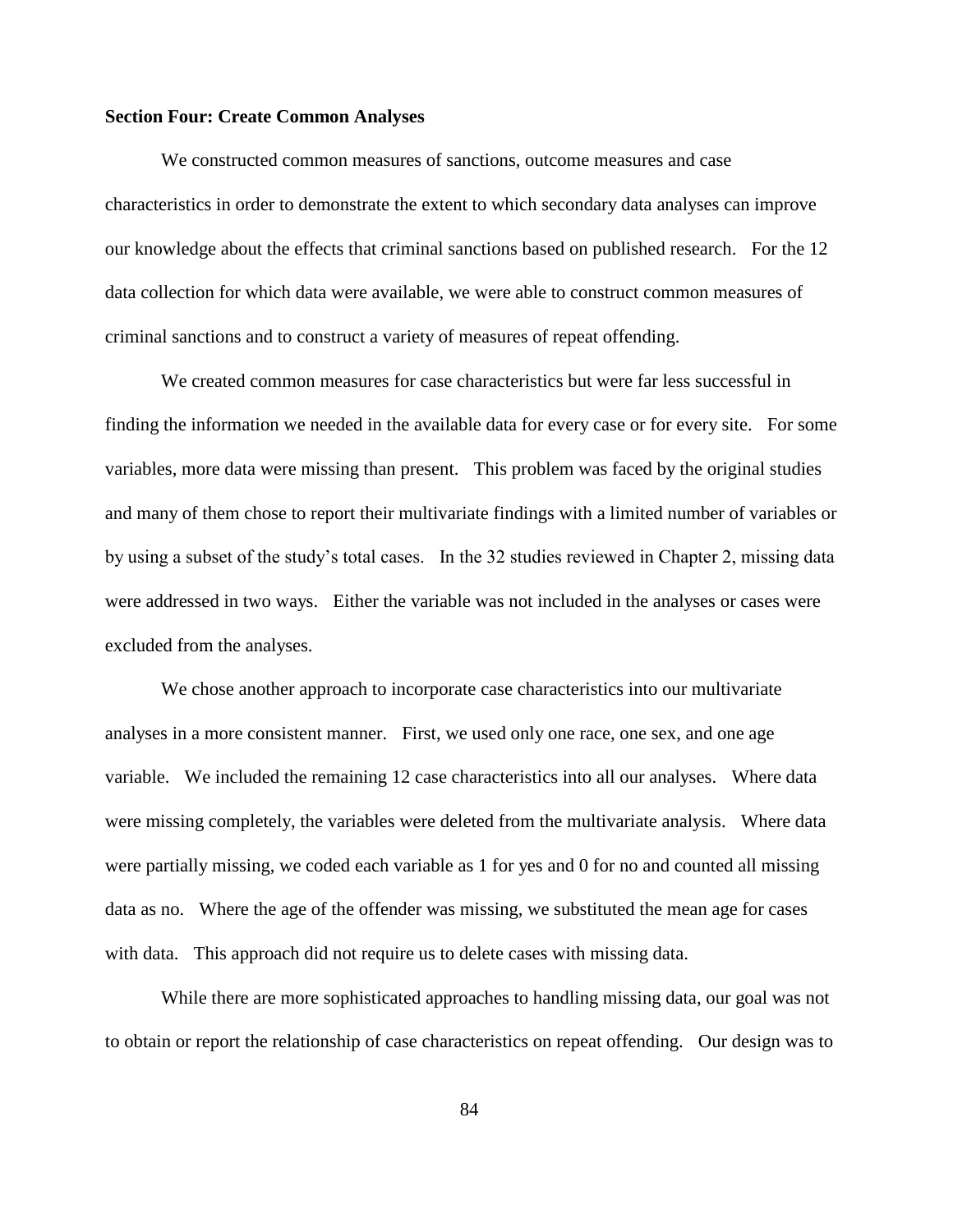**Section Four: Create Common Analyses**

We constructed common measures of sanctions, outcome measures and case characteristics in order to demonstrate the extent to which secondary data analyses can improve our knowledge about the effects that criminal sanctions based on published research. For the 12 data collection for which data were available, we were able to construct common measures of criminal sanctions and to construct a variety of measures of repeat offending.

We created common measures for case characteristics but were far less successful in finding the information we needed in the available data for every case or for every site. For some variables, more data were missing than present. This problem was faced by the original studies and many of them chose to report their multivariate findings with a limited number of variables or by using a subset of the study's total cases. In the 32 studies reviewed in Chapter 2, missing data were addressed in two ways. Either the variable was not included in the analyses or cases were excluded from the analyses.

We chose another approach to incorporate case characteristics into our multivariate analyses in a more consistent manner. First, we used only one race, one sex, and one age variable. We included the remaining 12 case characteristics into all our analyses. Where data were missing completely, the variables were deleted from the multivariate analysis. Where data were partially missing, we coded each variable as 1 for yes and 0 for no and counted all missing data as no. Where the age of the offender was missing, we substituted the mean age for cases with data. This approach did not require us to delete cases with missing data.

While there are more sophisticated approaches to handling missing data, our goal was not to obtain or report the relationship of case characteristics on repeat offending. Our design was to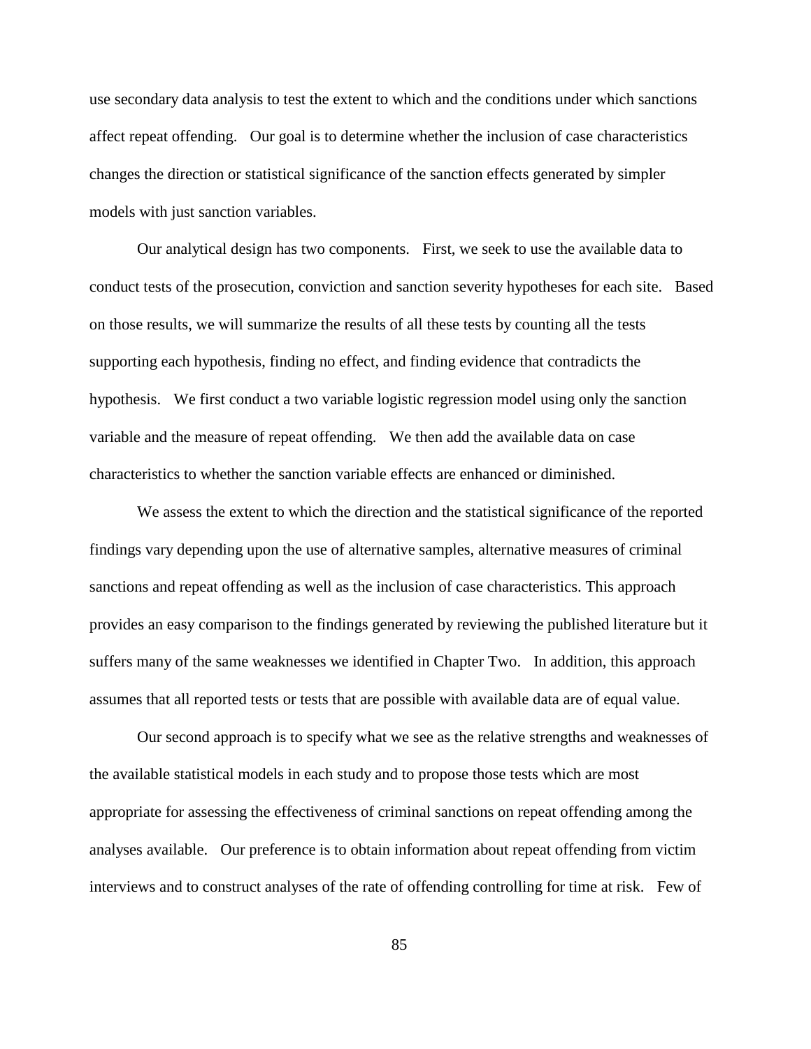use secondary data analysis to test the extent to which and the conditions under which sanctions affect repeat offending. Our goal is to determine whether the inclusion of case characteristics changes the direction or statistical significance of the sanction effects generated by simpler models with just sanction variables.

Our analytical design has two components. First, we seek to use the available data to conduct tests of the prosecution, conviction and sanction severity hypotheses for each site. Based on those results, we will summarize the results of all these tests by counting all the tests supporting each hypothesis, finding no effect, and finding evidence that contradicts the hypothesis. We first conduct a two variable logistic regression model using only the sanction variable and the measure of repeat offending. We then add the available data on case characteristics to whether the sanction variable effects are enhanced or diminished.

We assess the extent to which the direction and the statistical significance of the reported findings vary depending upon the use of alternative samples, alternative measures of criminal sanctions and repeat offending as well as the inclusion of case characteristics. This approach provides an easy comparison to the findings generated by reviewing the published literature but it suffers many of the same weaknesses we identified in Chapter Two. In addition, this approach assumes that all reported tests or tests that are possible with available data are of equal value.

Our second approach is to specify what we see as the relative strengths and weaknesses of the available statistical models in each study and to propose those tests which are most appropriate for assessing the effectiveness of criminal sanctions on repeat offending among the analyses available. Our preference is to obtain information about repeat offending from victim interviews and to construct analyses of the rate of offending controlling for time at risk. Few of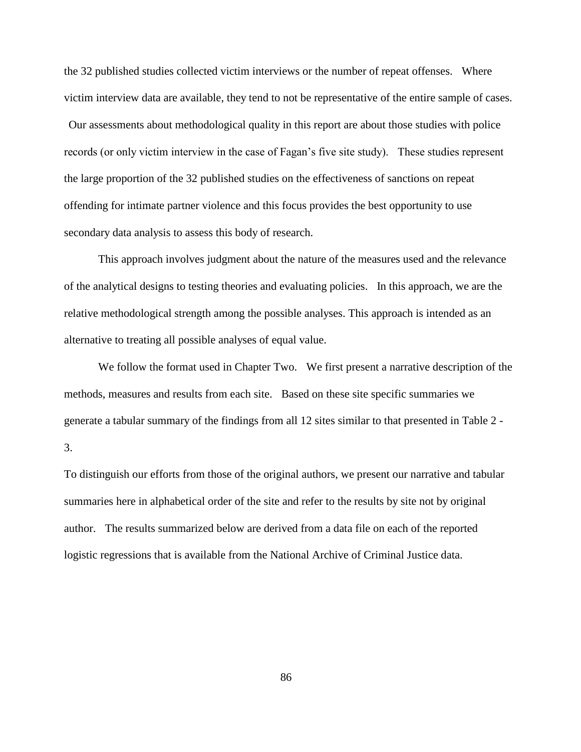the 32 published studies collected victim interviews or the number of repeat offenses. Where victim interview data are available, they tend to not be representative of the entire sample of cases. Our assessments about methodological quality in this report are about those studies with police records (or only victim interview in the case of Fagan's five site study). These studies represent the large proportion of the 32 published studies on the effectiveness of sanctions on repeat offending for intimate partner violence and this focus provides the best opportunity to use secondary data analysis to assess this body of research.

This approach involves judgment about the nature of the measures used and the relevance of the analytical designs to testing theories and evaluating policies. In this approach, we are the relative methodological strength among the possible analyses. This approach is intended as an alternative to treating all possible analyses of equal value.

We follow the format used in Chapter Two. We first present a narrative description of the methods, measures and results from each site. Based on these site specific summaries we generate a tabular summary of the findings from all 12 sites similar to that presented in Table 2 - 3.

To distinguish our efforts from those of the original authors, we present our narrative and tabular summaries here in alphabetical order of the site and refer to the results by site not by original author. The results summarized below are derived from a data file on each of the reported logistic regressions that is available from the National Archive of Criminal Justice data.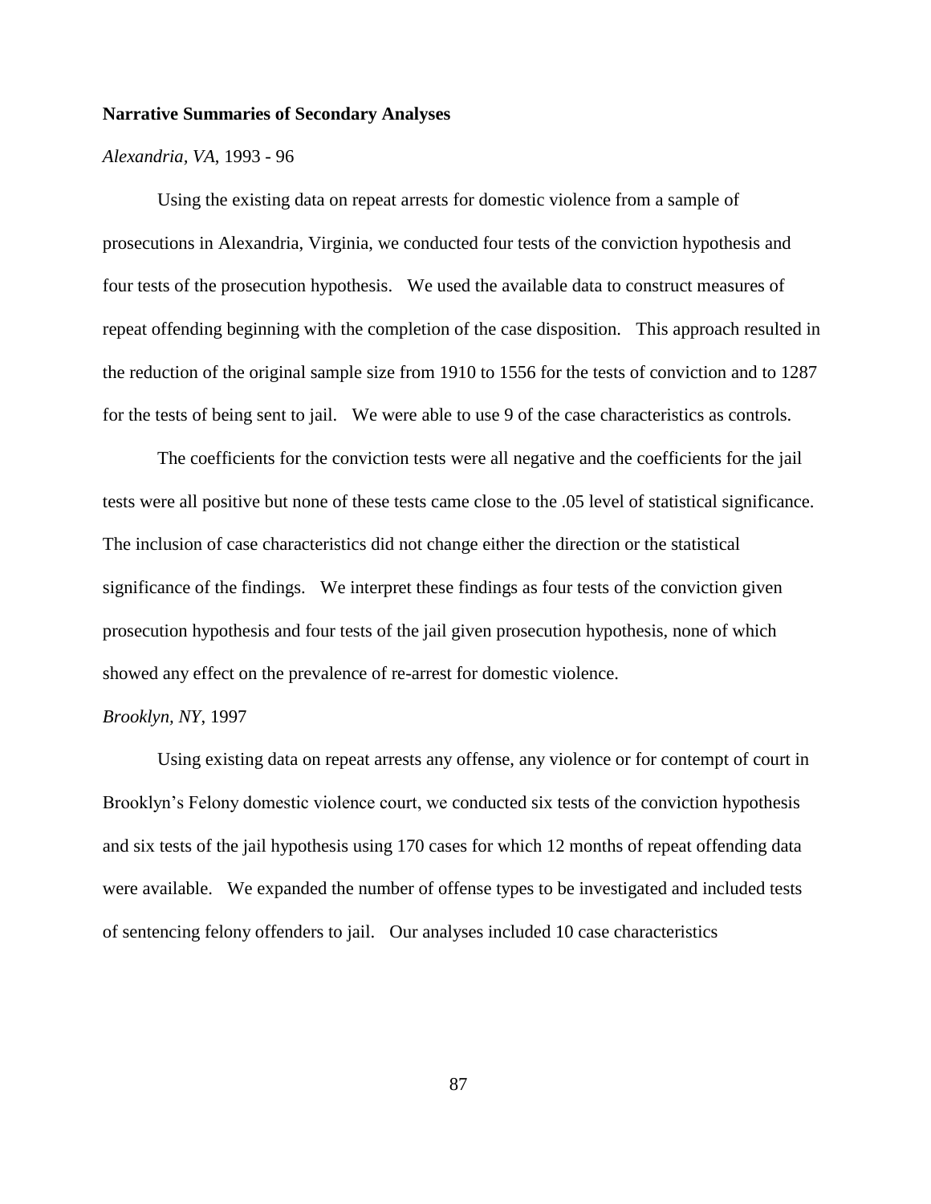**Narrative Summaries of Secondary Analyses**

*Alexandria, VA*, 1993 - 96

Using the existing data on repeat arrests for domestic violence from a sample of prosecutions in Alexandria, Virginia, we conducted four tests of the conviction hypothesis and four tests of the prosecution hypothesis. We used the available data to construct measures of repeat offending beginning with the completion of the case disposition. This approach resulted in the reduction of the original sample size from 1910 to 1556 for the tests of conviction and to 1287 for the tests of being sent to jail. We were able to use 9 of the case characteristics as controls.

The coefficients for the conviction tests were all negative and the coefficients for the jail tests were all positive but none of these tests came close to the .05 level of statistical significance. The inclusion of case characteristics did not change either the direction or the statistical significance of the findings. We interpret these findings as four tests of the conviction given prosecution hypothesis and four tests of the jail given prosecution hypothesis, none of which showed any effect on the prevalence of re-arrest for domestic violence.

*Brooklyn, NY*, 1997

Using existing data on repeat arrests any offense, any violence or for contempt of court in Brooklyn's Felony domestic violence court, we conducted six tests of the conviction hypothesis and six tests of the jail hypothesis using 170 cases for which 12 months of repeat offending data were available. We expanded the number of offense types to be investigated and included tests of sentencing felony offenders to jail. Our analyses included 10 case characteristics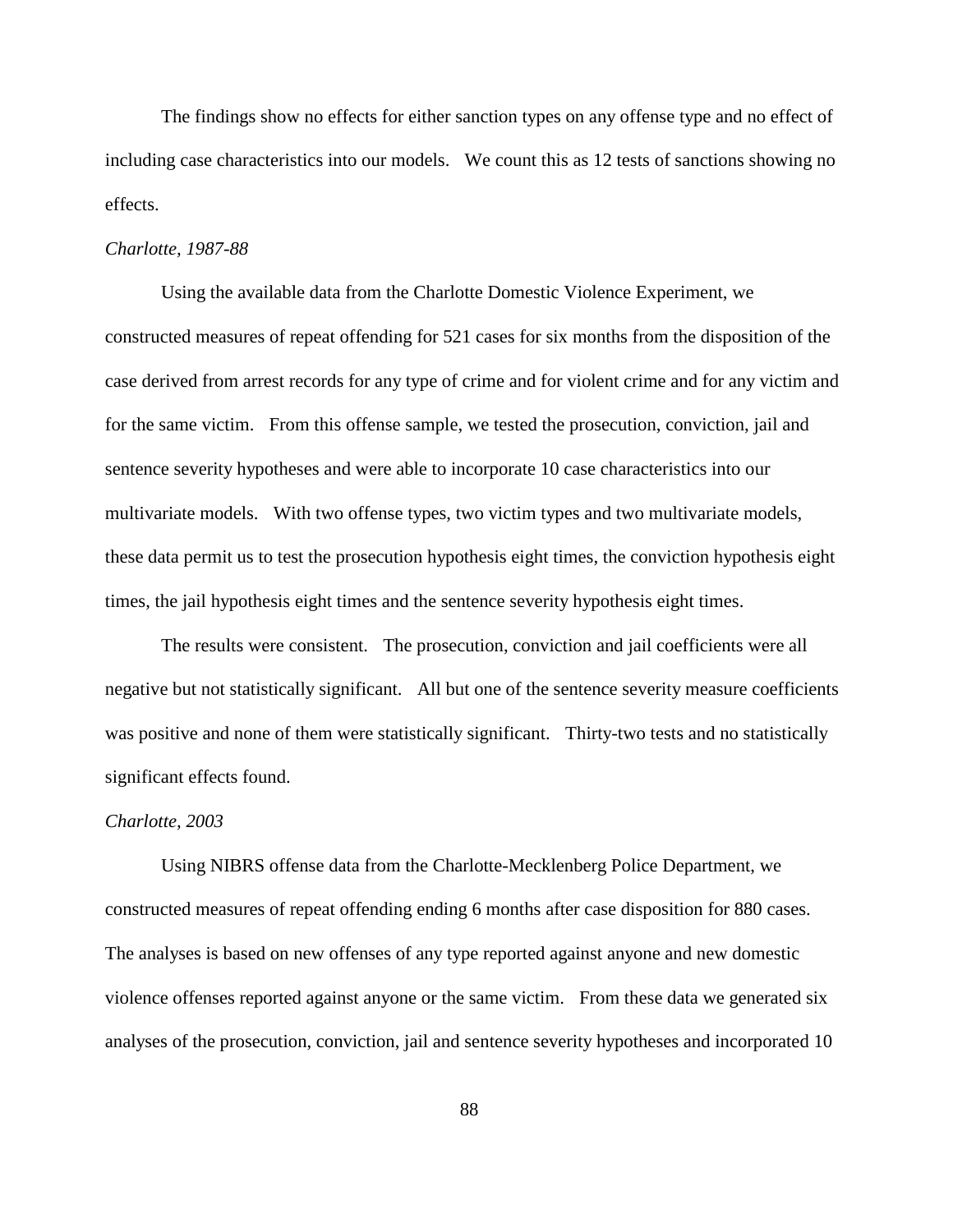The findings show no effects for either sanction types on any offense type and no effect of including case characteristics into our models. We count this as 12 tests of sanctions showing no effects.

*Charlotte, 1987-88*

Using the available data from the Charlotte Domestic Violence Experiment, we constructed measures of repeat offending for 521 cases for six months from the disposition of the case derived from arrest records for any type of crime and for violent crime and for any victim and for the same victim. From this offense sample, we tested the prosecution, conviction, jail and sentence severity hypotheses and were able to incorporate 10 case characteristics into our multivariate models. With two offense types, two victim types and two multivariate models, these data permit us to test the prosecution hypothesis eight times, the conviction hypothesis eight times, the jail hypothesis eight times and the sentence severity hypothesis eight times.

The results were consistent. The prosecution, conviction and jail coefficients were all negative but not statistically significant. All but one of the sentence severity measure coefficients was positive and none of them were statistically significant. Thirty-two tests and no statistically significant effects found.

*Charlotte, 2003*

Using NIBRS offense data from the Charlotte-Mecklenberg Police Department, we constructed measures of repeat offending ending 6 months after case disposition for 880 cases. The analyses is based on new offenses of any type reported against anyone and new domestic violence offenses reported against anyone or the same victim. From these data we generated six analyses of the prosecution, conviction, jail and sentence severity hypotheses and incorporated 10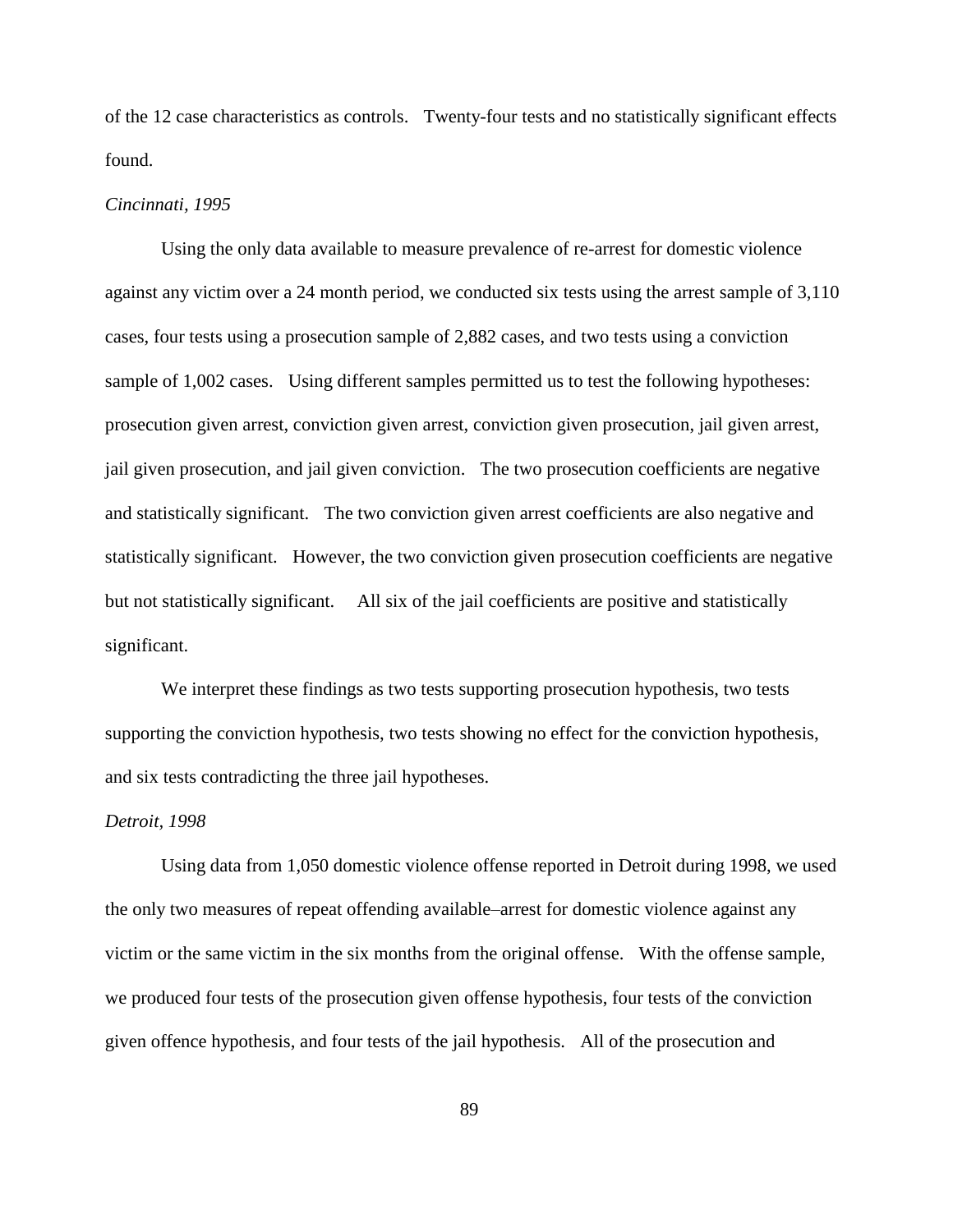of the 12 case characteristics as controls. Twenty-four tests and no statistically significant effects found.

*Cincinnati, 1995*

Using the only data available to measure prevalence of re-arrest for domestic violence against any victim over a 24 month period, we conducted six tests using the arrest sample of 3,110 cases, four tests using a prosecution sample of 2,882 cases, and two tests using a conviction sample of 1,002 cases. Using different samples permitted us to test the following hypotheses: prosecution given arrest, conviction given arrest, conviction given prosecution, jail given arrest, jail given prosecution, and jail given conviction. The two prosecution coefficients are negative and statistically significant. The two conviction given arrest coefficients are also negative and statistically significant. However, the two conviction given prosecution coefficients are negative but not statistically significant. All six of the jail coefficients are positive and statistically significant.

We interpret these findings as two tests supporting prosecution hypothesis, two tests supporting the conviction hypothesis, two tests showing no effect for the conviction hypothesis, and six tests contradicting the three jail hypotheses.

*Detroit, 1998*

Using data from 1,050 domestic violence offense reported in Detroit during 1998, we used the only two measures of repeat offending available–arrest for domestic violence against any victim or the same victim in the six months from the original offense. With the offense sample, we produced four tests of the prosecution given offense hypothesis, four tests of the conviction given offence hypothesis, and four tests of the jail hypothesis. All of the prosecution and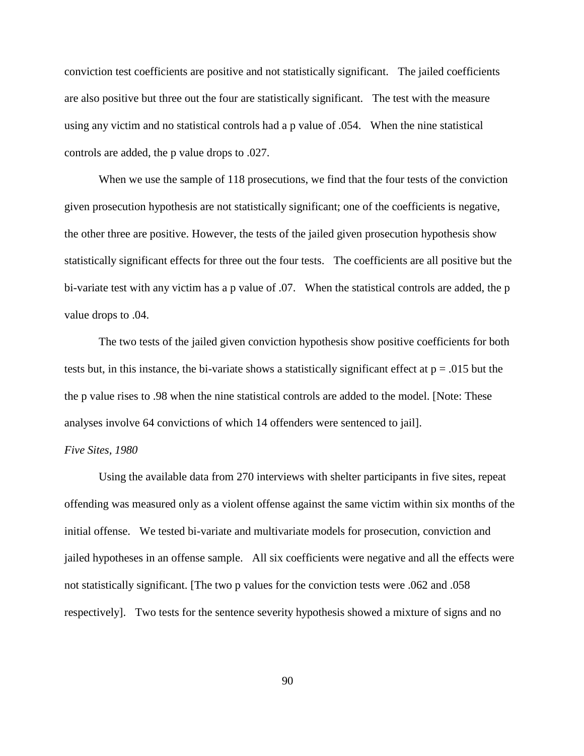conviction test coefficients are positive and not statistically significant. The jailed coefficients are also positive but three out the four are statistically significant. The test with the measure using any victim and no statistical controls had a p value of .054. When the nine statistical controls are added, the p value drops to .027.

When we use the sample of 118 prosecutions, we find that the four tests of the conviction given prosecution hypothesis are not statistically significant; one of the coefficients is negative, the other three are positive. However, the tests of the jailed given prosecution hypothesis show statistically significant effects for three out the four tests. The coefficients are all positive but the bi-variate test with any victim has a p value of .07. When the statistical controls are added, the p value drops to .04.

The two tests of the jailed given conviction hypothesis show positive coefficients for both tests but, in this instance, the bi-variate shows a statistically significant effect at $p = .015$ but the the p value rises to .98 when the nine statistical controls are added to the model. [Note: These analyses involve 64 convictions of which 14 offenders were sentenced to jail].

*Five Sites, 1980*

Using the available data from 270 interviews with shelter participants in five sites, repeat offending was measured only as a violent offense against the same victim within six months of the initial offense. We tested bi-variate and multivariate models for prosecution, conviction and jailed hypotheses in an offense sample. All six coefficients were negative and all the effects were not statistically significant. [The two p values for the conviction tests were .062 and .058 respectively]. Two tests for the sentence severity hypothesis showed a mixture of signs and no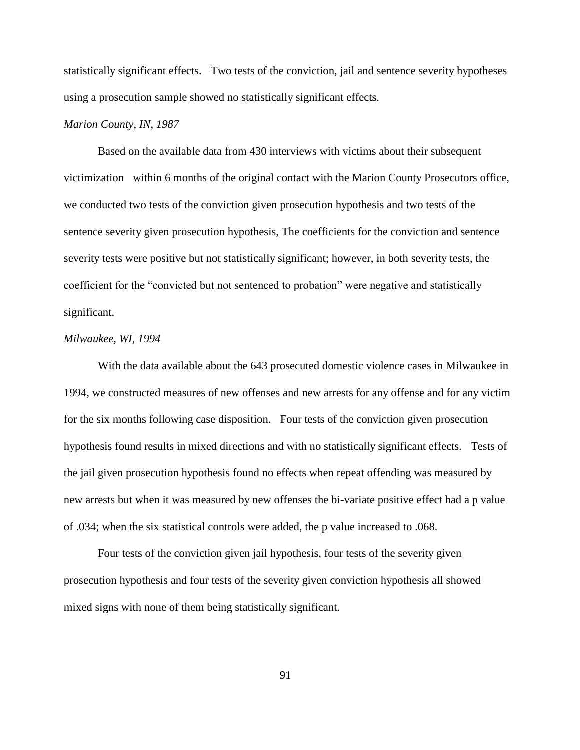statistically significant effects. Two tests of the conviction, jail and sentence severity hypotheses using a prosecution sample showed no statistically significant effects.

*Marion County, IN, 1987*

Based on the available data from 430 interviews with victims about their subsequent victimization within 6 months of the original contact with the Marion County Prosecutors office, we conducted two tests of the conviction given prosecution hypothesis and two tests of the sentence severity given prosecution hypothesis, The coefficients for the conviction and sentence severity tests were positive but not statistically significant; however, in both severity tests, the coefficient for the "convicted but not sentenced to probation" were negative and statistically significant.

*Milwaukee, WI, 1994*

With the data available about the 643 prosecuted domestic violence cases in Milwaukee in 1994, we constructed measures of new offenses and new arrests for any offense and for any victim for the six months following case disposition. Four tests of the conviction given prosecution hypothesis found results in mixed directions and with no statistically significant effects. Tests of the jail given prosecution hypothesis found no effects when repeat offending was measured by new arrests but when it was measured by new offenses the bi-variate positive effect had a p value of .034; when the six statistical controls were added, the p value increased to .068.

Four tests of the conviction given jail hypothesis, four tests of the severity given prosecution hypothesis and four tests of the severity given conviction hypothesis all showed mixed signs with none of them being statistically significant.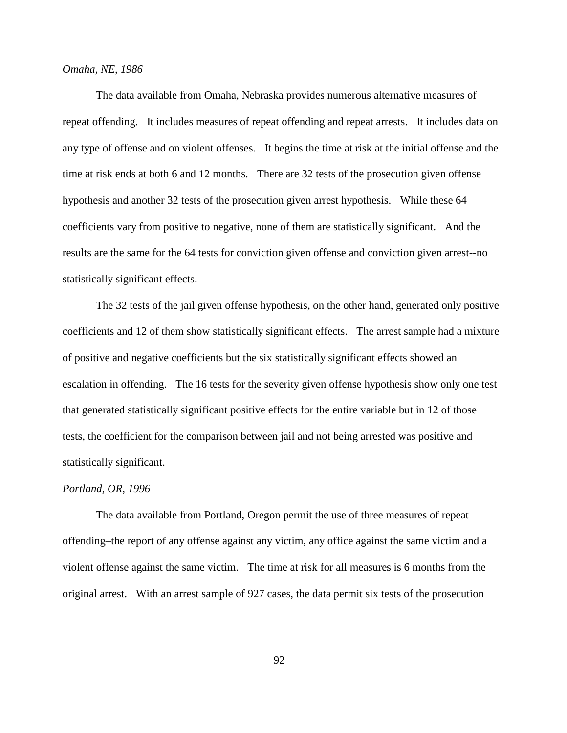*Omaha, NE, 1986*

The data available from Omaha, Nebraska provides numerous alternative measures of repeat offending. It includes measures of repeat offending and repeat arrests. It includes data on any type of offense and on violent offenses. It begins the time at risk at the initial offense and the time at risk ends at both 6 and 12 months. There are 32 tests of the prosecution given offense hypothesis and another 32 tests of the prosecution given arrest hypothesis. While these 64 coefficients vary from positive to negative, none of them are statistically significant. And the results are the same for the 64 tests for conviction given offense and conviction given arrest--no statistically significant effects.

The 32 tests of the jail given offense hypothesis, on the other hand, generated only positive coefficients and 12 of them show statistically significant effects. The arrest sample had a mixture of positive and negative coefficients but the six statistically significant effects showed an escalation in offending. The 16 tests for the severity given offense hypothesis show only one test that generated statistically significant positive effects for the entire variable but in 12 of those tests, the coefficient for the comparison between jail and not being arrested was positive and statistically significant.

*Portland, OR, 1996*

The data available from Portland, Oregon permit the use of three measures of repeat offending–the report of any offense against any victim, any office against the same victim and a violent offense against the same victim. The time at risk for all measures is 6 months from the original arrest. With an arrest sample of 927 cases, the data permit six tests of the prosecution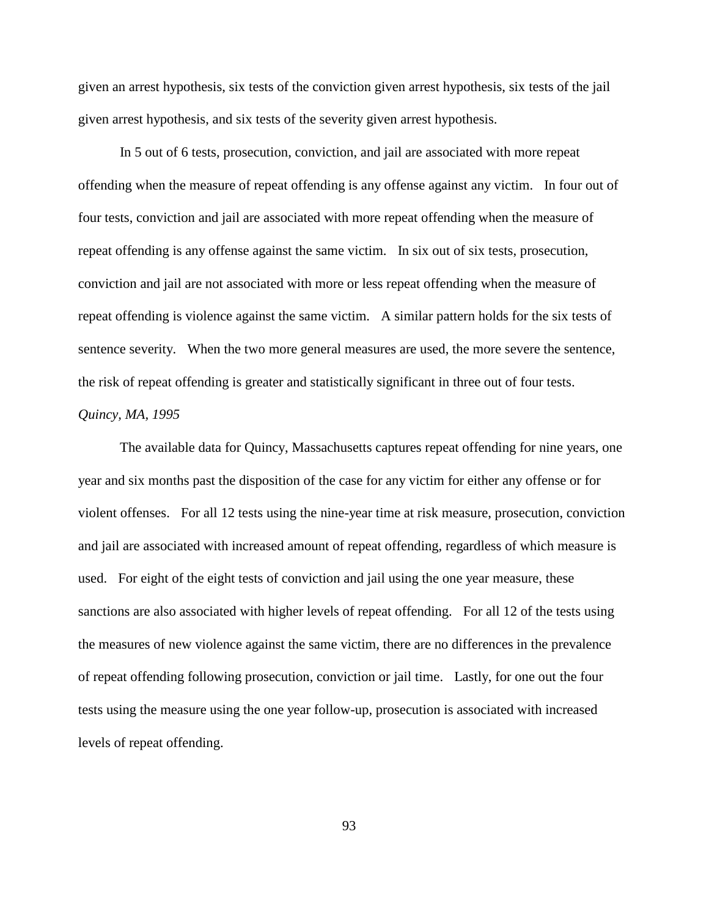given an arrest hypothesis, six tests of the conviction given arrest hypothesis, six tests of the jail given arrest hypothesis, and six tests of the severity given arrest hypothesis.

In 5 out of 6 tests, prosecution, conviction, and jail are associated with more repeat offending when the measure of repeat offending is any offense against any victim. In four out of four tests, conviction and jail are associated with more repeat offending when the measure of repeat offending is any offense against the same victim. In six out of six tests, prosecution, conviction and jail are not associated with more or less repeat offending when the measure of repeat offending is violence against the same victim. A similar pattern holds for the six tests of sentence severity. When the two more general measures are used, the more severe the sentence, the risk of repeat offending is greater and statistically significant in three out of four tests.

*Quincy, MA, 1995*

The available data for Quincy, Massachusetts captures repeat offending for nine years, one year and six months past the disposition of the case for any victim for either any offense or for violent offenses. For all 12 tests using the nine-year time at risk measure, prosecution, conviction and jail are associated with increased amount of repeat offending, regardless of which measure is used. For eight of the eight tests of conviction and jail using the one year measure, these sanctions are also associated with higher levels of repeat offending. For all 12 of the tests using the measures of new violence against the same victim, there are no differences in the prevalence of repeat offending following prosecution, conviction or jail time. Lastly, for one out the four tests using the measure using the one year follow-up, prosecution is associated with increased levels of repeat offending.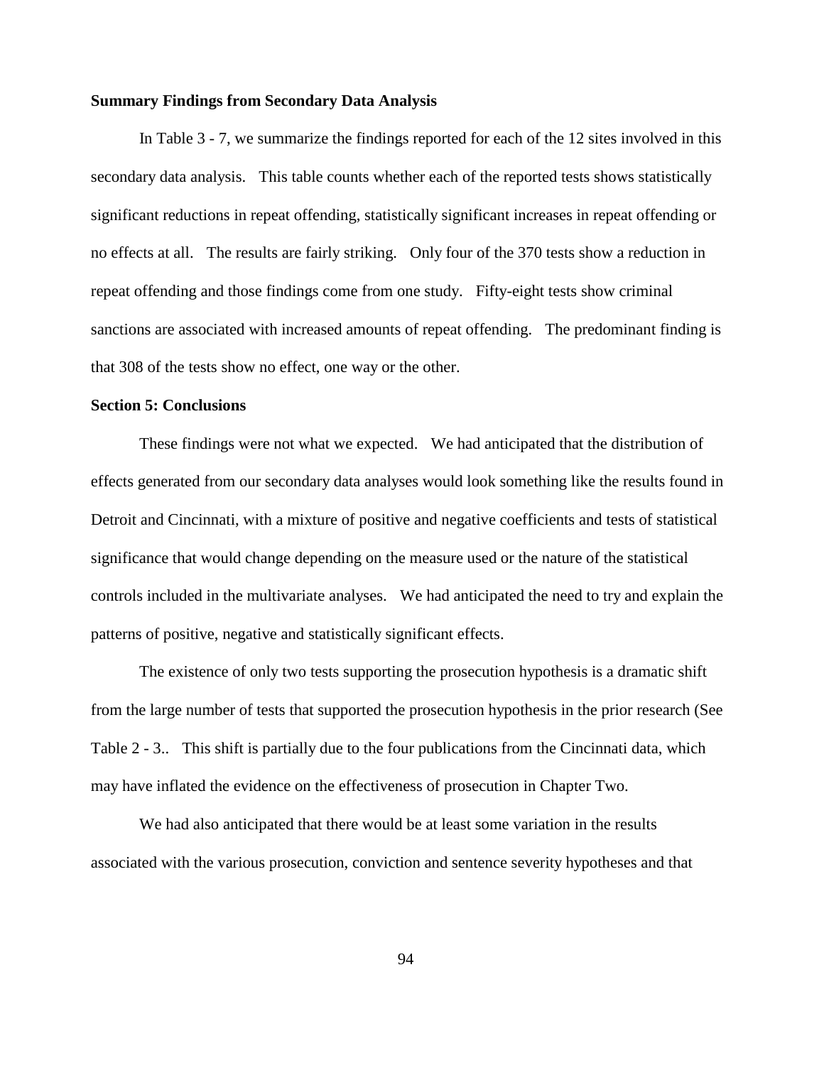**Summary Findings from Secondary Data Analysis**

In Table 3 - 7, we summarize the findings reported for each of the 12 sites involved in this secondary data analysis. This table counts whether each of the reported tests shows statistically significant reductions in repeat offending, statistically significant increases in repeat offending or no effects at all. The results are fairly striking. Only four of the 370 tests show a reduction in repeat offending and those findings come from one study. Fifty-eight tests show criminal sanctions are associated with increased amounts of repeat offending. The predominant finding is that 308 of the tests show no effect, one way or the other.

**Section 5: Conclusions**

These findings were not what we expected. We had anticipated that the distribution of effects generated from our secondary data analyses would look something like the results found in Detroit and Cincinnati, with a mixture of positive and negative coefficients and tests of statistical significance that would change depending on the measure used or the nature of the statistical controls included in the multivariate analyses. We had anticipated the need to try and explain the patterns of positive, negative and statistically significant effects.

The existence of only two tests supporting the prosecution hypothesis is a dramatic shift from the large number of tests that supported the prosecution hypothesis in the prior research (See Table 2 - 3.. This shift is partially due to the four publications from the Cincinnati data, which may have inflated the evidence on the effectiveness of prosecution in Chapter Two.

We had also anticipated that there would be at least some variation in the results associated with the various prosecution, conviction and sentence severity hypotheses and that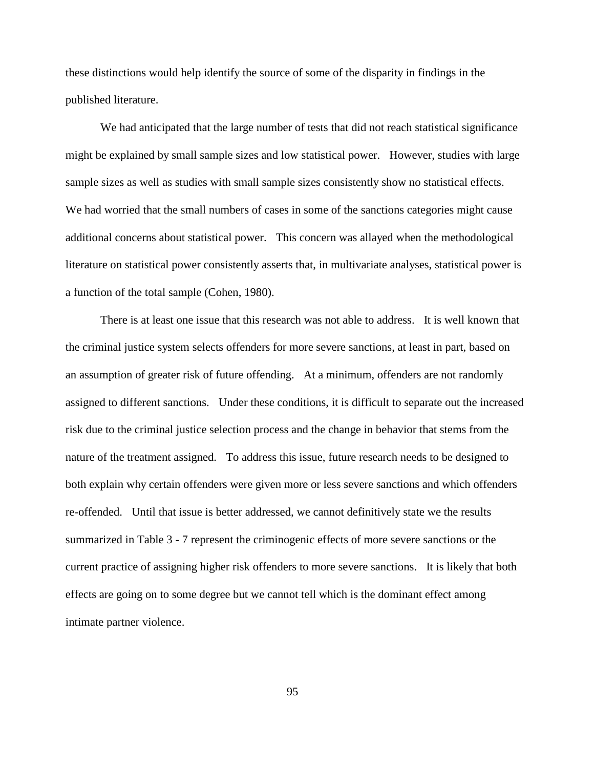these distinctions would help identify the source of some of the disparity in findings in the published literature.

We had anticipated that the large number of tests that did not reach statistical significance might be explained by small sample sizes and low statistical power. However, studies with large sample sizes as well as studies with small sample sizes consistently show no statistical effects. We had worried that the small numbers of cases in some of the sanctions categories might cause additional concerns about statistical power. This concern was allayed when the methodological literature on statistical power consistently asserts that, in multivariate analyses, statistical power is a function of the total sample (Cohen, 1980).

There is at least one issue that this research was not able to address. It is well known that the criminal justice system selects offenders for more severe sanctions, at least in part, based on an assumption of greater risk of future offending. At a minimum, offenders are not randomly assigned to different sanctions. Under these conditions, it is difficult to separate out the increased risk due to the criminal justice selection process and the change in behavior that stems from the nature of the treatment assigned. To address this issue, future research needs to be designed to both explain why certain offenders were given more or less severe sanctions and which offenders re-offended. Until that issue is better addressed, we cannot definitively state we the results summarized in Table 3 - 7 represent the criminogenic effects of more severe sanctions or the current practice of assigning higher risk offenders to more severe sanctions. It is likely that both effects are going on to some degree but we cannot tell which is the dominant effect among intimate partner violence.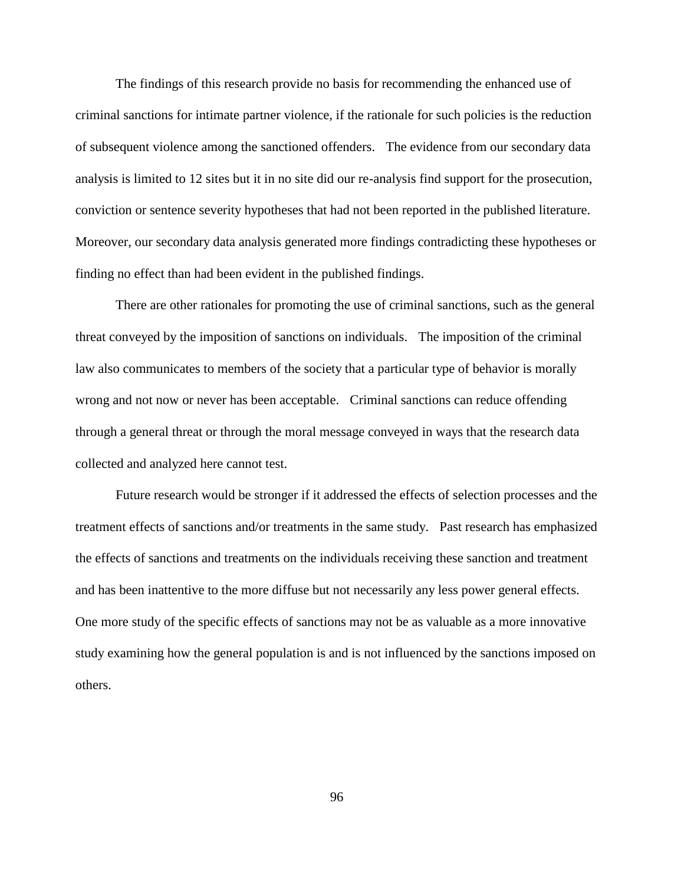The findings of this research provide no basis for recommending the enhanced use of criminal sanctions for intimate partner violence, if the rationale for such policies is the reduction of subsequent violence among the sanctioned offenders. The evidence from our secondary data analysis is limited to 12 sites but it in no site did our re-analysis find support for the prosecution, conviction or sentence severity hypotheses that had not been reported in the published literature. Moreover, our secondary data analysis generated more findings contradicting these hypotheses or finding no effect than had been evident in the published findings.

There are other rationales for promoting the use of criminal sanctions, such as the general threat conveyed by the imposition of sanctions on individuals. The imposition of the criminal law also communicates to members of the society that a particular type of behavior is morally wrong and not now or never has been acceptable. Criminal sanctions can reduce offending through a general threat or through the moral message conveyed in ways that the research data collected and analyzed here cannot test.

Future research would be stronger if it addressed the effects of selection processes and the treatment effects of sanctions and/or treatments in the same study. Past research has emphasized the effects of sanctions and treatments on the individuals receiving these sanction and treatment and has been inattentive to the more diffuse but not necessarily any less power general effects. One more study of the specific effects of sanctions may not be as valuable as a more innovative study examining how the general population is and is not influenced by the sanctions imposed on others.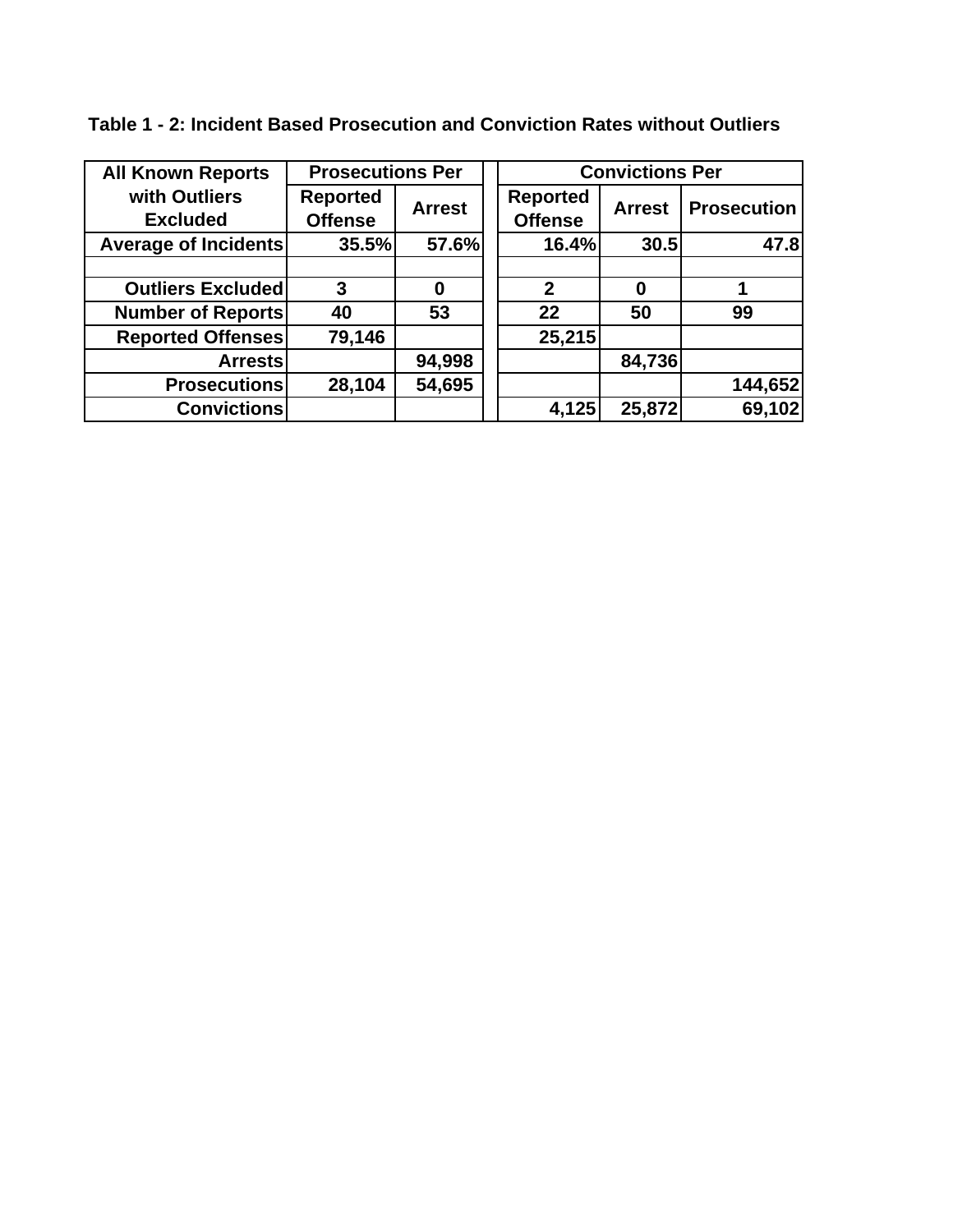**Table 1 - 2: Incident Based Prosecution and Conviction Rates without Outliers**

| All Known Reports with Outliers Excluded | Prosecutions Per | | | Convictions Per | | |
|---|---|---|---|---|---|---|
| | Reported Offense | Arrest | | Reported Offense | Arrest | Prosecution |
| Average of Incidents | 35.5% | 57.6% | | 16.4% | 30.5 | 47.8 |
| | | | | | | |
| Outliers Excluded | 3 | 0 | | 2 | 0 | 1 |
| Number of Reports | 40 | 53 | | 22 | 50 | 99 |
| Reported Offenses | 79,146 | | | 25,215 | | |
| Arrests | | 94,998 | | | 84,736 | |
| Prosecutions | 28,104 | 54,695 | | | | 144,652 |
| Convictions | | | | 4,125 | 25,872 | 69,102 |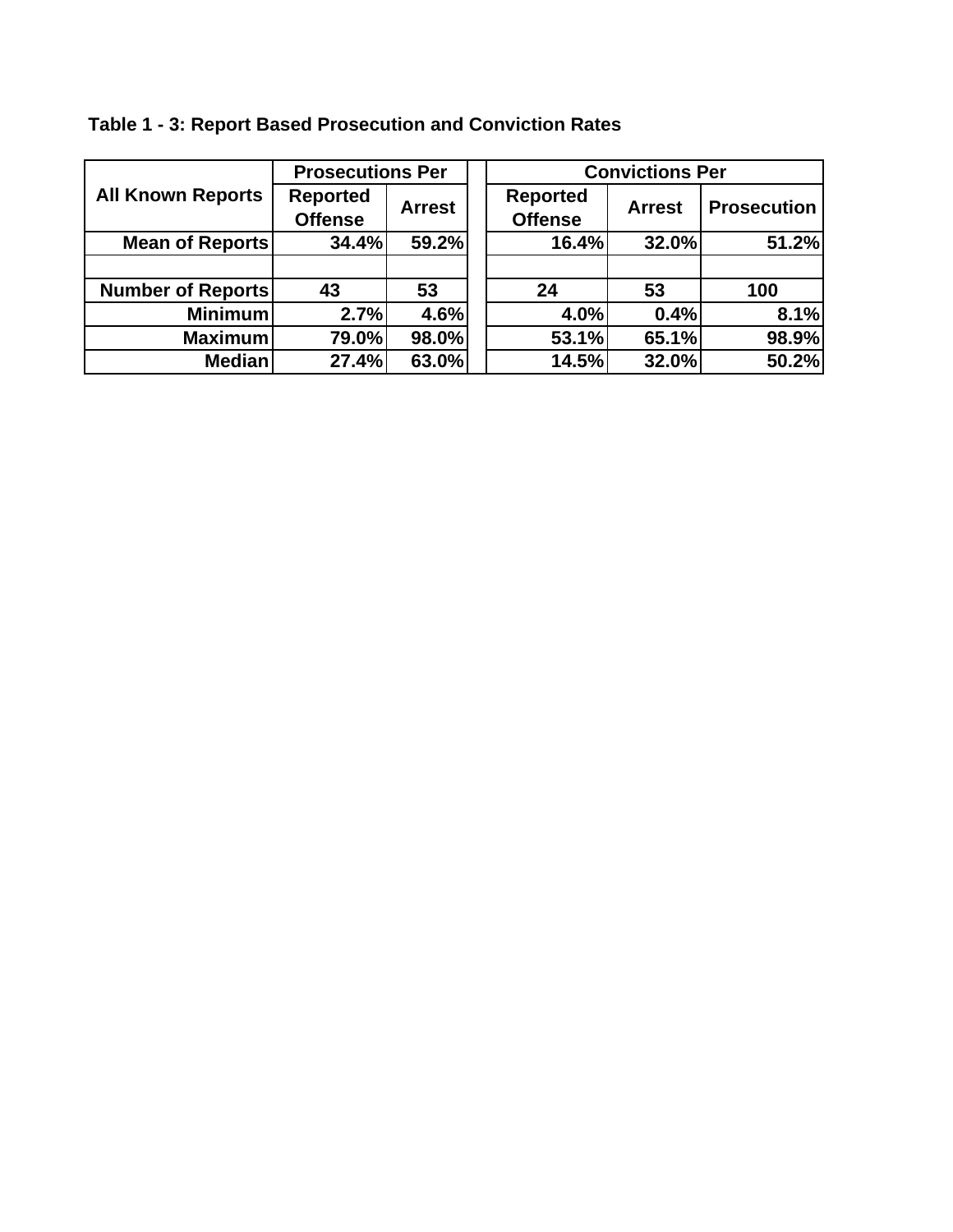**Table 1 - 3: Report Based Prosecution and Conviction Rates**

| All Known Reports | Prosecutions Per | | | Convictions Per | | |
|---|---|---|---|---|---|---|
| | Reported Offense | Arrest | | Reported Offense | Arrest | Prosecution |
| Mean of Reports | 34.4% | 59.2% | | 16.4% | 32.0% | 51.2% |
| | | | | | | |
| Number of Reports | 43 | 53 | | 24 | 53 | 100 |
| Minimum | 2.7% | 4.6% | | 4.0% | 0.4% | 8.1% |
| Maximum | 79.0% | 98.0% | | 53.1% | 65.1% | 98.9% |
| Median | 27.4% | 63.0% | | 14.5% | 32.0% | 50.2% |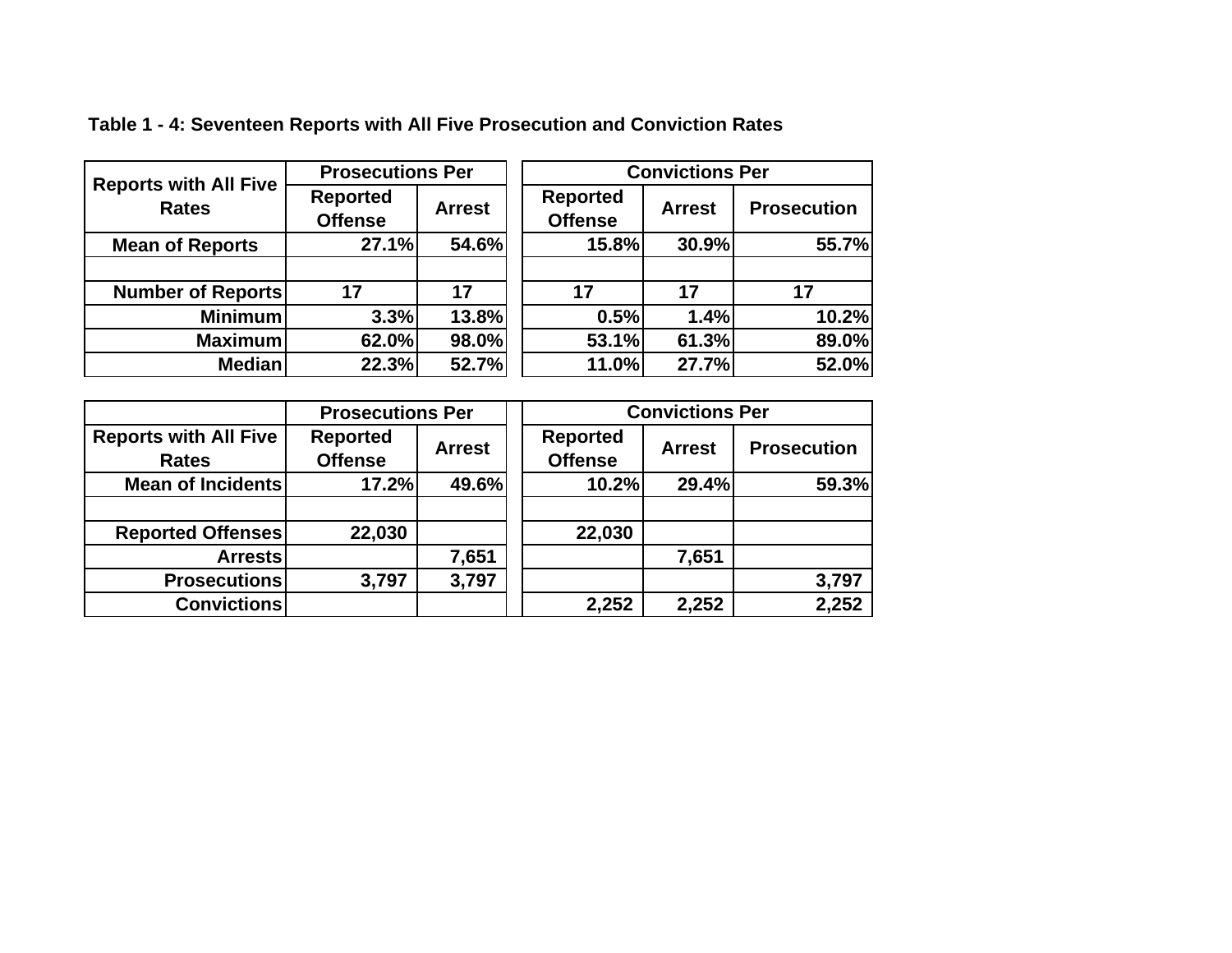**Table 1 - 4: Seventeen Reports with All Five Prosecution and Conviction Rates**

| Reports with All Five Rates | Prosecutions Per | | | Convictions Per | | |
|---|---|---|---|---|---|---|
| | Reported Offense | Arrest | | Reported Offense | Arrest | Prosecution |
| Mean of Reports | 27.1% | 54.6% | | 15.8% | 30.9% | 55.7% |
| | | | | | | |
| Number of Reports | 17 | 17 | | 17 | 17 | 17 |
| Minimum | 3.3% | 13.8% | | 0.5% | 1.4% | 10.2% |
| Maximum | 62.0% | 98.0% | | 53.1% | 61.3% | 89.0% |
| Median | 22.3% | 52.7% | | 11.0% | 27.7% | 52.0% |

| | Prosecutions Per | | | Convictions Per | | |
|---|---|---|---|---|---|---|
| Reports with All Five Rates | Reported Offense | Arrest | | Reported Offense | Arrest | Prosecution |
| Mean of Incidents | 17.2% | 49.6% | | 10.2% | 29.4% | 59.3% |
| | | | | | | |
| Reported Offenses | 22,030 | | | 22,030 | | |
| Arrests | | 7,651 | | | 7,651 | |
| Prosecutions | 3,797 | 3,797 | | | | 3,797 |
| Convictions | | | | 2,252 | 2,252 | 2,252 |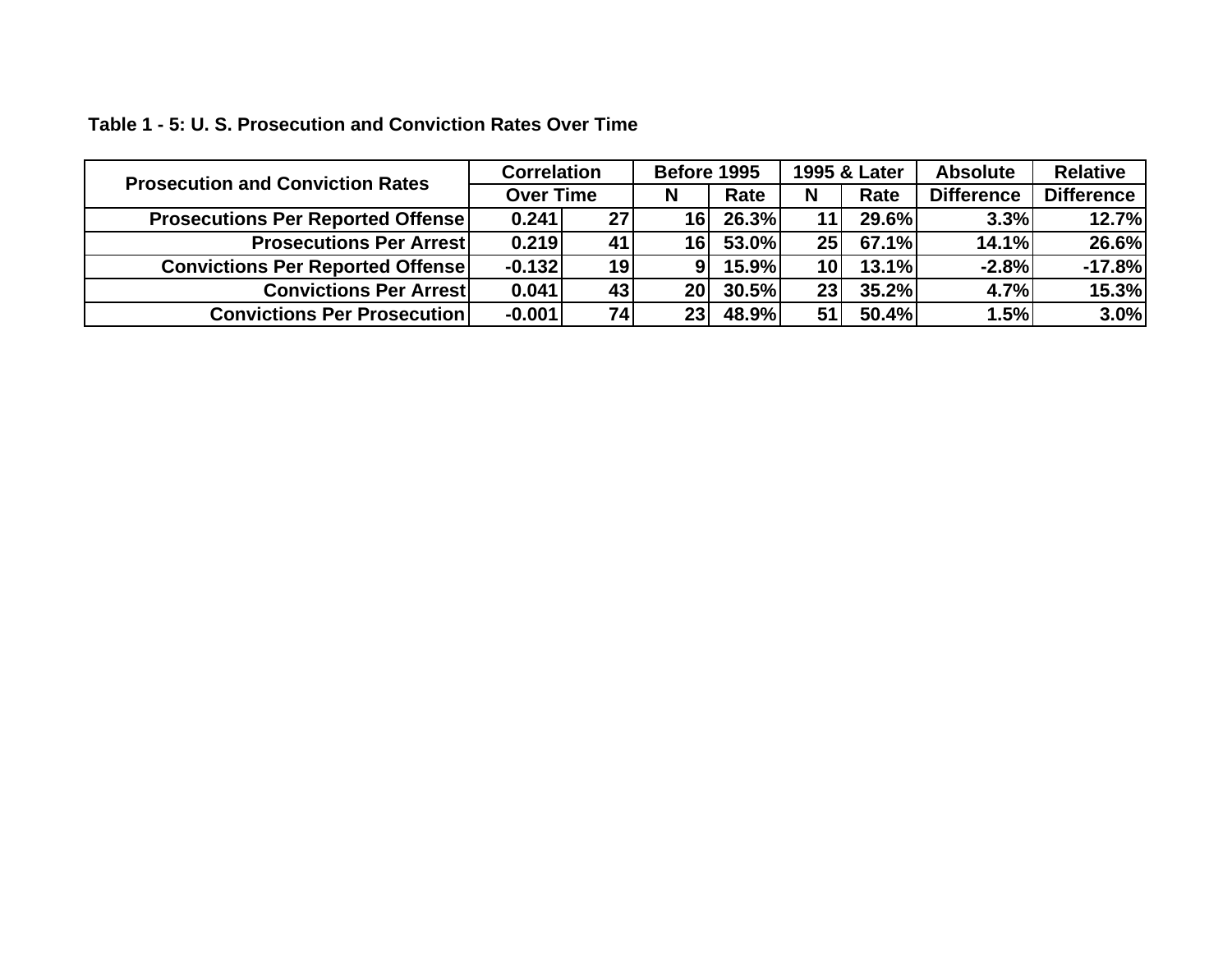**Table 1 - 5: U. S. Prosecution and Conviction Rates Over Time**

| Prosecution and Conviction Rates | Correlation Over Time | | Before 1995 | | 1995 & Later | | Absolute | Relative |
|---|---|---|---|---|---|---|---|---|
| | | | N | Rate | N | Rate | Difference | Difference |
| Prosecutions Per Reported Offense | 0.241 | 27 | 16 | 26.3% | 11 | 29.6% | 3.3% | 12.7% |
| Prosecutions Per Arrest | 0.219 | 41 | 16 | 53.0% | 25 | 67.1% | 14.1% | 26.6% |
| Convictions Per Reported Offense | -0.132 | 19 | 9 | 15.9% | 10 | 13.1% | -2.8% | -17.8% |
| Convictions Per Arrest | 0.041 | 43 | 20 | 30.5% | 23 | 35.2% | 4.7% | 15.3% |
| Convictions Per Prosecution | -0.001 | 74 | 23 | 48.9% | 51 | 50.4% | 1.5% | 3.0% |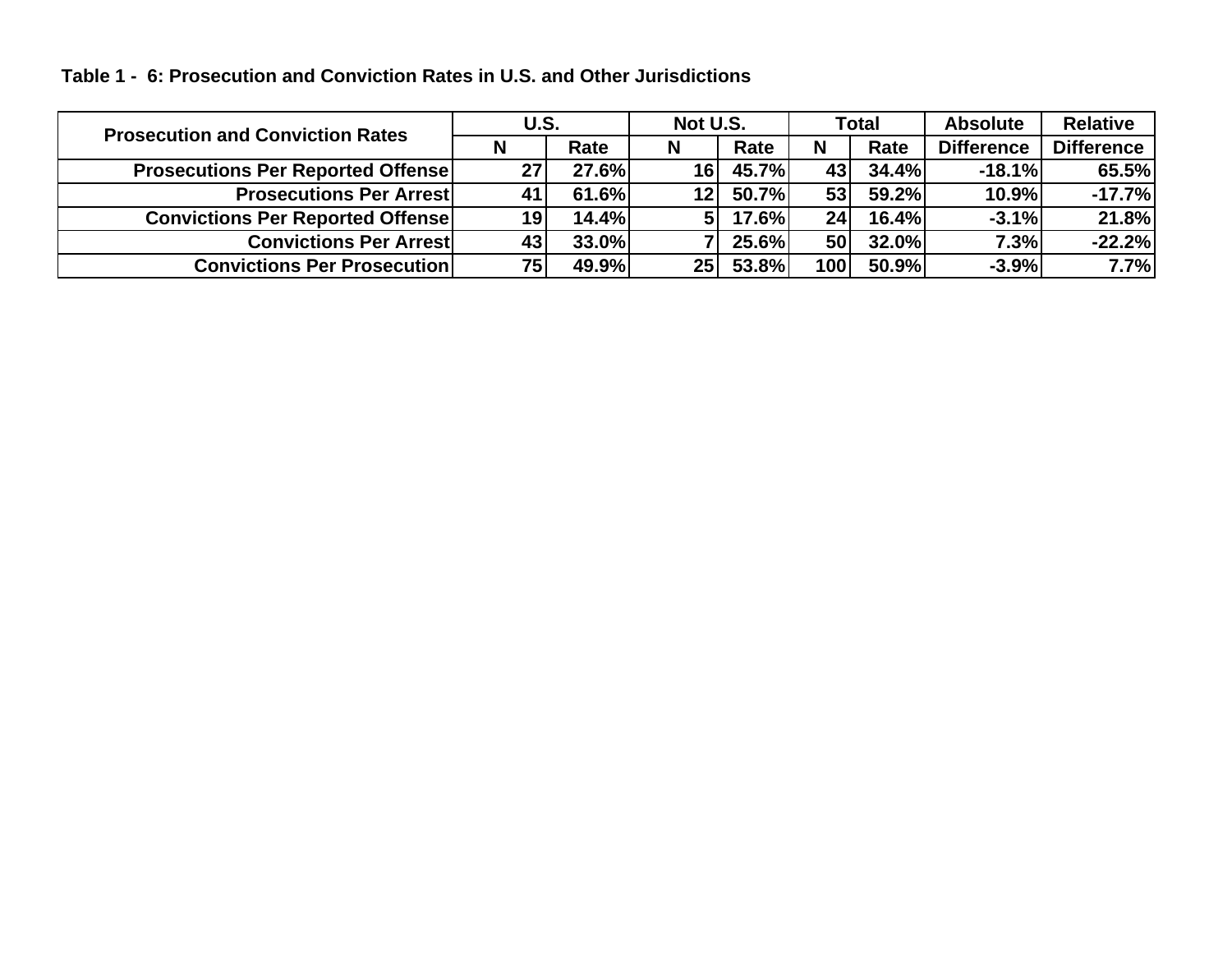**Table 1 - 6: Prosecution and Conviction Rates in U.S. and Other Jurisdictions**

| Prosecution and Conviction Rates | U.S. | | Not U.S. | | Total | | Absolute | Relative |
|---|---|---|---|---|---|---|---|---|
| | N | Rate | N | Rate | N | Rate | Difference | Difference |
| Prosecutions Per Reported Offense | 27 | 27.6% | 16 | 45.7% | 43 | 34.4% | -18.1% | 65.5% |
| Prosecutions Per Arrest | 41 | 61.6% | 12 | 50.7% | 53 | 59.2% | 10.9% | -17.7% |
| Convictions Per Reported Offense | 19 | 14.4% | 5 | 17.6% | 24 | 16.4% | -3.1% | 21.8% |
| Convictions Per Arrest | 43 | 33.0% | 7 | 25.6% | 50 | 32.0% | 7.3% | -22.2% |
| Convictions Per Prosecution | 75 | 49.9% | 25 | 53.8% | 100 | 50.9% | -3.9% | 7.7% |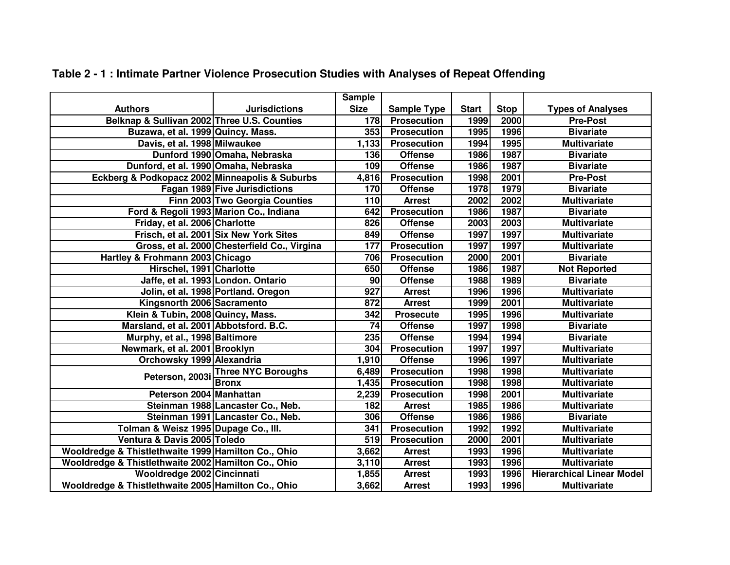## Table 2 - 1 : Intimate Partner Violence Prosecution Studies with Analyses of Repeat Offending

| Authors | Jurisdictions | Sample Size | Sample Type | Start | Stop | Types of Analyses |
|---|---|---|---|---|---|---|
| Belknap & Sullivan 2002 | Three U.S. Counties | 178 | Prosecution | 1999 | 2000 | Pre-Post |
| Buzawa, et al. 1999 | Quincy. Mass. | 353 | Prosecution | 1995 | 1996 | Bivariate |
| Davis, et al. 1998 | Milwaukee | 1,133 | Prosecution | 1994 | 1995 | Multivariate |
| Dunford 1990 | Omaha, Nebraska | 136 | Offense | 1986 | 1987 | Bivariate |
| Dunford, et al. 1990 | Omaha, Nebraska | 109 | Offense | 1986 | 1987 | Bivariate |
| Eckberg & Podkopacz 2002 | Minneapolis & Suburbs | 4,816 | Prosecution | 1998 | 2001 | Pre-Post |
| Fagan 1989 | Five Jurisdictions | 170 | Offense | 1978 | 1979 | Bivariate |
| Finn 2003 | Two Georgia Counties | 110 | Arrest | 2002 | 2002 | Multivariate |
| Ford & Regoli 1993 | Marion Co., Indiana | 642 | Prosecution | 1986 | 1987 | Bivariate |
| Friday, et al. 2006 | Charlotte | 826 | Offense | 2003 | 2003 | Multivariate |
| Frisch, et al. 2001 | Six New York Sites | 849 | Offense | 1997 | 1997 | Multivariate |
| Gross, et al. 2000 | Chesterfield Co., Virgina | 177 | Prosecution | 1997 | 1997 | Multivariate |
| Hartley & Frohmann 2003 | Chicago | 706 | Prosecution | 2000 | 2001 | Bivariate |
| Hirschel, 1991 | Charlotte | 650 | Offense | 1986 | 1987 | Not Reported |
| Jaffe, et al. 1993 | London. Ontario | 90 | Offense | 1988 | 1989 | Bivariate |
| Jolin, et al. 1998 | Portland. Oregon | 927 | Arrest | 1996 | 1996 | Multivariate |
| Kingsnorth 2006 | Sacramento | 872 | Arrest | 1999 | 2001 | Multivariate |
| Klein & Tubin, 2008 | Quincy, Mass. | 342 | Prosecute | 1995 | 1996 | Multivariate |
| Marsland, et al. 2001 | Abbotsford. B.C. | 74 | Offense | 1997 | 1998 | Bivariate |
| Murphy, et al., 1998 | Baltimore | 235 | Offense | 1994 | 1994 | Bivariate |
| Newmark, et al. 2001 | Brooklyn | 304 | Prosecution | 1997 | 1997 | Multivariate |
| Orchowsky 1999 | Alexandria | 1,910 | Offense | 1996 | 1997 | Multivariate |
| Peterson, 2003i | Three NYC Boroughs | 6,489 | Prosecution | 1998 | 1998 | Multivariate |
| | Bronx | 1,435 | Prosecution | 1998 | 1998 | Multivariate |
| Peterson 2004 | Manhattan | 2,239 | Prosecution | 1998 | 2001 | Multivariate |
| Steinman 1988 | Lancaster Co., Neb. | 182 | Arrest | 1985 | 1986 | Multivariate |
| Steinman 1991 | Lancaster Co., Neb. | 306 | Offense | 1986 | 1986 | Bivariate |
| Tolman & Weisz 1995 | Dupage Co., Ill. | 341 | Prosecution | 1992 | 1992 | Multivariate |
| Ventura & Davis 2005 | Toledo | 519 | Prosecution | 2000 | 2001 | Multivariate |
| Wooldredge & Thistlethwaite 1999 | Hamilton Co., Ohio | 3,662 | Arrest | 1993 | 1996 | Multivariate |
| Wooldredge & Thistlethwaite 2002 | Hamilton Co., Ohio | 3,110 | Arrest | 1993 | 1996 | Multivariate |
| Wooldredge 2002 | Cincinnati | 1,855 | Arrest | 1993 | 1996 | Hierarchical Linear Model |
| Wooldredge & Thistlethwaite 2005 | Hamilton Co., Ohio | 3,662 | Arrest | 1993 | 1996 | Multivariate |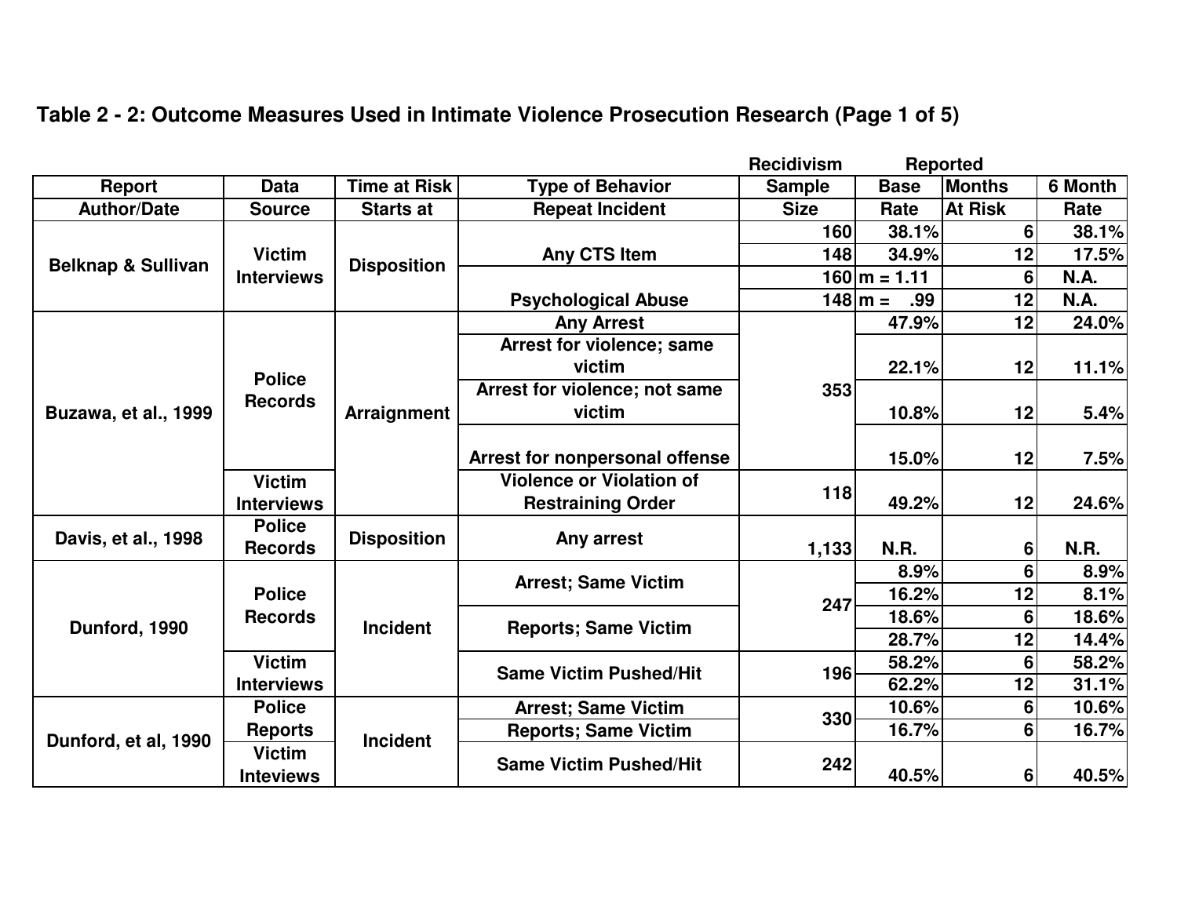## Table 2 - 2: Outcome Measures Used in Intimate Violence Prosecution Research (Page 1 of 5)

| Report Author/Date | Data Source | Time at Risk Starts at | Type of Behavior Repeat Incident | Recidivism Sample Size | Reported Base Rate | Months At Risk | 6 Month Rate |
|---|---|---|---|---|---|---|---|
| Belknap & Sullivan | Victim Interviews | Disposition | Any CTS Item | 160 | 38.1% | 6 | 38.1% |
| | | | | 148 | 34.9% | 12 | 17.5% |
| | | | Psychological Abuse | 160 | m = 1.11 | 6 | N.A. |
| | | | | 148 | m = .99 | 12 | N.A. |
| Buzawa, et al., 1999 | Police Records | Arraignment | Any Arrest | 353 | 47.9% | 12 | 24.0% |
| | | | Arrest for violence; same victim | | 22.1% | 12 | 11.1% |
| | | | Arrest for violence; not same victim | | 10.8% | 12 | 5.4% |
| | | | Arrest for nonpersonal offense | | 15.0% | 12 | 7.5% |
| | Victim Interviews | | Violence or Violation of Restraining Order | 118 | 49.2% | 12 | 24.6% |
| Davis, et al., 1998 | Police Records | Disposition | Any arrest | 1,133 | N.R. | 6 | N.R. |
| Dunford, 1990 | Police Records | Incident | Arrest; Same Victim | 247 | 8.9% | 6 | 8.9% |
| | | | | | 16.2% | 12 | 8.1% |
| | | | Reports; Same Victim | | 18.6% | 6 | 18.6% |
| | | | | | 28.7% | 12 | 14.4% |
| | Victim Interviews | | Same Victim Pushed/Hit | 196 | 58.2% | 6 | 58.2% |
| | | | | | 62.2% | 12 | 31.1% |
| Dunford, et al, 1990 | Police Reports | Incident | Arrest; Same Victim | 330 | 10.6% | 6 | 10.6% |
| | | | Reports; Same Victim | | 16.7% | 6 | 16.7% |
| | Victim Inteviews | | Same Victim Pushed/Hit | 242 | 40.5% | 6 | 40.5% |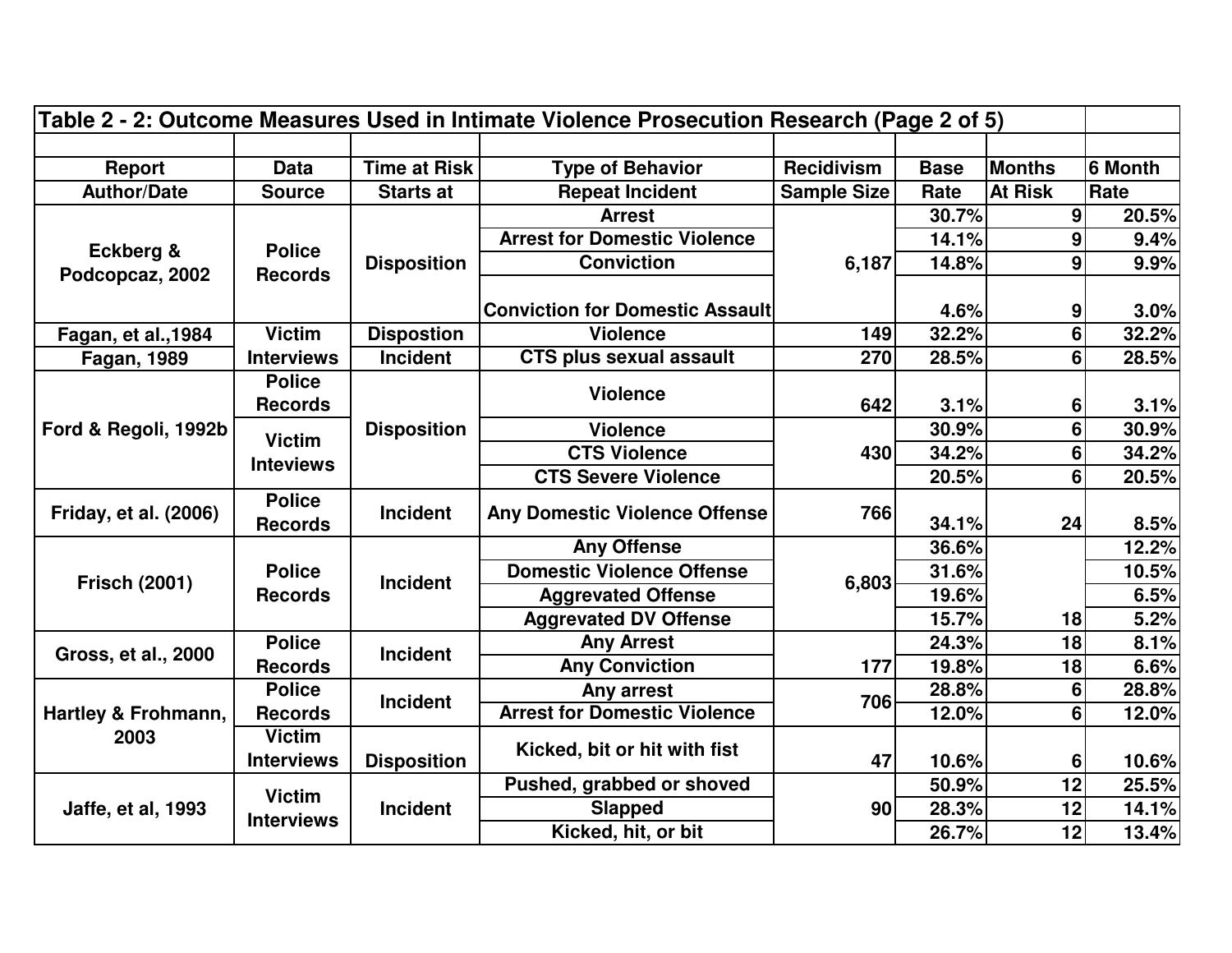| Table 2 - 2: Outcome Measures Used in Intimate Violence Prosecution Research (Page 2 of 5) | | | | | | | |
|---|---|---|---|---|---|---|---|
| **Report Author/Date** | **Data Source** | **Time at Risk Starts at** | **Type of Behavior Repeat Incident** | **Recidivism Sample Size** | **Base Rate** | **Months At Risk** | **6 Month Rate** |
| Eckberg & Podcopcaz, 2002 | Police Records | Disposition | Arrest | 6,187 | 30.7% | 9 | 20.5% |
| | | | Arrest for Domestic Violence | | 14.1% | 9 | 9.4% |
| | | | Conviction | | 14.8% | 9 | 9.9% |
| | | | Conviction for Domestic Assault | | 4.6% | 9 | 3.0% |
| Fagan, et al.,1984 | Victim Interviews | Dispostion | Violence | 149 | 32.2% | 6 | 32.2% |
| Fagan, 1989 | | Incident | CTS plus sexual assault | 270 | 28.5% | 6 | 28.5% |
| Ford & Regoli, 1992b | Police Records | Disposition | Violence | 642 | 3.1% | 6 | 3.1% |
| | Victim Inteviews | | Violence | 430 | 30.9% | 6 | 30.9% |
| | | | CTS Violence | | 34.2% | 6 | 34.2% |
| | | | CTS Severe Violence | | 20.5% | 6 | 20.5% |
| Friday, et al. (2006) | Police Records | Incident | Any Domestic Violence Offense | 766 | 34.1% | 24 | 8.5% |
| Frisch (2001) | Police Records | Incident | Any Offense | 6,803 | 36.6% | | 12.2% |
| | | | Domestic Violence Offense | | 31.6% | | 10.5% |
| | | | Aggrevated Offense | | 19.6% | | 6.5% |
| | | | Aggrevated DV Offense | | 15.7% | 18 | 5.2% |
| Gross, et al., 2000 | Police Records | Incident | Any Arrest | 177 | 24.3% | 18 | 8.1% |
| | | | Any Conviction | | 19.8% | 18 | 6.6% |
| Hartley & Frohmann, 2003 | Police Records | Incident | Any arrest | 706 | 28.8% | 6 | 28.8% |
| | | | Arrest for Domestic Violence | | 12.0% | 6 | 12.0% |
| | Victim Interviews | Disposition | Kicked, bit or hit with fist | 47 | 10.6% | 6 | 10.6% |
| Jaffe, et al, 1993 | Victim Interviews | Incident | Pushed, grabbed or shoved | 90 | 50.9% | 12 | 25.5% |
| | | | Slapped | | 28.3% | 12 | 14.1% |
| | | | Kicked, hit, or bit | | 26.7% | 12 | 13.4% |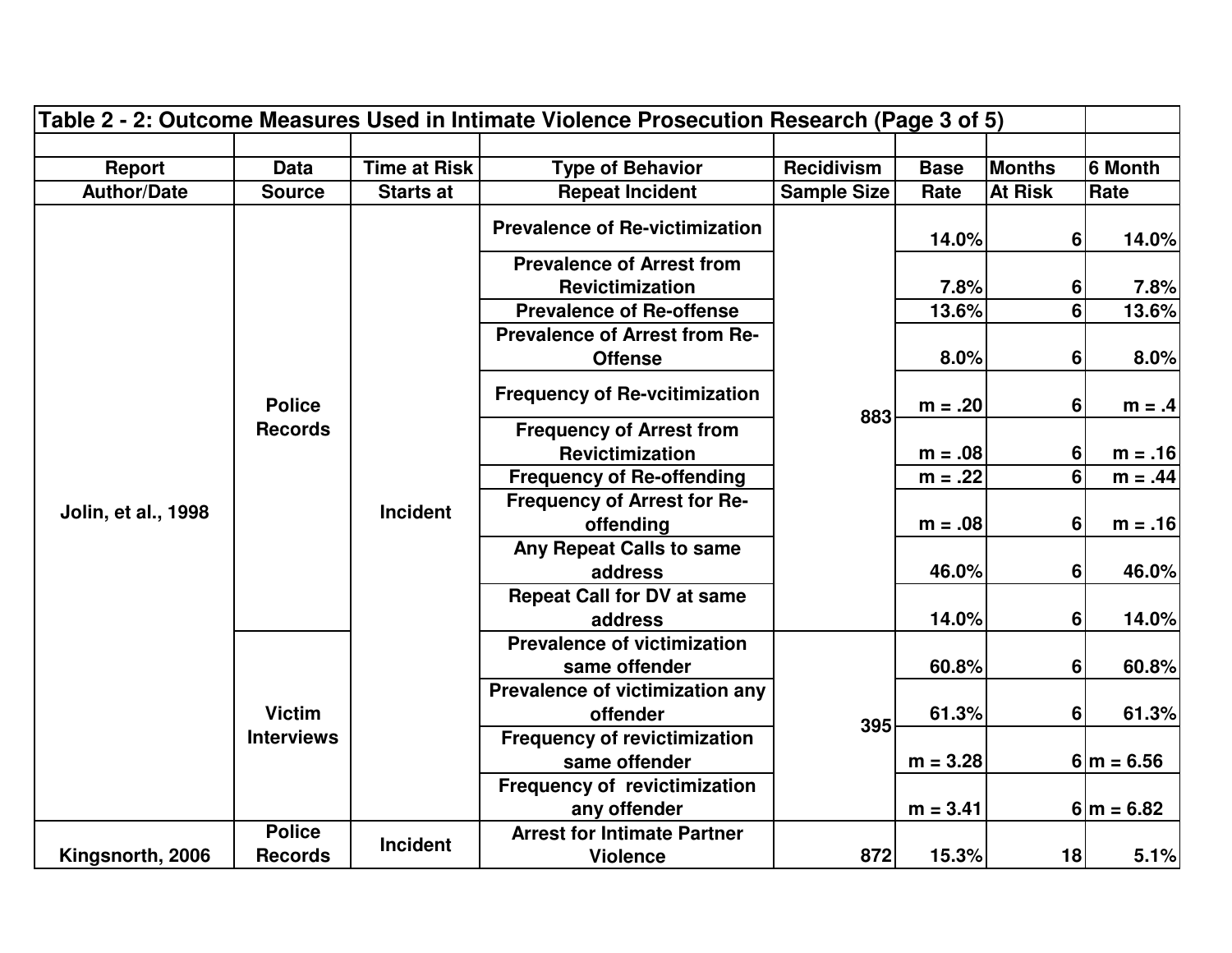| Table 2 - 2: Outcome Measures Used in Intimate Violence Prosecution Research (Page 3 of 5) | | | | | | | |
|---|---|---|---|---|---|---|---|
| **Report Author/Date** | **Data Source** | **Time at Risk Starts at** | **Type of Behavior Repeat Incident** | **Recidivism Sample Size** | **Base Rate** | **Months At Risk** | **6 Month Rate** |
| Jolin, et al., 1998 | Police Records | Incident | Prevalence of Re-victimization | 883 | 14.0% | 6 | 14.0% |
| | | | Prevalence of Arrest from Revictimization | | 7.8% | 6 | 7.8% |
| | | | Prevalence of Re-offense | | 13.6% | 6 | 13.6% |
| | | | Prevalence of Arrest from Re-Offense | | 8.0% | 6 | 8.0% |
| | | | Frequency of Re-vcitimization | | m = .20 | 6 | m = .4 |
| | | | Frequency of Arrest from Revictimization | | m = .08 | 6 | m = .16 |
| | | | Frequency of Re-offending | | m = .22 | 6 | m = .44 |
| | | | Frequency of Arrest for Re-offending | | m = .08 | 6 | m = .16 |
| | | | Any Repeat Calls to same address | | 46.0% | 6 | 46.0% |
| | | | Repeat Call for DV at same address | | 14.0% | 6 | 14.0% |
| | Victim Interviews | | Prevalence of victimization same offender | 395 | 60.8% | 6 | 60.8% |
| | | | Prevalence of victimization any offender | | 61.3% | 6 | 61.3% |
| | | | Frequency of revictimization same offender | | m = 3.28 | 6 | m = 6.56 |
| | | | Frequency of revictimization any offender | | m = 3.41 | 6 | m = 6.82 |
| Kingsnorth, 2006 | Police Records | Incident | Arrest for Intimate Partner Violence | 872 | 15.3% | 18 | 5.1% |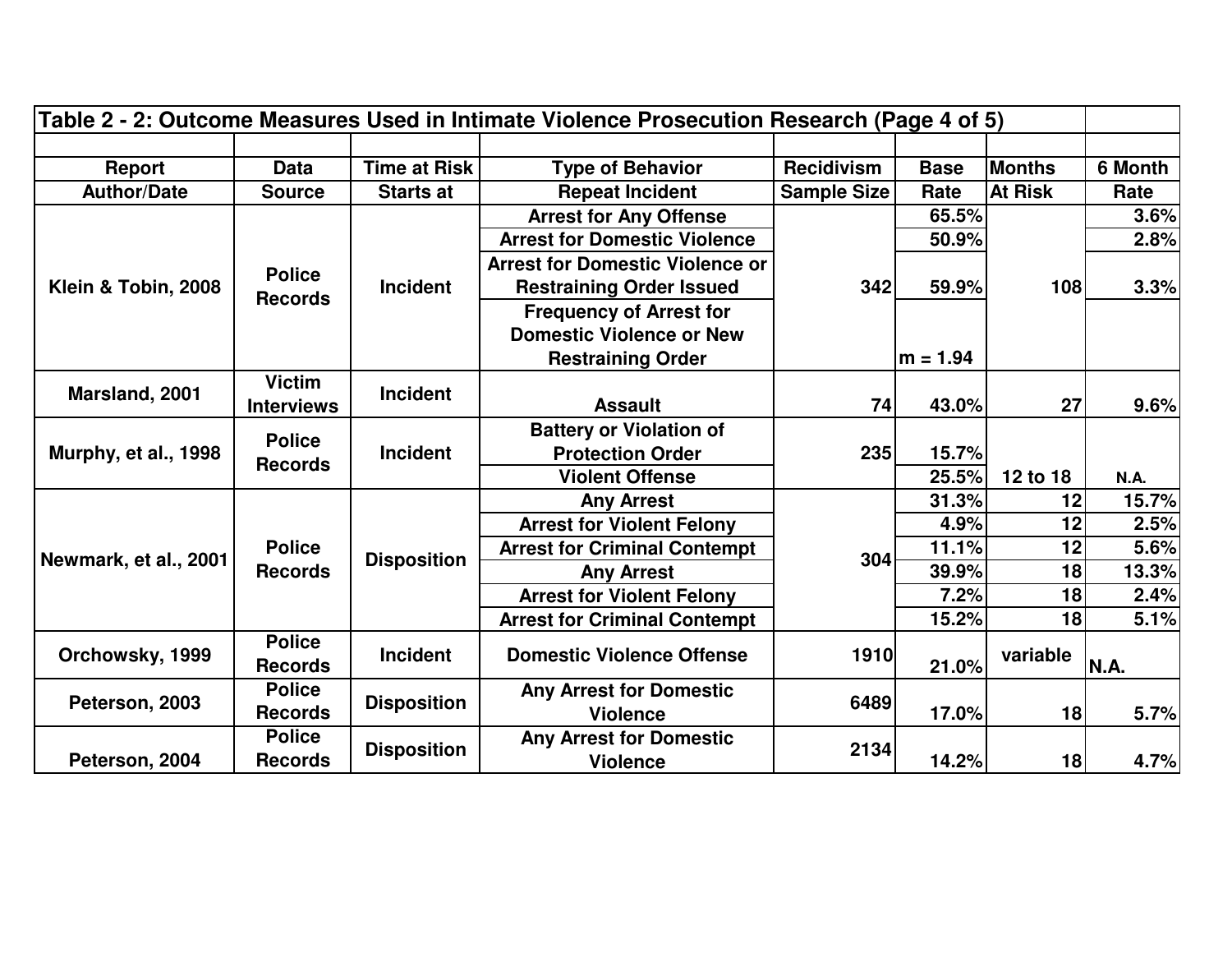| Table 2 - 2: Outcome Measures Used in Intimate Violence Prosecution Research (Page 4 of 5) | | | | | | | |
|---|---|---|---|---|---|---|---|
| **Report Author/Date** | **Data Source** | **Time at Risk Starts at** | **Type of Behavior Repeat Incident** | **Recidivism Sample Size** | **Base Rate** | **Months At Risk** | **6 Month Rate** |
| Klein & Tobin, 2008 | Police Records | Incident | Arrest for Any Offense | 342 | 65.5% | 108 | 3.6% |
| | | | Arrest for Domestic Violence | | 50.9% | | 2.8% |
| | | | Arrest for Domestic Violence or Restraining Order Issued | | 59.9% | | 3.3% |
| | | | Frequency of Arrest for Domestic Violence or New Restraining Order | | m = 1.94 | | |
| Marsland, 2001 | Victim Interviews | Incident | Assault | 74 | 43.0% | 27 | 9.6% |
| Murphy, et al., 1998 | Police Records | Incident | Battery or Violation of Protection Order | 235 | 15.7% | 12 to 18 | N.A. |
| | | | Violent Offense | | 25.5% | | |
| Newmark, et al., 2001 | Police Records | Disposition | Any Arrest | 304 | 31.3% | 12 | 15.7% |
| | | | Arrest for Violent Felony | | 4.9% | 12 | 2.5% |
| | | | Arrest for Criminal Contempt | | 11.1% | 12 | 5.6% |
| | | | Any Arrest | | 39.9% | 18 | 13.3% |
| | | | Arrest for Violent Felony | | 7.2% | 18 | 2.4% |
| | | | Arrest for Criminal Contempt | | 15.2% | 18 | 5.1% |
| Orchowsky, 1999 | Police Records | Incident | Domestic Violence Offense | 1910 | 21.0% | variable | N.A. |
| Peterson, 2003 | Police Records | Disposition | Any Arrest for Domestic Violence | 6489 | 17.0% | 18 | 5.7% |
| Peterson, 2004 | Police Records | Disposition | Any Arrest for Domestic Violence | 2134 | 14.2% | 18 | 4.7% |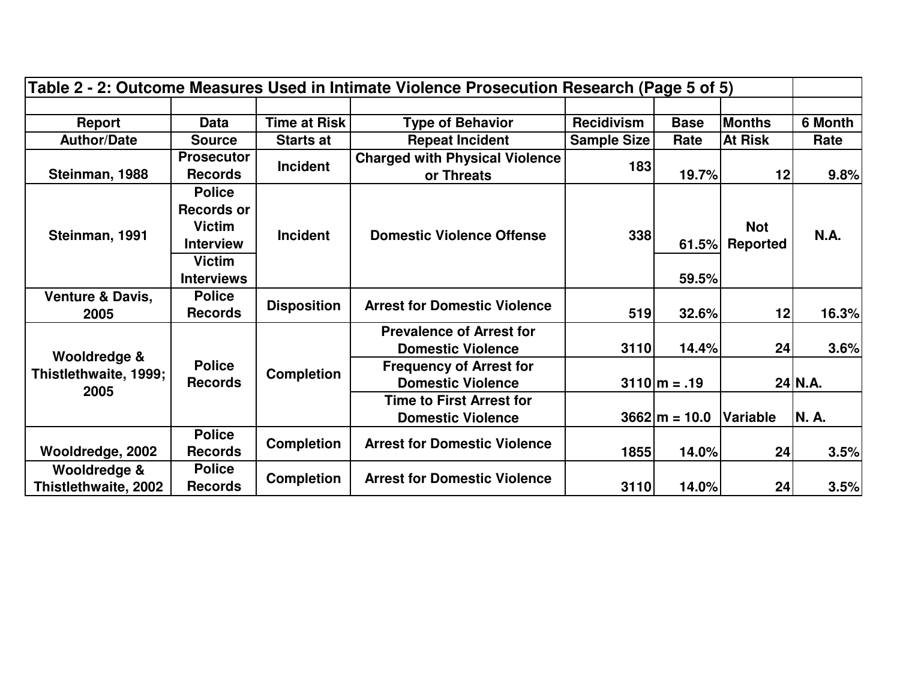| Table 2 - 2: Outcome Measures Used in Intimate Violence Prosecution Research (Page 5 of 5) | | | | | | | |
|---|---|---|---|---|---|---|---|
| Report Author/Date | Data Source | Time at Risk Starts at | Type of Behavior Repeat Incident | Recidivism Sample Size | Base Rate | Months At Risk | 6 Month Rate |
| Steinman, 1988 | Prosecutor Records | Incident | Charged with Physical Violence or Threats | 183 | 19.7% | 12 | 9.8% |
| Steinman, 1991 | Police Records or Victim Interview | Incident | Domestic Violence Offense | 338 | 61.5% | Not Reported | N.A. |
| | Victim Interviews | | | | 59.5% | | |
| Venture & Davis, 2005 | Police Records | Disposition | Arrest for Domestic Violence | 519 | 32.6% | 12 | 16.3% |
| Wooldredge & Thistlethwaite, 1999; 2005 | Police Records | Completion | Prevalence of Arrest for Domestic Violence | 3110 | 14.4% | 24 | 3.6% |
| | | | Frequency of Arrest for Domestic Violence | 3110 | m = .19 | 24 | N.A. |
| | | | Time to First Arrest for Domestic Violence | 3662 | m = 10.0 | Variable | N. A. |
| Wooldredge, 2002 | Police Records | Completion | Arrest for Domestic Violence | 1855 | 14.0% | 24 | 3.5% |
| Wooldredge & Thistlethwaite, 2002 | Police Records | Completion | Arrest for Domestic Violence | 3110 | 14.0% | 24 | 3.5% |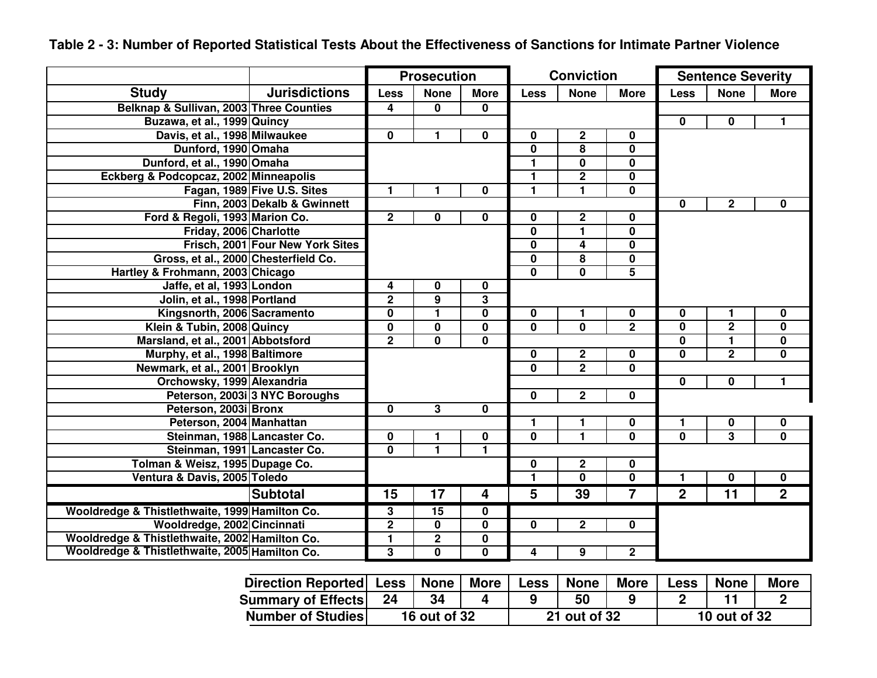**Table 2 - 3: Number of Reported Statistical Tests About the Effectiveness of Sanctions for Intimate Partner Violence**

| | | Prosecution | | | Conviction | | | Sentence Severity | | |
|---|---|---|---|---|---|---|---|---|---|---|
| **Study** | **Jurisdictions** | **Less** | **None** | **More** | **Less** | **None** | **More** | **Less** | **None** | **More** |
| Belknap & Sullivan, 2003 | Three Counties | 4 | 0 | 0 | | | | | | |
| Buzawa, et al., 1999 | Quincy | | | | | | | 0 | 0 | 1 |
| Davis, et al., 1998 | Milwaukee | 0 | 1 | 0 | 0 | 2 | 0 | | | |
| Dunford, 1990 | Omaha | | | | 0 | 8 | 0 | | | |
| Dunford, et al., 1990 | Omaha | | | | 1 | 0 | 0 | | | |
| Eckberg & Podcopcaz, 2002 | Minneapolis | | | | 1 | 2 | 0 | | | |
| Fagan, 1989 | Five U.S. Sites | 1 | 1 | 0 | 1 | 1 | 0 | | | |
| Finn, 2003 | Dekalb & Gwinnett | | | | | | | 0 | 2 | 0 |
| Ford & Regoli, 1993 | Marion Co. | 2 | 0 | 0 | 0 | 2 | 0 | | | |
| Friday, 2006 | Charlotte | | | | 0 | 1 | 0 | | | |
| Frisch, 2001 | Four New York Sites | | | | 0 | 4 | 0 | | | |
| Gross, et al., 2000 | Chesterfield Co. | | | | 0 | 8 | 0 | | | |
| Hartley & Frohmann, 2003 | Chicago | | | | 0 | 0 | 5 | | | |
| Jaffe, et al, 1993 | London | 4 | 0 | 0 | | | | | | |
| Jolin, et al., 1998 | Portland | 2 | 9 | 3 | | | | | | |
| Kingsnorth, 2006 | Sacramento | 0 | 1 | 0 | 0 | 1 | 0 | 0 | 1 | 0 |
| Klein & Tubin, 2008 | Quincy | 0 | 0 | 0 | 0 | 0 | 2 | 0 | 2 | 0 |
| Marsland, et al., 2001 | Abbotsford | 2 | 0 | 0 | | | | 0 | 1 | 0 |
| Murphy, et al., 1998 | Baltimore | | | | 0 | 2 | 0 | 0 | 2 | 0 |
| Newmark, et al., 2001 | Brooklyn | | | | 0 | 2 | 0 | | | |
| Orchowsky, 1999 | Alexandria | | | | | | | 0 | 0 | 1 |
| Peterson, 2003i | 3 NYC Boroughs | | | | 0 | 2 | 0 | | | |
| Peterson, 2003i | Bronx | 0 | 3 | 0 | | | | | | |
| Peterson, 2004 | Manhattan | | | | 1 | 1 | 0 | 1 | 0 | 0 |
| Steinman, 1988 | Lancaster Co. | 0 | 1 | 0 | 0 | 1 | 0 | 0 | 3 | 0 |
| Steinman, 1991 | Lancaster Co. | 0 | 1 | 1 | | | | | | |
| Tolman & Weisz, 1995 | Dupage Co. | | | | 0 | 2 | 0 | | | |
| Ventura & Davis, 2005 | Toledo | | | | 1 | 0 | 0 | 1 | 0 | 0 |
| | **Subtotal** | **15** | **17** | **4** | **5** | **39** | **7** | **2** | **11** | **2** |
| Wooldredge & Thistlethwaite, 1999 | Hamilton Co. | 3 | 15 | 0 | | | | | | |
| Wooldredge, 2002 | Cincinnati | 2 | 0 | 0 | 0 | 2 | 0 | | | |
| Wooldredge & Thistlethwaite, 2002 | Hamilton Co. | 1 | 2 | 0 | | | | | | |
| Wooldredge & Thistlethwaite, 2005 | Hamilton Co. | 3 | 0 | 0 | 4 | 9 | 2 | | | |

| | Prosecution | | | Conviction | | | Sentence Severity | | |
|---|---|---|---|---|---|---|---|---|---|
| **Direction Reported** | **Less** | **None** | **More** | **Less** | **None** | **More** | **Less** | **None** | **More** |
| **Summary of Effects** | 24 | 34 | 4 | 9 | 50 | 9 | 2 | 11 | 2 |
| **Number of Studies** | 16 out of 32 | | | 21 out of 32 | | | 10 out of 32 | | |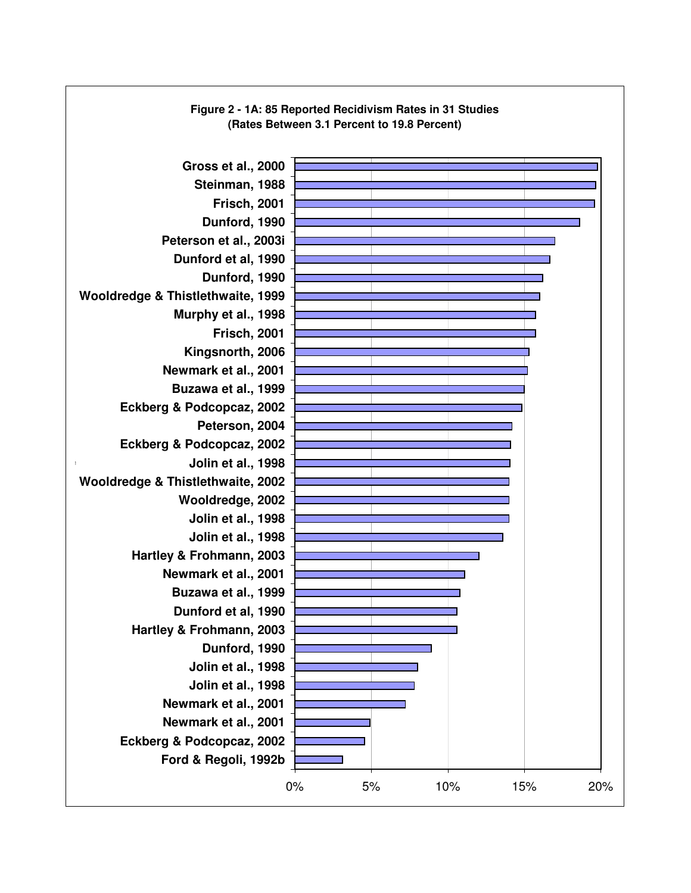**Figure 2 - 1A: 85 Reported Recidivism Rates in 31 Studies**
**(Rates Between 3.1 Percent to 19.8 Percent)**

Gross et al., 2000
Steinman, 1988
Frisch, 2001
Dunford, 1990
Peterson et al., 2003i
Dunford et al, 1990
Dunford, 1990
Wooldredge & Thistlethwaite, 1999
Murphy et al., 1998
Frisch, 2001
Kingsnorth, 2006
Newmark et al., 2001
Buzawa et al., 1999
Eckberg & Podcopcaz, 2002
Peterson, 2004
Eckberg & Podcopcaz, 2002
Jolin et al., 1998
Wooldredge & Thistlethwaite, 2002
Wooldredge, 2002
Jolin et al., 1998
Jolin et al., 1998
Hartley & Frohmann, 2003
Newmark et al., 2001
Buzawa et al., 1999
Dunford et al, 1990
Hartley & Frohmann, 2003
Dunford, 1990
Jolin et al., 1998
Jolin et al., 1998
Newmark et al., 2001
Newmark et al., 2001
Eckberg & Podcopcaz, 2002
Ford & Regoli, 1992b

0%
5%
10%
15%
20%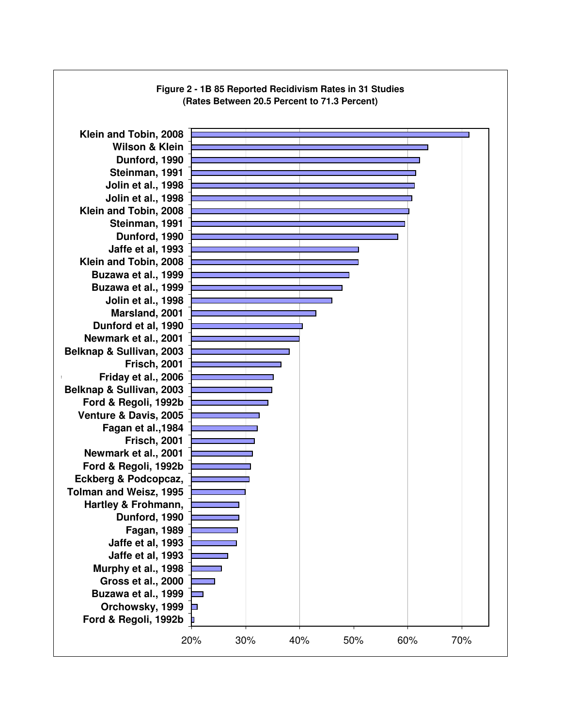**Figure 2 - 1B 85 Reported Recidivism Rates in 31 Studies**
**(Rates Between 20.5 Percent to 71.3 Percent)**

Klein and Tobin, 2008
Wilson & Klein
Dunford, 1990
Steinman, 1991
Jolin et al., 1998
Jolin et al., 1998
Klein and Tobin, 2008
Steinman, 1991
Dunford, 1990
Jaffe et al, 1993
Klein and Tobin, 2008
Buzawa et al., 1999
Buzawa et al., 1999
Jolin et al., 1998
Marsland, 2001
Dunford et al, 1990
Newmark et al., 2001
Belknap & Sullivan, 2003
Frisch, 2001
Friday et al., 2006
Belknap & Sullivan, 2003
Ford & Regoli, 1992b
Venture & Davis, 2005
Fagan et al.,1984
Frisch, 2001
Newmark et al., 2001
Ford & Regoli, 1992b
Eckberg & Podcopcaz,
Tolman and Weisz, 1995
Hartley & Frohmann,
Dunford, 1990
Fagan, 1989
Jaffe et al, 1993
Jaffe et al, 1993
Murphy et al., 1998
Gross et al., 2000
Buzawa et al., 1999
Orchowsky, 1999
Ford & Regoli, 1992b

20%
30%
40%
50%
60%
70%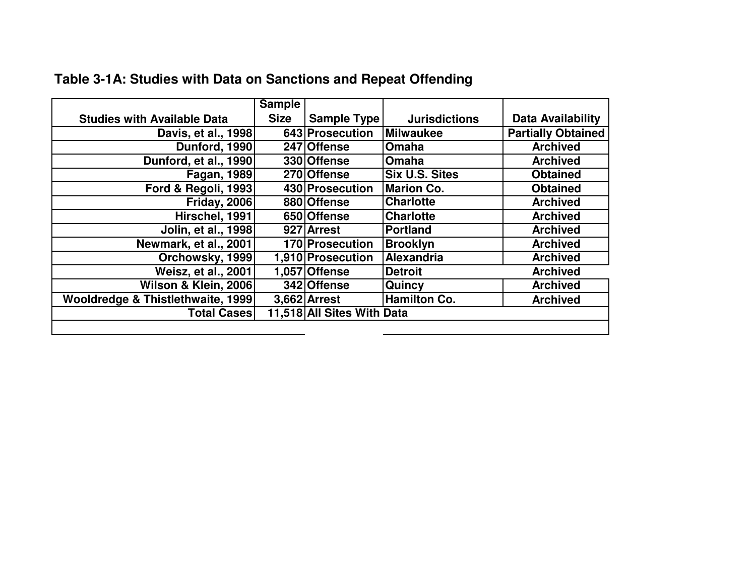## Table 3-1A: Studies with Data on Sanctions and Repeat Offending

| Studies with Available Data | Sample Size | Sample Type | Jurisdictions | Data Availability |
|---|---|---|---|---|
| Davis, et al., 1998 | 643 | Prosecution | Milwaukee | Partially Obtained |
| Dunford, 1990 | 247 | Offense | Omaha | Archived |
| Dunford, et al., 1990 | 330 | Offense | Omaha | Archived |
| Fagan, 1989 | 270 | Offense | Six U.S. Sites | Obtained |
| Ford & Regoli, 1993 | 430 | Prosecution | Marion Co. | Obtained |
| Friday, 2006 | 880 | Offense | Charlotte | Archived |
| Hirschel, 1991 | 650 | Offense | Charlotte | Archived |
| Jolin, et al., 1998 | 927 | Arrest | Portland | Archived |
| Newmark, et al., 2001 | 170 | Prosecution | Brooklyn | Archived |
| Orchowsky, 1999 | 1,910 | Prosecution | Alexandria | Archived |
| Weisz, et al., 2001 | 1,057 | Offense | Detroit | Archived |
| Wilson & Klein, 2006 | 342 | Offense | Quincy | Archived |
| Wooldredge & Thistlethwaite, 1999 | 3,662 | Arrest | Hamilton Co. | Archived |
| Total Cases | 11,518 | All Sites With Data | | |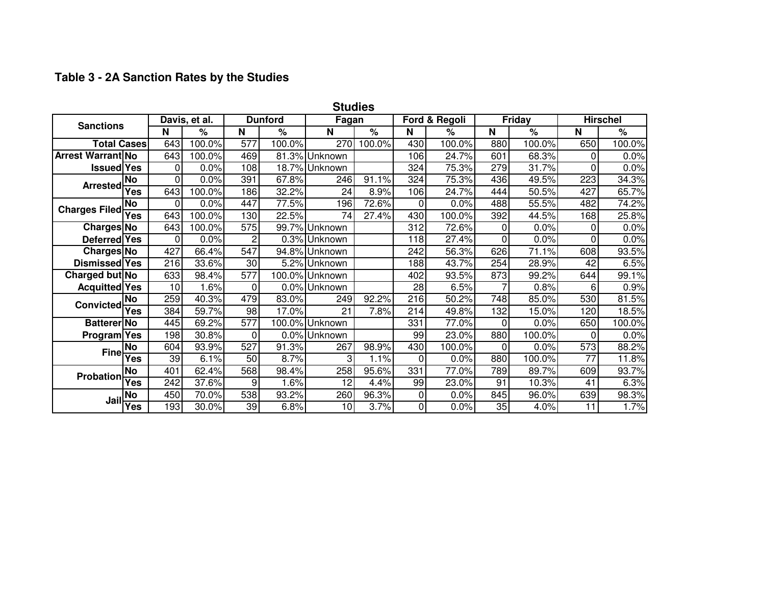## Table 3 - 2A Sanction Rates by the Studies

| Sanctions | | Davis, et al. | | Dunford | | Fagan | | Ford & Regoli | | Friday | | Hirschel | |
|---|---|---|---|---|---|---|---|---|---|---|---|---|---|
| | | N | % | N | % | N | % | N | % | N | % | N | % |
| Total Cases | | 643 | 100.0% | 577 | 100.0% | 270 | 100.0% | 430 | 100.0% | 880 | 100.0% | 650 | 100.0% |
| Arrest Warrant | No | 643 | 100.0% | 469 | 81.3% | Unknown | | 106 | 24.7% | 601 | 68.3% | 0 | 0.0% |
| Issued | Yes | 0 | 0.0% | 108 | 18.7% | Unknown | | 324 | 75.3% | 279 | 31.7% | 0 | 0.0% |
| Arrested | No | 0 | 0.0% | 391 | 67.8% | 246 | 91.1% | 324 | 75.3% | 436 | 49.5% | 223 | 34.3% |
| | Yes | 643 | 100.0% | 186 | 32.2% | 24 | 8.9% | 106 | 24.7% | 444 | 50.5% | 427 | 65.7% |
| Charges Filed | No | 0 | 0.0% | 447 | 77.5% | 196 | 72.6% | 0 | 0.0% | 488 | 55.5% | 482 | 74.2% |
| | Yes | 643 | 100.0% | 130 | 22.5% | 74 | 27.4% | 430 | 100.0% | 392 | 44.5% | 168 | 25.8% |
| Charges | No | 643 | 100.0% | 575 | 99.7% | Unknown | | 312 | 72.6% | 0 | 0.0% | 0 | 0.0% |
| Deferred | Yes | 0 | 0.0% | 2 | 0.3% | Unknown | | 118 | 27.4% | 0 | 0.0% | 0 | 0.0% |
| Charges | No | 427 | 66.4% | 547 | 94.8% | Unknown | | 242 | 56.3% | 626 | 71.1% | 608 | 93.5% |
| Dismissed | Yes | 216 | 33.6% | 30 | 5.2% | Unknown | | 188 | 43.7% | 254 | 28.9% | 42 | 6.5% |
| Charged but | No | 633 | 98.4% | 577 | 100.0% | Unknown | | 402 | 93.5% | 873 | 99.2% | 644 | 99.1% |
| Acquitted | Yes | 10 | 1.6% | 0 | 0.0% | Unknown | | 28 | 6.5% | 7 | 0.8% | 6 | 0.9% |
| Convicted | No | 259 | 40.3% | 479 | 83.0% | 249 | 92.2% | 216 | 50.2% | 748 | 85.0% | 530 | 81.5% |
| | Yes | 384 | 59.7% | 98 | 17.0% | 21 | 7.8% | 214 | 49.8% | 132 | 15.0% | 120 | 18.5% |
| Batterer | No | 445 | 69.2% | 577 | 100.0% | Unknown | | 331 | 77.0% | 0 | 0.0% | 650 | 100.0% |
| Program | Yes | 198 | 30.8% | 0 | 0.0% | Unknown | | 99 | 23.0% | 880 | 100.0% | 0 | 0.0% |
| Fine | No | 604 | 93.9% | 527 | 91.3% | 267 | 98.9% | 430 | 100.0% | 0 | 0.0% | 573 | 88.2% |
| | Yes | 39 | 6.1% | 50 | 8.7% | 3 | 1.1% | 0 | 0.0% | 880 | 100.0% | 77 | 11.8% |
| Probation | No | 401 | 62.4% | 568 | 98.4% | 258 | 95.6% | 331 | 77.0% | 789 | 89.7% | 609 | 93.7% |
| | Yes | 242 | 37.6% | 9 | 1.6% | 12 | 4.4% | 99 | 23.0% | 91 | 10.3% | 41 | 6.3% |
| Jail | No | 450 | 70.0% | 538 | 93.2% | 260 | 96.3% | 0 | 0.0% | 845 | 96.0% | 639 | 98.3% |
| | Yes | 193 | 30.0% | 39 | 6.8% | 10 | 3.7% | 0 | 0.0% | 35 | 4.0% | 11 | 1.7% |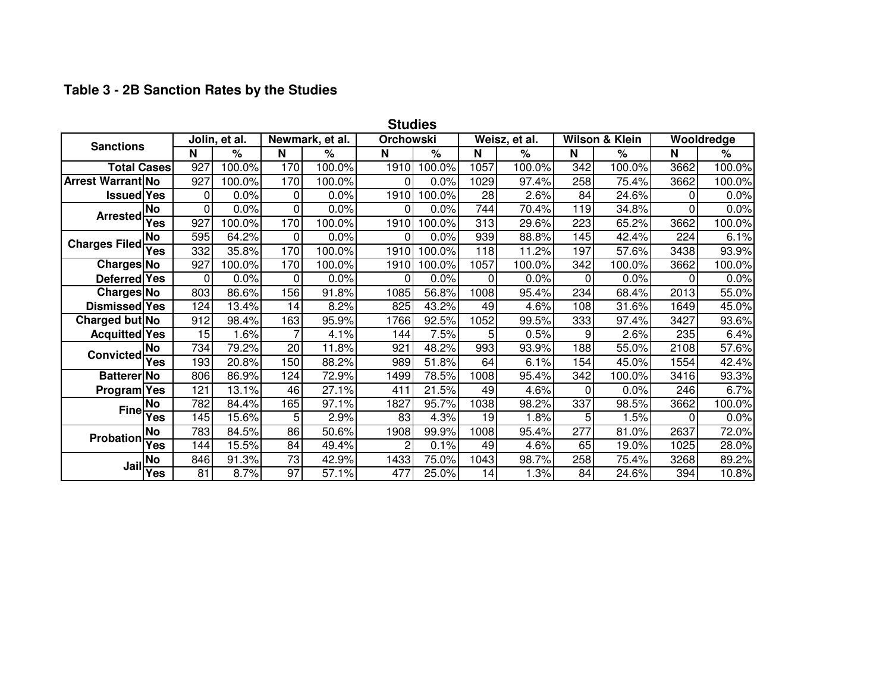**Table 3 - 2B Sanction Rates by the Studies**

| Sanctions | | Jolin, et al. | | Newmark, et al. | | Orchowski | | Weisz, et al. | | Wilson & Klein | | Wooldredge | |
|---|---|---|---|---|---|---|---|---|---|---|---|---|---|
| | | N | % | N | % | N | % | N | % | N | % | N | % |
| Total Cases | | 927 | 100.0% | 170 | 100.0% | 1910 | 100.0% | 1057 | 100.0% | 342 | 100.0% | 3662 | 100.0% |
| Arrest Warrant Issued | No | 927 | 100.0% | 170 | 100.0% | 0 | 0.0% | 1029 | 97.4% | 258 | 75.4% | 3662 | 100.0% |
| | Yes | 0 | 0.0% | 0 | 0.0% | 1910 | 100.0% | 28 | 2.6% | 84 | 24.6% | 0 | 0.0% |
| Arrested | No | 0 | 0.0% | 0 | 0.0% | 0 | 0.0% | 744 | 70.4% | 119 | 34.8% | 0 | 0.0% |
| | Yes | 927 | 100.0% | 170 | 100.0% | 1910 | 100.0% | 313 | 29.6% | 223 | 65.2% | 3662 | 100.0% |
| Charges Filed | No | 595 | 64.2% | 0 | 0.0% | 0 | 0.0% | 939 | 88.8% | 145 | 42.4% | 224 | 6.1% |
| | Yes | 332 | 35.8% | 170 | 100.0% | 1910 | 100.0% | 118 | 11.2% | 197 | 57.6% | 3438 | 93.9% |
| Charges Deferred | No | 927 | 100.0% | 170 | 100.0% | 1910 | 100.0% | 1057 | 100.0% | 342 | 100.0% | 3662 | 100.0% |
| | Yes | 0 | 0.0% | 0 | 0.0% | 0 | 0.0% | 0 | 0.0% | 0 | 0.0% | 0 | 0.0% |
| Charges Dismissed | No | 803 | 86.6% | 156 | 91.8% | 1085 | 56.8% | 1008 | 95.4% | 234 | 68.4% | 2013 | 55.0% |
| | Yes | 124 | 13.4% | 14 | 8.2% | 825 | 43.2% | 49 | 4.6% | 108 | 31.6% | 1649 | 45.0% |
| Charged but Acquitted | No | 912 | 98.4% | 163 | 95.9% | 1766 | 92.5% | 1052 | 99.5% | 333 | 97.4% | 3427 | 93.6% |
| | Yes | 15 | 1.6% | 7 | 4.1% | 144 | 7.5% | 5 | 0.5% | 9 | 2.6% | 235 | 6.4% |
| Convicted | No | 734 | 79.2% | 20 | 11.8% | 921 | 48.2% | 993 | 93.9% | 188 | 55.0% | 2108 | 57.6% |
| | Yes | 193 | 20.8% | 150 | 88.2% | 989 | 51.8% | 64 | 6.1% | 154 | 45.0% | 1554 | 42.4% |
| Batterer Program | No | 806 | 86.9% | 124 | 72.9% | 1499 | 78.5% | 1008 | 95.4% | 342 | 100.0% | 3416 | 93.3% |
| | Yes | 121 | 13.1% | 46 | 27.1% | 411 | 21.5% | 49 | 4.6% | 0 | 0.0% | 246 | 6.7% |
| Fine | No | 782 | 84.4% | 165 | 97.1% | 1827 | 95.7% | 1038 | 98.2% | 337 | 98.5% | 3662 | 100.0% |
| | Yes | 145 | 15.6% | 5 | 2.9% | 83 | 4.3% | 19 | 1.8% | 5 | 1.5% | 0 | 0.0% |
| Probation | No | 783 | 84.5% | 86 | 50.6% | 1908 | 99.9% | 1008 | 95.4% | 277 | 81.0% | 2637 | 72.0% |
| | Yes | 144 | 15.5% | 84 | 49.4% | 2 | 0.1% | 49 | 4.6% | 65 | 19.0% | 1025 | 28.0% |
| Jail | No | 846 | 91.3% | 73 | 42.9% | 1433 | 75.0% | 1043 | 98.7% | 258 | 75.4% | 3268 | 89.2% |
| | Yes | 81 | 8.7% | 97 | 57.1% | 477 | 25.0% | 14 | 1.3% | 84 | 24.6% | 394 | 10.8% |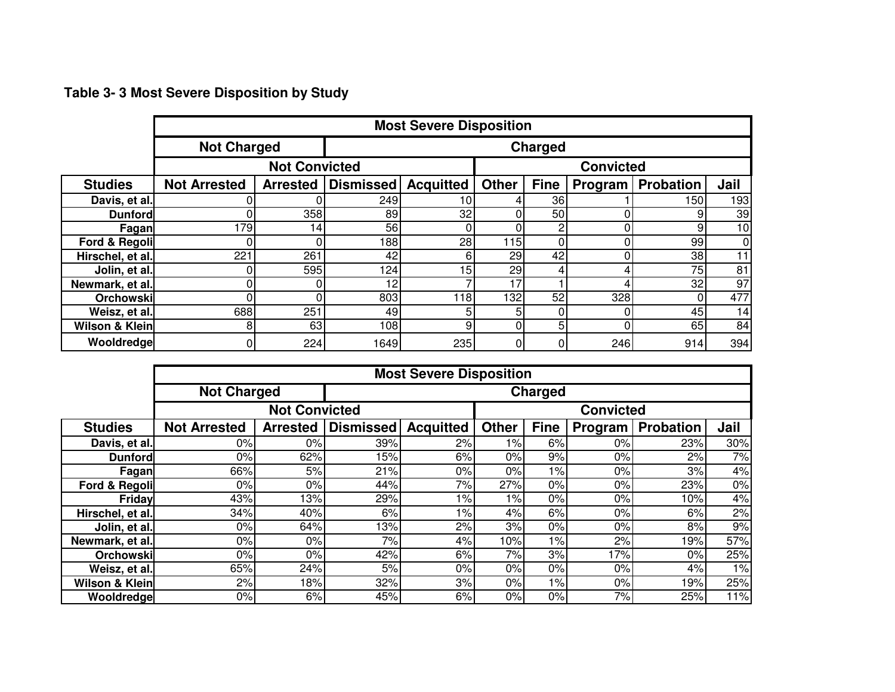**Table 3- 3 Most Severe Disposition by Study**

| | Most Severe Disposition | | | | | | | | |
|---|---|---|---|---|---|---|---|---|---|
| | Not Charged | | Charged | | | | | | |
| | Not Convicted | | | | Convicted | | | | |
| Studies | Not Arrested | Arrested | Dismissed | Acquitted | Other | Fine | Program | Probation | Jail |
| Davis, et al. | 0 | 0 | 249 | 10 | 4 | 36 | 1 | 150 | 193 |
| Dunford | 0 | 358 | 89 | 32 | 0 | 50 | 0 | 9 | 39 |
| Fagan | 179 | 14 | 56 | 0 | 0 | 2 | 0 | 9 | 10 |
| Ford & Regoli | 0 | 0 | 188 | 28 | 115 | 0 | 0 | 99 | 0 |
| Hirschel, et al. | 221 | 261 | 42 | 6 | 29 | 42 | 0 | 38 | 11 |
| Jolin, et al. | 0 | 595 | 124 | 15 | 29 | 4 | 4 | 75 | 81 |
| Newmark, et al. | 0 | 0 | 12 | 7 | 17 | 1 | 4 | 32 | 97 |
| Orchowski | 0 | 0 | 803 | 118 | 132 | 52 | 328 | 0 | 477 |
| Weisz, et al. | 688 | 251 | 49 | 5 | 5 | 0 | 0 | 45 | 14 |
| Wilson & Klein | 8 | 63 | 108 | 9 | 0 | 5 | 0 | 65 | 84 |
| Wooldredge | 0 | 224 | 1649 | 235 | 0 | 0 | 246 | 914 | 394 |

| | Most Severe Disposition | | | | | | | | |
|---|---|---|---|---|---|---|---|---|---|
| | Not Charged | | Charged | | | | | | |
| | Not Convicted | | | | Convicted | | | | |
| Studies | Not Arrested | Arrested | Dismissed | Acquitted | Other | Fine | Program | Probation | Jail |
| Davis, et al. | 0% | 0% | 39% | 2% | 1% | 6% | 0% | 23% | 30% |
| Dunford | 0% | 62% | 15% | 6% | 0% | 9% | 0% | 2% | 7% |
| Fagan | 66% | 5% | 21% | 0% | 0% | 1% | 0% | 3% | 4% |
| Ford & Regoli | 0% | 0% | 44% | 7% | 27% | 0% | 0% | 23% | 0% |
| Friday | 43% | 13% | 29% | 1% | 1% | 0% | 0% | 10% | 4% |
| Hirschel, et al. | 34% | 40% | 6% | 1% | 4% | 6% | 0% | 6% | 2% |
| Jolin, et al. | 0% | 64% | 13% | 2% | 3% | 0% | 0% | 8% | 9% |
| Newmark, et al. | 0% | 0% | 7% | 4% | 10% | 1% | 2% | 19% | 57% |
| Orchowski | 0% | 0% | 42% | 6% | 7% | 3% | 17% | 0% | 25% |
| Weisz, et al. | 65% | 24% | 5% | 0% | 0% | 0% | 0% | 4% | 1% |
| Wilson & Klein | 2% | 18% | 32% | 3% | 0% | 1% | 0% | 19% | 25% |
| Wooldredge | 0% | 6% | 45% | 6% | 0% | 0% | 7% | 25% | 11% |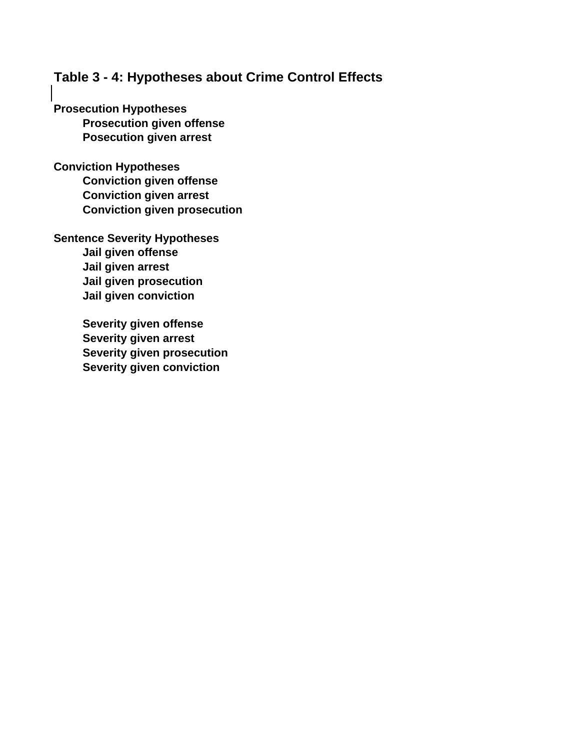# Table 3 - 4: Hypotheses about Crime Control Effects

**Prosecution Hypotheses**

- **Prosecution given offense**
- **Posecution given arrest**

**Conviction Hypotheses**

- **Conviction given offense**
- **Conviction given arrest**
- **Conviction given prosecution**

**Sentence Severity Hypotheses**

- **Jail given offense**
- **Jail given arrest**
- **Jail given prosecution**
- **Jail given conviction**

- **Severity given offense**
- **Severity given arrest**
- **Severity given prosecution**
- **Severity given conviction**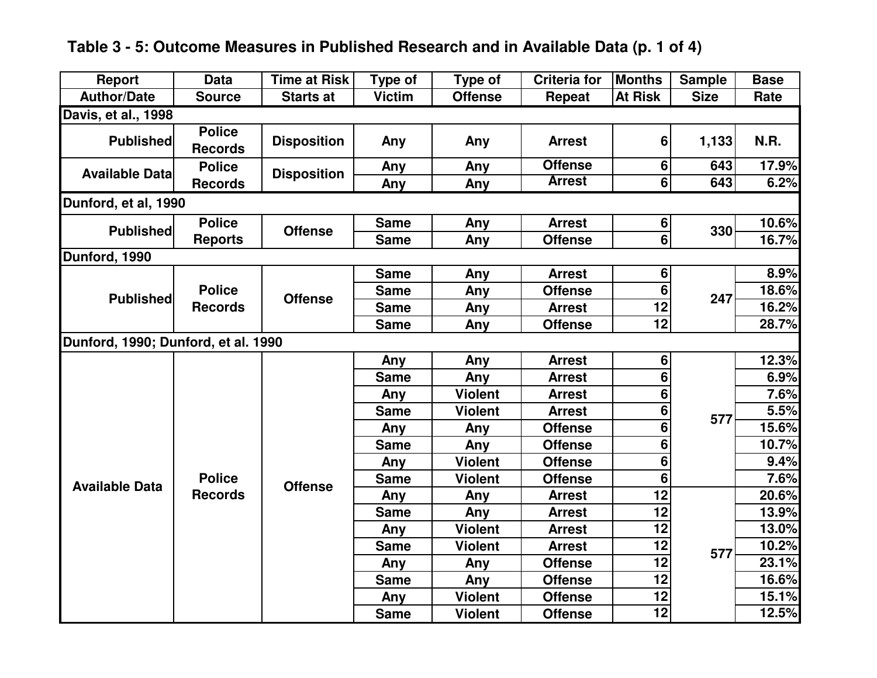## Table 3 - 5: Outcome Measures in Published Research and in Available Data (p. 1 of 4)

| Report Author/Date | Data Source | Time at Risk Starts at | Type of Victim | Type of Offense | Criteria for Repeat | Months At Risk | Sample Size | Base Rate |
|---|---|---|---|---|---|---|---|---|
| **Davis, et al., 1998** | | | | | | | | |
| Published | Police Records | Disposition | Any | Any | Arrest | 6 | 1,133 | N.R. |
| Available Data | Police Records | Disposition | Any | Any | Offense | 6 | 643 | 17.9% |
| | | | Any | Any | Arrest | 6 | 643 | 6.2% |
| **Dunford, et al, 1990** | | | | | | | | |
| Published | Police Reports | Offense | Same | Any | Arrest | 6 | 330 | 10.6% |
| | | | Same | Any | Offense | 6 | | 16.7% |
| **Dunford, 1990** | | | | | | | | |
| Published | Police Records | Offense | Same | Any | Arrest | 6 | 247 | 8.9% |
| | | | Same | Any | Offense | 6 | | 18.6% |
| | | | Same | Any | Arrest | 12 | | 16.2% |
| | | | Same | Any | Offense | 12 | | 28.7% |
| **Dunford, 1990; Dunford, et al. 1990** | | | | | | | | |
| Available Data | Police Records | Offense | Any | Any | Arrest | 6 | 577 | 12.3% |
| | | | Same | Any | Arrest | 6 | | 6.9% |
| | | | Any | Violent | Arrest | 6 | | 7.6% |
| | | | Same | Violent | Arrest | 6 | | 5.5% |
| | | | Any | Any | Offense | 6 | | 15.6% |
| | | | Same | Any | Offense | 6 | | 10.7% |
| | | | Any | Violent | Offense | 6 | | 9.4% |
| | | | Same | Violent | Offense | 6 | | 7.6% |
| | | | Any | Any | Arrest | 12 | 577 | 20.6% |
| | | | Same | Any | Arrest | 12 | | 13.9% |
| | | | Any | Violent | Arrest | 12 | | 13.0% |
| | | | Same | Violent | Arrest | 12 | | 10.2% |
| | | | Any | Any | Offense | 12 | | 23.1% |
| | | | Same | Any | Offense | 12 | | 16.6% |
| | | | Any | Violent | Offense | 12 | | 15.1% |
| | | | Same | Violent | Offense | 12 | | 12.5% |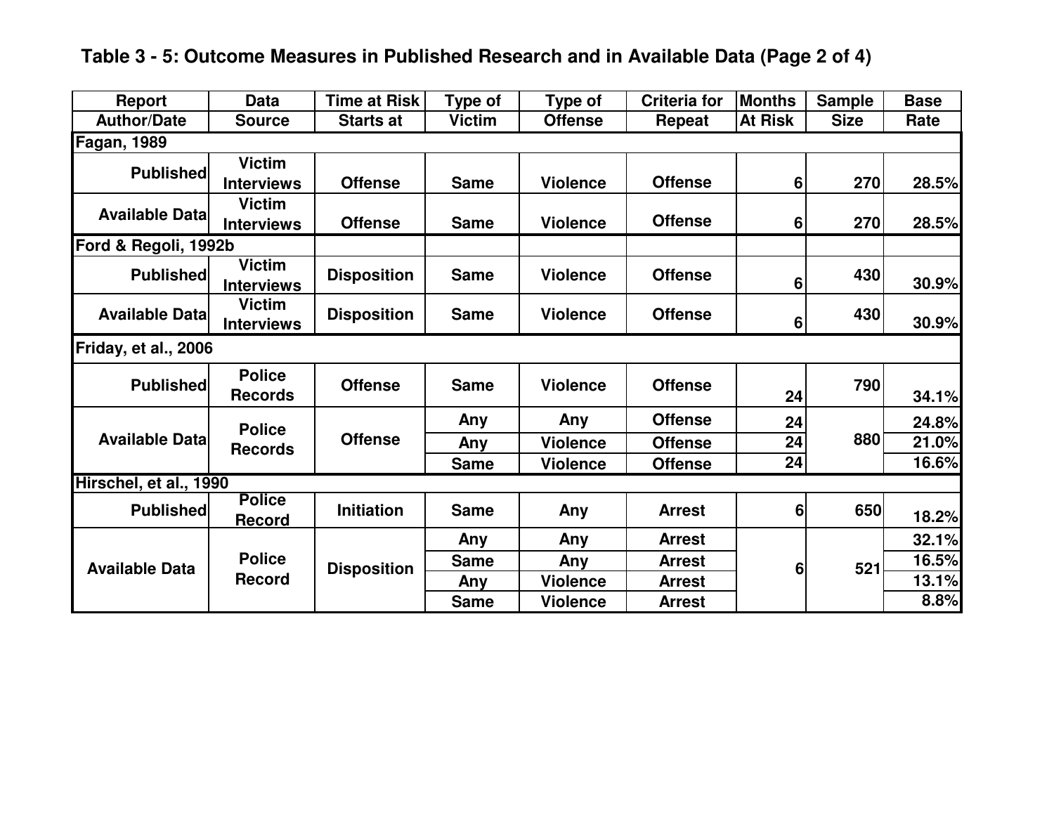# Table 3 - 5: Outcome Measures in Published Research and in Available Data (Page 2 of 4)

| Report Author/Date | Data Source | Time at Risk Starts at | Type of Victim | Type of Offense | Criteria for Repeat | Months At Risk | Sample Size | Base Rate |
|---|---|---|---|---|---|---|---|---|
| **Fagan, 1989** | | | | | | | | |
| Published | Victim Interviews | Offense | Same | Violence | Offense | 6 | 270 | 28.5% |
| Available Data | Victim Interviews | Offense | Same | Violence | Offense | 6 | 270 | 28.5% |
| **Ford & Regoli, 1992b** | | | | | | | | |
| Published | Victim Interviews | Disposition | Same | Violence | Offense | 6 | 430 | 30.9% |
| Available Data | Victim Interviews | Disposition | Same | Violence | Offense | 6 | 430 | 30.9% |
| **Friday, et al., 2006** | | | | | | | | |
| Published | Police Records | Offense | Same | Violence | Offense | 24 | 790 | 34.1% |
| Available Data | Police Records | Offense | Any | Any | Offense | 24 | 880 | 24.8% |
| | | | Any | Violence | Offense | 24 | | 21.0% |
| | | | Same | Violence | Offense | 24 | | 16.6% |
| **Hirschel, et al., 1990** | | | | | | | | |
| Published | Police Record | Initiation | Same | Any | Arrest | 6 | 650 | 18.2% |
| Available Data | Police Record | Disposition | Any | Any | Arrest | 6 | 521 | 32.1% |
| | | | Same | Any | Arrest | | | 16.5% |
| | | | Any | Violence | Arrest | | | 13.1% |
| | | | Same | Violence | Arrest | | | 8.8% |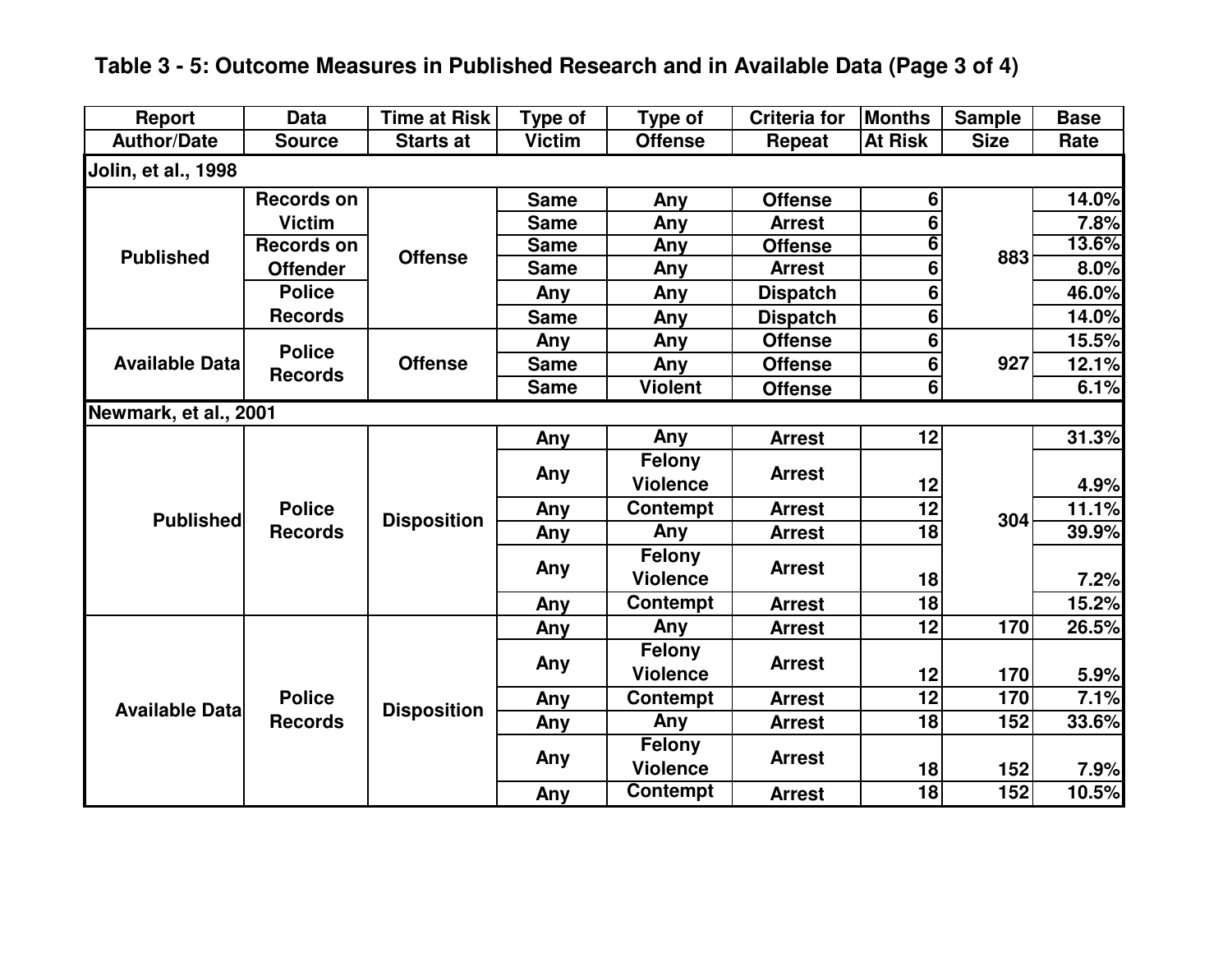# Table 3 - 5: Outcome Measures in Published Research and in Available Data (Page 3 of 4)

| Report Author/Date | Data Source | Time at Risk Starts at | Type of Victim | Type of Offense | Criteria for Repeat | Months At Risk | Sample Size | Base Rate |
|---|---|---|---|---|---|---|---|---|
| **Jolin, et al., 1998** | | | | | | | | |
| Published | Records on Victim | Offense | Same | Any | Offense | 6 | 883 | 14.0% |
| | | | Same | Any | Arrest | 6 | | 7.8% |
| | Records on Offender | | Same | Any | Offense | 6 | | 13.6% |
| | | | Same | Any | Arrest | 6 | | 8.0% |
| | Police Records | | Any | Any | Dispatch | 6 | | 46.0% |
| | | | Same | Any | Dispatch | 6 | | 14.0% |
| Available Data | Police Records | Offense | Any | Any | Offense | 6 | 927 | 15.5% |
| | | | Same | Any | Offense | 6 | | 12.1% |
| | | | Same | Violent | Offense | 6 | | 6.1% |
| **Newmark, et al., 2001** | | | | | | | | |
| Published | Police Records | Disposition | Any | Any | Arrest | 12 | 304 | 31.3% |
| | | | Any | Felony Violence | Arrest | 12 | | 4.9% |
| | | | Any | Contempt | Arrest | 12 | | 11.1% |
| | | | Any | Any | Arrest | 18 | | 39.9% |
| | | | Any | Felony Violence | Arrest | 18 | | 7.2% |
| | | | Any | Contempt | Arrest | 18 | | 15.2% |
| Available Data | Police Records | Disposition | Any | Any | Arrest | 12 | 170 | 26.5% |
| | | | Any | Felony Violence | Arrest | 12 | 170 | 5.9% |
| | | | Any | Contempt | Arrest | 12 | 170 | 7.1% |
| | | | Any | Any | Arrest | 18 | 152 | 33.6% |
| | | | Any | Felony Violence | Arrest | 18 | 152 | 7.9% |
| | | | Any | Contempt | Arrest | 18 | 152 | 10.5% |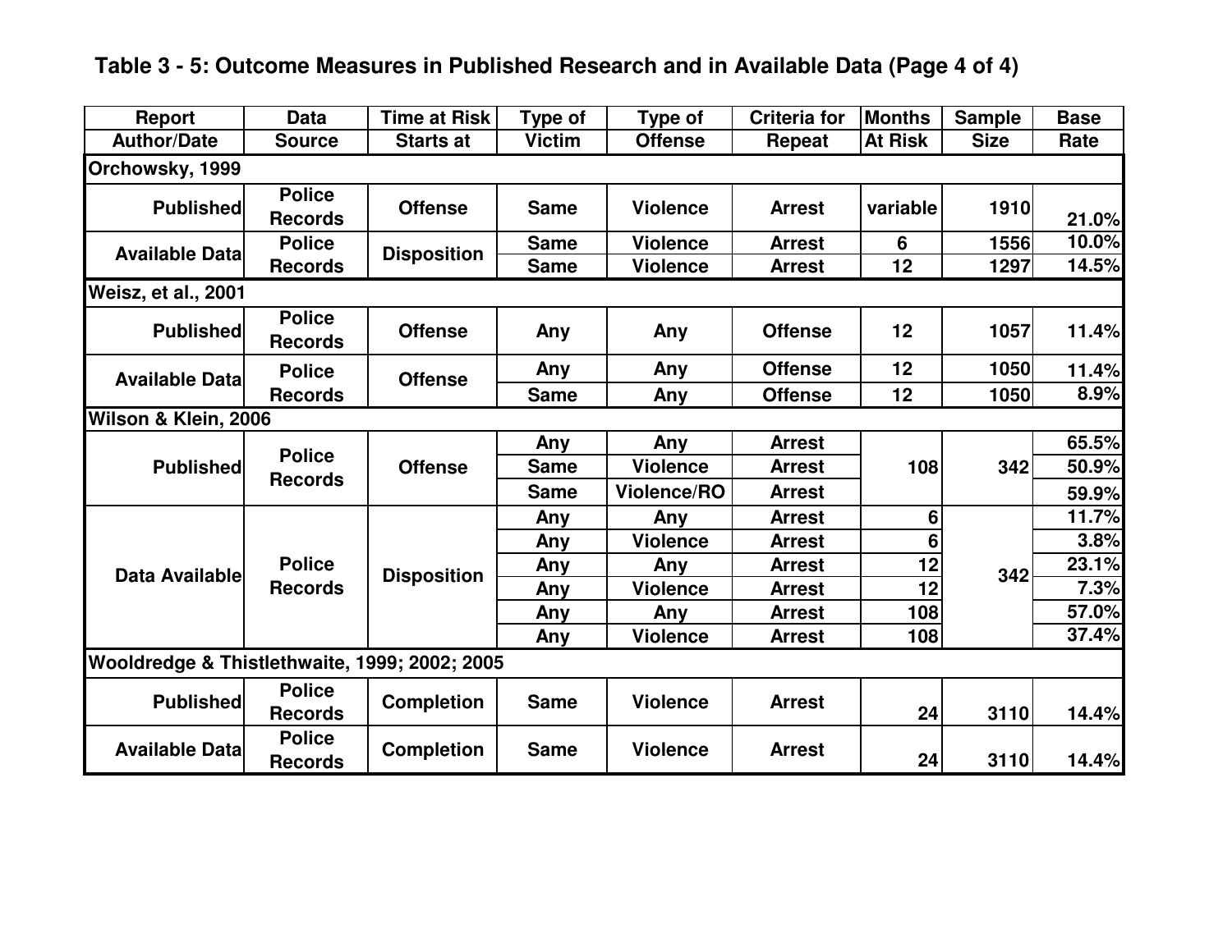**Table 3 - 5: Outcome Measures in Published Research and in Available Data (Page 4 of 4)**

| Report Author/Date | Data Source | Time at Risk Starts at | Type of Victim | Type of Offense | Criteria for Repeat | Months At Risk | Sample Size | Base Rate |
|---|---|---|---|---|---|---|---|---|
| **Orchowsky, 1999** | | | | | | | | |
| Published | Police Records | Offense | Same | Violence | Arrest | variable | 1910 | 21.0% |
| Available Data | Police Records | Disposition | Same | Violence | Arrest | 6 | 1556 | 10.0% |
| | | | Same | Violence | Arrest | 12 | 1297 | 14.5% |
| **Weisz, et al., 2001** | | | | | | | | |
| Published | Police Records | Offense | Any | Any | Offense | 12 | 1057 | 11.4% |
| Available Data | Police Records | Offense | Any | Any | Offense | 12 | 1050 | 11.4% |
| | | | Same | Any | Offense | 12 | 1050 | 8.9% |
| **Wilson & Klein, 2006** | | | | | | | | |
| Published | Police Records | Offense | Any | Any | Arrest | 108 | 342 | 65.5% |
| | | | Same | Violence | Arrest | | | 50.9% |
| | | | Same | Violence/RO | Arrest | | | 59.9% |
| Data Available | Police Records | Disposition | Any | Any | Arrest | 6 | 342 | 11.7% |
| | | | Any | Violence | Arrest | 6 | | 3.8% |
| | | | Any | Any | Arrest | 12 | | 23.1% |
| | | | Any | Violence | Arrest | 12 | | 7.3% |
| | | | Any | Any | Arrest | 108 | | 57.0% |
| | | | Any | Violence | Arrest | 108 | | 37.4% |
| **Wooldredge & Thistlethwaite, 1999; 2002; 2005** | | | | | | | | |
| Published | Police Records | Completion | Same | Violence | Arrest | 24 | 3110 | 14.4% |
| Available Data | Police Records | Completion | Same | Violence | Arrest | 24 | 3110 | 14.4% |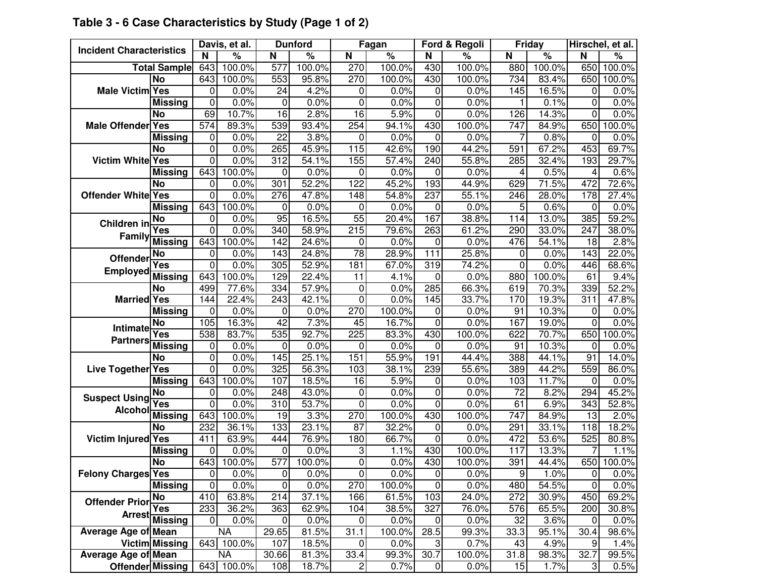## Table 3 - 6 Case Characteristics by Study (Page 1 of 2)

| Incident Characteristics | | Davis, et al. | | Dunford | | Fagan | | Ford & Regoli | | Friday | | Hirschel, et al. | |
|---|---|---|---|---|---|---|---|---|---|---|---|---|---|
| | | N | % | N | % | N | % | N | % | N | % | N | % |
| Total Sample | | 643 | 100.0% | 577 | 100.0% | 270 | 100.0% | 430 | 100.0% | 880 | 100.0% | 650 | 100.0% |
| Male Victim | No | 643 | 100.0% | 553 | 95.8% | 270 | 100.0% | 430 | 100.0% | 734 | 83.4% | 650 | 100.0% |
| | Yes | 0 | 0.0% | 24 | 4.2% | 0 | 0.0% | 0 | 0.0% | 145 | 16.5% | 0 | 0.0% |
| | Missing | 0 | 0.0% | 0 | 0.0% | 0 | 0.0% | 0 | 0.0% | 1 | 0.1% | 0 | 0.0% |
| Male Offender | No | 69 | 10.7% | 16 | 2.8% | 16 | 5.9% | 0 | 0.0% | 126 | 14.3% | 0 | 0.0% |
| | Yes | 574 | 89.3% | 539 | 93.4% | 254 | 94.1% | 430 | 100.0% | 747 | 84.9% | 650 | 100.0% |
| | Missing | 0 | 0.0% | 22 | 3.8% | 0 | 0.0% | 0 | 0.0% | 7 | 0.8% | 0 | 0.0% |
| Victim White | No | 0 | 0.0% | 265 | 45.9% | 115 | 42.6% | 190 | 44.2% | 591 | 67.2% | 453 | 69.7% |
| | Yes | 0 | 0.0% | 312 | 54.1% | 155 | 57.4% | 240 | 55.8% | 285 | 32.4% | 193 | 29.7% |
| | Missing | 643 | 100.0% | 0 | 0.0% | 0 | 0.0% | 0 | 0.0% | 4 | 0.5% | 4 | 0.6% |
| Offender White | No | 0 | 0.0% | 301 | 52.2% | 122 | 45.2% | 193 | 44.9% | 629 | 71.5% | 472 | 72.6% |
| | Yes | 0 | 0.0% | 276 | 47.8% | 148 | 54.8% | 237 | 55.1% | 246 | 28.0% | 178 | 27.4% |
| | Missing | 643 | 100.0% | 0 | 0.0% | 0 | 0.0% | 0 | 0.0% | 5 | 0.6% | 0 | 0.0% |
| Children in Family | No | 0 | 0.0% | 95 | 16.5% | 55 | 20.4% | 167 | 38.8% | 114 | 13.0% | 385 | 59.2% |
| | Yes | 0 | 0.0% | 340 | 58.9% | 215 | 79.6% | 263 | 61.2% | 290 | 33.0% | 247 | 38.0% |
| | Missing | 643 | 100.0% | 142 | 24.6% | 0 | 0.0% | 0 | 0.0% | 476 | 54.1% | 18 | 2.8% |
| Offender Employed | No | 0 | 0.0% | 143 | 24.8% | 78 | 28.9% | 111 | 25.8% | 0 | 0.0% | 143 | 22.0% |
| | Yes | 0 | 0.0% | 305 | 52.9% | 181 | 67.0% | 319 | 74.2% | 0 | 0.0% | 446 | 68.6% |
| | Missing | 643 | 100.0% | 129 | 22.4% | 11 | 4.1% | 0 | 0.0% | 880 | 100.0% | 61 | 9.4% |
| Married | No | 499 | 77.6% | 334 | 57.9% | 0 | 0.0% | 285 | 66.3% | 619 | 70.3% | 339 | 52.2% |
| | Yes | 144 | 22.4% | 243 | 42.1% | 0 | 0.0% | 145 | 33.7% | 170 | 19.3% | 311 | 47.8% |
| | Missing | 0 | 0.0% | 0 | 0.0% | 270 | 100.0% | 0 | 0.0% | 91 | 10.3% | 0 | 0.0% |
| Intimate Partners | No | 105 | 16.3% | 42 | 7.3% | 45 | 16.7% | 0 | 0.0% | 167 | 19.0% | 0 | 0.0% |
| | Yes | 538 | 83.7% | 535 | 92.7% | 225 | 83.3% | 430 | 100.0% | 622 | 70.7% | 650 | 100.0% |
| | Missing | 0 | 0.0% | 0 | 0.0% | 0 | 0.0% | 0 | 0.0% | 91 | 10.3% | 0 | 0.0% |
| Live Together | No | 0 | 0.0% | 145 | 25.1% | 151 | 55.9% | 191 | 44.4% | 388 | 44.1% | 91 | 14.0% |
| | Yes | 0 | 0.0% | 325 | 56.3% | 103 | 38.1% | 239 | 55.6% | 389 | 44.2% | 559 | 86.0% |
| | Missing | 643 | 100.0% | 107 | 18.5% | 16 | 5.9% | 0 | 0.0% | 103 | 11.7% | 0 | 0.0% |
| Suspect Using Alcohol | No | 0 | 0.0% | 248 | 43.0% | 0 | 0.0% | 0 | 0.0% | 72 | 8.2% | 294 | 45.2% |
| | Yes | 0 | 0.0% | 310 | 53.7% | 0 | 0.0% | 0 | 0.0% | 61 | 6.9% | 343 | 52.8% |
| | Missing | 643 | 100.0% | 19 | 3.3% | 270 | 100.0% | 430 | 100.0% | 747 | 84.9% | 13 | 2.0% |
| Victim Injured | No | 232 | 36.1% | 133 | 23.1% | 87 | 32.2% | 0 | 0.0% | 291 | 33.1% | 118 | 18.2% |
| | Yes | 411 | 63.9% | 444 | 76.9% | 180 | 66.7% | 0 | 0.0% | 472 | 53.6% | 525 | 80.8% |
| | Missing | 0 | 0.0% | 0 | 0.0% | 3 | 1.1% | 430 | 100.0% | 117 | 13.3% | 7 | 1.1% |
| Felony Charges | No | 643 | 100.0% | 577 | 100.0% | 0 | 0.0% | 430 | 100.0% | 391 | 44.4% | 650 | 100.0% |
| | Yes | 0 | 0.0% | 0 | 0.0% | 0 | 0.0% | 0 | 0.0% | 9 | 1.0% | 0 | 0.0% |
| | Missing | 0 | 0.0% | 0 | 0.0% | 270 | 100.0% | 0 | 0.0% | 480 | 54.5% | 0 | 0.0% |
| Offender Prior Arrest | No | 410 | 63.8% | 214 | 37.1% | 166 | 61.5% | 103 | 24.0% | 272 | 30.9% | 450 | 69.2% |
| | Yes | 233 | 36.2% | 363 | 62.9% | 104 | 38.5% | 327 | 76.0% | 576 | 65.5% | 200 | 30.8% |
| | Missing | 0 | 0.0% | 0 | 0.0% | 0 | 0.0% | 0 | 0.0% | 32 | 3.6% | 0 | 0.0% |
| Average Age of Victim | Mean | NA | | 29.65 | 81.5% | 31.1 | 100.0% | 28.5 | 99.3% | 33.3 | 95.1% | 30.4 | 98.6% |
| | Missing | 643 | 100.0% | 107 | 18.5% | 0 | 0.0% | 3 | 0.7% | 43 | 4.9% | 9 | 1.4% |
| Average Age of Offender | Mean | NA | | 30.66 | 81.3% | 33.4 | 99.3% | 30.7 | 100.0% | 31.8 | 98.3% | 32.7 | 99.5% |
| | Missing | 643 | 100.0% | 108 | 18.7% | 2 | 0.7% | 0 | 0.0% | 15 | 1.7% | 3 | 0.5% |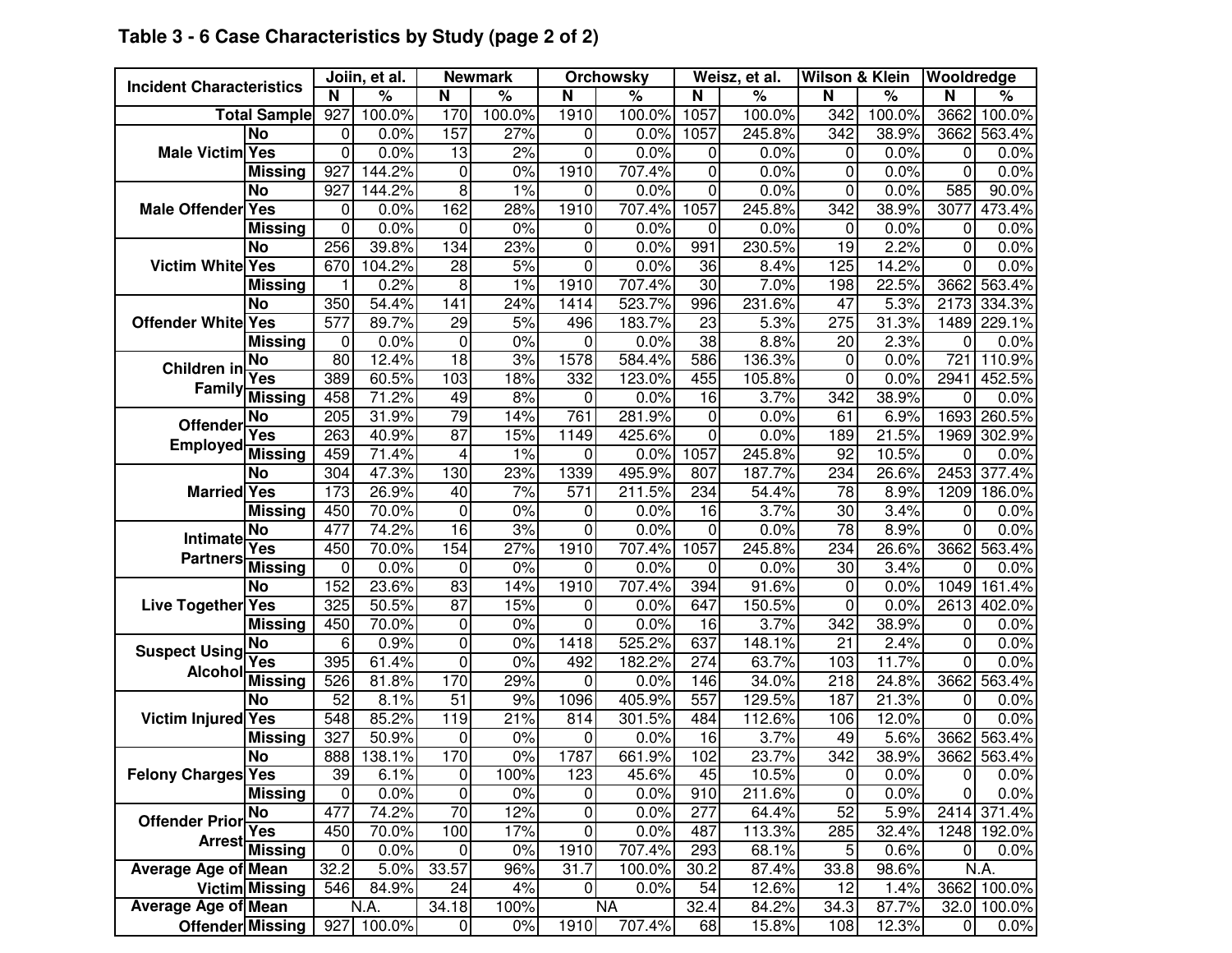## Table 3 - 6 Case Characteristics by Study (page 2 of 2)

| Incident Characteristics | | Joiin, et al. | | Newmark | | Orchowsky | | Weisz, et al. | | Wilson & Klein | | Wooldredge | |
|---|---|---|---|---|---|---|---|---|---|---|---|---|---|
| | | N | % | N | % | N | % | N | % | N | % | N | % |
| Total Sample | | 927 | 100.0% | 170 | 100.0% | 1910 | 100.0% | 1057 | 100.0% | 342 | 100.0% | 3662 | 100.0% |
| Male Victim | No | 0 | 0.0% | 157 | 27% | 0 | 0.0% | 1057 | 245.8% | 342 | 38.9% | 3662 | 563.4% |
| | Yes | 0 | 0.0% | 13 | 2% | 0 | 0.0% | 0 | 0.0% | 0 | 0.0% | 0 | 0.0% |
| | Missing | 927 | 144.2% | 0 | 0% | 1910 | 707.4% | 0 | 0.0% | 0 | 0.0% | 0 | 0.0% |
| Male Offender | No | 927 | 144.2% | 8 | 1% | 0 | 0.0% | 0 | 0.0% | 0 | 0.0% | 585 | 90.0% |
| | Yes | 0 | 0.0% | 162 | 28% | 1910 | 707.4% | 1057 | 245.8% | 342 | 38.9% | 3077 | 473.4% |
| | Missing | 0 | 0.0% | 0 | 0% | 0 | 0.0% | 0 | 0.0% | 0 | 0.0% | 0 | 0.0% |
| Victim White | No | 256 | 39.8% | 134 | 23% | 0 | 0.0% | 991 | 230.5% | 19 | 2.2% | 0 | 0.0% |
| | Yes | 670 | 104.2% | 28 | 5% | 0 | 0.0% | 36 | 8.4% | 125 | 14.2% | 0 | 0.0% |
| | Missing | 1 | 0.2% | 8 | 1% | 1910 | 707.4% | 30 | 7.0% | 198 | 22.5% | 3662 | 563.4% |
| Offender White | No | 350 | 54.4% | 141 | 24% | 1414 | 523.7% | 996 | 231.6% | 47 | 5.3% | 2173 | 334.3% |
| | Yes | 577 | 89.7% | 29 | 5% | 496 | 183.7% | 23 | 5.3% | 275 | 31.3% | 1489 | 229.1% |
| | Missing | 0 | 0.0% | 0 | 0% | 0 | 0.0% | 38 | 8.8% | 20 | 2.3% | 0 | 0.0% |
| Children in Family | No | 80 | 12.4% | 18 | 3% | 1578 | 584.4% | 586 | 136.3% | 0 | 0.0% | 721 | 110.9% |
| | Yes | 389 | 60.5% | 103 | 18% | 332 | 123.0% | 455 | 105.8% | 0 | 0.0% | 2941 | 452.5% |
| | Missing | 458 | 71.2% | 49 | 8% | 0 | 0.0% | 16 | 3.7% | 342 | 38.9% | 0 | 0.0% |
| Offender Employed | No | 205 | 31.9% | 79 | 14% | 761 | 281.9% | 0 | 0.0% | 61 | 6.9% | 1693 | 260.5% |
| | Yes | 263 | 40.9% | 87 | 15% | 1149 | 425.6% | 0 | 0.0% | 189 | 21.5% | 1969 | 302.9% |
| | Missing | 459 | 71.4% | 4 | 1% | 0 | 0.0% | 1057 | 245.8% | 92 | 10.5% | 0 | 0.0% |
| Married | No | 304 | 47.3% | 130 | 23% | 1339 | 495.9% | 807 | 187.7% | 234 | 26.6% | 2453 | 377.4% |
| | Yes | 173 | 26.9% | 40 | 7% | 571 | 211.5% | 234 | 54.4% | 78 | 8.9% | 1209 | 186.0% |
| | Missing | 450 | 70.0% | 0 | 0% | 0 | 0.0% | 16 | 3.7% | 30 | 3.4% | 0 | 0.0% |
| Intimate Partners | No | 477 | 74.2% | 16 | 3% | 0 | 0.0% | 0 | 0.0% | 78 | 8.9% | 0 | 0.0% |
| | Yes | 450 | 70.0% | 154 | 27% | 1910 | 707.4% | 1057 | 245.8% | 234 | 26.6% | 3662 | 563.4% |
| | Missing | 0 | 0.0% | 0 | 0% | 0 | 0.0% | 0 | 0.0% | 30 | 3.4% | 0 | 0.0% |
| Live Together | No | 152 | 23.6% | 83 | 14% | 1910 | 707.4% | 394 | 91.6% | 0 | 0.0% | 1049 | 161.4% |
| | Yes | 325 | 50.5% | 87 | 15% | 0 | 0.0% | 647 | 150.5% | 0 | 0.0% | 2613 | 402.0% |
| | Missing | 450 | 70.0% | 0 | 0% | 0 | 0.0% | 16 | 3.7% | 342 | 38.9% | 0 | 0.0% |
| Suspect Using Alcohol | No | 6 | 0.9% | 0 | 0% | 1418 | 525.2% | 637 | 148.1% | 21 | 2.4% | 0 | 0.0% |
| | Yes | 395 | 61.4% | 0 | 0% | 492 | 182.2% | 274 | 63.7% | 103 | 11.7% | 0 | 0.0% |
| | Missing | 526 | 81.8% | 170 | 29% | 0 | 0.0% | 146 | 34.0% | 218 | 24.8% | 3662 | 563.4% |
| Victim Injured | No | 52 | 8.1% | 51 | 9% | 1096 | 405.9% | 557 | 129.5% | 187 | 21.3% | 0 | 0.0% |
| | Yes | 548 | 85.2% | 119 | 21% | 814 | 301.5% | 484 | 112.6% | 106 | 12.0% | 0 | 0.0% |
| | Missing | 327 | 50.9% | 0 | 0% | 0 | 0.0% | 16 | 3.7% | 49 | 5.6% | 3662 | 563.4% |
| Felony Charges | No | 888 | 138.1% | 170 | 0% | 1787 | 661.9% | 102 | 23.7% | 342 | 38.9% | 3662 | 563.4% |
| | Yes | 39 | 6.1% | 0 | 100% | 123 | 45.6% | 45 | 10.5% | 0 | 0.0% | 0 | 0.0% |
| | Missing | 0 | 0.0% | 0 | 0% | 0 | 0.0% | 910 | 211.6% | 0 | 0.0% | 0 | 0.0% |
| Offender Prior Arrest | No | 477 | 74.2% | 70 | 12% | 0 | 0.0% | 277 | 64.4% | 52 | 5.9% | 2414 | 371.4% |
| | Yes | 450 | 70.0% | 100 | 17% | 0 | 0.0% | 487 | 113.3% | 285 | 32.4% | 1248 | 192.0% |
| | Missing | 0 | 0.0% | 0 | 0% | 1910 | 707.4% | 293 | 68.1% | 5 | 0.6% | 0 | 0.0% |
| Average Age of Victim | Mean | 32.2 | 5.0% | 33.57 | 96% | 31.7 | 100.0% | 30.2 | 87.4% | 33.8 | 98.6% | N.A. | |
| | Missing | 546 | 84.9% | 24 | 4% | 0 | 0.0% | 54 | 12.6% | 12 | 1.4% | 3662 | 100.0% |
| Average Age of Offender | Mean | N.A. | | 34.18 | 100% | NA | | 32.4 | 84.2% | 34.3 | 87.7% | 32.0 | 100.0% |
| | Missing | 927 | 100.0% | 0 | 0% | 1910 | 707.4% | 68 | 15.8% | 108 | 12.3% | 0 | 0.0% |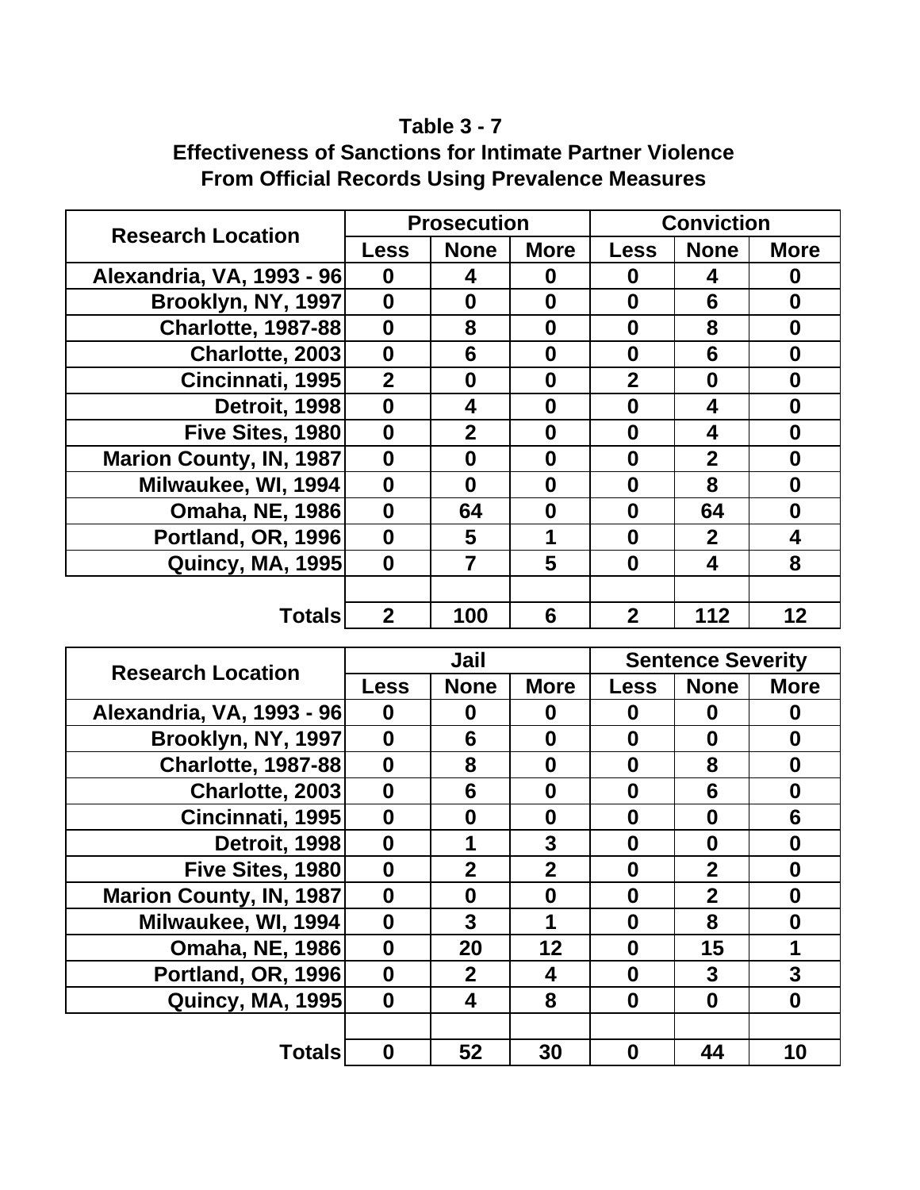**Table 3 - 7**
**Effectiveness of Sanctions for Intimate Partner Violence From Official Records Using Prevalence Measures**

| Research Location | Prosecution | | | Conviction | | |
|---|---|---|---|---|---|---|
| | Less | None | More | Less | None | More |
| Alexandria, VA, 1993 - 96 | 0 | 4 | 0 | 0 | 4 | 0 |
| Brooklyn, NY, 1997 | 0 | 0 | 0 | 0 | 6 | 0 |
| Charlotte, 1987-88 | 0 | 8 | 0 | 0 | 8 | 0 |
| Charlotte, 2003 | 0 | 6 | 0 | 0 | 6 | 0 |
| Cincinnati, 1995 | 2 | 0 | 0 | 2 | 0 | 0 |
| Detroit, 1998 | 0 | 4 | 0 | 0 | 4 | 0 |
| Five Sites, 1980 | 0 | 2 | 0 | 0 | 4 | 0 |
| Marion County, IN, 1987 | 0 | 0 | 0 | 0 | 2 | 0 |
| Milwaukee, WI, 1994 | 0 | 0 | 0 | 0 | 8 | 0 |
| Omaha, NE, 1986 | 0 | 64 | 0 | 0 | 64 | 0 |
| Portland, OR, 1996 | 0 | 5 | 1 | 0 | 2 | 4 |
| Quincy, MA, 1995 | 0 | 7 | 5 | 0 | 4 | 8 |
| | | | | | | |
| Totals | 2 | 100 | 6 | 2 | 112 | 12 |

| Research Location | Jail | | | Sentence Severity | | |
|---|---|---|---|---|---|---|
| | Less | None | More | Less | None | More |
| Alexandria, VA, 1993 - 96 | 0 | 0 | 0 | 0 | 0 | 0 |
| Brooklyn, NY, 1997 | 0 | 6 | 0 | 0 | 0 | 0 |
| Charlotte, 1987-88 | 0 | 8 | 0 | 0 | 8 | 0 |
| Charlotte, 2003 | 0 | 6 | 0 | 0 | 6 | 0 |
| Cincinnati, 1995 | 0 | 0 | 0 | 0 | 0 | 6 |
| Detroit, 1998 | 0 | 1 | 3 | 0 | 0 | 0 |
| Five Sites, 1980 | 0 | 2 | 2 | 0 | 2 | 0 |
| Marion County, IN, 1987 | 0 | 0 | 0 | 0 | 2 | 0 |
| Milwaukee, WI, 1994 | 0 | 3 | 1 | 0 | 8 | 0 |
| Omaha, NE, 1986 | 0 | 20 | 12 | 0 | 15 | 1 |
| Portland, OR, 1996 | 0 | 2 | 4 | 0 | 3 | 3 |
| Quincy, MA, 1995 | 0 | 4 | 8 | 0 | 0 | 0 |
| | | | | | | |
| Totals | 0 | 52 | 30 | 0 | 44 | 10 |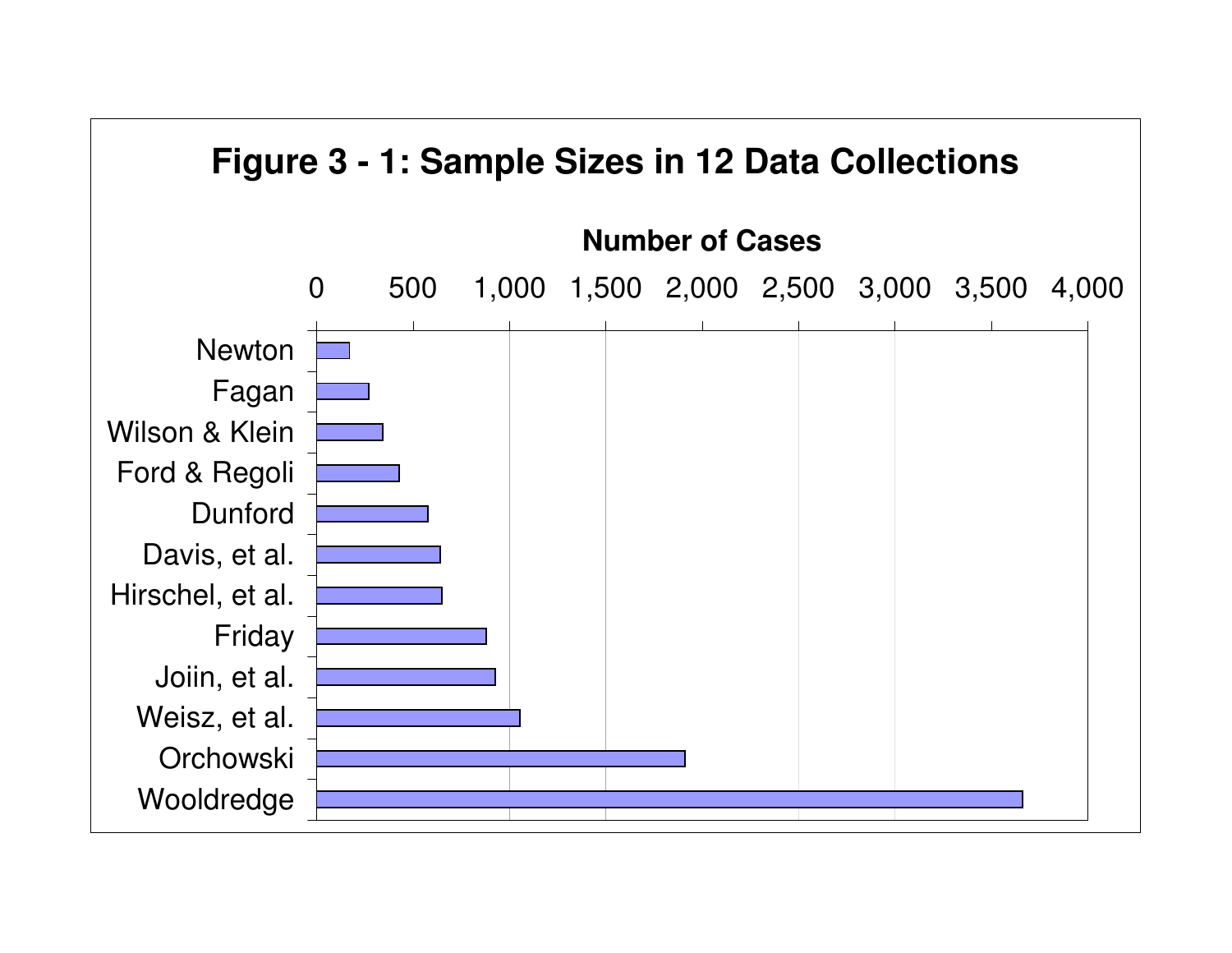**Figure 3 - 1: Sample Sizes in 12 Data Collections**

Number of Cases

0
500
1,000
1,500
2,000
2,500
3,000
3,500
4,000

Newton
Fagan
Wilson & Klein
Ford & Regoli
Dunford
Davis, et al.
Hirschel, et al.
Friday
Joiin, et al.
Weisz, et al.
Orchowski
Wooldredge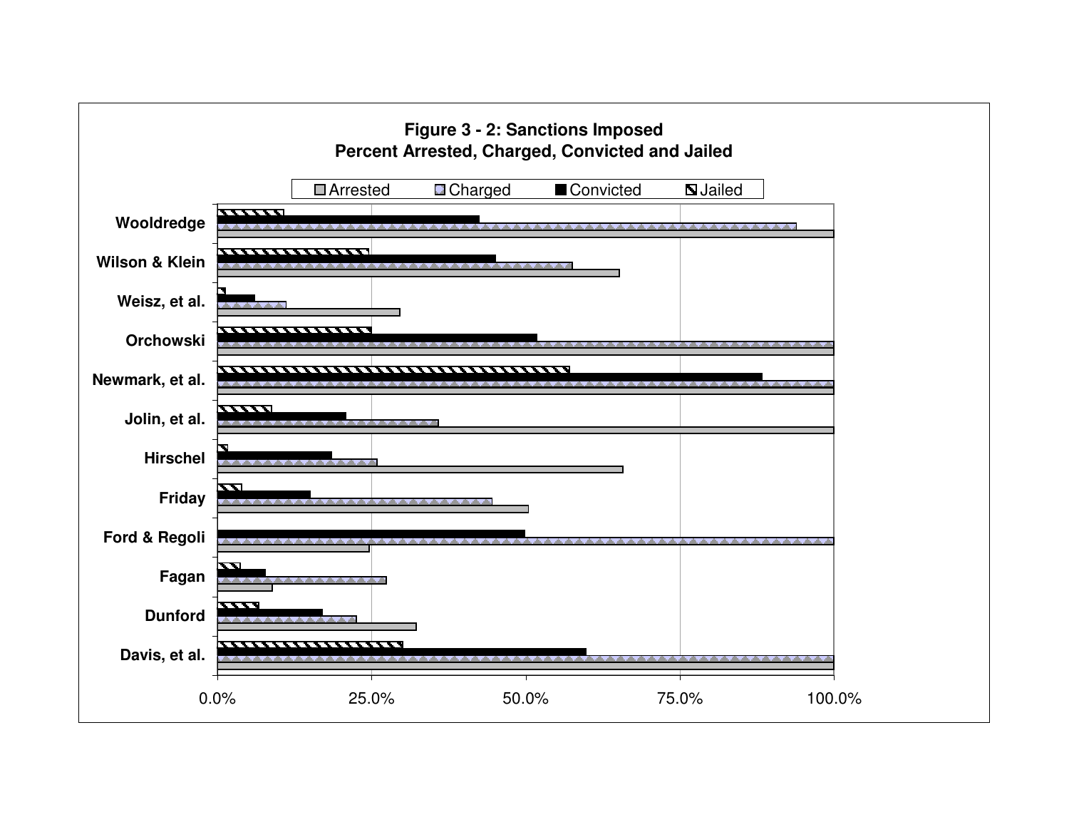**Figure 3 - 2: Sanctions Imposed**
**Percent Arrested, Charged, Convicted and Jailed**

Arrested
Charged
Convicted
Jailed

Wooldredge
Wilson & Klein
Weisz, et al.
Orchowski
Newmark, et al.
Jolin, et al.
Hirschel
Friday
Ford & Regoli
Fagan
Dunford
Davis, et al.

0.0%
25.0%
50.0%
75.0%
100.0%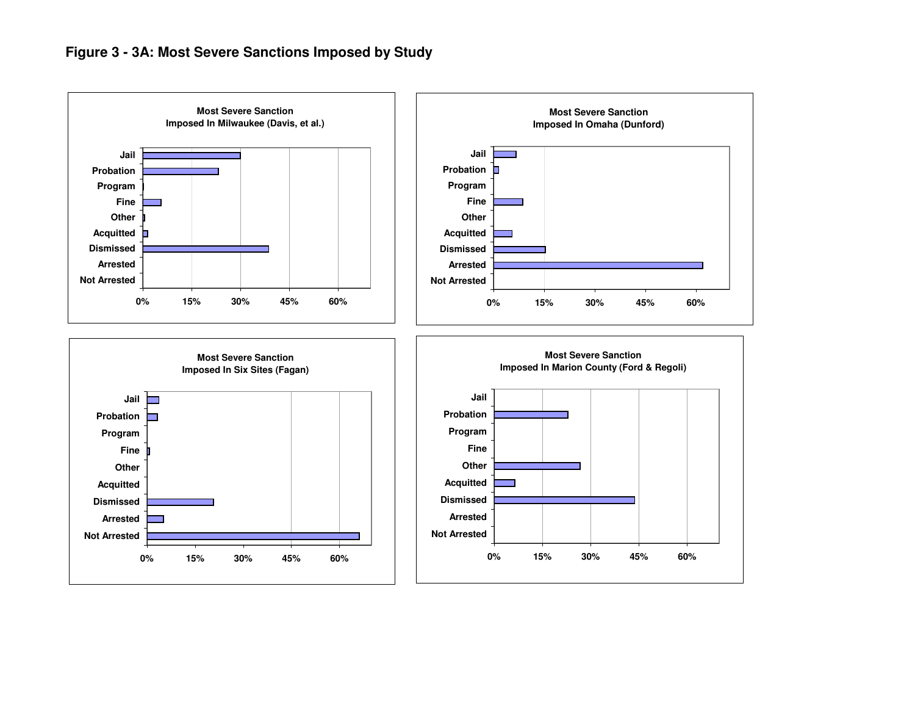**Figure 3 - 3A: Most Severe Sanctions Imposed by Study**

Most Severe Sanction
Imposed In Milwaukee (Davis, et al.)

Jail
Probation
Program
Fine
Other
Acquitted
Dismissed
Arrested
Not Arrested

0% 15% 30% 45% 60%

Most Severe Sanction
Imposed In Omaha (Dunford)

Jail
Probation
Program
Fine
Other
Acquitted
Dismissed
Arrested
Not Arrested

0% 15% 30% 45% 60%

Most Severe Sanction
Imposed In Six Sites (Fagan)

Jail
Probation
Program
Fine
Other
Acquitted
Dismissed
Arrested
Not Arrested

0% 15% 30% 45% 60%

Most Severe Sanction
Imposed In Marion County (Ford & Regoli)

Jail
Probation
Program
Fine
Other
Acquitted
Dismissed
Arrested
Not Arrested

0% 15% 30% 45% 60%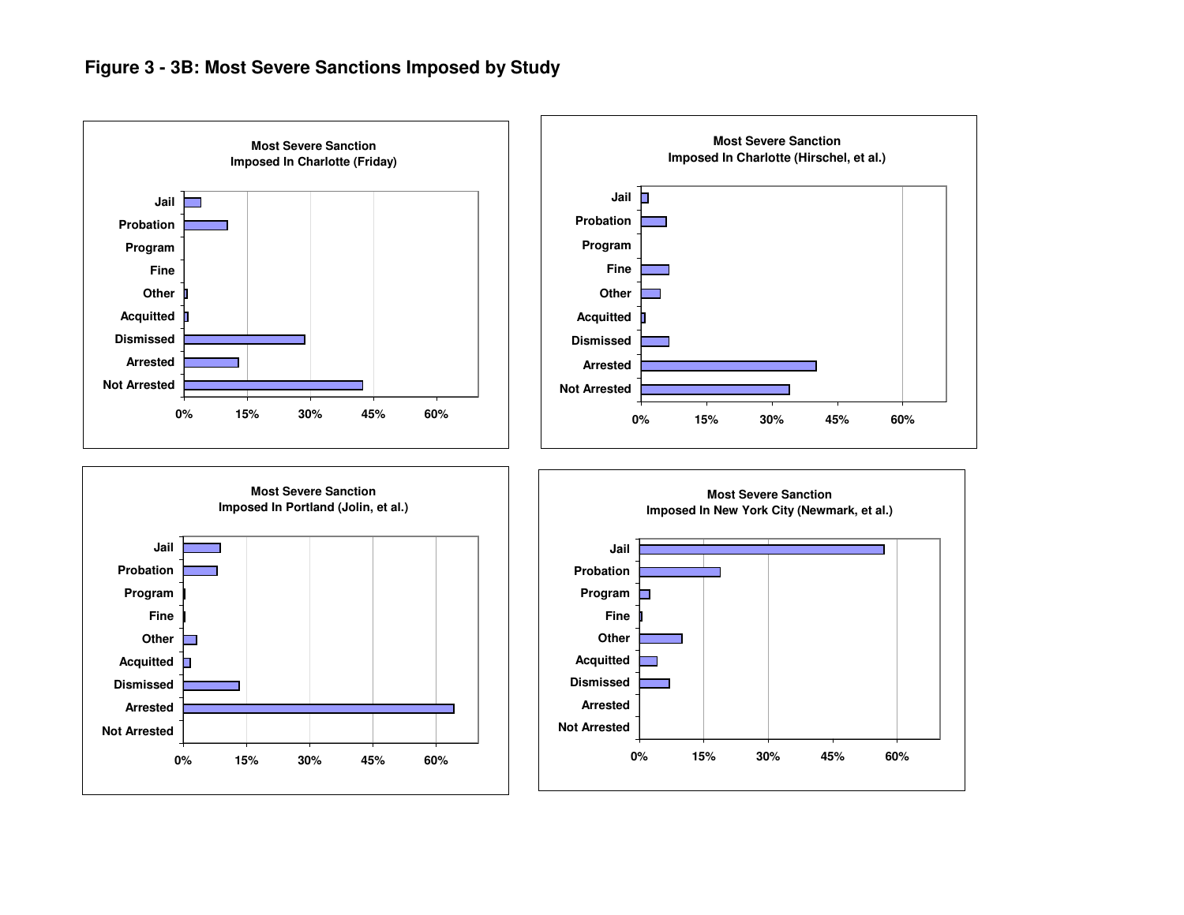# Figure 3 - 3B: Most Severe Sanctions Imposed by Study

**Most Severe Sanction Imposed In Charlotte (Friday)**

Jail
Probation
Program
Fine
Other
Acquitted
Dismissed
Arrested
Not Arrested

0% 15% 30% 45% 60%

**Most Severe Sanction Imposed In Charlotte (Hirschel, et al.)**

Jail
Probation
Program
Fine
Other
Acquitted
Dismissed
Arrested
Not Arrested

0% 15% 30% 45% 60%

**Most Severe Sanction Imposed In Portland (Jolin, et al.)**

Jail
Probation
Program
Fine
Other
Acquitted
Dismissed
Arrested
Not Arrested

0% 15% 30% 45% 60%

**Most Severe Sanction Imposed In New York City (Newmark, et al.)**

Jail
Probation
Program
Fine
Other
Acquitted
Dismissed
Arrested
Not Arrested

0% 15% 30% 45% 60%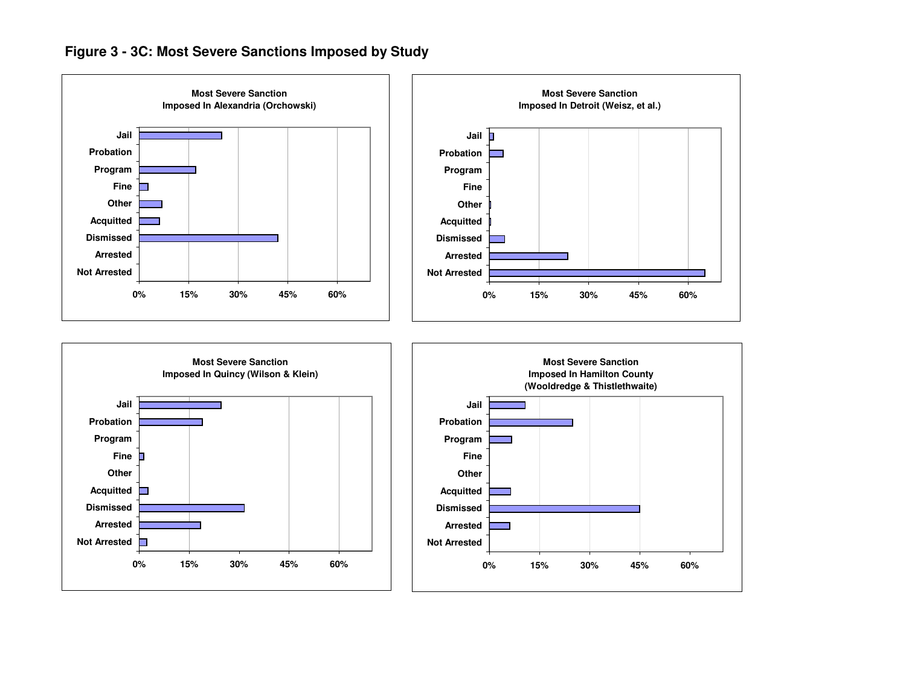**Figure 3 - 3C: Most Severe Sanctions Imposed by Study**

Most Severe Sanction
Imposed In Alexandria (Orchowski)

Jail
Probation
Program
Fine
Other
Acquitted
Dismissed
Arrested
Not Arrested

0% 15% 30% 45% 60%

Most Severe Sanction
Imposed In Detroit (Weisz, et al.)

Jail
Probation
Program
Fine
Other
Acquitted
Dismissed
Arrested
Not Arrested

0% 15% 30% 45% 60%

Most Severe Sanction
Imposed In Quincy (Wilson & Klein)

Jail
Probation
Program
Fine
Other
Acquitted
Dismissed
Arrested
Not Arrested

0% 15% 30% 45% 60%

Most Severe Sanction
Imposed In Hamilton County
(Wooldredge & Thistlethwaite)

Jail
Probation
Program
Fine
Other
Acquitted
Dismissed
Arrested
Not Arrested

0% 15% 30% 45% 60%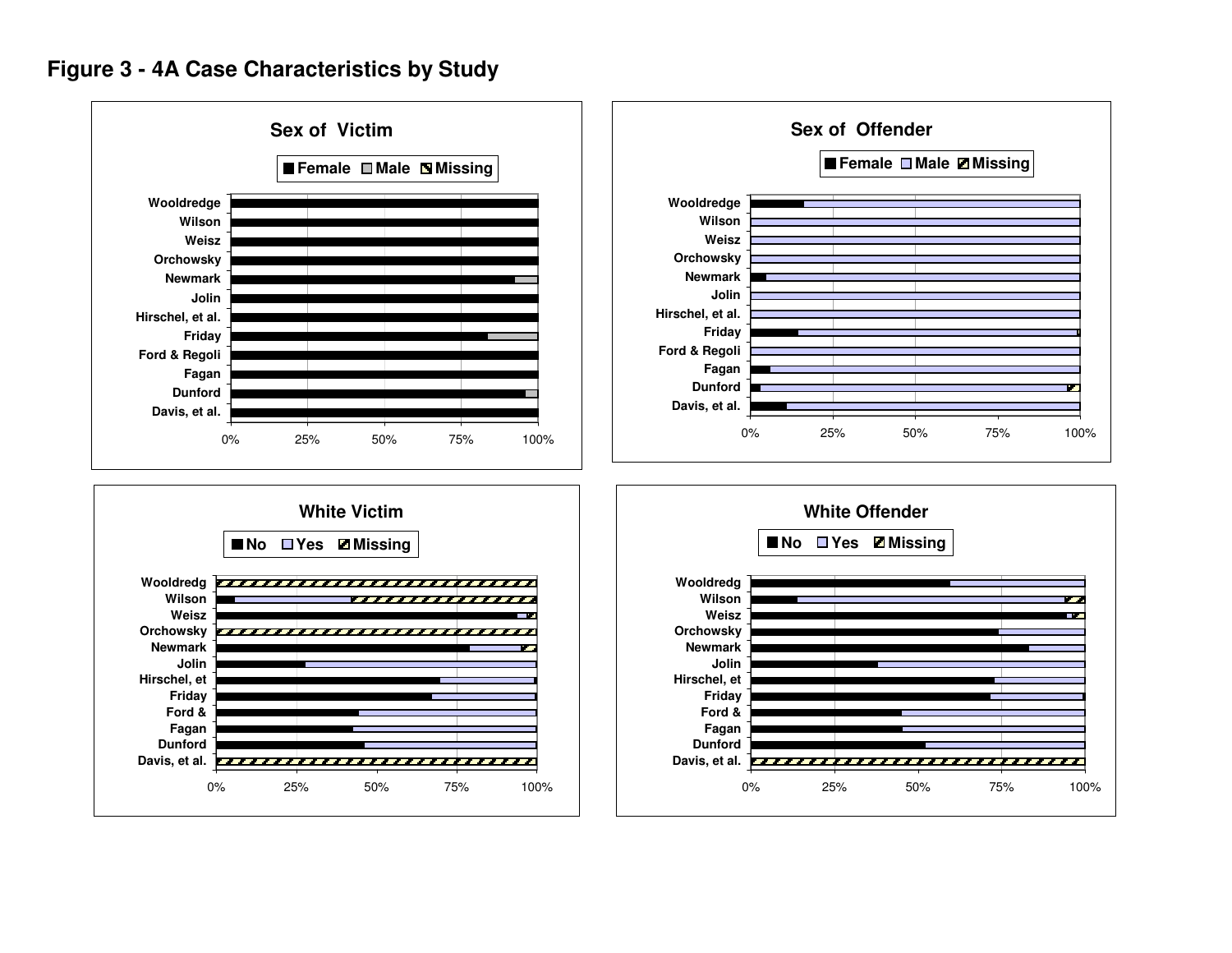# Figure 3 - 4A Case Characteristics by Study

Sex of Victim

Female Male Missing

Wooldredge
Wilson
Weisz
Orchowsky
Newmark
Jolin
Hirschel, et al.
Friday
Ford & Regoli
Fagan
Dunford
Davis, et al.

0% 25% 50% 75% 100%

Sex of Offender

Female Male Missing

Wooldredge
Wilson
Weisz
Orchowsky
Newmark
Jolin
Hirschel, et al.
Friday
Ford & Regoli
Fagan
Dunford
Davis, et al.

0% 25% 50% 75% 100%

White Victim

No Yes Missing

Wooldredg
Wilson
Weisz
Orchowsky
Newmark
Jolin
Hirschel, et
Friday
Ford &
Fagan
Dunford
Davis, et al.

0% 25% 50% 75% 100%

White Offender

No Yes Missing

Wooldredg
Wilson
Weisz
Orchowsky
Newmark
Jolin
Hirschel, et
Friday
Ford &
Fagan
Dunford
Davis, et al.

0% 25% 50% 75% 100%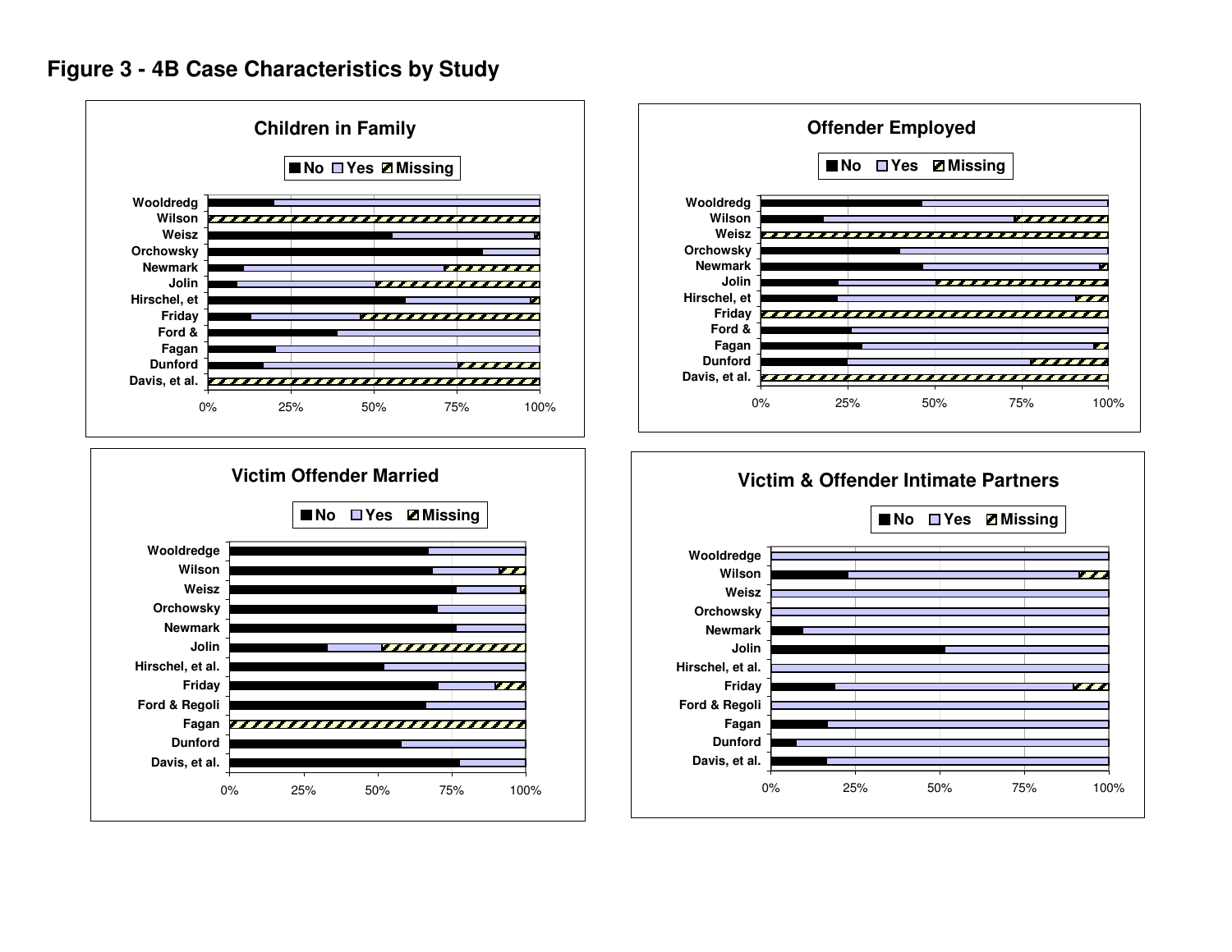# Figure 3 - 4B Case Characteristics by Study

**Children in Family**

No Yes Missing

Wooldredg
Wilson
Weisz
Orchowsky
Newmark
Jolin
Hirschel, et
Friday
Ford &
Fagan
Dunford
Davis, et al.

0% 25% 50% 75% 100%

**Offender Employed**

No Yes Missing

Wooldredg
Wilson
Weisz
Orchowsky
Newmark
Jolin
Hirschel, et
Friday
Ford &
Fagan
Dunford
Davis, et al.

0% 25% 50% 75% 100%

**Victim Offender Married**

No Yes Missing

Wooldredge
Wilson
Weisz
Orchowsky
Newmark
Jolin
Hirschel, et al.
Friday
Ford & Regoli
Fagan
Dunford
Davis, et al.

0% 25% 50% 75% 100%

**Victim & Offender Intimate Partners**

No Yes Missing

Wooldredge
Wilson
Weisz
Orchowsky
Newmark
Jolin
Hirschel, et al.
Friday
Ford & Regoli
Fagan
Dunford
Davis, et al.

0% 25% 50% 75% 100%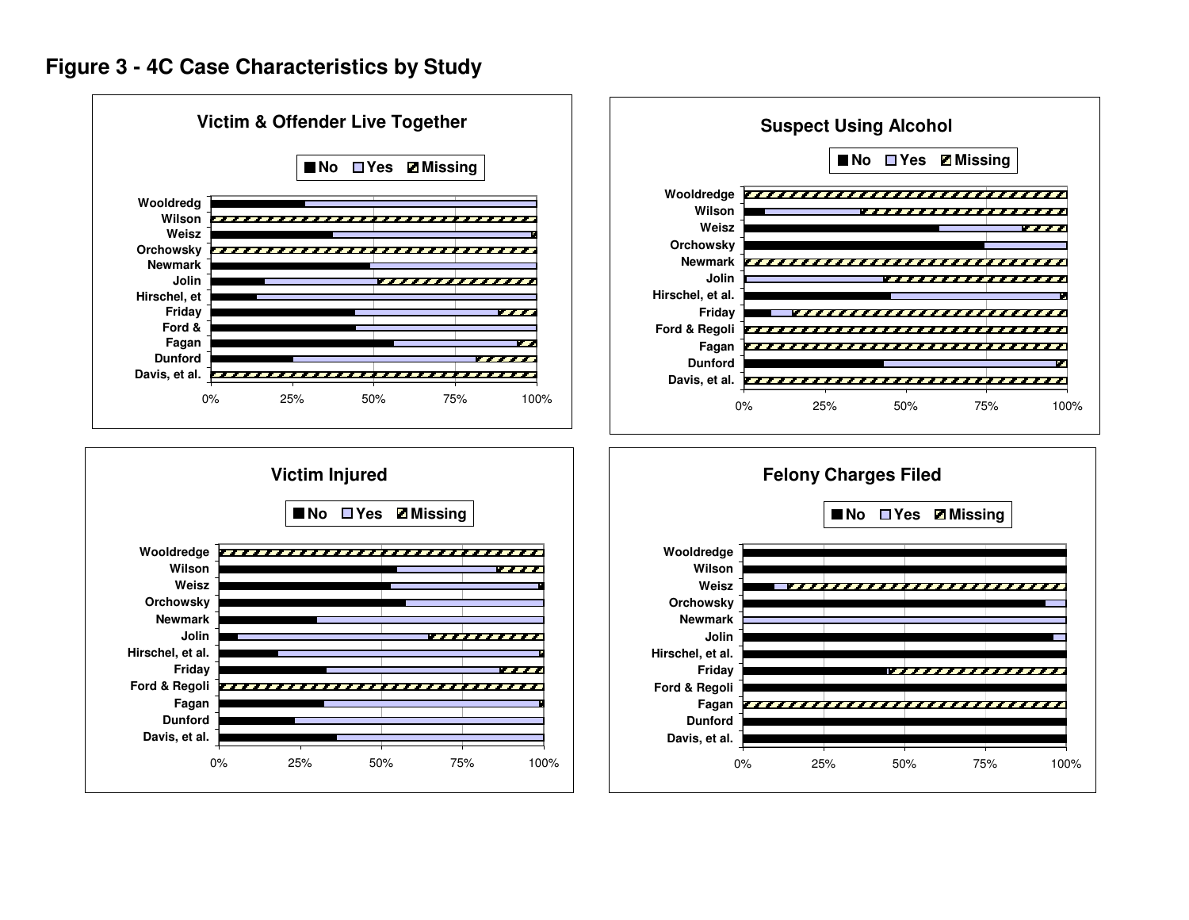# Figure 3 - 4C Case Characteristics by Study

**Victim & Offender Live Together**

No Yes Missing

Wooldredg
Wilson
Weisz
Orchowsky
Newmark
Jolin
Hirschel, et
Friday
Ford &
Fagan
Dunford
Davis, et al.

0% 25% 50% 75% 100%

**Suspect Using Alcohol**

No Yes Missing

Wooldredge
Wilson
Weisz
Orchowsky
Newmark
Jolin
Hirschel, et al.
Friday
Ford & Regoli
Fagan
Dunford
Davis, et al.

0% 25% 50% 75% 100%

**Victim Injured**

No Yes Missing

Wooldredge
Wilson
Weisz
Orchowsky
Newmark
Jolin
Hirschel, et al.
Friday
Ford & Regoli
Fagan
Dunford
Davis, et al.

0% 25% 50% 75% 100%

**Felony Charges Filed**

No Yes Missing

Wooldredge
Wilson
Weisz
Orchowsky
Newmark
Jolin
Hirschel, et al.
Friday
Ford & Regoli
Fagan
Dunford
Davis, et al.

0% 25% 50% 75% 100%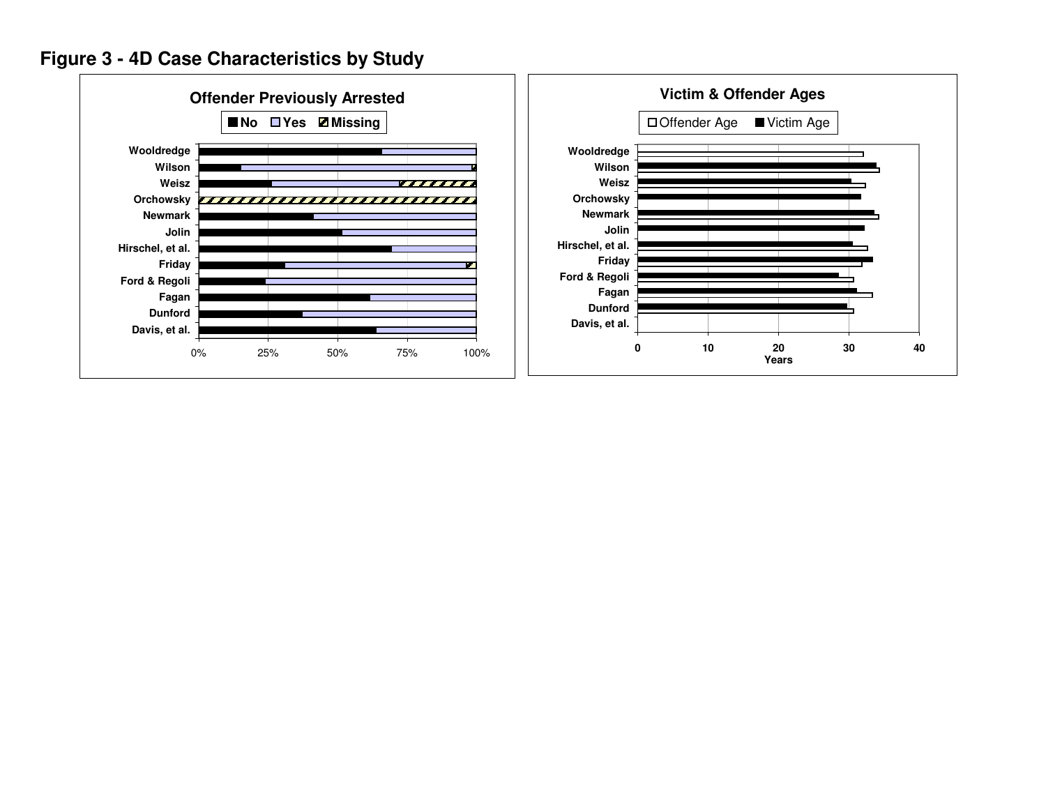## Figure 3 - 4D Case Characteristics by Study

**Offender Previously Arrested**

No
Yes
Missing

Wooldredge
Wilson
Weisz
Orchowsky
Newmark
Jolin
Hirschel, et al.
Friday
Ford & Regoli
Fagan
Dunford
Davis, et al.

0%
25%
50%
75%
100%

**Victim & Offender Ages**

Offender Age
Victim Age

Wooldredge
Wilson
Weisz
Orchowsky
Newmark
Jolin
Hirschel, et al.
Friday
Ford & Regoli
Fagan
Dunford
Davis, et al.

0
10
20
30
40

Years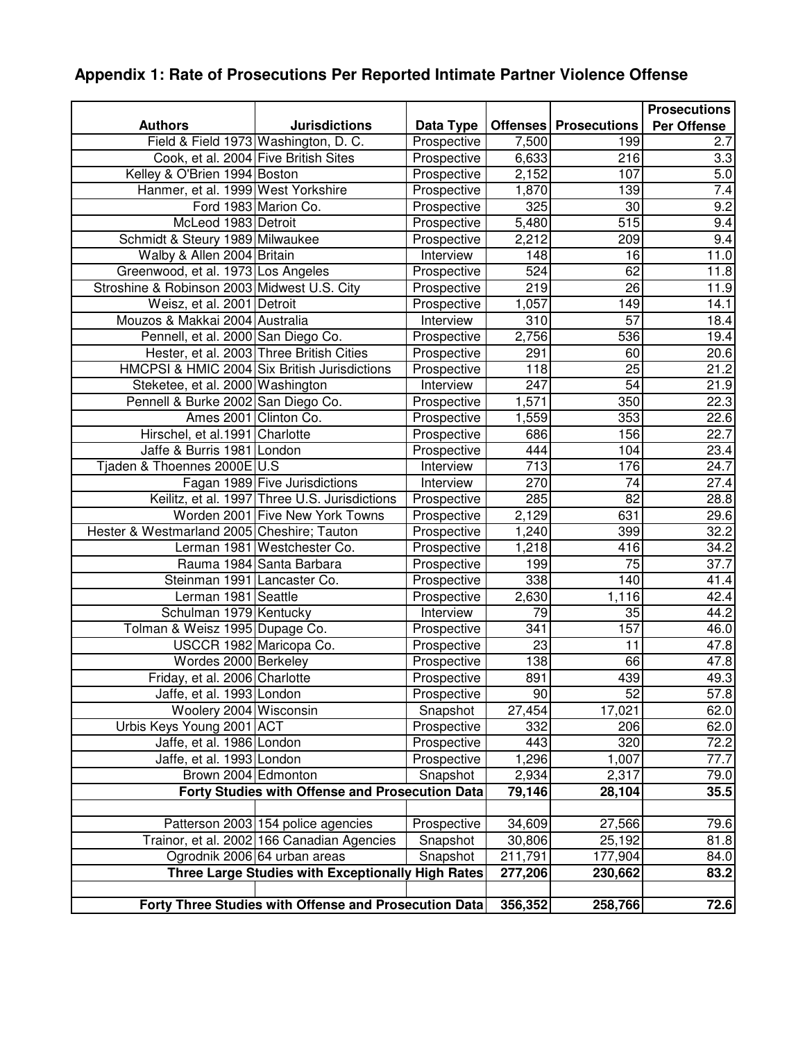## Appendix 1: Rate of Prosecutions Per Reported Intimate Partner Violence Offense

| Authors | Jurisdictions | Data Type | Offenses | Prosecutions | Prosecutions Per Offense |
|---|---|---|---|---|---|
| Field & Field 1973 | Washington, D. C. | Prospective | 7,500 | 199 | 2.7 |
| Cook, et al. 2004 | Five British Sites | Prospective | 6,633 | 216 | 3.3 |
| Kelley & O'Brien 1994 | Boston | Prospective | 2,152 | 107 | 5.0 |
| Hanmer, et al. 1999 | West Yorkshire | Prospective | 1,870 | 139 | 7.4 |
| Ford 1983 | Marion Co. | Prospective | 325 | 30 | 9.2 |
| McLeod 1983 | Detroit | Prospective | 5,480 | 515 | 9.4 |
| Schmidt & Steury 1989 | Milwaukee | Prospective | 2,212 | 209 | 9.4 |
| Walby & Allen 2004 | Britain | Interview | 148 | 16 | 11.0 |
| Greenwood, et al. 1973 | Los Angeles | Prospective | 524 | 62 | 11.8 |
| Stroshine & Robinson 2003 | Midwest U.S. City | Prospective | 219 | 26 | 11.9 |
| Weisz, et al. 2001 | Detroit | Prospective | 1,057 | 149 | 14.1 |
| Mouzos & Makkai 2004 | Australia | Interview | 310 | 57 | 18.4 |
| Pennell, et al. 2000 | San Diego Co. | Prospective | 2,756 | 536 | 19.4 |
| Hester, et al. 2003 | Three British Cities | Prospective | 291 | 60 | 20.6 |
| HMCPSI & HMIC 2004 | Six British Jurisdictions | Prospective | 118 | 25 | 21.2 |
| Steketee, et al. 2000 | Washington | Interview | 247 | 54 | 21.9 |
| Pennell & Burke 2002 | San Diego Co. | Prospective | 1,571 | 350 | 22.3 |
| Ames 2001 | Clinton Co. | Prospective | 1,559 | 353 | 22.6 |
| Hirschel, et al.1991 | Charlotte | Prospective | 686 | 156 | 22.7 |
| Jaffe & Burris 1981 | London | Prospective | 444 | 104 | 23.4 |
| Tjaden & Thoennes 2000E | U.S | Interview | 713 | 176 | 24.7 |
| Fagan 1989 | Five Jurisdictions | Interview | 270 | 74 | 27.4 |
| Keilitz, et al. 1997 | Three U.S. Jurisdictions | Prospective | 285 | 82 | 28.8 |
| Worden 2001 | Five New York Towns | Prospective | 2,129 | 631 | 29.6 |
| Hester & Westmarland 2005 | Cheshire; Tauton | Prospective | 1,240 | 399 | 32.2 |
| Lerman 1981 | Westchester Co. | Prospective | 1,218 | 416 | 34.2 |
| Rauma 1984 | Santa Barbara | Prospective | 199 | 75 | 37.7 |
| Steinman 1991 | Lancaster Co. | Prospective | 338 | 140 | 41.4 |
| Lerman 1981 | Seattle | Prospective | 2,630 | 1,116 | 42.4 |
| Schulman 1979 | Kentucky | Interview | 79 | 35 | 44.2 |
| Tolman & Weisz 1995 | Dupage Co. | Prospective | 341 | 157 | 46.0 |
| USCCR 1982 | Maricopa Co. | Prospective | 23 | 11 | 47.8 |
| Wordes 2000 | Berkeley | Prospective | 138 | 66 | 47.8 |
| Friday, et al. 2006 | Charlotte | Prospective | 891 | 439 | 49.3 |
| Jaffe, et al. 1993 | London | Prospective | 90 | 52 | 57.8 |
| Woolery 2004 | Wisconsin | Snapshot | 27,454 | 17,021 | 62.0 |
| Urbis Keys Young 2001 | ACT | Prospective | 332 | 206 | 62.0 |
| Jaffe, et al. 1986 | London | Prospective | 443 | 320 | 72.2 |
| Jaffe, et al. 1993 | London | Prospective | 1,296 | 1,007 | 77.7 |
| Brown 2004 | Edmonton | Snapshot | 2,934 | 2,317 | 79.0 |
| **Forty Studies with Offense and Prosecution Data** | | | **79,146** | **28,104** | **35.5** |
| | | | | | |
| Patterson 2003 | 154 police agencies | Prospective | 34,609 | 27,566 | 79.6 |
| Trainor, et al. 2002 | 166 Canadian Agencies | Snapshot | 30,806 | 25,192 | 81.8 |
| Ogrodnik 2006 | 64 urban areas | Snapshot | 211,791 | 177,904 | 84.0 |
| **Three Large Studies with Exceptionally High Rates** | | | **277,206** | **230,662** | **83.2** |
| | | | | | |
| **Forty Three Studies with Offense and Prosecution Data** | | | **356,352** | **258,766** | **72.6** |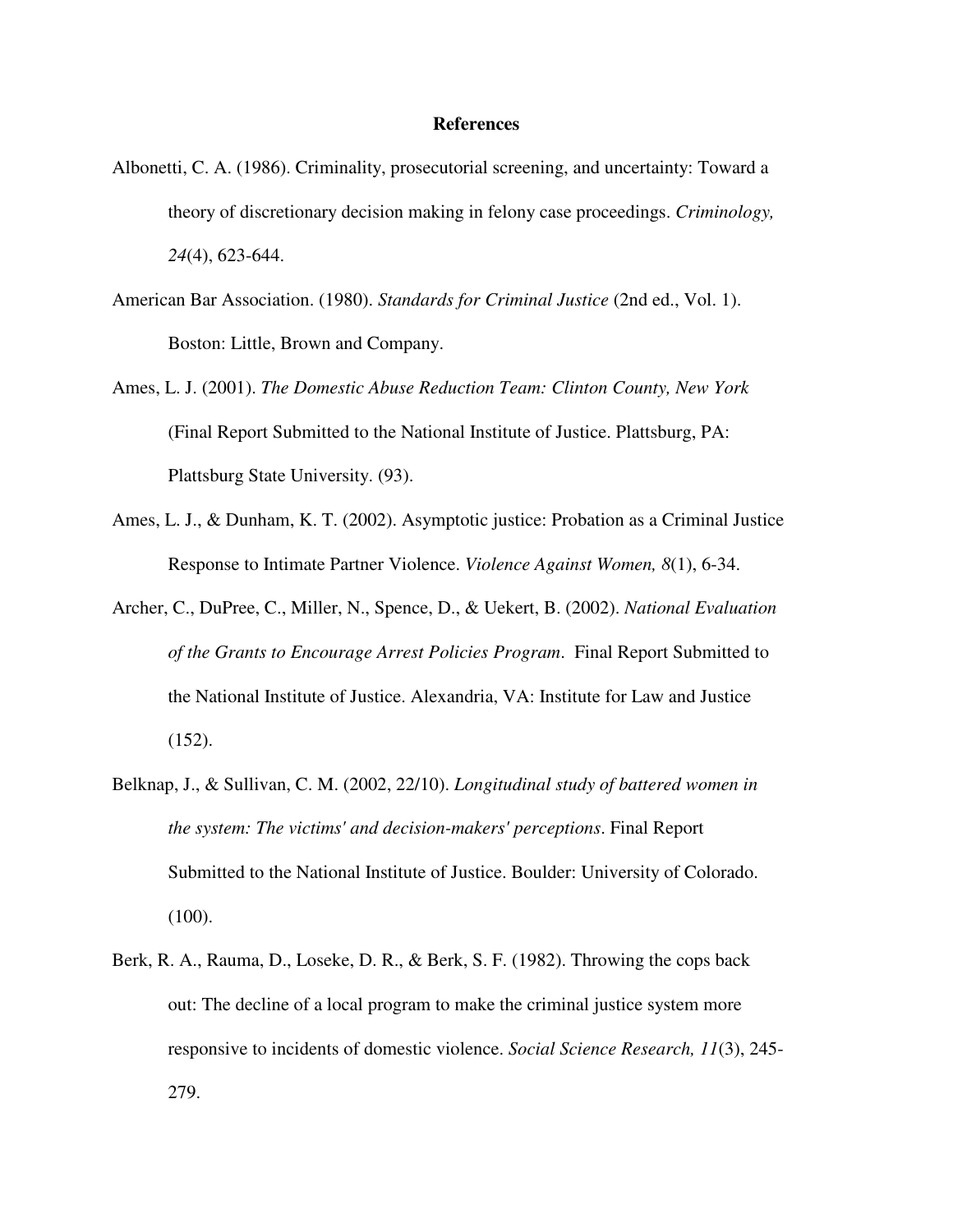# References

Albonetti, C. A. (1986). Criminality, prosecutorial screening, and uncertainty: Toward a theory of discretionary decision making in felony case proceedings. *Criminology, 24*(4), 623-644.

American Bar Association. (1980). *Standards for Criminal Justice* (2nd ed., Vol. 1). Boston: Little, Brown and Company.

Ames, L. J. (2001). *The Domestic Abuse Reduction Team: Clinton County, New York* (Final Report Submitted to the National Institute of Justice. Plattsburg, PA: Plattsburg State University. (93).

Ames, L. J., & Dunham, K. T. (2002). Asymptotic justice: Probation as a Criminal Justice Response to Intimate Partner Violence. *Violence Against Women, 8*(1), 6-34.

Archer, C., DuPree, C., Miller, N., Spence, D., & Uekert, B. (2002). *National Evaluation of the Grants to Encourage Arrest Policies Program*. Final Report Submitted to the National Institute of Justice. Alexandria, VA: Institute for Law and Justice (152).

Belknap, J., & Sullivan, C. M. (2002, 22/10). *Longitudinal study of battered women in the system: The victims' and decision-makers' perceptions*. Final Report Submitted to the National Institute of Justice. Boulder: University of Colorado. (100).

Berk, R. A., Rauma, D., Loseke, D. R., & Berk, S. F. (1982). Throwing the cops back out: The decline of a local program to make the criminal justice system more responsive to incidents of domestic violence. *Social Science Research, 11*(3), 245-279.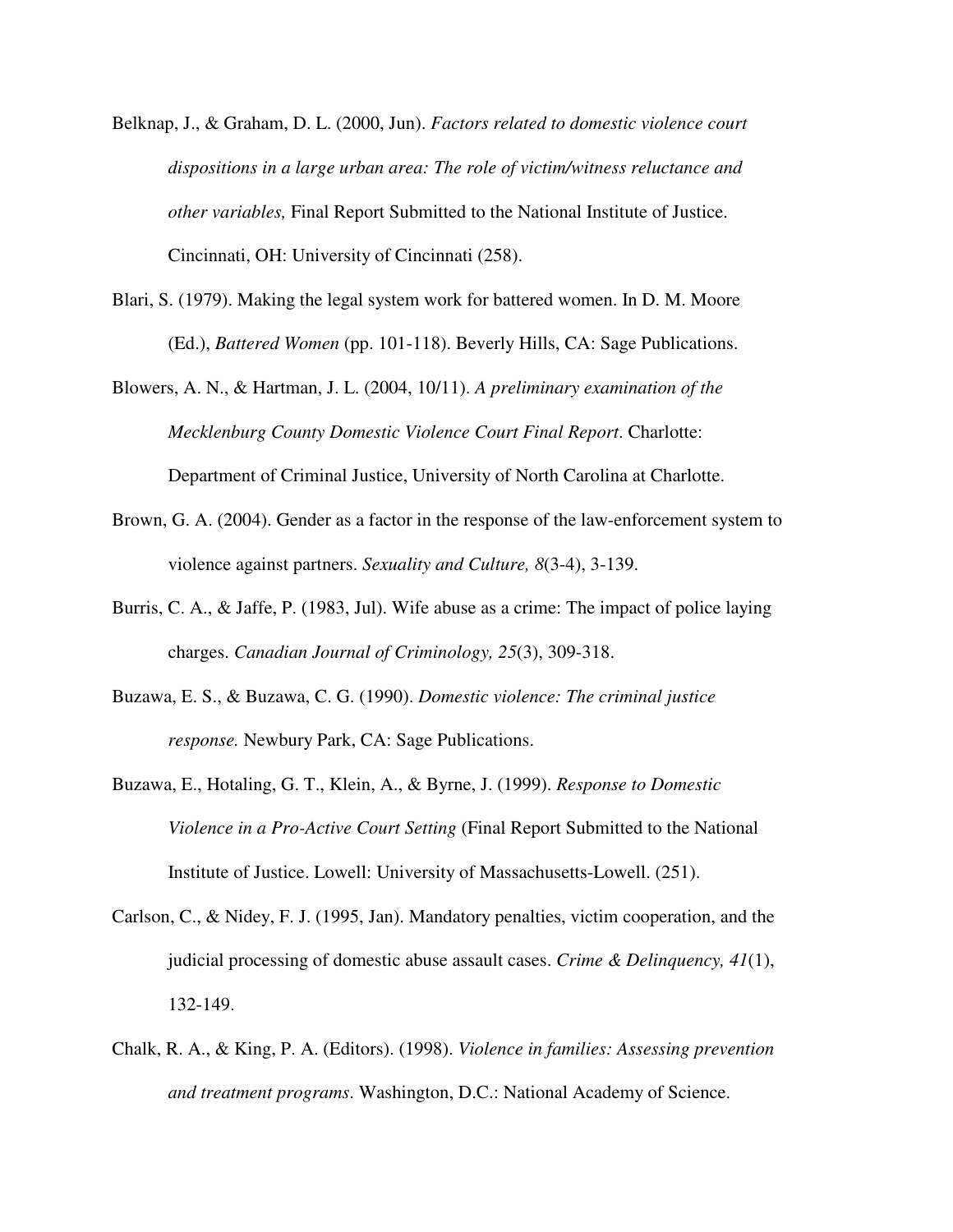Belknap, J., & Graham, D. L. (2000, Jun). *Factors related to domestic violence court dispositions in a large urban area: The role of victim/witness reluctance and other variables,* Final Report Submitted to the National Institute of Justice. Cincinnati, OH: University of Cincinnati (258).

Blari, S. (1979). Making the legal system work for battered women. In D. M. Moore (Ed.), *Battered Women* (pp. 101-118). Beverly Hills, CA: Sage Publications.

Blowers, A. N., & Hartman, J. L. (2004, 10/11). *A preliminary examination of the Mecklenburg County Domestic Violence Court Final Report*. Charlotte: Department of Criminal Justice, University of North Carolina at Charlotte.

Brown, G. A. (2004). Gender as a factor in the response of the law-enforcement system to violence against partners. *Sexuality and Culture, 8*(3-4), 3-139.

Burris, C. A., & Jaffe, P. (1983, Jul). Wife abuse as a crime: The impact of police laying charges. *Canadian Journal of Criminology, 25*(3), 309-318.

Buzawa, E. S., & Buzawa, C. G. (1990). *Domestic violence: The criminal justice response.* Newbury Park, CA: Sage Publications.

Buzawa, E., Hotaling, G. T., Klein, A., & Byrne, J. (1999). *Response to Domestic Violence in a Pro-Active Court Setting* (Final Report Submitted to the National Institute of Justice. Lowell: University of Massachusetts-Lowell. (251).

Carlson, C., & Nidey, F. J. (1995, Jan). Mandatory penalties, victim cooperation, and the judicial processing of domestic abuse assault cases. *Crime & Delinquency, 41*(1), 132-149.

Chalk, R. A., & King, P. A. (Editors). (1998). *Violence in families: Assessing prevention and treatment programs*. Washington, D.C.: National Academy of Science.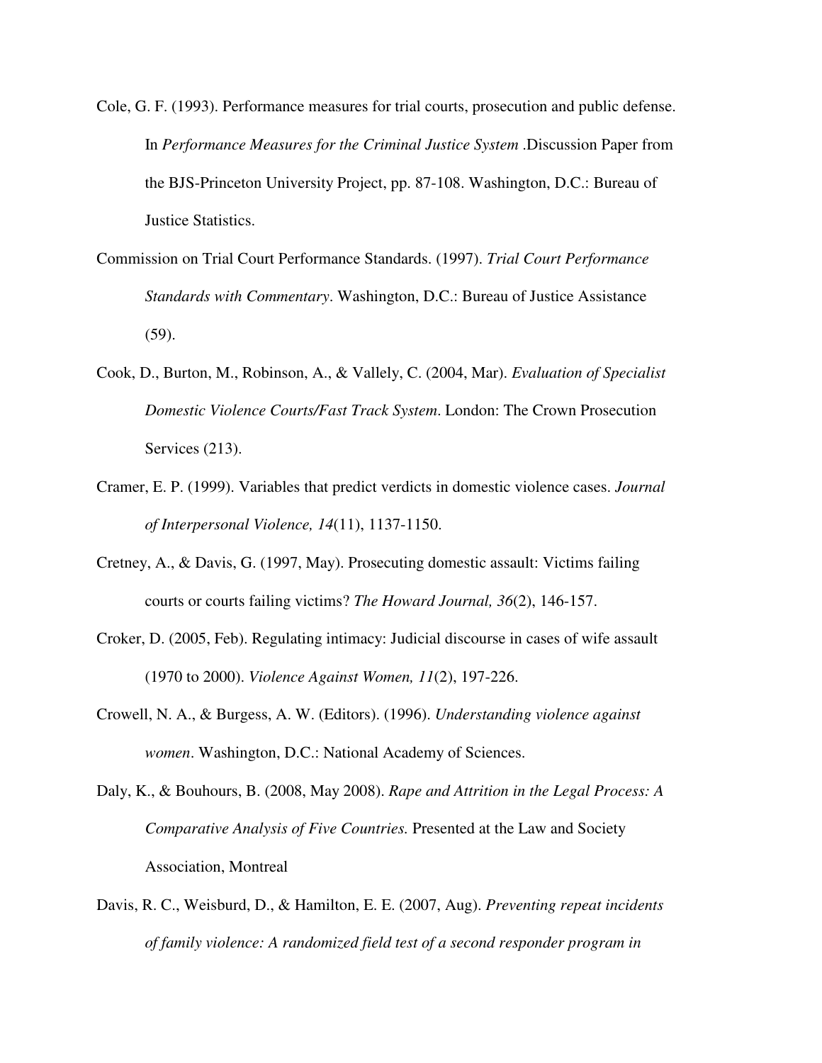Cole, G. F. (1993). Performance measures for trial courts, prosecution and public defense. In *Performance Measures for the Criminal Justice System* .Discussion Paper from the BJS-Princeton University Project, pp. 87-108. Washington, D.C.: Bureau of Justice Statistics.

Commission on Trial Court Performance Standards. (1997). *Trial Court Performance Standards with Commentary*. Washington, D.C.: Bureau of Justice Assistance (59).

Cook, D., Burton, M., Robinson, A., & Vallely, C. (2004, Mar). *Evaluation of Specialist Domestic Violence Courts/Fast Track System*. London: The Crown Prosecution Services (213).

Cramer, E. P. (1999). Variables that predict verdicts in domestic violence cases. *Journal of Interpersonal Violence, 14*(11), 1137-1150.

Cretney, A., & Davis, G. (1997, May). Prosecuting domestic assault: Victims failing courts or courts failing victims? *The Howard Journal, 36*(2), 146-157.

Croker, D. (2005, Feb). Regulating intimacy: Judicial discourse in cases of wife assault (1970 to 2000). *Violence Against Women, 11*(2), 197-226.

Crowell, N. A., & Burgess, A. W. (Editors). (1996). *Understanding violence against women*. Washington, D.C.: National Academy of Sciences.

Daly, K., & Bouhours, B. (2008, May 2008). *Rape and Attrition in the Legal Process: A Comparative Analysis of Five Countries.* Presented at the Law and Society Association, Montreal

Davis, R. C., Weisburd, D., & Hamilton, E. E. (2007, Aug). *Preventing repeat incidents of family violence: A randomized field test of a second responder program in*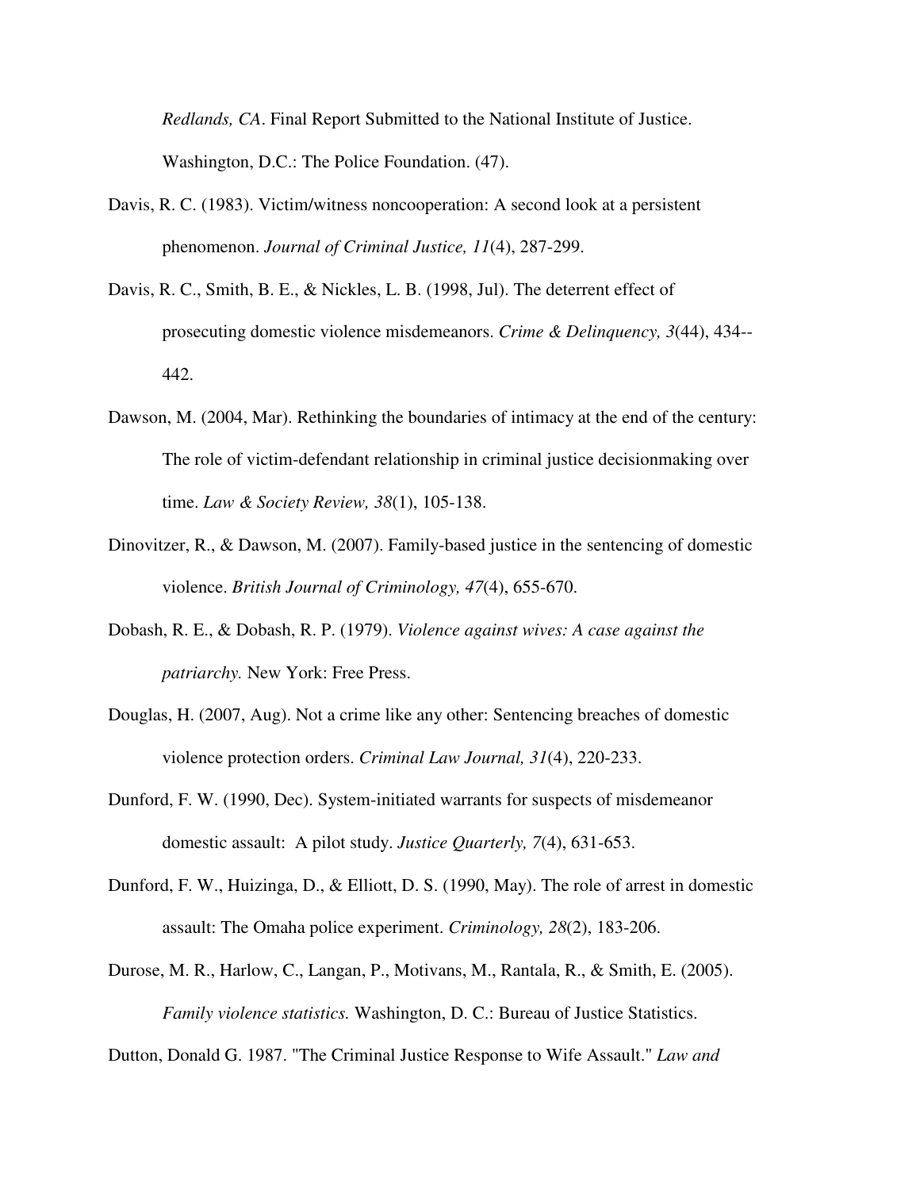*Redlands, CA*. Final Report Submitted to the National Institute of Justice. Washington, D.C.: The Police Foundation. (47).

Davis, R. C. (1983). Victim/witness noncooperation: A second look at a persistent phenomenon. *Journal of Criminal Justice, 11*(4), 287-299.

Davis, R. C., Smith, B. E., & Nickles, L. B. (1998, Jul). The deterrent effect of prosecuting domestic violence misdemeanors. *Crime & Delinquency, 3*(44), 434--442.

Dawson, M. (2004, Mar). Rethinking the boundaries of intimacy at the end of the century: The role of victim-defendant relationship in criminal justice decisionmaking over time. *Law & Society Review, 38*(1), 105-138.

Dinovitzer, R., & Dawson, M. (2007). Family-based justice in the sentencing of domestic violence. *British Journal of Criminology, 47*(4), 655-670.

Dobash, R. E., & Dobash, R. P. (1979). *Violence against wives: A case against the patriarchy.* New York: Free Press.

Douglas, H. (2007, Aug). Not a crime like any other: Sentencing breaches of domestic violence protection orders. *Criminal Law Journal, 31*(4), 220-233.

Dunford, F. W. (1990, Dec). System-initiated warrants for suspects of misdemeanor domestic assault: A pilot study. *Justice Quarterly, 7*(4), 631-653.

Dunford, F. W., Huizinga, D., & Elliott, D. S. (1990, May). The role of arrest in domestic assault: The Omaha police experiment. *Criminology, 28*(2), 183-206.

Durose, M. R., Harlow, C., Langan, P., Motivans, M., Rantala, R., & Smith, E. (2005). *Family violence statistics.* Washington, D. C.: Bureau of Justice Statistics.

Dutton, Donald G. 1987. "The Criminal Justice Response to Wife Assault." *Law and*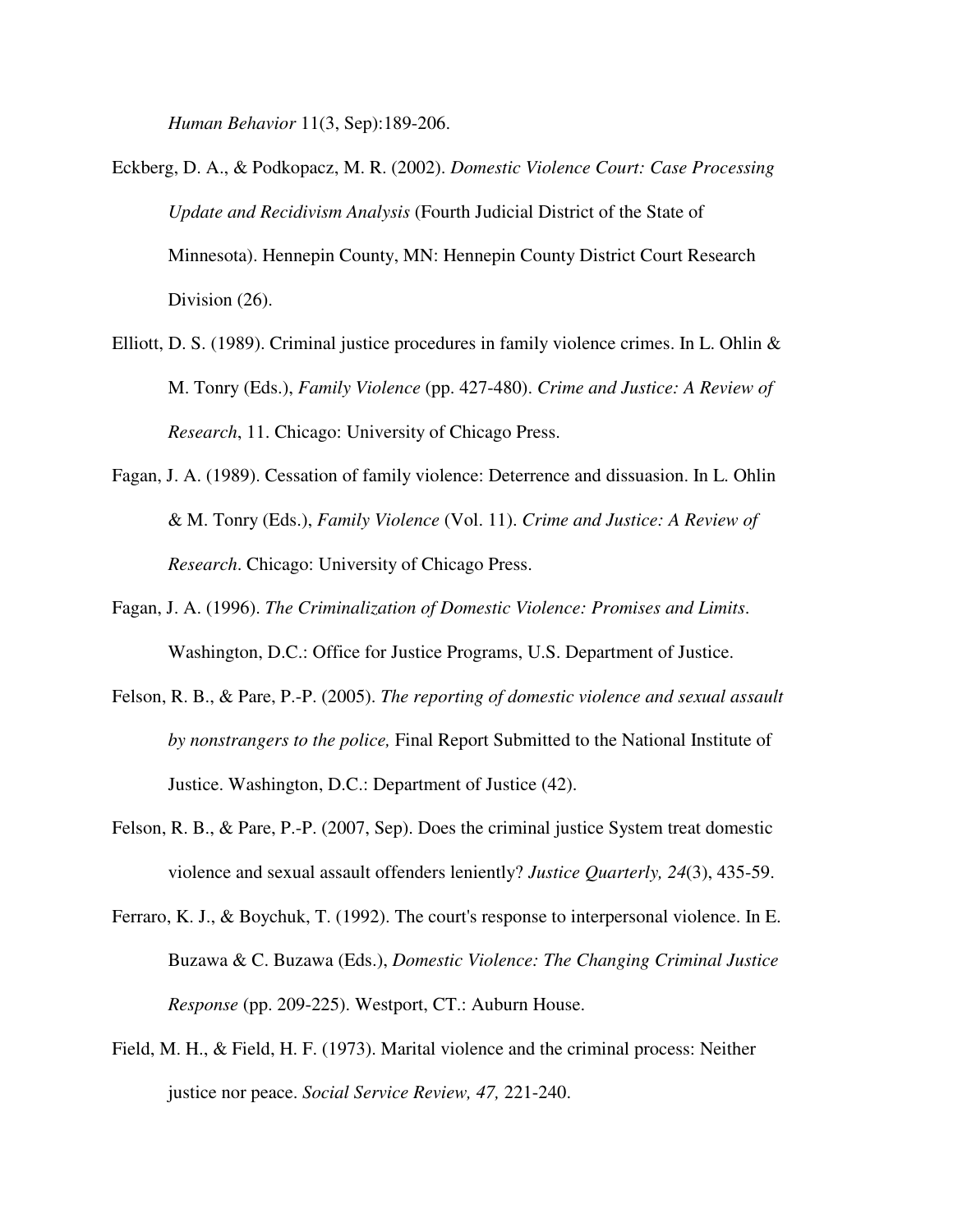*Human Behavior* 11(3, Sep):189-206.

Eckberg, D. A., & Podkopacz, M. R. (2002). *Domestic Violence Court: Case Processing Update and Recidivism Analysis* (Fourth Judicial District of the State of Minnesota). Hennepin County, MN: Hennepin County District Court Research Division (26).

Elliott, D. S. (1989). Criminal justice procedures in family violence crimes. In L. Ohlin & M. Tonry (Eds.), *Family Violence* (pp. 427-480). *Crime and Justice: A Review of Research*, 11. Chicago: University of Chicago Press.

Fagan, J. A. (1989). Cessation of family violence: Deterrence and dissuasion. In L. Ohlin & M. Tonry (Eds.), *Family Violence* (Vol. 11). *Crime and Justice: A Review of Research*. Chicago: University of Chicago Press.

Fagan, J. A. (1996). *The Criminalization of Domestic Violence: Promises and Limits*. Washington, D.C.: Office for Justice Programs, U.S. Department of Justice.

Felson, R. B., & Pare, P.-P. (2005). *The reporting of domestic violence and sexual assault by nonstrangers to the police,* Final Report Submitted to the National Institute of Justice. Washington, D.C.: Department of Justice (42).

Felson, R. B., & Pare, P.-P. (2007, Sep). Does the criminal justice System treat domestic violence and sexual assault offenders leniently? *Justice Quarterly, 24*(3), 435-59.

Ferraro, K. J., & Boychuk, T. (1992). The court's response to interpersonal violence. In E. Buzawa & C. Buzawa (Eds.), *Domestic Violence: The Changing Criminal Justice Response* (pp. 209-225). Westport, CT.: Auburn House.

Field, M. H., & Field, H. F. (1973). Marital violence and the criminal process: Neither justice nor peace. *Social Service Review, 47,* 221-240.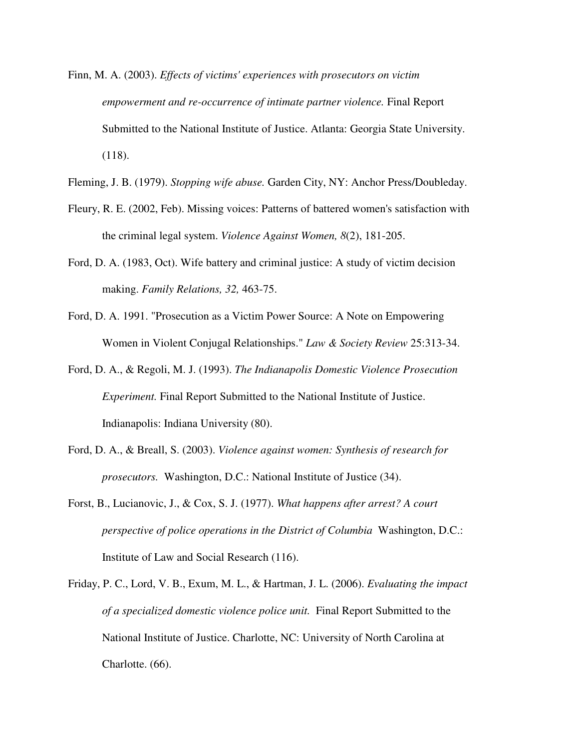Finn, M. A. (2003). *Effects of victims' experiences with prosecutors on victim empowerment and re-occurrence of intimate partner violence.* Final Report Submitted to the National Institute of Justice. Atlanta: Georgia State University. (118).

Fleming, J. B. (1979). *Stopping wife abuse.* Garden City, NY: Anchor Press/Doubleday.

Fleury, R. E. (2002, Feb). Missing voices: Patterns of battered women's satisfaction with the criminal legal system. *Violence Against Women, 8*(2), 181-205.

Ford, D. A. (1983, Oct). Wife battery and criminal justice: A study of victim decision making. *Family Relations, 32,* 463-75.

Ford, D. A. 1991. "Prosecution as a Victim Power Source: A Note on Empowering Women in Violent Conjugal Relationships." *Law & Society Review* 25:313-34.

Ford, D. A., & Regoli, M. J. (1993). *The Indianapolis Domestic Violence Prosecution Experiment.* Final Report Submitted to the National Institute of Justice. Indianapolis: Indiana University (80).

Ford, D. A., & Breall, S. (2003). *Violence against women: Synthesis of research for prosecutors.* Washington, D.C.: National Institute of Justice (34).

Forst, B., Lucianovic, J., & Cox, S. J. (1977). *What happens after arrest? A court perspective of police operations in the District of Columbia* Washington, D.C.: Institute of Law and Social Research (116).

Friday, P. C., Lord, V. B., Exum, M. L., & Hartman, J. L. (2006). *Evaluating the impact of a specialized domestic violence police unit.* Final Report Submitted to the National Institute of Justice. Charlotte, NC: University of North Carolina at Charlotte. (66).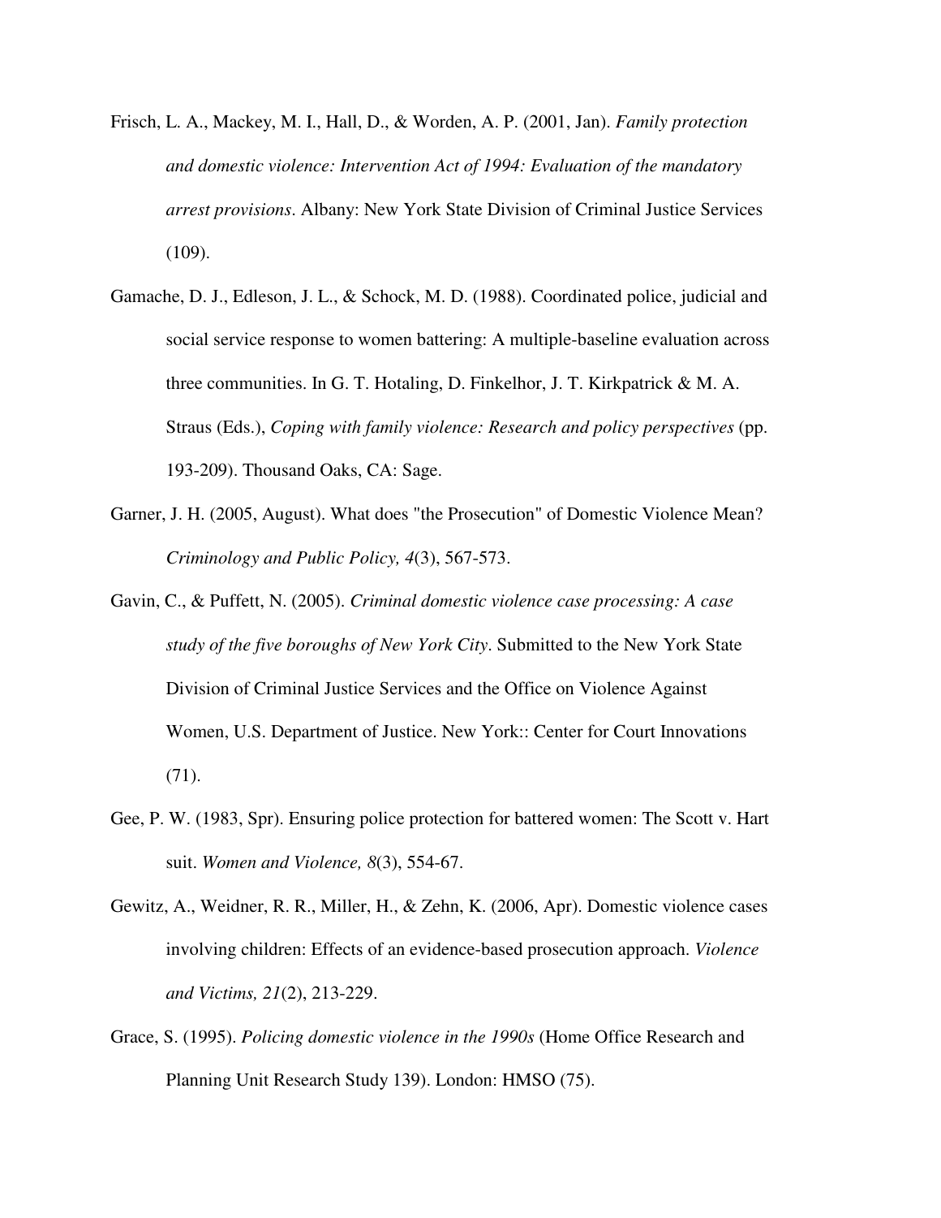Frisch, L. A., Mackey, M. I., Hall, D., & Worden, A. P. (2001, Jan). *Family protection and domestic violence: Intervention Act of 1994: Evaluation of the mandatory arrest provisions*. Albany: New York State Division of Criminal Justice Services (109).

Gamache, D. J., Edleson, J. L., & Schock, M. D. (1988). Coordinated police, judicial and social service response to women battering: A multiple-baseline evaluation across three communities. In G. T. Hotaling, D. Finkelhor, J. T. Kirkpatrick & M. A. Straus (Eds.), *Coping with family violence: Research and policy perspectives* (pp. 193-209). Thousand Oaks, CA: Sage.

Garner, J. H. (2005, August). What does "the Prosecution" of Domestic Violence Mean? *Criminology and Public Policy, 4*(3), 567-573.

Gavin, C., & Puffett, N. (2005). *Criminal domestic violence case processing: A case study of the five boroughs of New York City*. Submitted to the New York State Division of Criminal Justice Services and the Office on Violence Against Women, U.S. Department of Justice. New York:: Center for Court Innovations (71).

Gee, P. W. (1983, Spr). Ensuring police protection for battered women: The Scott v. Hart suit. *Women and Violence, 8*(3), 554-67.

Gewitz, A., Weidner, R. R., Miller, H., & Zehn, K. (2006, Apr). Domestic violence cases involving children: Effects of an evidence-based prosecution approach. *Violence and Victims, 21*(2), 213-229.

Grace, S. (1995). *Policing domestic violence in the 1990s* (Home Office Research and Planning Unit Research Study 139). London: HMSO (75).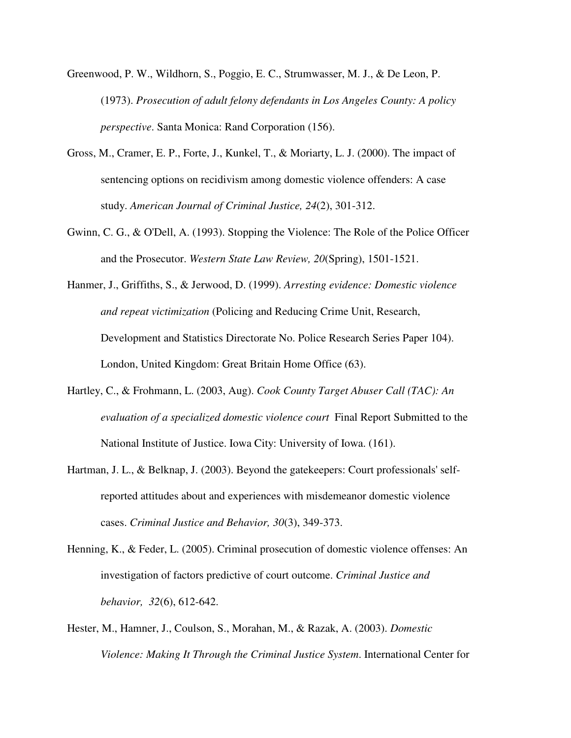Greenwood, P. W., Wildhorn, S., Poggio, E. C., Strumwasser, M. J., & De Leon, P. (1973). *Prosecution of adult felony defendants in Los Angeles County: A policy perspective*. Santa Monica: Rand Corporation (156).

Gross, M., Cramer, E. P., Forte, J., Kunkel, T., & Moriarty, L. J. (2000). The impact of sentencing options on recidivism among domestic violence offenders: A case study. *American Journal of Criminal Justice, 24*(2), 301-312.

Gwinn, C. G., & O'Dell, A. (1993). Stopping the Violence: The Role of the Police Officer and the Prosecutor. *Western State Law Review, 20*(Spring), 1501-1521.

Hanmer, J., Griffiths, S., & Jerwood, D. (1999). *Arresting evidence: Domestic violence and repeat victimization* (Policing and Reducing Crime Unit, Research, Development and Statistics Directorate No. Police Research Series Paper 104). London, United Kingdom: Great Britain Home Office (63).

Hartley, C., & Frohmann, L. (2003, Aug). *Cook County Target Abuser Call (TAC): An evaluation of a specialized domestic violence court* Final Report Submitted to the National Institute of Justice. Iowa City: University of Iowa. (161).

Hartman, J. L., & Belknap, J. (2003). Beyond the gatekeepers: Court professionals' self-reported attitudes about and experiences with misdemeanor domestic violence cases. *Criminal Justice and Behavior, 30*(3), 349-373.

Henning, K., & Feder, L. (2005). Criminal prosecution of domestic violence offenses: An investigation of factors predictive of court outcome. *Criminal Justice and behavior, 32*(6), 612-642.

Hester, M., Hamner, J., Coulson, S., Morahan, M., & Razak, A. (2003). *Domestic Violence: Making It Through the Criminal Justice System*. International Center for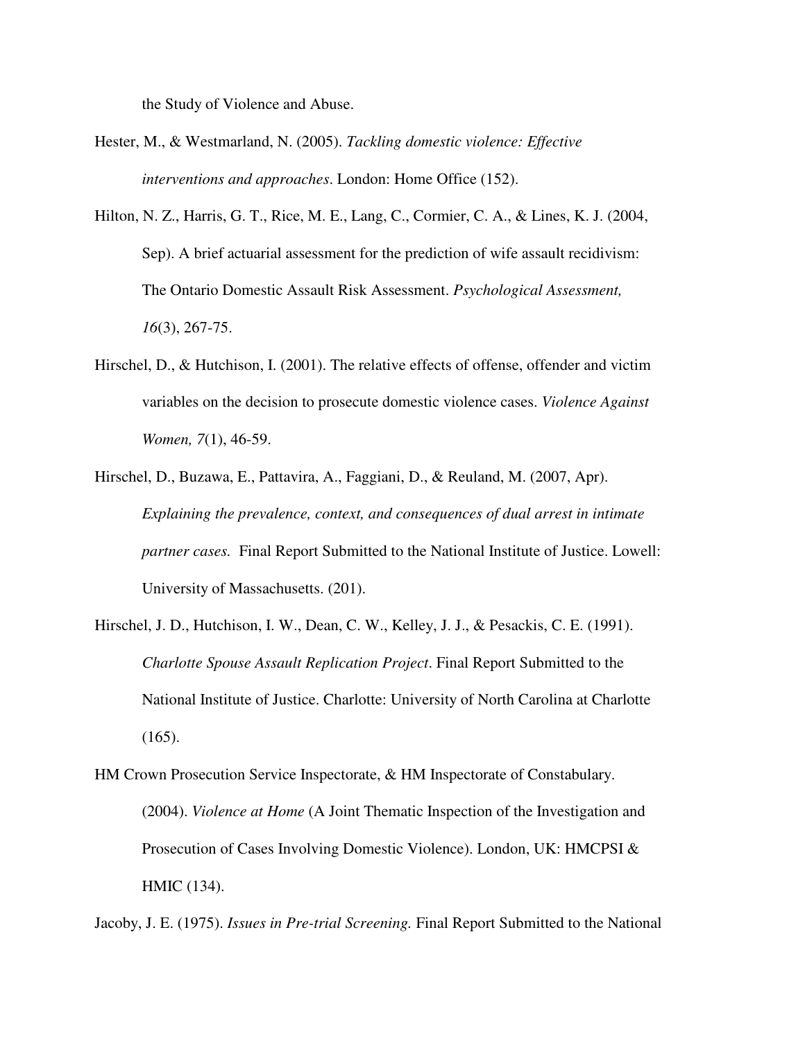the Study of Violence and Abuse.

Hester, M., & Westmarland, N. (2005). *Tackling domestic violence: Effective interventions and approaches*. London: Home Office (152).

Hilton, N. Z., Harris, G. T., Rice, M. E., Lang, C., Cormier, C. A., & Lines, K. J. (2004, Sep). A brief actuarial assessment for the prediction of wife assault recidivism: The Ontario Domestic Assault Risk Assessment. *Psychological Assessment, 16*(3), 267-75.

Hirschel, D., & Hutchison, I. (2001). The relative effects of offense, offender and victim variables on the decision to prosecute domestic violence cases. *Violence Against Women, 7*(1), 46-59.

Hirschel, D., Buzawa, E., Pattavira, A., Faggiani, D., & Reuland, M. (2007, Apr). *Explaining the prevalence, context, and consequences of dual arrest in intimate partner cases.* Final Report Submitted to the National Institute of Justice. Lowell: University of Massachusetts. (201).

Hirschel, J. D., Hutchison, I. W., Dean, C. W., Kelley, J. J., & Pesackis, C. E. (1991). *Charlotte Spouse Assault Replication Project*. Final Report Submitted to the National Institute of Justice. Charlotte: University of North Carolina at Charlotte (165).

HM Crown Prosecution Service Inspectorate, & HM Inspectorate of Constabulary. (2004). *Violence at Home* (A Joint Thematic Inspection of the Investigation and Prosecution of Cases Involving Domestic Violence). London, UK: HMCPSI & HMIC (134).

Jacoby, J. E. (1975). *Issues in Pre-trial Screening.* Final Report Submitted to the National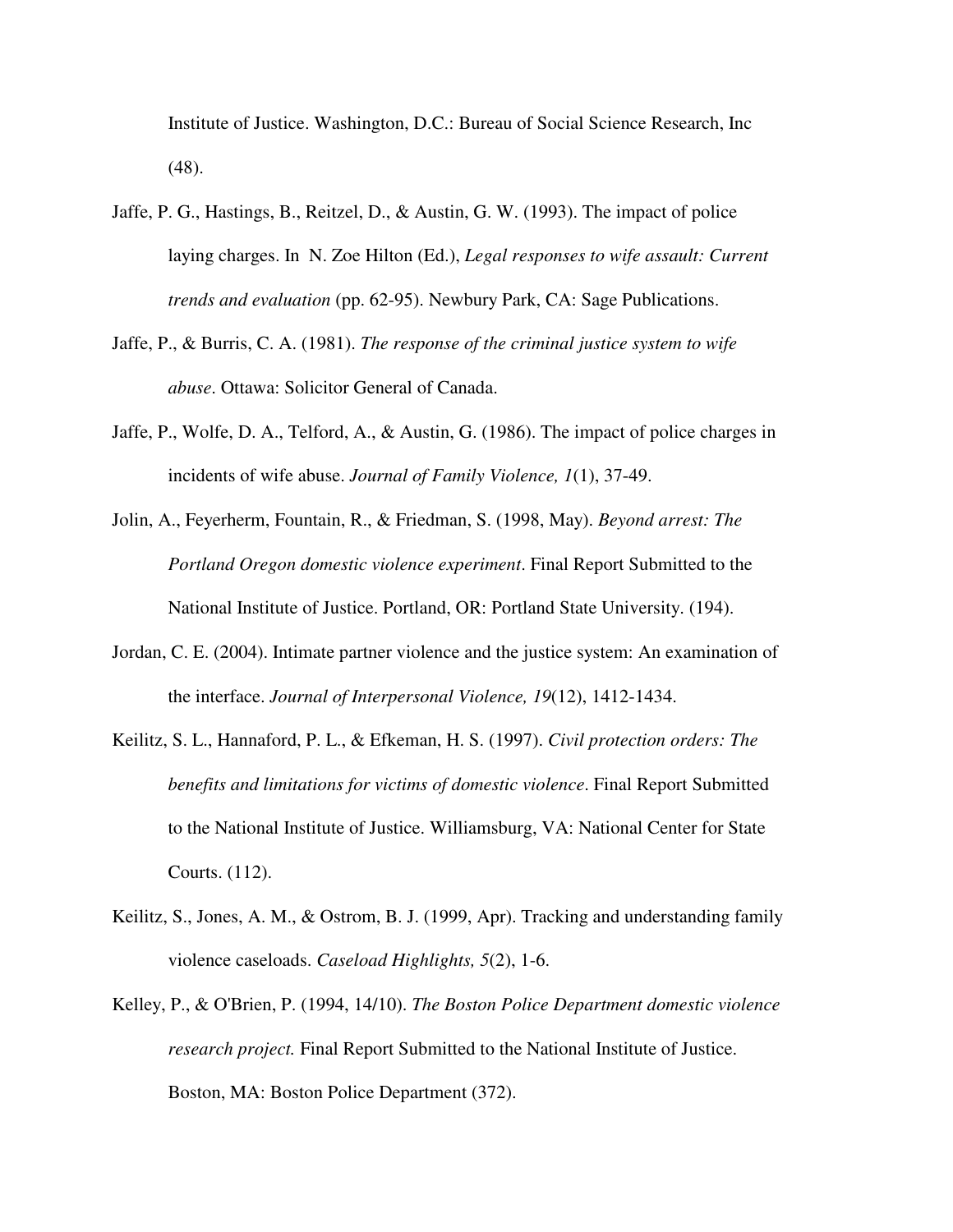Institute of Justice. Washington, D.C.: Bureau of Social Science Research, Inc (48).

Jaffe, P. G., Hastings, B., Reitzel, D., & Austin, G. W. (1993). The impact of police laying charges. In N. Zoe Hilton (Ed.), *Legal responses to wife assault: Current trends and evaluation* (pp. 62-95). Newbury Park, CA: Sage Publications.

Jaffe, P., & Burris, C. A. (1981). *The response of the criminal justice system to wife abuse*. Ottawa: Solicitor General of Canada.

Jaffe, P., Wolfe, D. A., Telford, A., & Austin, G. (1986). The impact of police charges in incidents of wife abuse. *Journal of Family Violence, 1*(1), 37-49.

Jolin, A., Feyerherm, Fountain, R., & Friedman, S. (1998, May). *Beyond arrest: The Portland Oregon domestic violence experiment*. Final Report Submitted to the National Institute of Justice. Portland, OR: Portland State University. (194).

Jordan, C. E. (2004). Intimate partner violence and the justice system: An examination of the interface. *Journal of Interpersonal Violence, 19*(12), 1412-1434.

Keilitz, S. L., Hannaford, P. L., & Efkeman, H. S. (1997). *Civil protection orders: The benefits and limitations for victims of domestic violence*. Final Report Submitted to the National Institute of Justice. Williamsburg, VA: National Center for State Courts. (112).

Keilitz, S., Jones, A. M., & Ostrom, B. J. (1999, Apr). Tracking and understanding family violence caseloads. *Caseload Highlights, 5*(2), 1-6.

Kelley, P., & O'Brien, P. (1994, 14/10). *The Boston Police Department domestic violence research project.* Final Report Submitted to the National Institute of Justice. Boston, MA: Boston Police Department (372).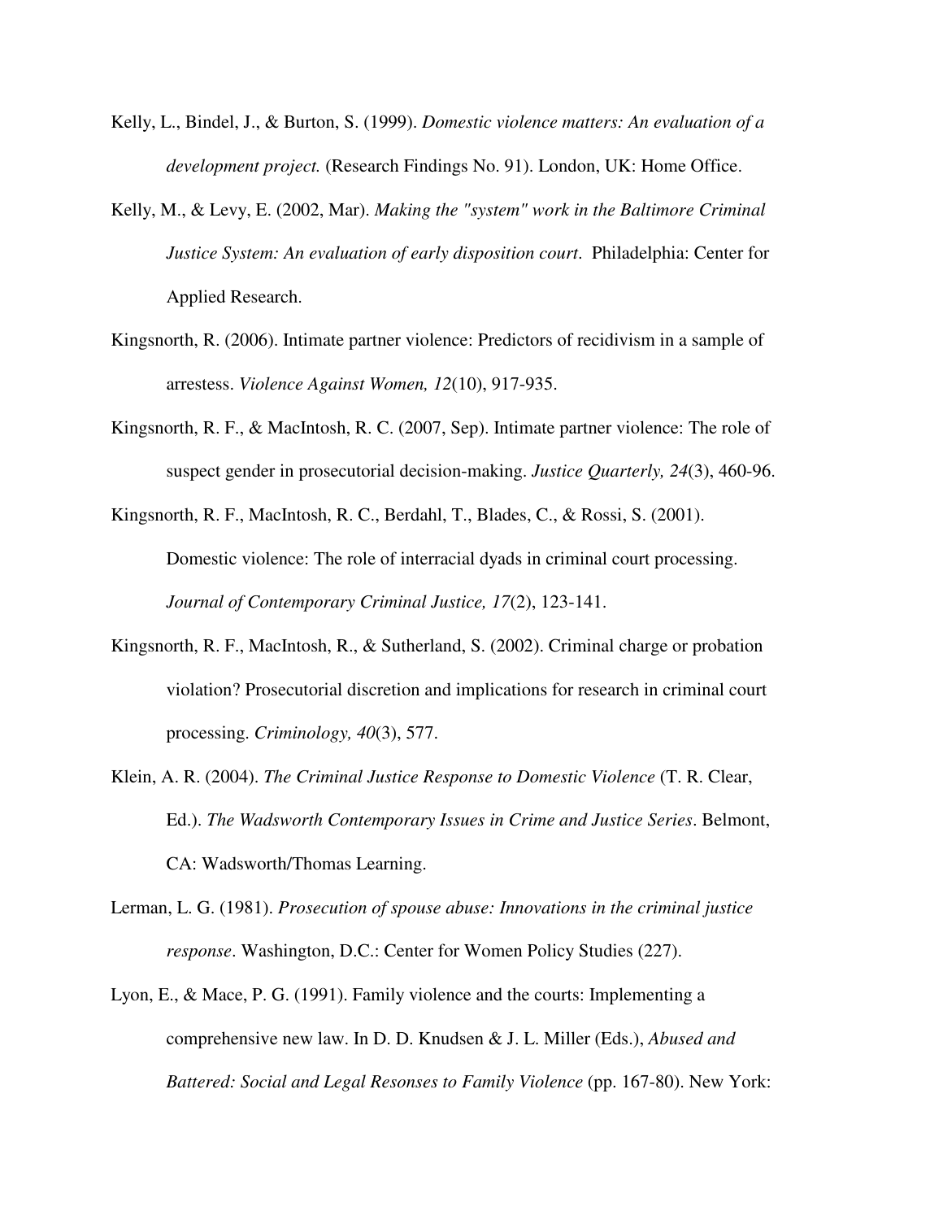Kelly, L., Bindel, J., & Burton, S. (1999). *Domestic violence matters: An evaluation of a development project.* (Research Findings No. 91). London, UK: Home Office.

Kelly, M., & Levy, E. (2002, Mar). *Making the "system" work in the Baltimore Criminal Justice System: An evaluation of early disposition court*. Philadelphia: Center for Applied Research.

Kingsnorth, R. (2006). Intimate partner violence: Predictors of recidivism in a sample of arrestess. *Violence Against Women, 12*(10), 917-935.

Kingsnorth, R. F., & MacIntosh, R. C. (2007, Sep). Intimate partner violence: The role of suspect gender in prosecutorial decision-making. *Justice Quarterly, 24*(3), 460-96.

Kingsnorth, R. F., MacIntosh, R. C., Berdahl, T., Blades, C., & Rossi, S. (2001). Domestic violence: The role of interracial dyads in criminal court processing. *Journal of Contemporary Criminal Justice, 17*(2), 123-141.

Kingsnorth, R. F., MacIntosh, R., & Sutherland, S. (2002). Criminal charge or probation violation? Prosecutorial discretion and implications for research in criminal court processing. *Criminology, 40*(3), 577.

Klein, A. R. (2004). *The Criminal Justice Response to Domestic Violence* (T. R. Clear, Ed.). *The Wadsworth Contemporary Issues in Crime and Justice Series*. Belmont, CA: Wadsworth/Thomas Learning.

Lerman, L. G. (1981). *Prosecution of spouse abuse: Innovations in the criminal justice response*. Washington, D.C.: Center for Women Policy Studies (227).

Lyon, E., & Mace, P. G. (1991). Family violence and the courts: Implementing a comprehensive new law. In D. D. Knudsen & J. L. Miller (Eds.), *Abused and Battered: Social and Legal Resonses to Family Violence* (pp. 167-80). New York: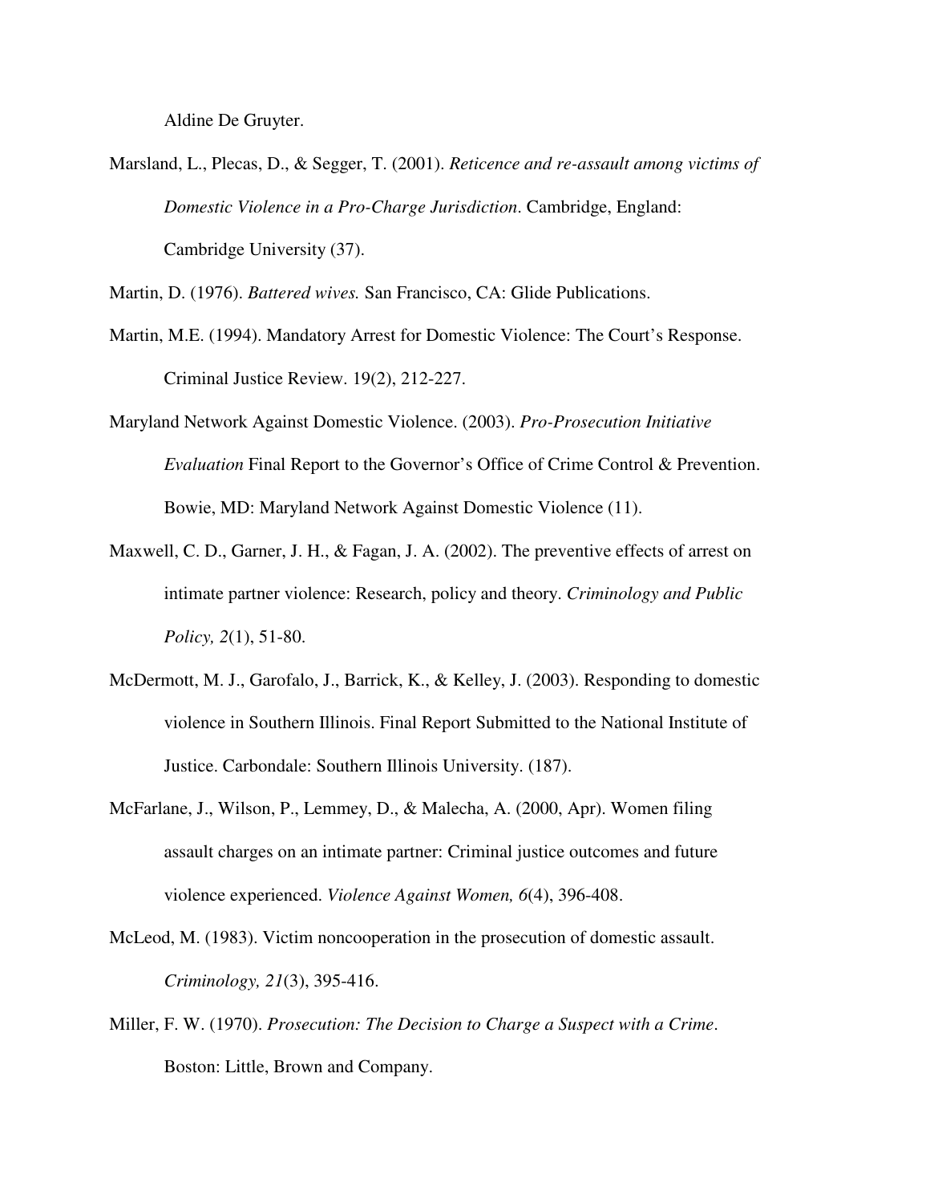Aldine De Gruyter.

Marsland, L., Plecas, D., & Segger, T. (2001). *Reticence and re-assault among victims of Domestic Violence in a Pro-Charge Jurisdiction*. Cambridge, England: Cambridge University (37).

Martin, D. (1976). *Battered wives.* San Francisco, CA: Glide Publications.

Martin, M.E. (1994). Mandatory Arrest for Domestic Violence: The Court's Response. Criminal Justice Review. 19(2), 212-227.

Maryland Network Against Domestic Violence. (2003). *Pro-Prosecution Initiative Evaluation* Final Report to the Governor's Office of Crime Control & Prevention. Bowie, MD: Maryland Network Against Domestic Violence (11).

Maxwell, C. D., Garner, J. H., & Fagan, J. A. (2002). The preventive effects of arrest on intimate partner violence: Research, policy and theory. *Criminology and Public Policy, 2*(1), 51-80.

McDermott, M. J., Garofalo, J., Barrick, K., & Kelley, J. (2003). Responding to domestic violence in Southern Illinois. Final Report Submitted to the National Institute of Justice. Carbondale: Southern Illinois University. (187).

McFarlane, J., Wilson, P., Lemmey, D., & Malecha, A. (2000, Apr). Women filing assault charges on an intimate partner: Criminal justice outcomes and future violence experienced. *Violence Against Women, 6*(4), 396-408.

McLeod, M. (1983). Victim noncooperation in the prosecution of domestic assault. *Criminology, 21*(3), 395-416.

Miller, F. W. (1970). *Prosecution: The Decision to Charge a Suspect with a Crime*. Boston: Little, Brown and Company.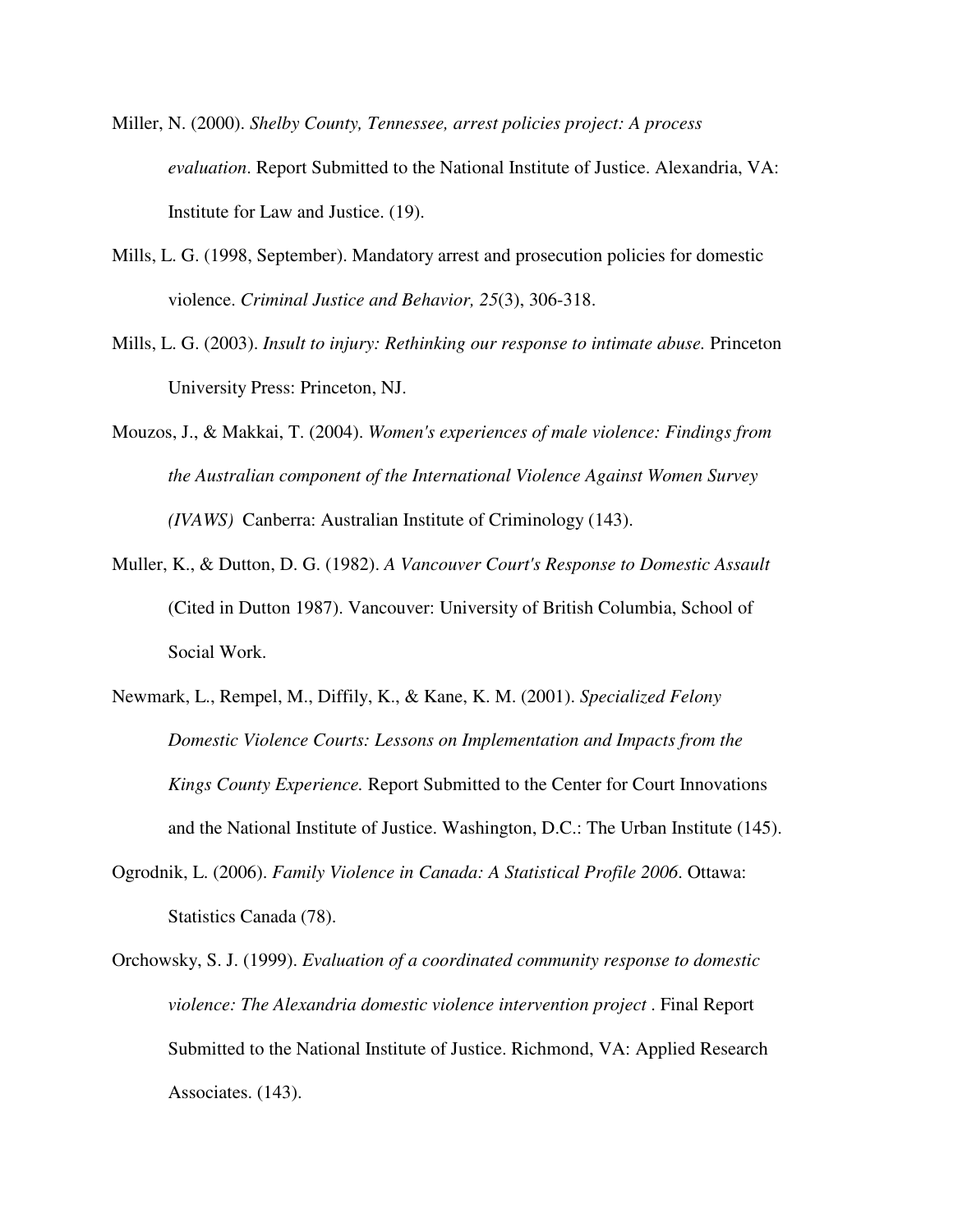Miller, N. (2000). *Shelby County, Tennessee, arrest policies project: A process evaluation*. Report Submitted to the National Institute of Justice. Alexandria, VA: Institute for Law and Justice. (19).

Mills, L. G. (1998, September). Mandatory arrest and prosecution policies for domestic violence. *Criminal Justice and Behavior, 25*(3), 306-318.

Mills, L. G. (2003). *Insult to injury: Rethinking our response to intimate abuse.* Princeton University Press: Princeton, NJ.

Mouzos, J., & Makkai, T. (2004). *Women's experiences of male violence: Findings from the Australian component of the International Violence Against Women Survey (IVAWS)* Canberra: Australian Institute of Criminology (143).

Muller, K., & Dutton, D. G. (1982). *A Vancouver Court's Response to Domestic Assault* (Cited in Dutton 1987). Vancouver: University of British Columbia, School of Social Work.

Newmark, L., Rempel, M., Diffily, K., & Kane, K. M. (2001). *Specialized Felony Domestic Violence Courts: Lessons on Implementation and Impacts from the Kings County Experience.* Report Submitted to the Center for Court Innovations and the National Institute of Justice. Washington, D.C.: The Urban Institute (145).

Ogrodnik, L. (2006). *Family Violence in Canada: A Statistical Profile 2006*. Ottawa: Statistics Canada (78).

Orchowsky, S. J. (1999). *Evaluation of a coordinated community response to domestic violence: The Alexandria domestic violence intervention project* . Final Report Submitted to the National Institute of Justice. Richmond, VA: Applied Research Associates. (143).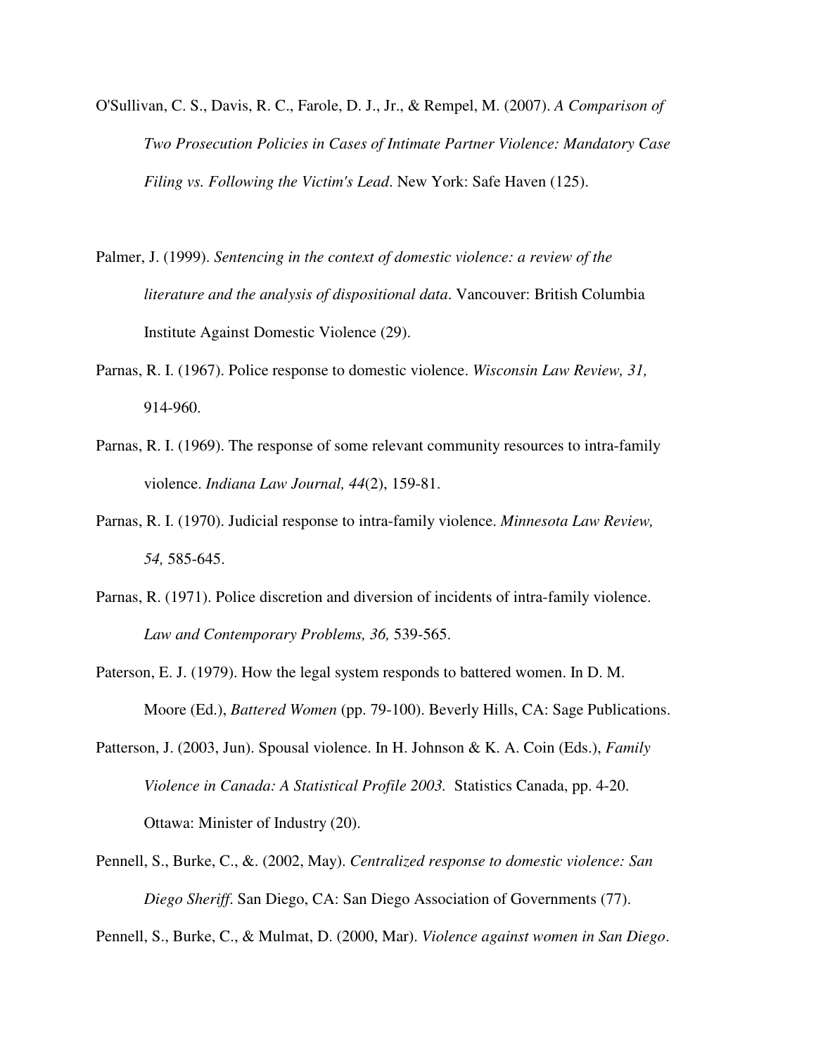O'Sullivan, C. S., Davis, R. C., Farole, D. J., Jr., & Rempel, M. (2007). *A Comparison of Two Prosecution Policies in Cases of Intimate Partner Violence: Mandatory Case Filing vs. Following the Victim's Lead*. New York: Safe Haven (125).

Palmer, J. (1999). *Sentencing in the context of domestic violence: a review of the literature and the analysis of dispositional data*. Vancouver: British Columbia Institute Against Domestic Violence (29).

Parnas, R. I. (1967). Police response to domestic violence. *Wisconsin Law Review, 31,* 914-960.

Parnas, R. I. (1969). The response of some relevant community resources to intra-family violence. *Indiana Law Journal, 44*(2), 159-81.

Parnas, R. I. (1970). Judicial response to intra-family violence. *Minnesota Law Review, 54,* 585-645.

Parnas, R. (1971). Police discretion and diversion of incidents of intra-family violence. *Law and Contemporary Problems, 36,* 539-565.

Paterson, E. J. (1979). How the legal system responds to battered women. In D. M. Moore (Ed.), *Battered Women* (pp. 79-100). Beverly Hills, CA: Sage Publications.

Patterson, J. (2003, Jun). Spousal violence. In H. Johnson & K. A. Coin (Eds.), *Family Violence in Canada: A Statistical Profile 2003.* Statistics Canada, pp. 4-20. Ottawa: Minister of Industry (20).

Pennell, S., Burke, C., &. (2002, May). *Centralized response to domestic violence: San Diego Sheriff*. San Diego, CA: San Diego Association of Governments (77).

Pennell, S., Burke, C., & Mulmat, D. (2000, Mar). *Violence against women in San Diego*.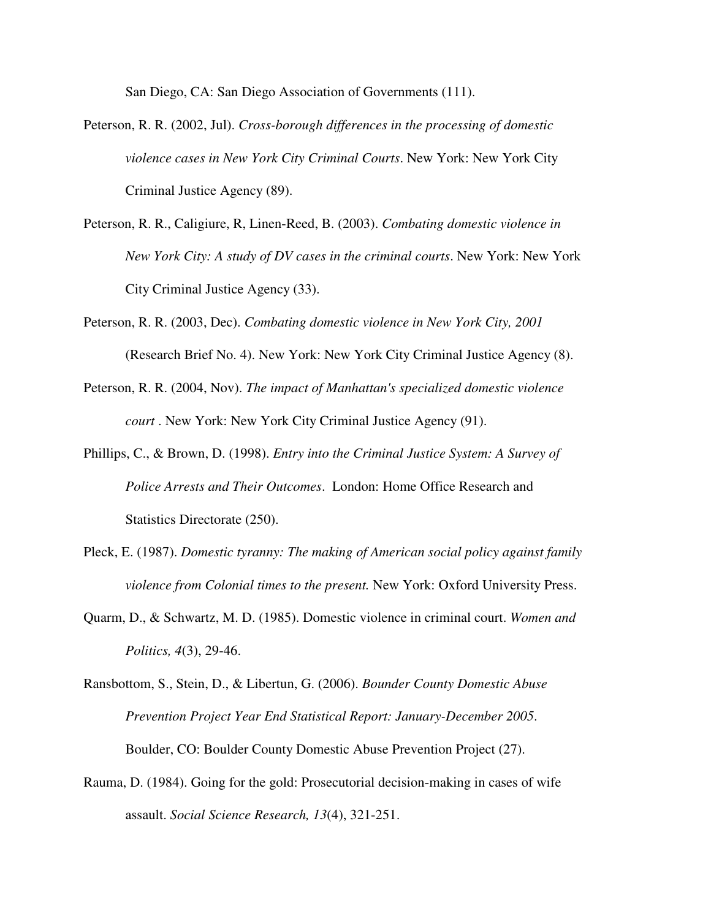San Diego, CA: San Diego Association of Governments (111).

Peterson, R. R. (2002, Jul). *Cross-borough differences in the processing of domestic violence cases in New York City Criminal Courts*. New York: New York City Criminal Justice Agency (89).

Peterson, R. R., Caligiure, R, Linen-Reed, B. (2003). *Combating domestic violence in New York City: A study of DV cases in the criminal courts*. New York: New York City Criminal Justice Agency (33).

Peterson, R. R. (2003, Dec). *Combating domestic violence in New York City, 2001* (Research Brief No. 4). New York: New York City Criminal Justice Agency (8).

Peterson, R. R. (2004, Nov). *The impact of Manhattan's specialized domestic violence court* . New York: New York City Criminal Justice Agency (91).

Phillips, C., & Brown, D. (1998). *Entry into the Criminal Justice System: A Survey of Police Arrests and Their Outcomes*. London: Home Office Research and Statistics Directorate (250).

Pleck, E. (1987). *Domestic tyranny: The making of American social policy against family violence from Colonial times to the present.* New York: Oxford University Press.

Quarm, D., & Schwartz, M. D. (1985). Domestic violence in criminal court. *Women and Politics, 4*(3), 29-46.

Ransbottom, S., Stein, D., & Libertun, G. (2006). *Bounder County Domestic Abuse Prevention Project Year End Statistical Report: January-December 2005*. Boulder, CO: Boulder County Domestic Abuse Prevention Project (27).

Rauma, D. (1984). Going for the gold: Prosecutorial decision-making in cases of wife assault. *Social Science Research, 13*(4), 321-251.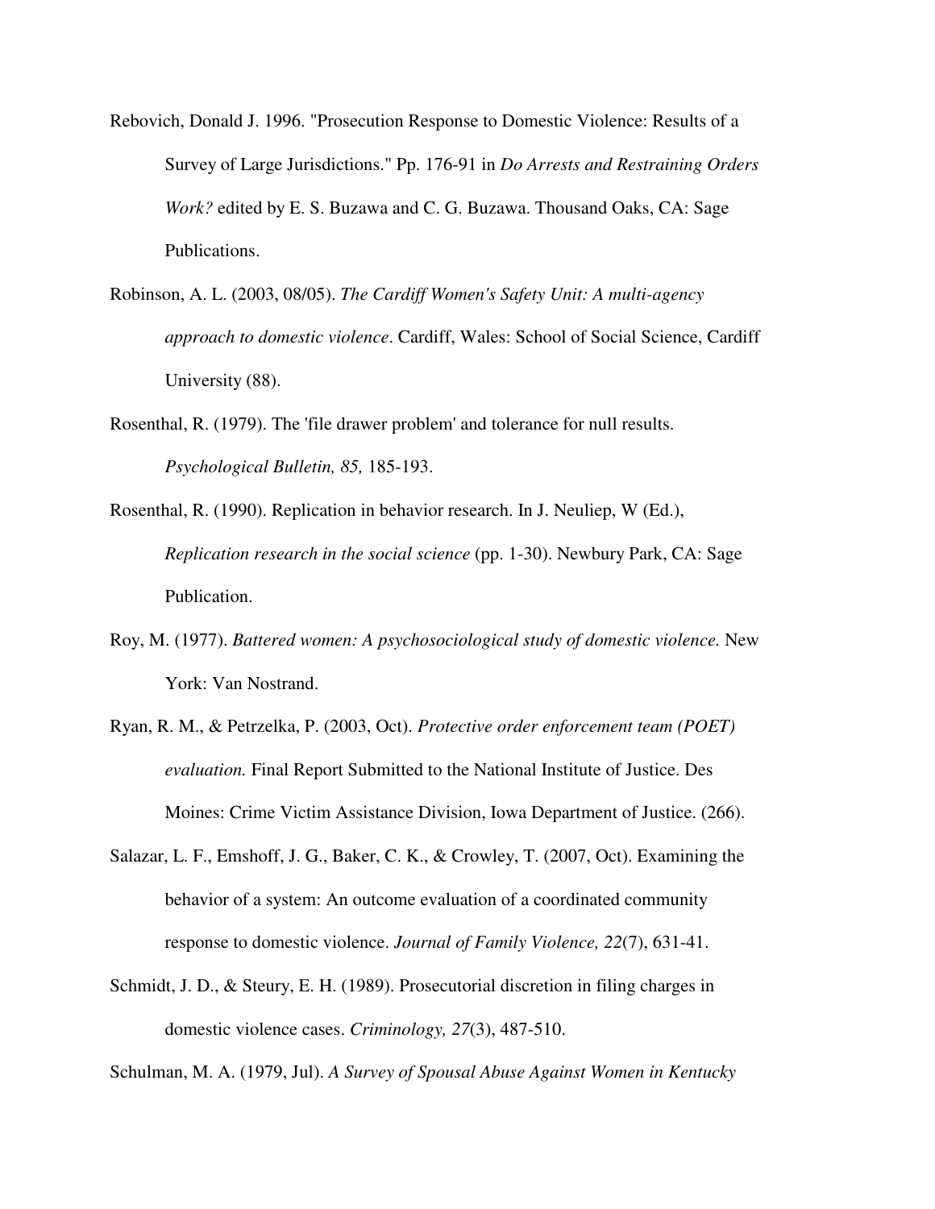Rebovich, Donald J. 1996. "Prosecution Response to Domestic Violence: Results of a Survey of Large Jurisdictions." Pp. 176-91 in *Do Arrests and Restraining Orders Work?* edited by E. S. Buzawa and C. G. Buzawa. Thousand Oaks, CA: Sage Publications.

Robinson, A. L. (2003, 08/05). *The Cardiff Women's Safety Unit: A multi-agency approach to domestic violence*. Cardiff, Wales: School of Social Science, Cardiff University (88).

Rosenthal, R. (1979). The 'file drawer problem' and tolerance for null results. *Psychological Bulletin, 85,* 185-193.

Rosenthal, R. (1990). Replication in behavior research. In J. Neuliep, W (Ed.), *Replication research in the social science* (pp. 1-30). Newbury Park, CA: Sage Publication.

Roy, M. (1977). *Battered women: A psychosociological study of domestic violence.* New York: Van Nostrand.

Ryan, R. M., & Petrzelka, P. (2003, Oct). *Protective order enforcement team (POET) evaluation.* Final Report Submitted to the National Institute of Justice. Des Moines: Crime Victim Assistance Division, Iowa Department of Justice. (266).

Salazar, L. F., Emshoff, J. G., Baker, C. K., & Crowley, T. (2007, Oct). Examining the behavior of a system: An outcome evaluation of a coordinated community response to domestic violence. *Journal of Family Violence, 22*(7), 631-41.

Schmidt, J. D., & Steury, E. H. (1989). Prosecutorial discretion in filing charges in domestic violence cases. *Criminology, 27*(3), 487-510.

Schulman, M. A. (1979, Jul). *A Survey of Spousal Abuse Against Women in Kentucky*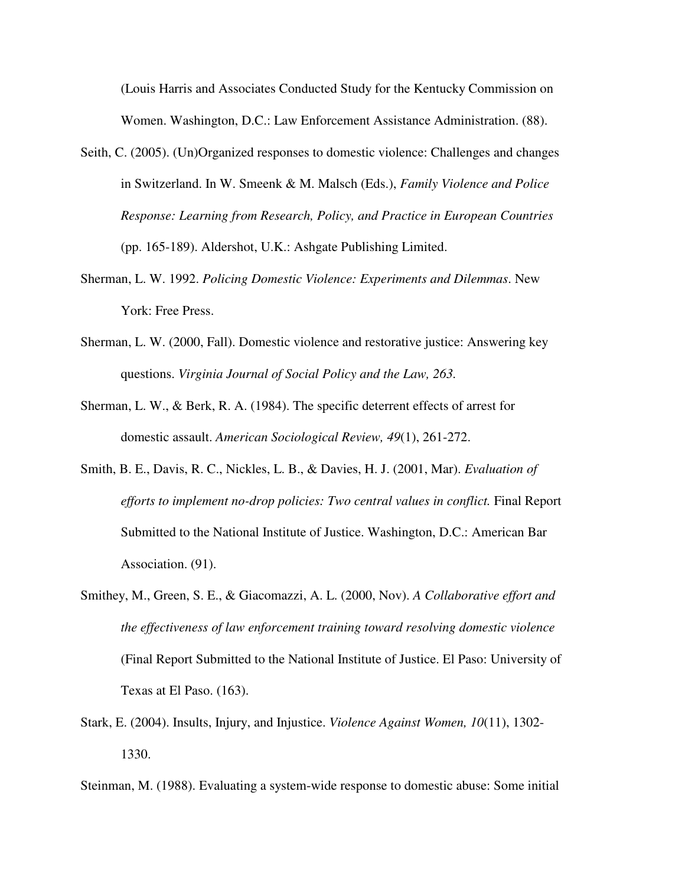(Louis Harris and Associates Conducted Study for the Kentucky Commission on Women. Washington, D.C.: Law Enforcement Assistance Administration. (88).

Seith, C. (2005). (Un)Organized responses to domestic violence: Challenges and changes in Switzerland. In W. Smeenk & M. Malsch (Eds.), *Family Violence and Police Response: Learning from Research, Policy, and Practice in European Countries* (pp. 165-189). Aldershot, U.K.: Ashgate Publishing Limited.

Sherman, L. W. 1992. *Policing Domestic Violence: Experiments and Dilemmas*. New York: Free Press.

Sherman, L. W. (2000, Fall). Domestic violence and restorative justice: Answering key questions. *Virginia Journal of Social Policy and the Law, 263.*

Sherman, L. W., & Berk, R. A. (1984). The specific deterrent effects of arrest for domestic assault. *American Sociological Review, 49*(1), 261-272.

Smith, B. E., Davis, R. C., Nickles, L. B., & Davies, H. J. (2001, Mar). *Evaluation of efforts to implement no-drop policies: Two central values in conflict.* Final Report Submitted to the National Institute of Justice. Washington, D.C.: American Bar Association. (91).

Smithey, M., Green, S. E., & Giacomazzi, A. L. (2000, Nov). *A Collaborative effort and the effectiveness of law enforcement training toward resolving domestic violence* (Final Report Submitted to the National Institute of Justice. El Paso: University of Texas at El Paso. (163).

Stark, E. (2004). Insults, Injury, and Injustice. *Violence Against Women, 10*(11), 1302-1330.

Steinman, M. (1988). Evaluating a system-wide response to domestic abuse: Some initial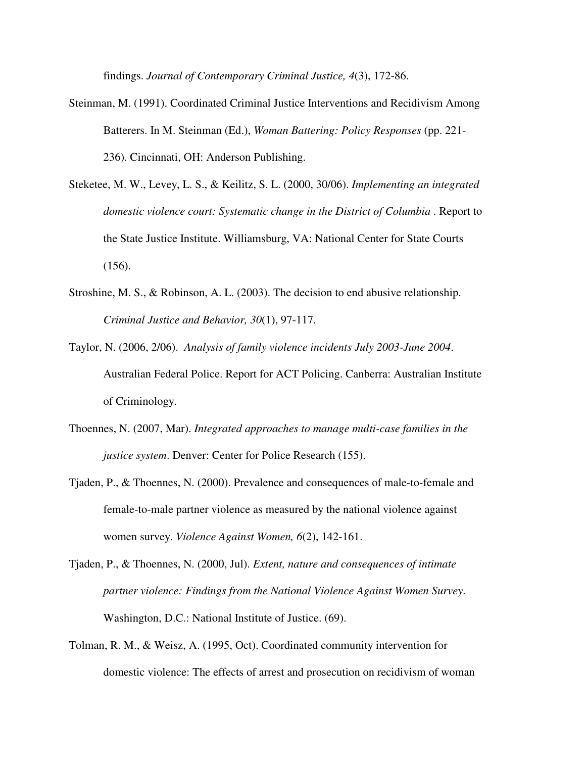findings. *Journal of Contemporary Criminal Justice, 4*(3), 172-86.

Steinman, M. (1991). Coordinated Criminal Justice Interventions and Recidivism Among Batterers. In M. Steinman (Ed.), *Woman Battering: Policy Responses* (pp. 221-236). Cincinnati, OH: Anderson Publishing.

Steketee, M. W., Levey, L. S., & Keilitz, S. L. (2000, 30/06). *Implementing an integrated domestic violence court: Systematic change in the District of Columbia* . Report to the State Justice Institute. Williamsburg, VA: National Center for State Courts (156).

Stroshine, M. S., & Robinson, A. L. (2003). The decision to end abusive relationship. *Criminal Justice and Behavior, 30*(1), 97-117.

Taylor, N. (2006, 2/06). *Analysis of family violence incidents July 2003-June 2004*. Australian Federal Police. Report for ACT Policing. Canberra: Australian Institute of Criminology.

Thoennes, N. (2007, Mar). *Integrated approaches to manage multi-case families in the justice system*. Denver: Center for Police Research (155).

Tjaden, P., & Thoennes, N. (2000). Prevalence and consequences of male-to-female and female-to-male partner violence as measured by the national violence against women survey. *Violence Against Women, 6*(2), 142-161.

Tjaden, P., & Thoennes, N. (2000, Jul). *Extent, nature and consequences of intimate partner violence: Findings from the National Violence Against Women Survey*. Washington, D.C.: National Institute of Justice. (69).

Tolman, R. M., & Weisz, A. (1995, Oct). Coordinated community intervention for domestic violence: The effects of arrest and prosecution on recidivism of woman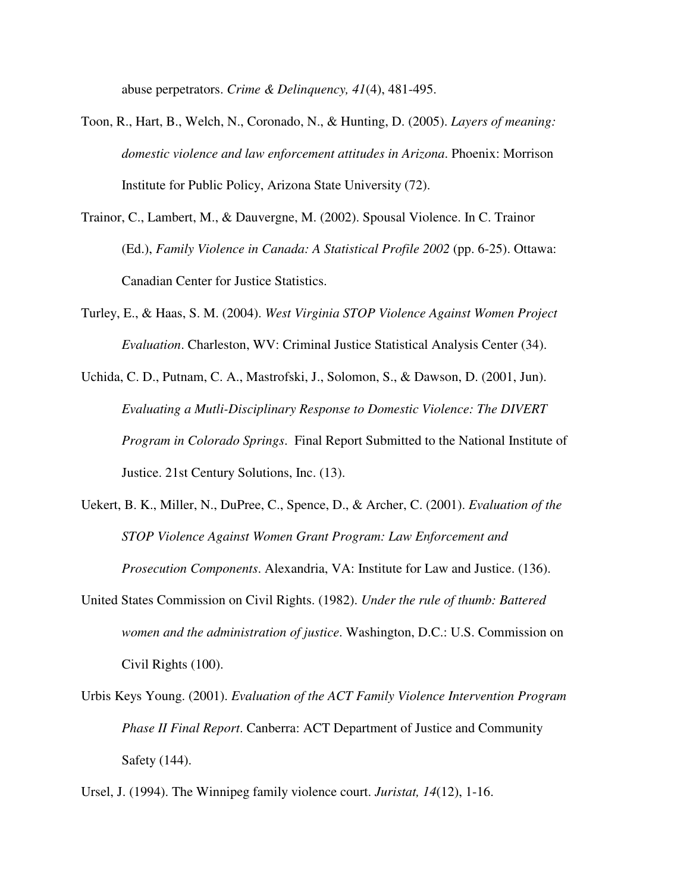abuse perpetrators. *Crime & Delinquency, 41*(4), 481-495.

Toon, R., Hart, B., Welch, N., Coronado, N., & Hunting, D. (2005). *Layers of meaning: domestic violence and law enforcement attitudes in Arizona*. Phoenix: Morrison Institute for Public Policy, Arizona State University (72).

Trainor, C., Lambert, M., & Dauvergne, M. (2002). Spousal Violence. In C. Trainor (Ed.), *Family Violence in Canada: A Statistical Profile 2002* (pp. 6-25). Ottawa: Canadian Center for Justice Statistics.

Turley, E., & Haas, S. M. (2004). *West Virginia STOP Violence Against Women Project Evaluation*. Charleston, WV: Criminal Justice Statistical Analysis Center (34).

Uchida, C. D., Putnam, C. A., Mastrofski, J., Solomon, S., & Dawson, D. (2001, Jun). *Evaluating a Mutli-Disciplinary Response to Domestic Violence: The DIVERT Program in Colorado Springs*. Final Report Submitted to the National Institute of Justice. 21st Century Solutions, Inc. (13).

Uekert, B. K., Miller, N., DuPree, C., Spence, D., & Archer, C. (2001). *Evaluation of the STOP Violence Against Women Grant Program: Law Enforcement and Prosecution Components*. Alexandria, VA: Institute for Law and Justice. (136).

United States Commission on Civil Rights. (1982). *Under the rule of thumb: Battered women and the administration of justice*. Washington, D.C.: U.S. Commission on Civil Rights (100).

Urbis Keys Young. (2001). *Evaluation of the ACT Family Violence Intervention Program Phase II Final Report*. Canberra: ACT Department of Justice and Community Safety (144).

Ursel, J. (1994). The Winnipeg family violence court. *Juristat, 14*(12), 1-16.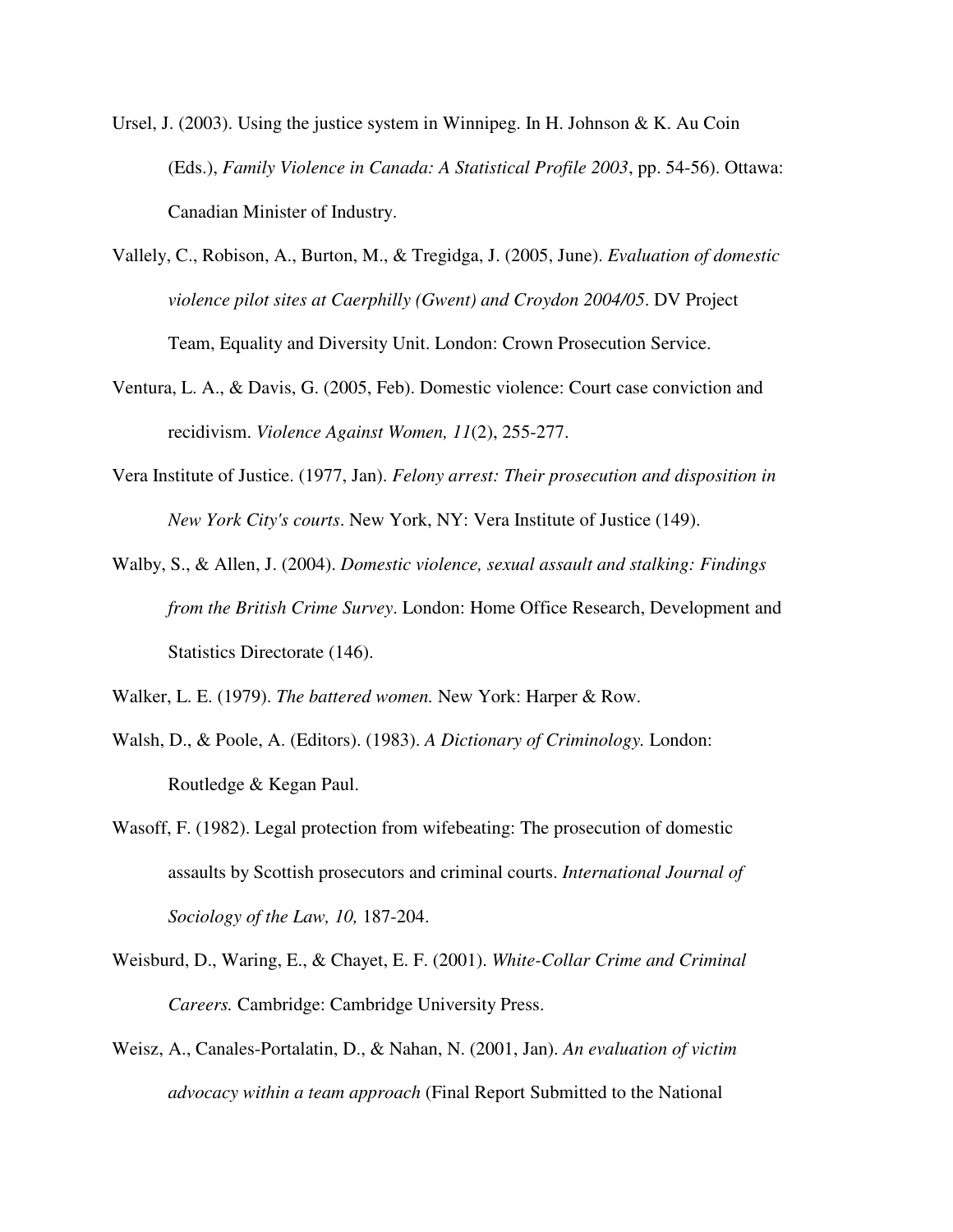Ursel, J. (2003). Using the justice system in Winnipeg. In H. Johnson & K. Au Coin (Eds.), *Family Violence in Canada: A Statistical Profile 2003*, pp. 54-56). Ottawa: Canadian Minister of Industry.

Vallely, C., Robison, A., Burton, M., & Tregidga, J. (2005, June). *Evaluation of domestic violence pilot sites at Caerphilly (Gwent) and Croydon 2004/05*. DV Project Team, Equality and Diversity Unit. London: Crown Prosecution Service.

Ventura, L. A., & Davis, G. (2005, Feb). Domestic violence: Court case conviction and recidivism. *Violence Against Women, 11*(2), 255-277.

Vera Institute of Justice. (1977, Jan). *Felony arrest: Their prosecution and disposition in New York City's courts*. New York, NY: Vera Institute of Justice (149).

Walby, S., & Allen, J. (2004). *Domestic violence, sexual assault and stalking: Findings from the British Crime Survey*. London: Home Office Research, Development and Statistics Directorate (146).

Walker, L. E. (1979). *The battered women.* New York: Harper & Row.

Walsh, D., & Poole, A. (Editors). (1983). *A Dictionary of Criminology.* London: Routledge & Kegan Paul.

Wasoff, F. (1982). Legal protection from wifebeating: The prosecution of domestic assaults by Scottish prosecutors and criminal courts. *International Journal of Sociology of the Law, 10,* 187-204.

Weisburd, D., Waring, E., & Chayet, E. F. (2001). *White-Collar Crime and Criminal Careers.* Cambridge: Cambridge University Press.

Weisz, A., Canales-Portalatin, D., & Nahan, N. (2001, Jan). *An evaluation of victim advocacy within a team approach* (Final Report Submitted to the National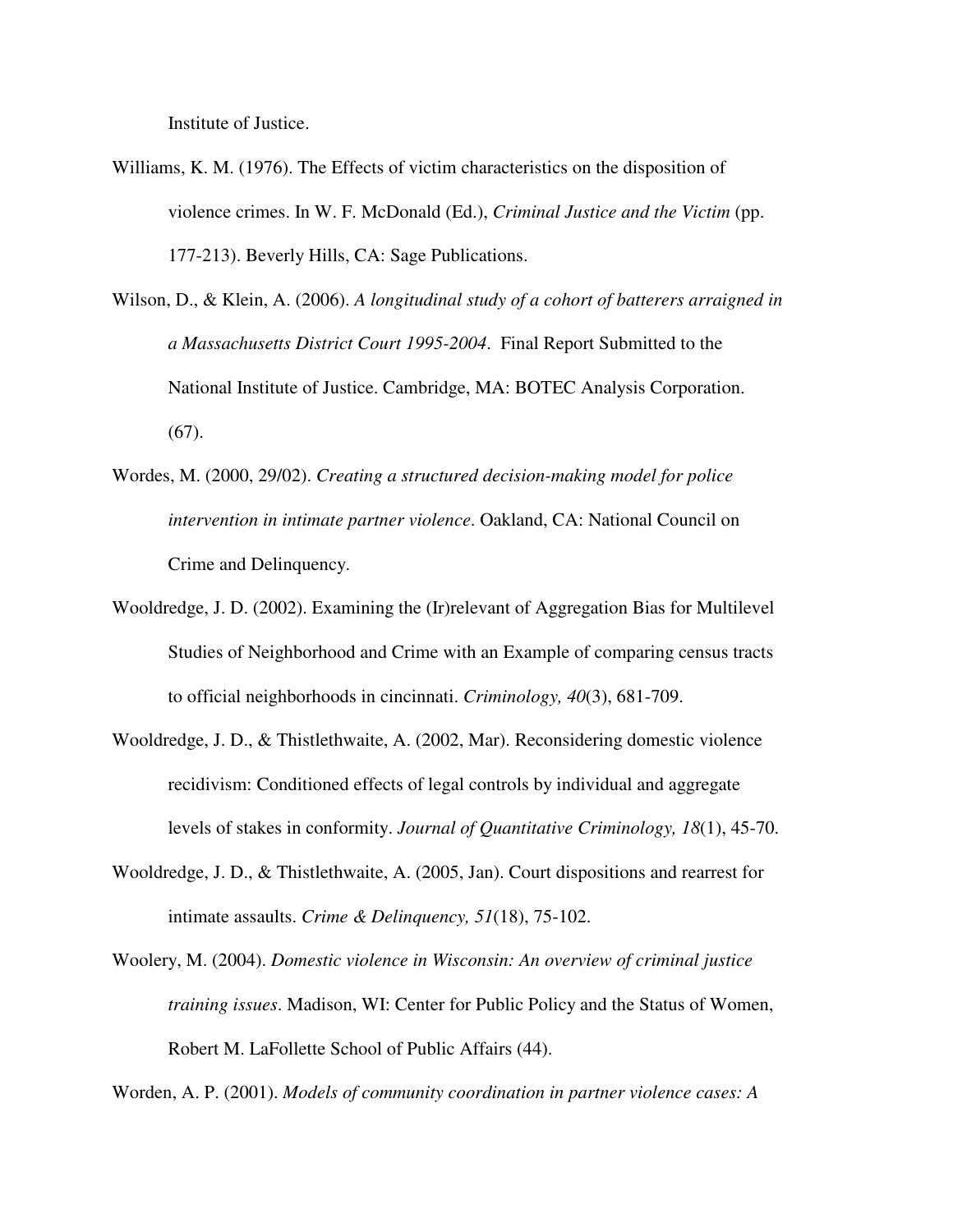Institute of Justice.

Williams, K. M. (1976). The Effects of victim characteristics on the disposition of violence crimes. In W. F. McDonald (Ed.), *Criminal Justice and the Victim* (pp. 177-213). Beverly Hills, CA: Sage Publications.

Wilson, D., & Klein, A. (2006). *A longitudinal study of a cohort of batterers arraigned in a Massachusetts District Court 1995-2004*. Final Report Submitted to the National Institute of Justice. Cambridge, MA: BOTEC Analysis Corporation. (67).

Wordes, M. (2000, 29/02). *Creating a structured decision-making model for police intervention in intimate partner violence*. Oakland, CA: National Council on Crime and Delinquency.

Wooldredge, J. D. (2002). Examining the (Ir)relevant of Aggregation Bias for Multilevel Studies of Neighborhood and Crime with an Example of comparing census tracts to official neighborhoods in cincinnati. *Criminology, 40*(3), 681-709.

Wooldredge, J. D., & Thistlethwaite, A. (2002, Mar). Reconsidering domestic violence recidivism: Conditioned effects of legal controls by individual and aggregate levels of stakes in conformity. *Journal of Quantitative Criminology, 18*(1), 45-70.

Wooldredge, J. D., & Thistlethwaite, A. (2005, Jan). Court dispositions and rearrest for intimate assaults. *Crime & Delinquency, 51*(18), 75-102.

Woolery, M. (2004). *Domestic violence in Wisconsin: An overview of criminal justice training issues*. Madison, WI: Center for Public Policy and the Status of Women, Robert M. LaFollette School of Public Affairs (44).

Worden, A. P. (2001). *Models of community coordination in partner violence cases: A*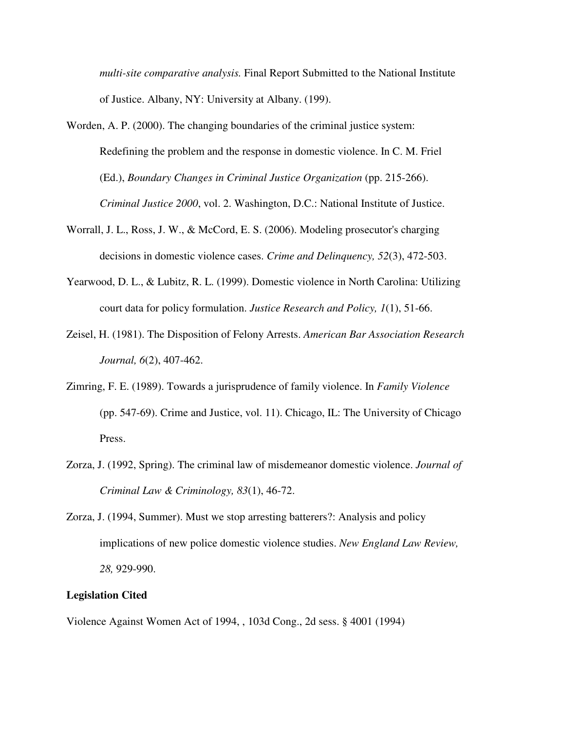*multi-site comparative analysis.* Final Report Submitted to the National Institute of Justice. Albany, NY: University at Albany. (199).

Worden, A. P. (2000). The changing boundaries of the criminal justice system: Redefining the problem and the response in domestic violence. In C. M. Friel (Ed.), *Boundary Changes in Criminal Justice Organization* (pp. 215-266). *Criminal Justice 2000*, vol. 2. Washington, D.C.: National Institute of Justice.

Worrall, J. L., Ross, J. W., & McCord, E. S. (2006). Modeling prosecutor's charging decisions in domestic violence cases. *Crime and Delinquency, 52*(3), 472-503.

Yearwood, D. L., & Lubitz, R. L. (1999). Domestic violence in North Carolina: Utilizing court data for policy formulation. *Justice Research and Policy, 1*(1), 51-66.

Zeisel, H. (1981). The Disposition of Felony Arrests. *American Bar Association Research Journal, 6*(2), 407-462.

Zimring, F. E. (1989). Towards a jurisprudence of family violence. In *Family Violence* (pp. 547-69). Crime and Justice, vol. 11). Chicago, IL: The University of Chicago Press.

Zorza, J. (1992, Spring). The criminal law of misdemeanor domestic violence. *Journal of Criminal Law & Criminology, 83*(1), 46-72.

Zorza, J. (1994, Summer). Must we stop arresting batterers?: Analysis and policy implications of new police domestic violence studies. *New England Law Review, 28,* 929-990.

**Legislation Cited**

Violence Against Women Act of 1994, , 103d Cong., 2d sess. § 4001 (1994)